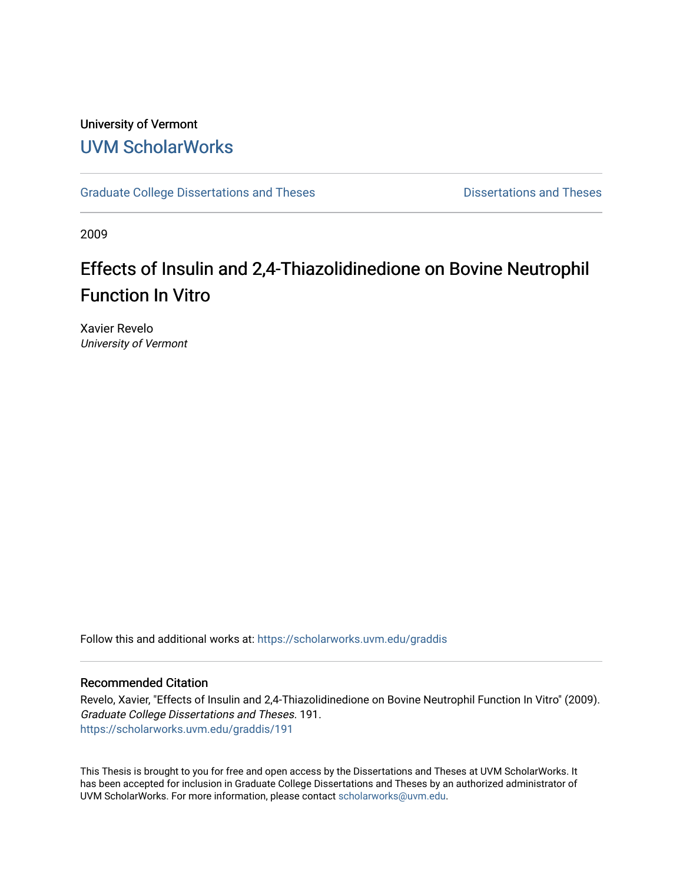University of Vermont

## UVM ScholarWorks

Graduate College Dissertations and Theses

Dissertations and Theses

2009

# Effects of Insulin and 2,4-Thiazolidinedione on Bovine Neutrophil Function In Vitro

Xavier Revelo
*University of Vermont*

Follow this and additional works at: https://scholarworks.uvm.edu/graddis

### Recommended Citation

Revelo, Xavier, "Effects of Insulin and 2,4-Thiazolidinedione on Bovine Neutrophil Function In Vitro" (2009). *Graduate College Dissertations and Theses*. 191.
https://scholarworks.uvm.edu/graddis/191

This Thesis is brought to you for free and open access by the Dissertations and Theses at UVM ScholarWorks. It has been accepted for inclusion in Graduate College Dissertations and Theses by an authorized administrator of UVM ScholarWorks. For more information, please contact scholarworks@uvm.edu.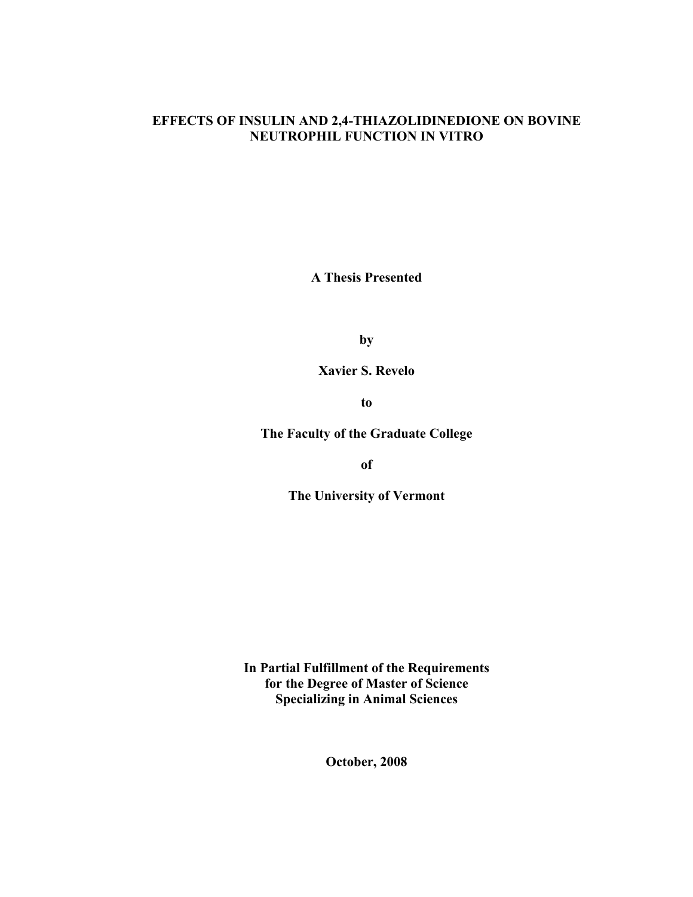# EFFECTS OF INSULIN AND 2,4-THIAZOLIDINEDIONE ON BOVINE NEUTROPHIL FUNCTION IN VITRO

**A Thesis Presented**

**by**

**Xavier S. Revelo**

**to**

**The Faculty of the Graduate College**

**of**

**The University of Vermont**

**In Partial Fulfillment of the Requirements**
**for the Degree of Master of Science**
**Specializing in Animal Sciences**

**October, 2008**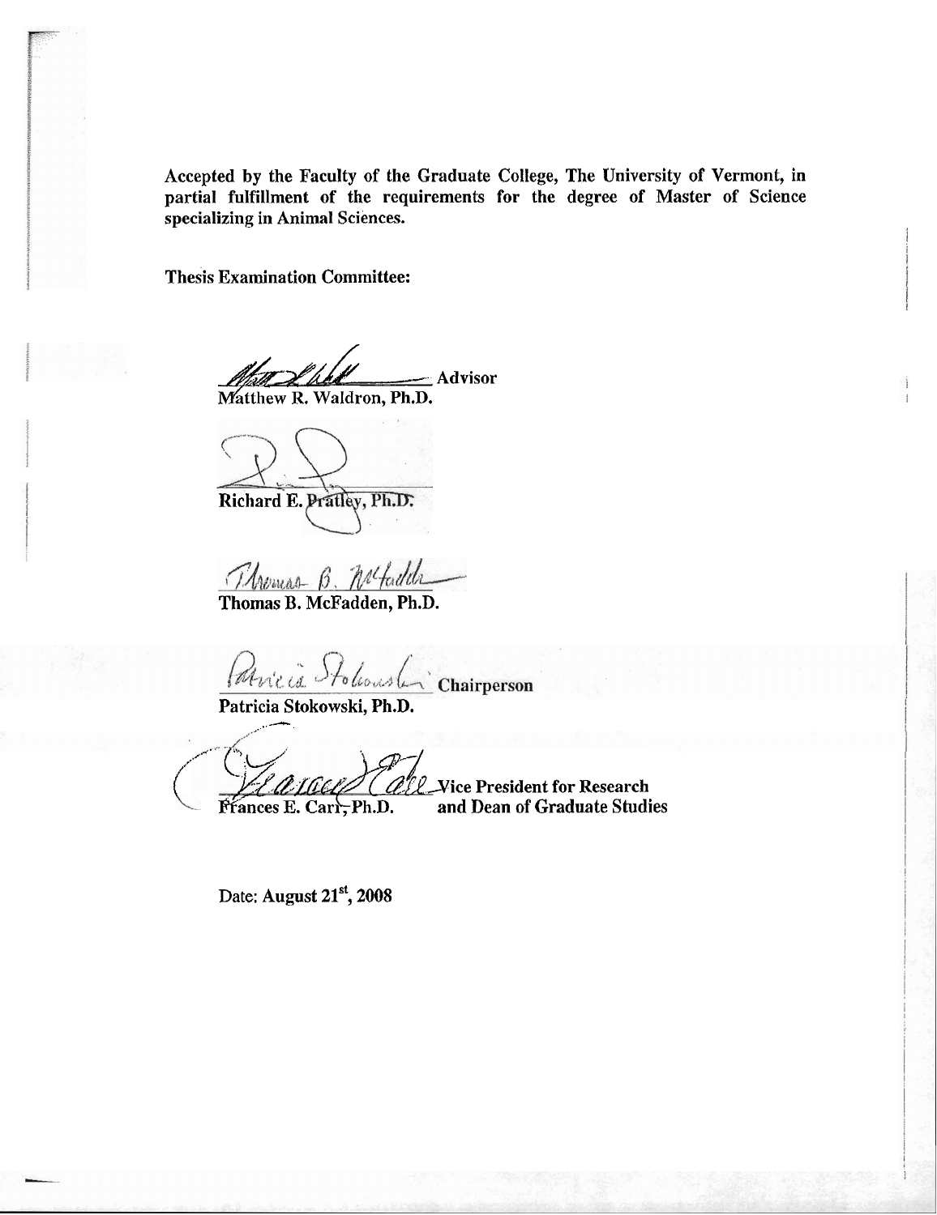**Accepted by the Faculty of the Graduate College, The University of Vermont, in partial fulfillment of the requirements for the degree of Master of Science specializing in Animal Sciences.**

**Thesis Examination Committee:**

_______________ **Advisor**
**Matthew R. Waldron, Ph.D.**

_______________
**Richard E. Pratley, Ph.D.**

_______________
**Thomas B. McFadden, Ph.D.**

_______________ **Chairperson**
**Patricia Stokowski, Ph.D.**

_______________ **Vice President for Research and Dean of Graduate Studies**
**Frances E. Carr, Ph.D.**

Date: **August 21st, 2008**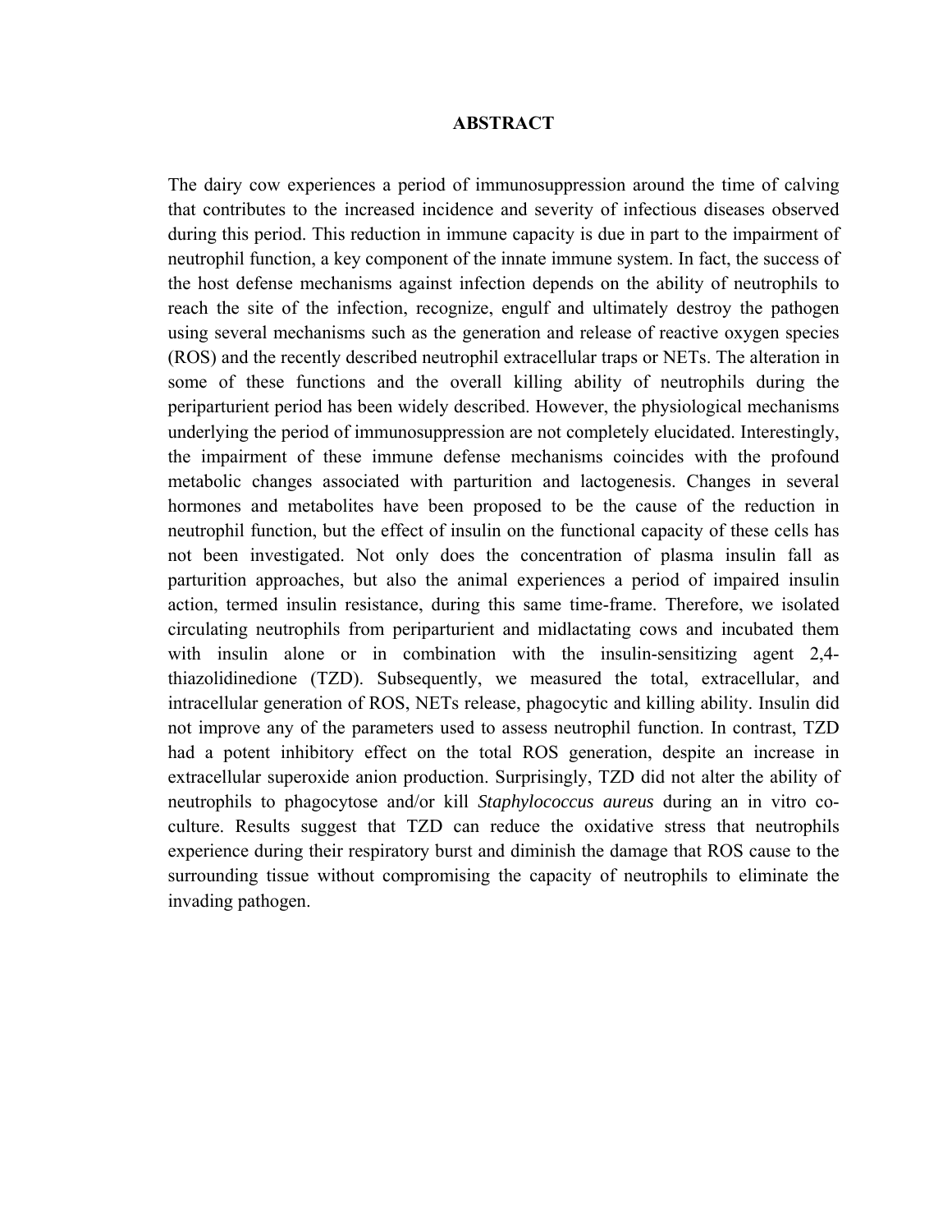# ABSTRACT

The dairy cow experiences a period of immunosuppression around the time of calving that contributes to the increased incidence and severity of infectious diseases observed during this period. This reduction in immune capacity is due in part to the impairment of neutrophil function, a key component of the innate immune system. In fact, the success of the host defense mechanisms against infection depends on the ability of neutrophils to reach the site of the infection, recognize, engulf and ultimately destroy the pathogen using several mechanisms such as the generation and release of reactive oxygen species (ROS) and the recently described neutrophil extracellular traps or NETs. The alteration in some of these functions and the overall killing ability of neutrophils during the periparturient period has been widely described. However, the physiological mechanisms underlying the period of immunosuppression are not completely elucidated. Interestingly, the impairment of these immune defense mechanisms coincides with the profound metabolic changes associated with parturition and lactogenesis. Changes in several hormones and metabolites have been proposed to be the cause of the reduction in neutrophil function, but the effect of insulin on the functional capacity of these cells has not been investigated. Not only does the concentration of plasma insulin fall as parturition approaches, but also the animal experiences a period of impaired insulin action, termed insulin resistance, during this same time-frame. Therefore, we isolated circulating neutrophils from periparturient and midlactating cows and incubated them with insulin alone or in combination with the insulin-sensitizing agent 2,4-thiazolidinedione (TZD). Subsequently, we measured the total, extracellular, and intracellular generation of ROS, NETs release, phagocytic and killing ability. Insulin did not improve any of the parameters used to assess neutrophil function. In contrast, TZD had a potent inhibitory effect on the total ROS generation, despite an increase in extracellular superoxide anion production. Surprisingly, TZD did not alter the ability of neutrophils to phagocytose and/or kill *Staphylococcus aureus* during an in vitro co-culture. Results suggest that TZD can reduce the oxidative stress that neutrophils experience during their respiratory burst and diminish the damage that ROS cause to the surrounding tissue without compromising the capacity of neutrophils to eliminate the invading pathogen.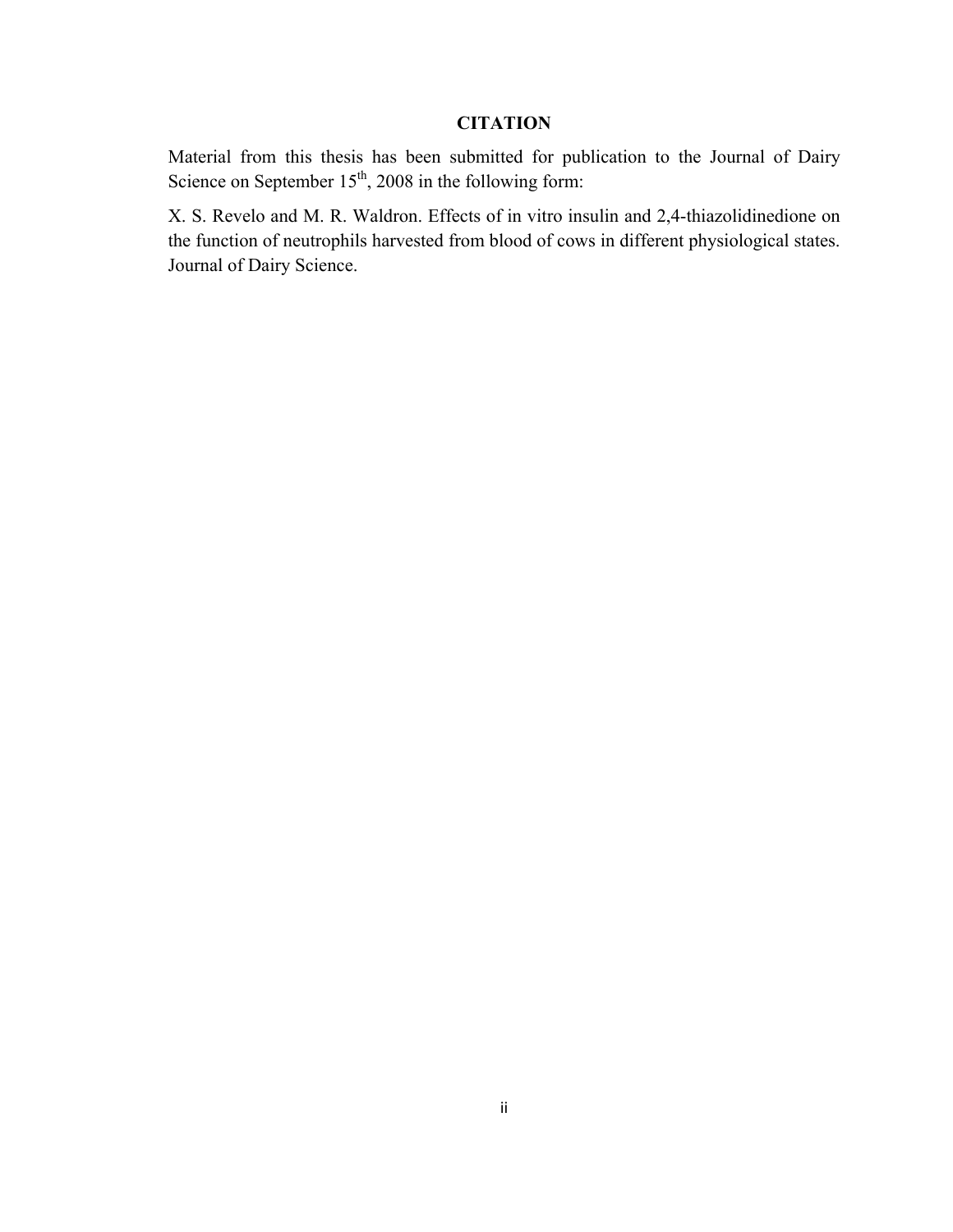# CITATION

Material from this thesis has been submitted for publication to the Journal of Dairy Science on September 15$^{th}$, 2008 in the following form:

X. S. Revelo and M. R. Waldron. Effects of in vitro insulin and 2,4-thiazolidinedione on the function of neutrophils harvested from blood of cows in different physiological states. Journal of Dairy Science.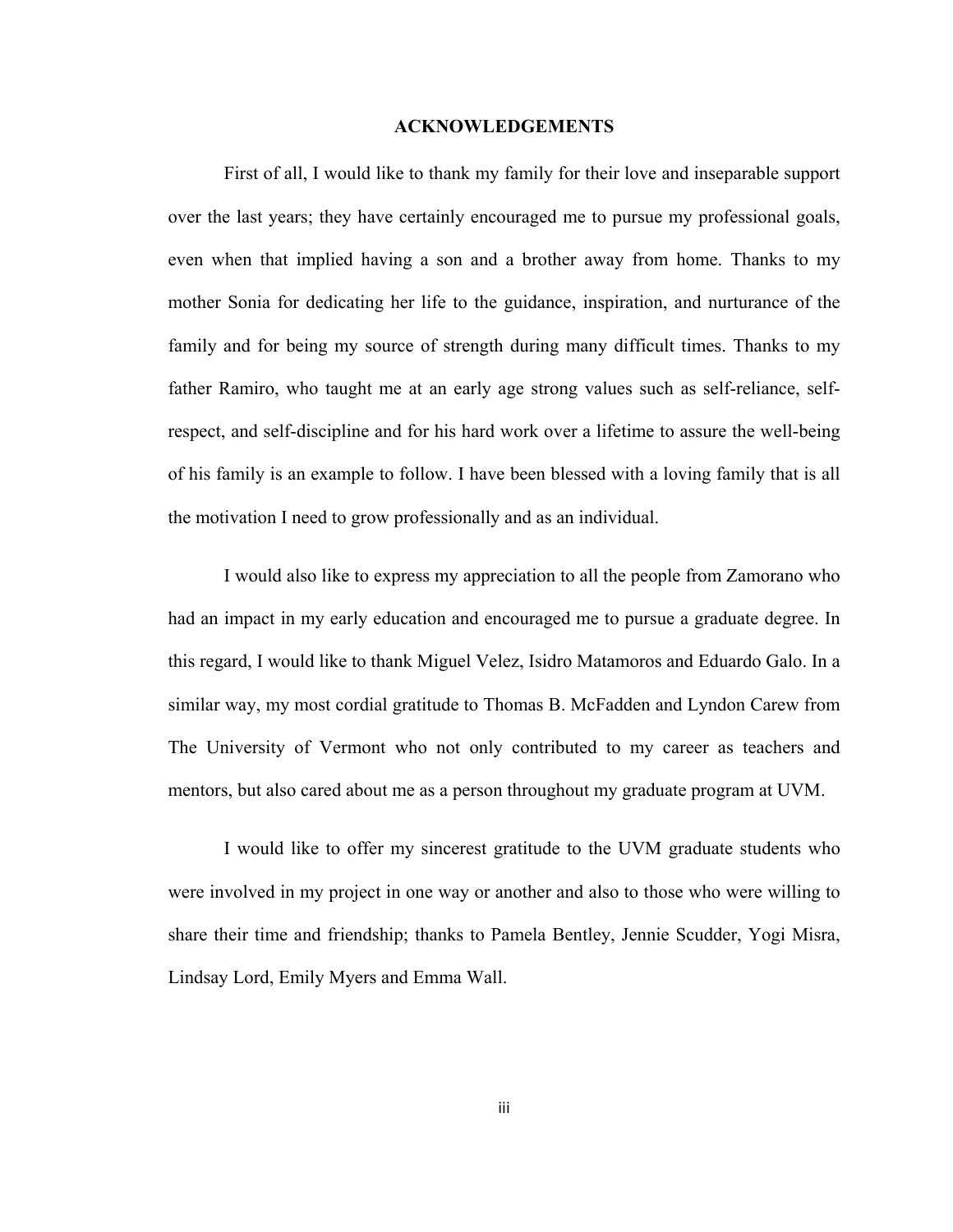# ACKNOWLEDGEMENTS

First of all, I would like to thank my family for their love and inseparable support over the last years; they have certainly encouraged me to pursue my professional goals, even when that implied having a son and a brother away from home. Thanks to my mother Sonia for dedicating her life to the guidance, inspiration, and nurturance of the family and for being my source of strength during many difficult times. Thanks to my father Ramiro, who taught me at an early age strong values such as self-reliance, self-respect, and self-discipline and for his hard work over a lifetime to assure the well-being of his family is an example to follow. I have been blessed with a loving family that is all the motivation I need to grow professionally and as an individual.

I would also like to express my appreciation to all the people from Zamorano who had an impact in my early education and encouraged me to pursue a graduate degree. In this regard, I would like to thank Miguel Velez, Isidro Matamoros and Eduardo Galo. In a similar way, my most cordial gratitude to Thomas B. McFadden and Lyndon Carew from The University of Vermont who not only contributed to my career as teachers and mentors, but also cared about me as a person throughout my graduate program at UVM.

I would like to offer my sincerest gratitude to the UVM graduate students who were involved in my project in one way or another and also to those who were willing to share their time and friendship; thanks to Pamela Bentley, Jennie Scudder, Yogi Misra, Lindsay Lord, Emily Myers and Emma Wall.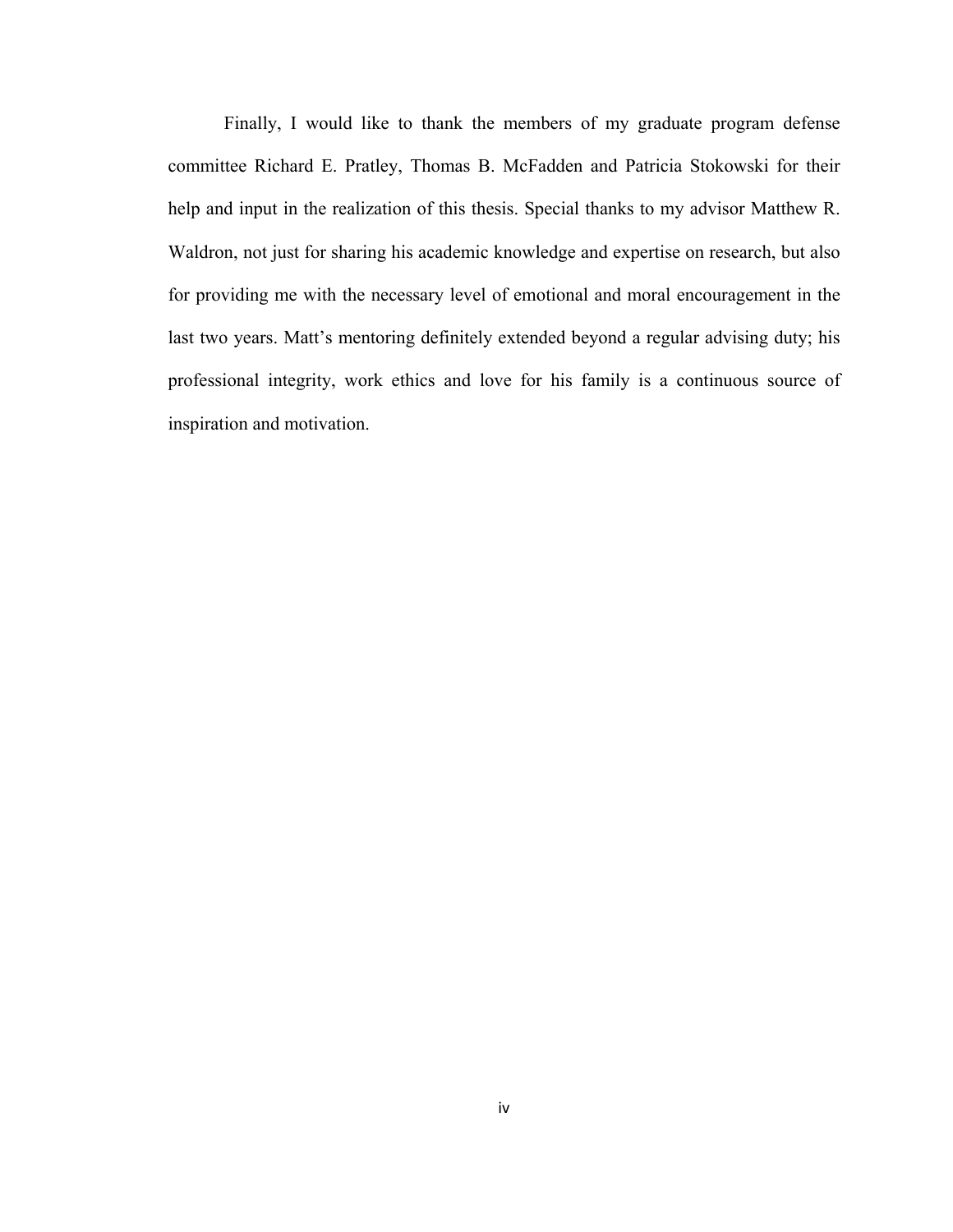Finally, I would like to thank the members of my graduate program defense committee Richard E. Pratley, Thomas B. McFadden and Patricia Stokowski for their help and input in the realization of this thesis. Special thanks to my advisor Matthew R. Waldron, not just for sharing his academic knowledge and expertise on research, but also for providing me with the necessary level of emotional and moral encouragement in the last two years. Matt's mentoring definitely extended beyond a regular advising duty; his professional integrity, work ethics and love for his family is a continuous source of inspiration and motivation.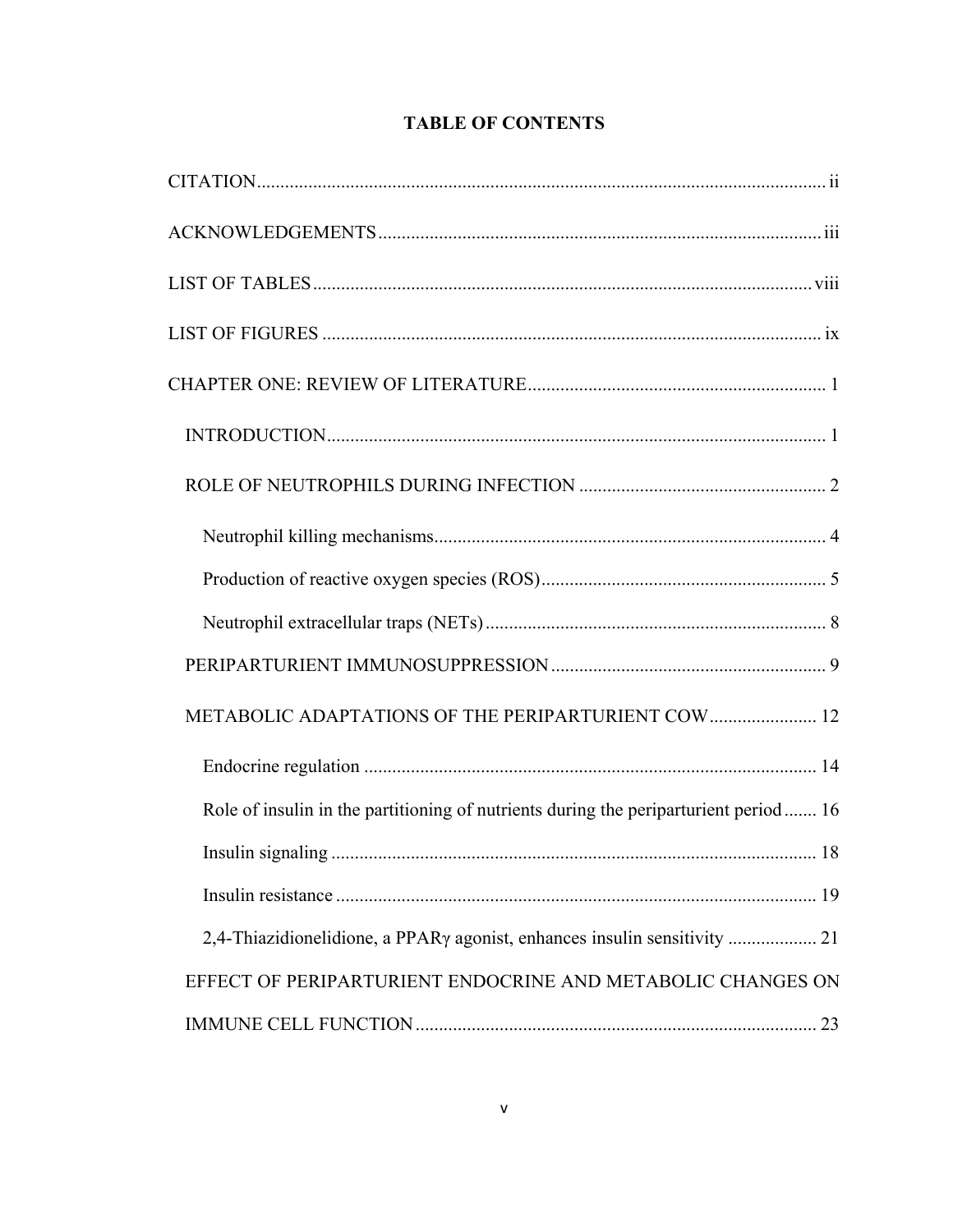## TABLE OF CONTENTS

CITATION ........ ii

ACKNOWLEDGEMENTS ........ iii

LIST OF TABLES ........ viii

LIST OF FIGURES ........ ix

CHAPTER ONE: REVIEW OF LITERATURE ........ 1

- INTRODUCTION ........ 1
- ROLE OF NEUTROPHILS DURING INFECTION ........ 2
  - Neutrophil killing mechanisms ........ 4
  - Production of reactive oxygen species (ROS) ........ 5
  - Neutrophil extracellular traps (NETs) ........ 8
- PERIPARTURIENT IMMUNOSUPPRESSION ........ 9
- METABOLIC ADAPTATIONS OF THE PERIPARTURIENT COW ........ 12
  - Endocrine regulation ........ 14
  - Role of insulin in the partitioning of nutrients during the periparturient period ........ 16
  - Insulin signaling ........ 18
  - Insulin resistance ........ 19
  - 2,4-Thiazidionelidione, a PPARγ agonist, enhances insulin sensitivity ........ 21
- EFFECT OF PERIPARTURIENT ENDOCRINE AND METABOLIC CHANGES ON IMMUNE CELL FUNCTION ........ 23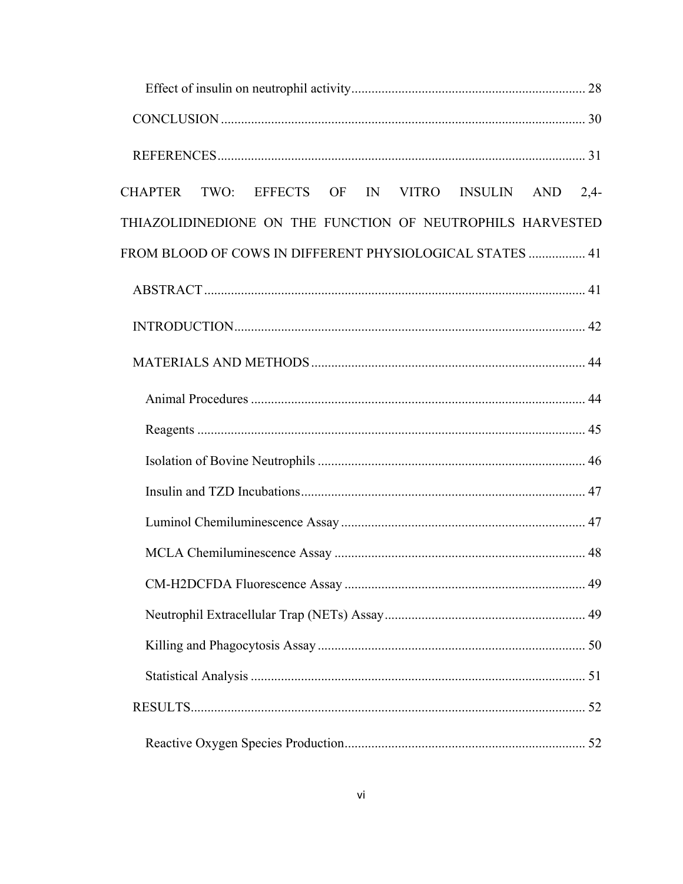Effect of insulin on neutrophil activity ..................................................................... 28

CONCLUSION ............................................................................................................ 30

REFERENCES ............................................................................................................. 31

CHAPTER TWO: EFFECTS OF IN VITRO INSULIN AND 2,4-THIAZOLIDINEDIONE ON THE FUNCTION OF NEUTROPHILS HARVESTED FROM BLOOD OF COWS IN DIFFERENT PHYSIOLOGICAL STATES ................. 41

ABSTRACT ................................................................................................................. 41

INTRODUCTION ......................................................................................................... 42

MATERIALS AND METHODS .................................................................................. 44

Animal Procedures .................................................................................................... 44

Reagents .................................................................................................................... 45

Isolation of Bovine Neutrophils ................................................................................ 46

Insulin and TZD Incubations ..................................................................................... 47

Luminol Chemiluminescence Assay ......................................................................... 47

MCLA Chemiluminescence Assay ........................................................................... 48

CM-H2DCFDA Fluorescence Assay ........................................................................ 49

Neutrophil Extracellular Trap (NETs) Assay ............................................................ 49

Killing and Phagocytosis Assay ................................................................................ 50

Statistical Analysis .................................................................................................... 51

RESULTS ..................................................................................................................... 52

Reactive Oxygen Species Production ........................................................................ 52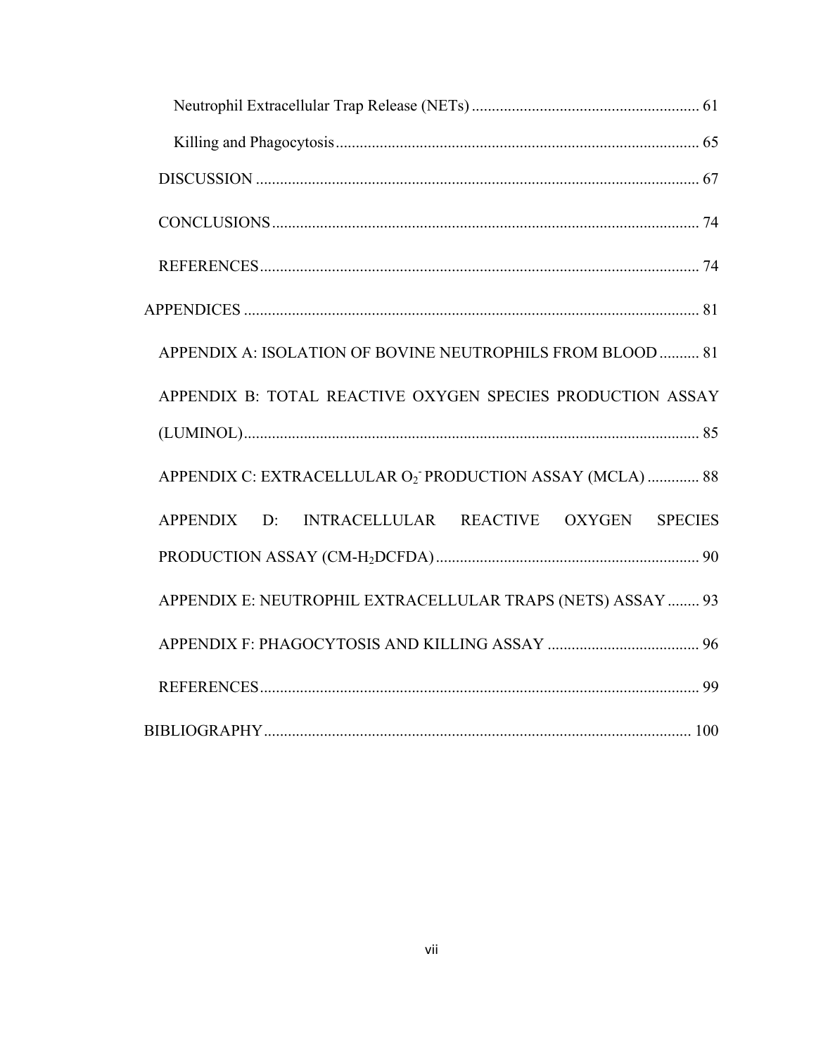Neutrophil Extracellular Trap Release (NETs) ........................................................ 61

Killing and Phagocytosis .......................................................................................... 65

DISCUSSION .............................................................................................................. 67

CONCLUSIONS .......................................................................................................... 74

REFERENCES ............................................................................................................. 74

APPENDICES ................................................................................................................ 81

APPENDIX A: ISOLATION OF BOVINE NEUTROPHILS FROM BLOOD .......... 81

APPENDIX B: TOTAL REACTIVE OXYGEN SPECIES PRODUCTION ASSAY (LUMINOL) ................................................................................................................ 85

APPENDIX C: EXTRACELLULAR $O_2^-$ PRODUCTION ASSAY (MCLA) ............. 88

APPENDIX D: INTRACELLULAR REACTIVE OXYGEN SPECIES PRODUCTION ASSAY (CM-$H_2$DCFDA) ................................................................. 90

APPENDIX E: NEUTROPHIL EXTRACELLULAR TRAPS (NETS) ASSAY ........ 93

APPENDIX F: PHAGOCYTOSIS AND KILLING ASSAY ...................................... 96

REFERENCES ............................................................................................................. 99

BIBLIOGRAPHY .......................................................................................................... 100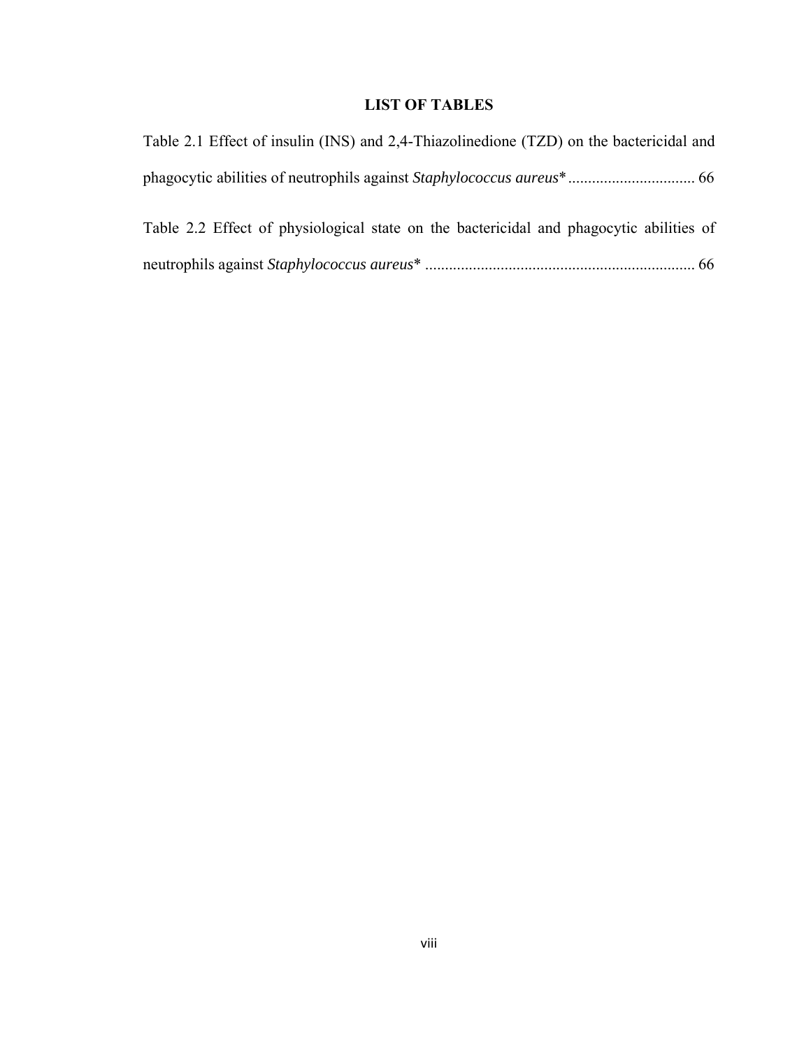# LIST OF TABLES

Table 2.1 Effect of insulin (INS) and 2,4-Thiazolinedione (TZD) on the bactericidal and phagocytic abilities of neutrophils against *Staphylococcus aureus** ................................ 66

Table 2.2 Effect of physiological state on the bactericidal and phagocytic abilities of neutrophils against *Staphylococcus aureus** .................................................................... 66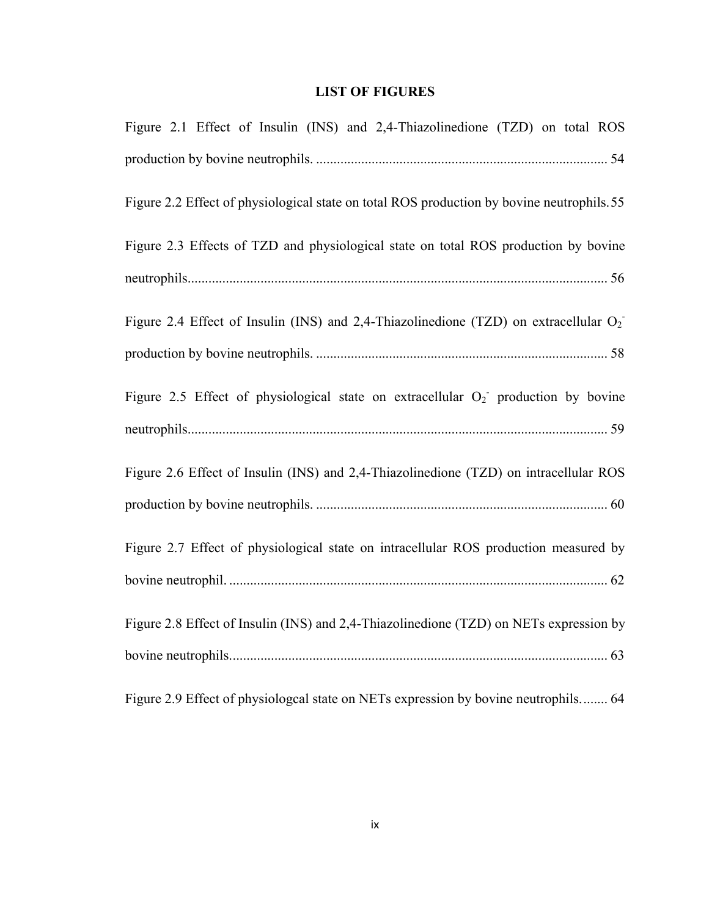# LIST OF FIGURES

Figure 2.1 Effect of Insulin (INS) and 2,4-Thiazolinedione (TZD) on total ROS production by bovine neutrophils. .................................................................................... 54

Figure 2.2 Effect of physiological state on total ROS production by bovine neutrophils. 55

Figure 2.3 Effects of TZD and physiological state on total ROS production by bovine neutrophils........................................................................................................................ 56

Figure 2.4 Effect of Insulin (INS) and 2,4-Thiazolinedione (TZD) on extracellular $O_2^-$ production by bovine neutrophils. .................................................................................... 58

Figure 2.5 Effect of physiological state on extracellular $O_2^-$ production by bovine neutrophils........................................................................................................................ 59

Figure 2.6 Effect of Insulin (INS) and 2,4-Thiazolinedione (TZD) on intracellular ROS production by bovine neutrophils. .................................................................................... 60

Figure 2.7 Effect of physiological state on intracellular ROS production measured by bovine neutrophil. ............................................................................................................ 62

Figure 2.8 Effect of Insulin (INS) and 2,4-Thiazolinedione (TZD) on NETs expression by bovine neutrophils............................................................................................................ 63

Figure 2.9 Effect of physiologcal state on NETs expression by bovine neutrophils........ 64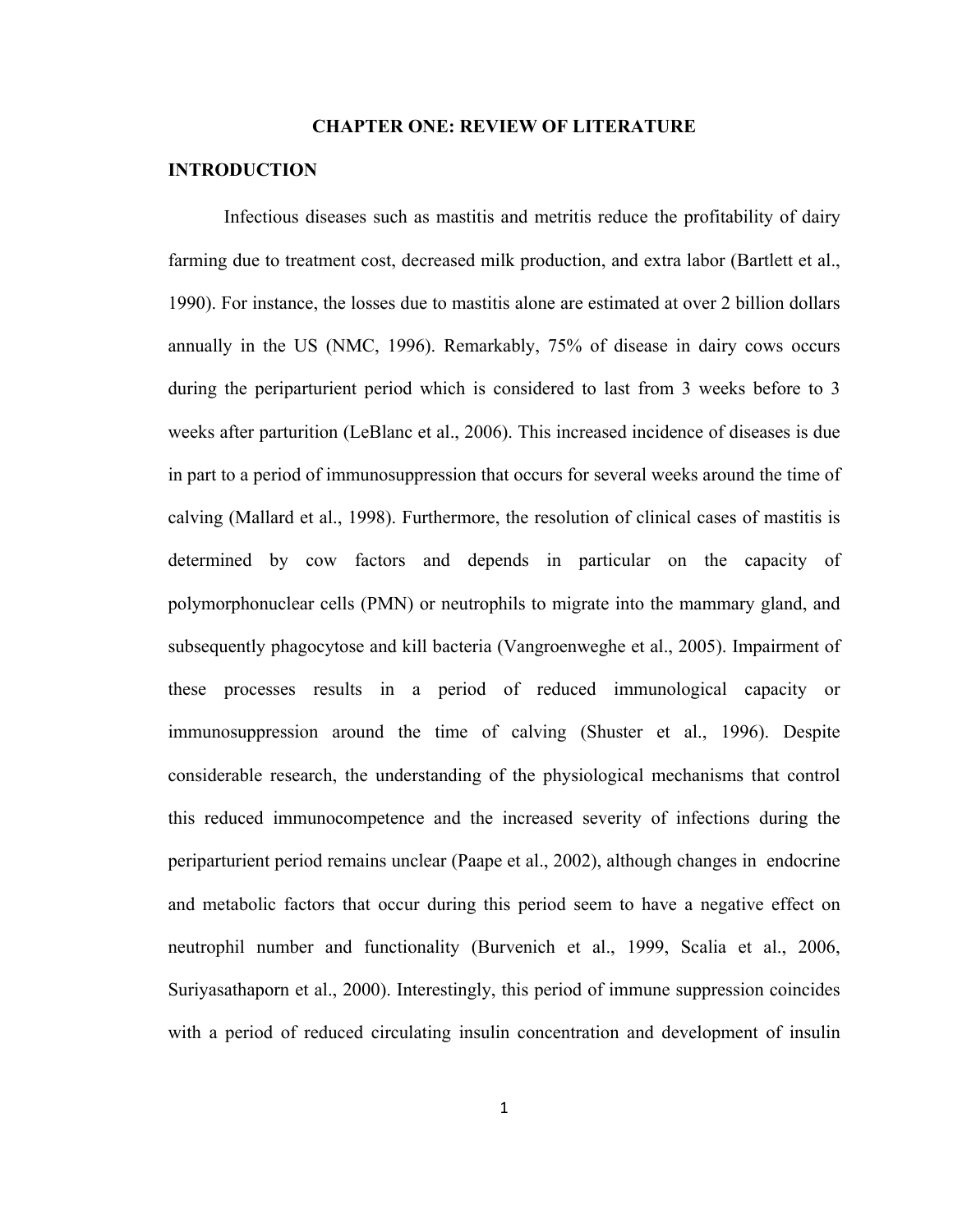# CHAPTER ONE: REVIEW OF LITERATURE

## INTRODUCTION

Infectious diseases such as mastitis and metritis reduce the profitability of dairy farming due to treatment cost, decreased milk production, and extra labor (Bartlett et al., 1990). For instance, the losses due to mastitis alone are estimated at over 2 billion dollars annually in the US (NMC, 1996). Remarkably, 75% of disease in dairy cows occurs during the periparturient period which is considered to last from 3 weeks before to 3 weeks after parturition (LeBlanc et al., 2006). This increased incidence of diseases is due in part to a period of immunosuppression that occurs for several weeks around the time of calving (Mallard et al., 1998). Furthermore, the resolution of clinical cases of mastitis is determined by cow factors and depends in particular on the capacity of polymorphonuclear cells (PMN) or neutrophils to migrate into the mammary gland, and subsequently phagocytose and kill bacteria (Vangroenweghe et al., 2005). Impairment of these processes results in a period of reduced immunological capacity or immunosuppression around the time of calving (Shuster et al., 1996). Despite considerable research, the understanding of the physiological mechanisms that control this reduced immunocompetence and the increased severity of infections during the periparturient period remains unclear (Paape et al., 2002), although changes in endocrine and metabolic factors that occur during this period seem to have a negative effect on neutrophil number and functionality (Burvenich et al., 1999, Scalia et al., 2006, Suriyasathaporn et al., 2000). Interestingly, this period of immune suppression coincides with a period of reduced circulating insulin concentration and development of insulin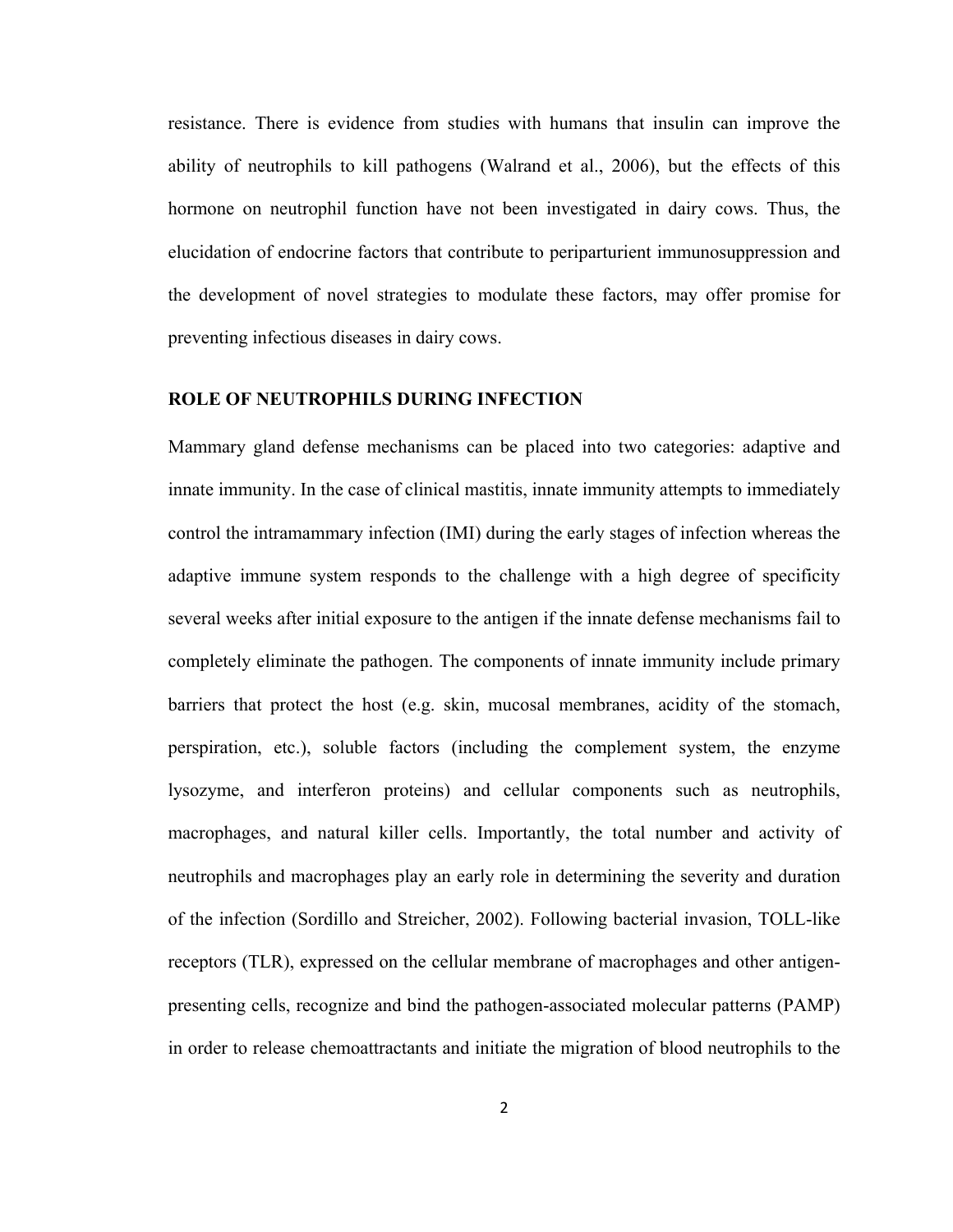resistance. There is evidence from studies with humans that insulin can improve the ability of neutrophils to kill pathogens (Walrand et al., 2006), but the effects of this hormone on neutrophil function have not been investigated in dairy cows. Thus, the elucidation of endocrine factors that contribute to periparturient immunosuppression and the development of novel strategies to modulate these factors, may offer promise for preventing infectious diseases in dairy cows.

## ROLE OF NEUTROPHILS DURING INFECTION

Mammary gland defense mechanisms can be placed into two categories: adaptive and innate immunity. In the case of clinical mastitis, innate immunity attempts to immediately control the intramammary infection (IMI) during the early stages of infection whereas the adaptive immune system responds to the challenge with a high degree of specificity several weeks after initial exposure to the antigen if the innate defense mechanisms fail to completely eliminate the pathogen. The components of innate immunity include primary barriers that protect the host (e.g. skin, mucosal membranes, acidity of the stomach, perspiration, etc.), soluble factors (including the complement system, the enzyme lysozyme, and interferon proteins) and cellular components such as neutrophils, macrophages, and natural killer cells. Importantly, the total number and activity of neutrophils and macrophages play an early role in determining the severity and duration of the infection (Sordillo and Streicher, 2002). Following bacterial invasion, TOLL-like receptors (TLR), expressed on the cellular membrane of macrophages and other antigen-presenting cells, recognize and bind the pathogen-associated molecular patterns (PAMP) in order to release chemoattractants and initiate the migration of blood neutrophils to the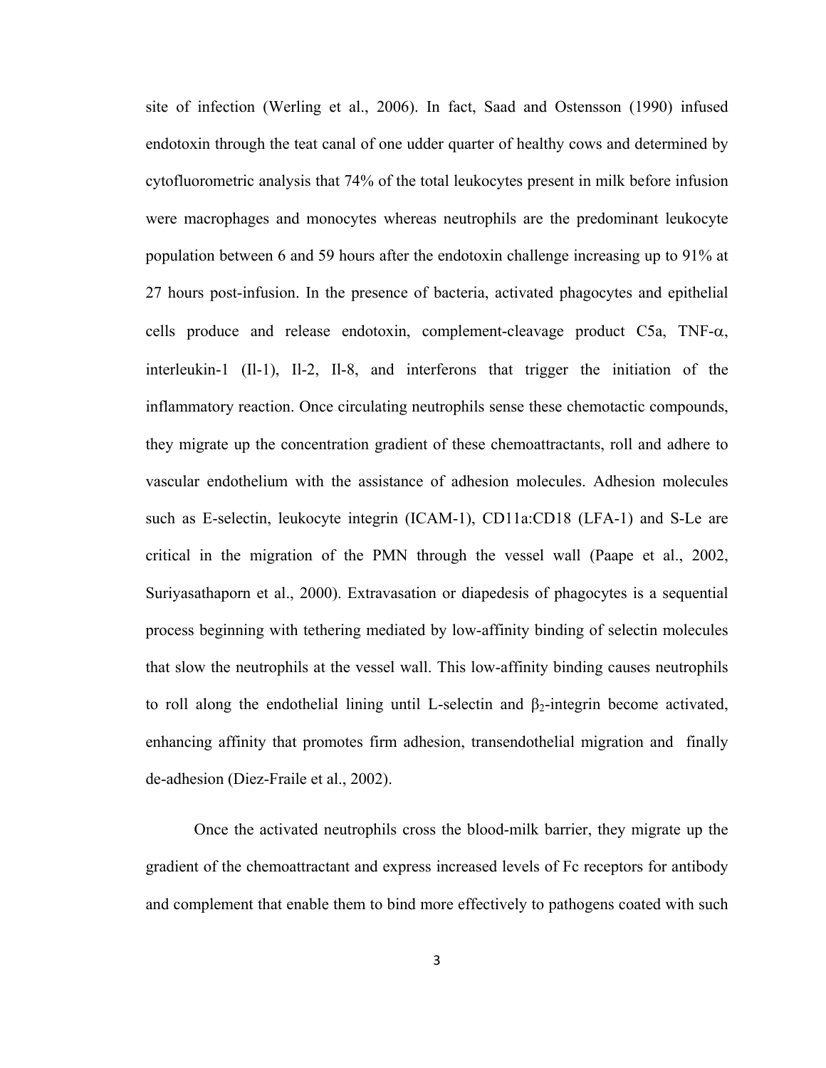site of infection (Werling et al., 2006). In fact, Saad and Ostensson (1990) infused endotoxin through the teat canal of one udder quarter of healthy cows and determined by cytofluorometric analysis that 74% of the total leukocytes present in milk before infusion were macrophages and monocytes whereas neutrophils are the predominant leukocyte population between 6 and 59 hours after the endotoxin challenge increasing up to 91% at 27 hours post-infusion. In the presence of bacteria, activated phagocytes and epithelial cells produce and release endotoxin, complement-cleavage product C5a, TNF-$\alpha$, interleukin-1 (Il-1), Il-2, Il-8, and interferons that trigger the initiation of the inflammatory reaction. Once circulating neutrophils sense these chemotactic compounds, they migrate up the concentration gradient of these chemoattractants, roll and adhere to vascular endothelium with the assistance of adhesion molecules. Adhesion molecules such as E-selectin, leukocyte integrin (ICAM-1), CD11a:CD18 (LFA-1) and S-Le are critical in the migration of the PMN through the vessel wall (Paape et al., 2002, Suriyasathaporn et al., 2000). Extravasation or diapedesis of phagocytes is a sequential process beginning with tethering mediated by low-affinity binding of selectin molecules that slow the neutrophils at the vessel wall. This low-affinity binding causes neutrophils to roll along the endothelial lining until L-selectin and $\beta_2$-integrin become activated, enhancing affinity that promotes firm adhesion, transendothelial migration and finally de-adhesion (Diez-Fraile et al., 2002).

Once the activated neutrophils cross the blood-milk barrier, they migrate up the gradient of the chemoattractant and express increased levels of Fc receptors for antibody and complement that enable them to bind more effectively to pathogens coated with such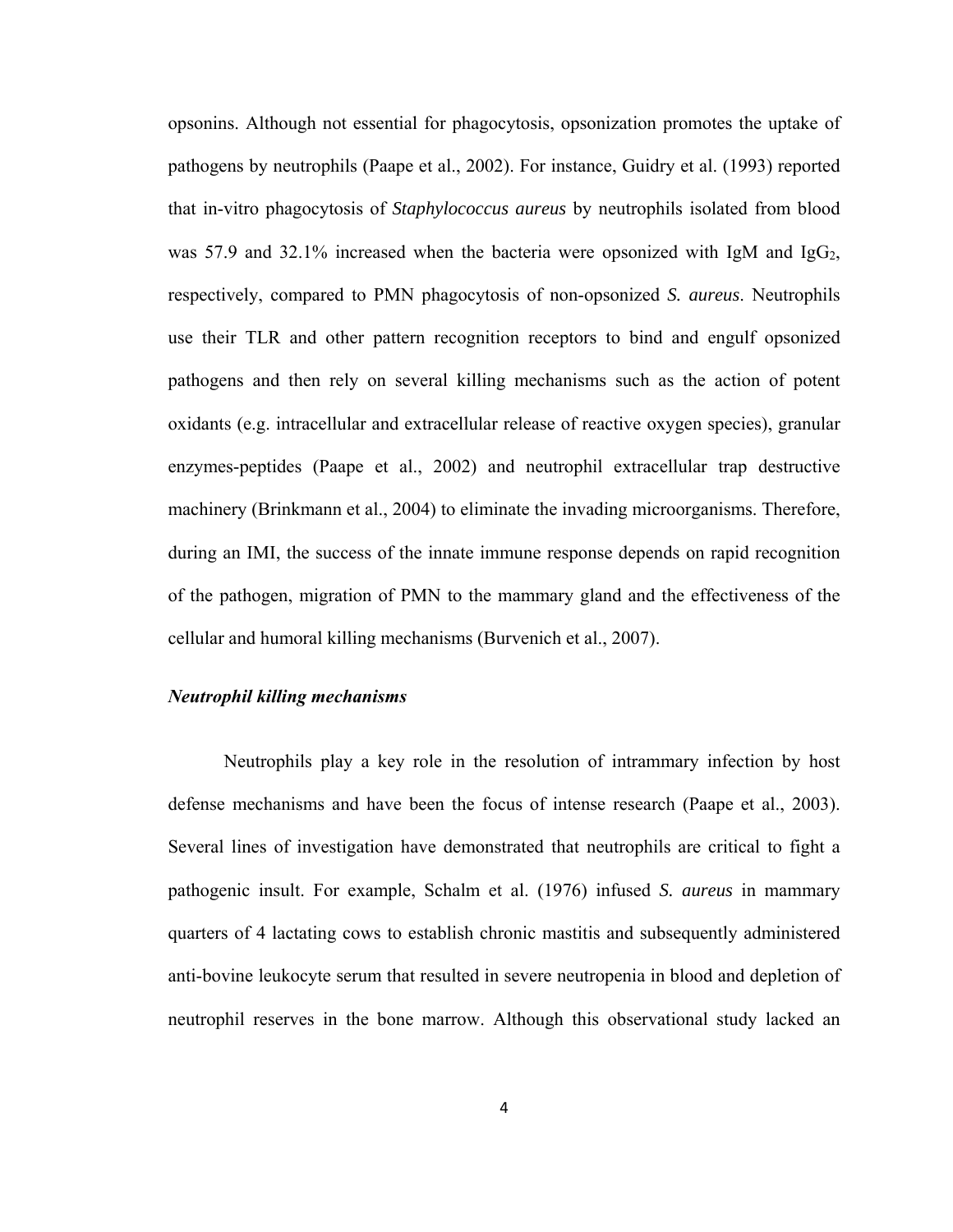opsonins. Although not essential for phagocytosis, opsonization promotes the uptake of pathogens by neutrophils (Paape et al., 2002). For instance, Guidry et al. (1993) reported that in-vitro phagocytosis of *Staphylococcus aureus* by neutrophils isolated from blood was 57.9 and 32.1% increased when the bacteria were opsonized with IgM and $IgG_2$, respectively, compared to PMN phagocytosis of non-opsonized *S. aureus*. Neutrophils use their TLR and other pattern recognition receptors to bind and engulf opsonized pathogens and then rely on several killing mechanisms such as the action of potent oxidants (e.g. intracellular and extracellular release of reactive oxygen species), granular enzymes-peptides (Paape et al., 2002) and neutrophil extracellular trap destructive machinery (Brinkmann et al., 2004) to eliminate the invading microorganisms. Therefore, during an IMI, the success of the innate immune response depends on rapid recognition of the pathogen, migration of PMN to the mammary gland and the effectiveness of the cellular and humoral killing mechanisms (Burvenich et al., 2007).

### *Neutrophil killing mechanisms*

Neutrophils play a key role in the resolution of intrammary infection by host defense mechanisms and have been the focus of intense research (Paape et al., 2003). Several lines of investigation have demonstrated that neutrophils are critical to fight a pathogenic insult. For example, Schalm et al. (1976) infused *S. aureus* in mammary quarters of 4 lactating cows to establish chronic mastitis and subsequently administered anti-bovine leukocyte serum that resulted in severe neutropenia in blood and depletion of neutrophil reserves in the bone marrow. Although this observational study lacked an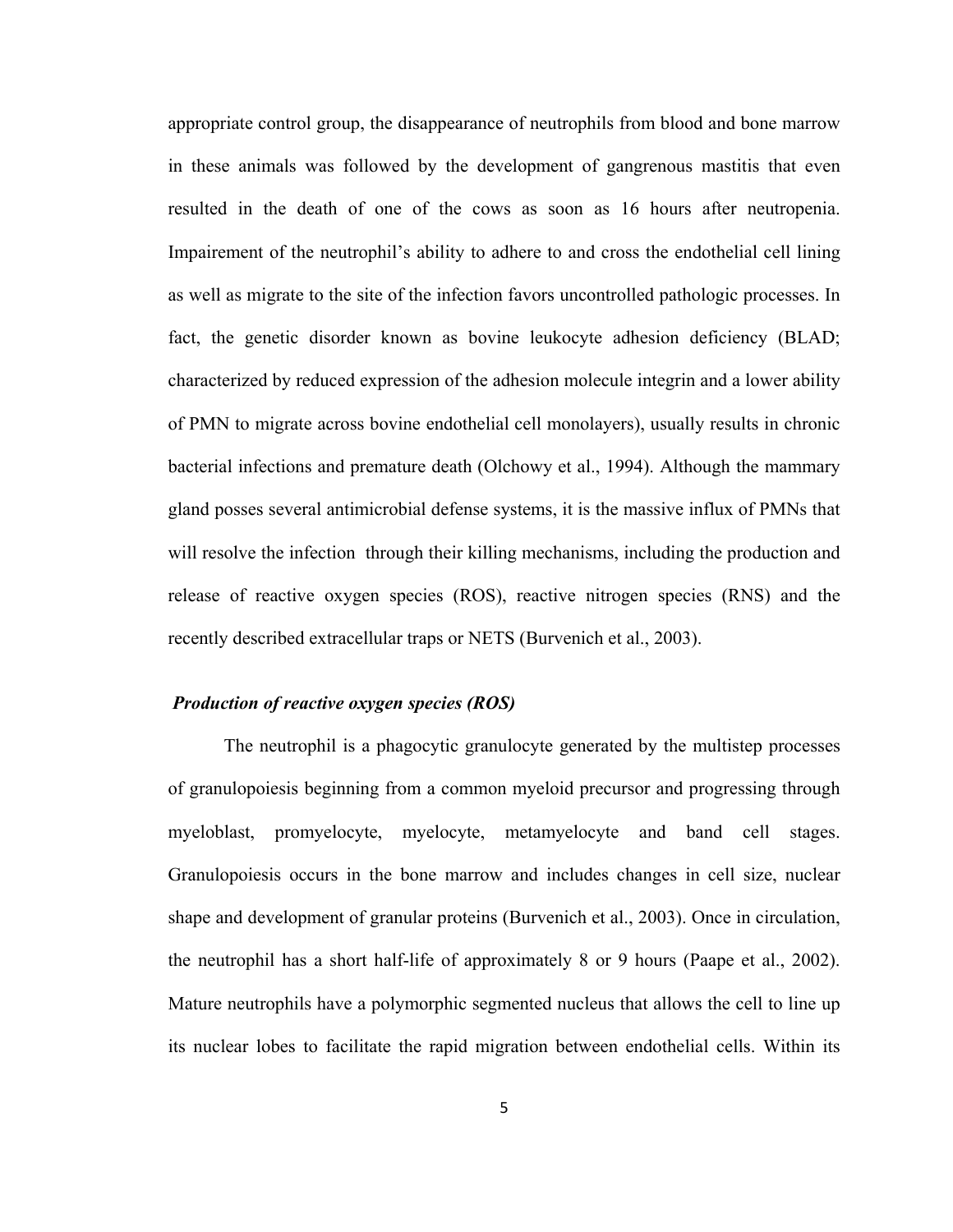appropriate control group, the disappearance of neutrophils from blood and bone marrow in these animals was followed by the development of gangrenous mastitis that even resulted in the death of one of the cows as soon as 16 hours after neutropenia. Impairement of the neutrophil's ability to adhere to and cross the endothelial cell lining as well as migrate to the site of the infection favors uncontrolled pathologic processes. In fact, the genetic disorder known as bovine leukocyte adhesion deficiency (BLAD; characterized by reduced expression of the adhesion molecule integrin and a lower ability of PMN to migrate across bovine endothelial cell monolayers), usually results in chronic bacterial infections and premature death (Olchowy et al., 1994). Although the mammary gland posses several antimicrobial defense systems, it is the massive influx of PMNs that will resolve the infection through their killing mechanisms, including the production and release of reactive oxygen species (ROS), reactive nitrogen species (RNS) and the recently described extracellular traps or NETS (Burvenich et al., 2003).

***Production of reactive oxygen species (ROS)***

The neutrophil is a phagocytic granulocyte generated by the multistep processes of granulopoiesis beginning from a common myeloid precursor and progressing through myeloblast, promyelocyte, myelocyte, metamyelocyte and band cell stages. Granulopoiesis occurs in the bone marrow and includes changes in cell size, nuclear shape and development of granular proteins (Burvenich et al., 2003). Once in circulation, the neutrophil has a short half-life of approximately 8 or 9 hours (Paape et al., 2002). Mature neutrophils have a polymorphic segmented nucleus that allows the cell to line up its nuclear lobes to facilitate the rapid migration between endothelial cells. Within its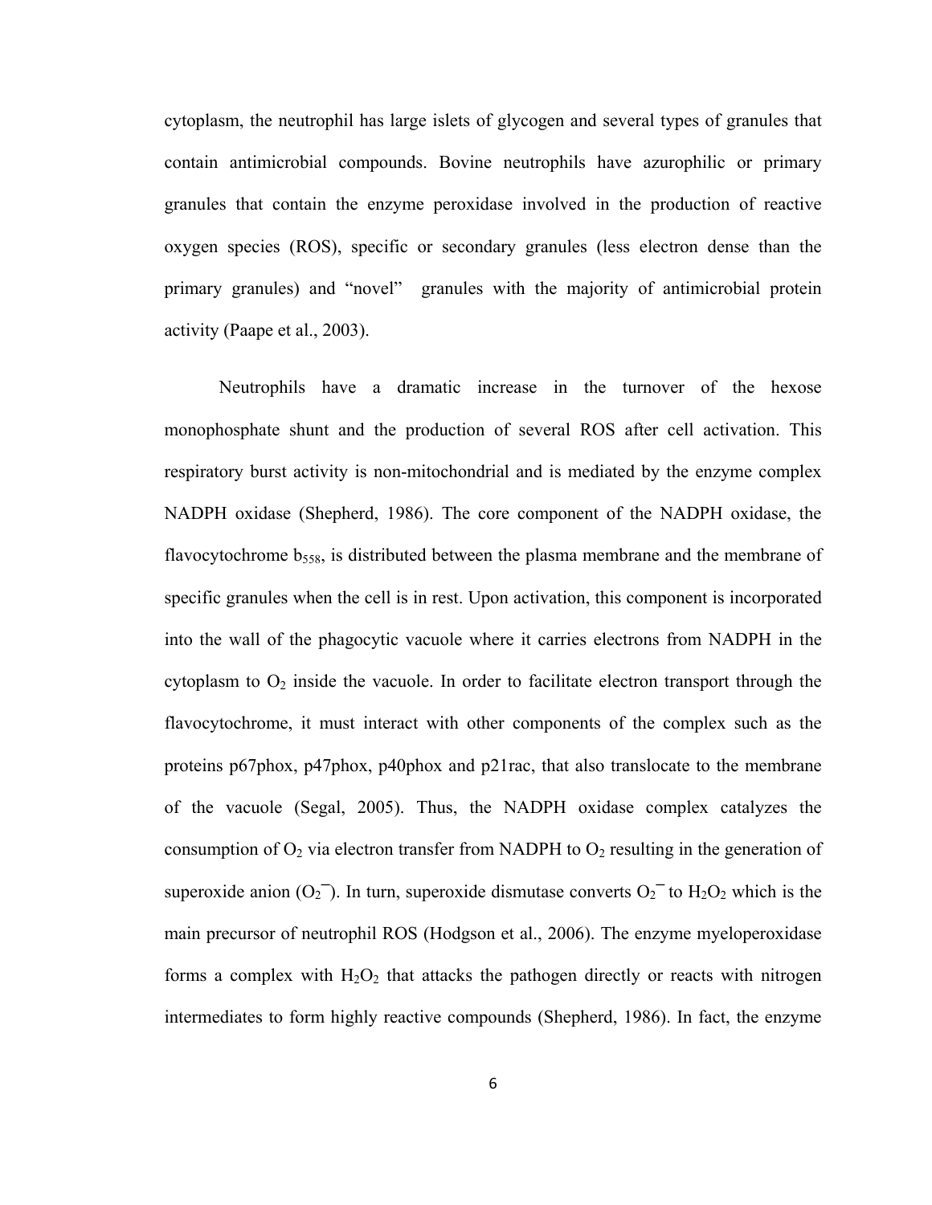cytoplasm, the neutrophil has large islets of glycogen and several types of granules that contain antimicrobial compounds. Bovine neutrophils have azurophilic or primary granules that contain the enzyme peroxidase involved in the production of reactive oxygen species (ROS), specific or secondary granules (less electron dense than the primary granules) and “novel” granules with the majority of antimicrobial protein activity (Paape et al., 2003).

Neutrophils have a dramatic increase in the turnover of the hexose monophosphate shunt and the production of several ROS after cell activation. This respiratory burst activity is non-mitochondrial and is mediated by the enzyme complex NADPH oxidase (Shepherd, 1986). The core component of the NADPH oxidase, the flavocytochrome $b_{558}$, is distributed between the plasma membrane and the membrane of specific granules when the cell is in rest. Upon activation, this component is incorporated into the wall of the phagocytic vacuole where it carries electrons from NADPH in the cytoplasm to $O_2$ inside the vacuole. In order to facilitate electron transport through the flavocytochrome, it must interact with other components of the complex such as the proteins p67phox, p47phox, p40phox and p21rac, that also translocate to the membrane of the vacuole (Segal, 2005). Thus, the NADPH oxidase complex catalyzes the consumption of $O_2$ via electron transfer from NADPH to $O_2$ resulting in the generation of superoxide anion ($O_2^{-}$). In turn, superoxide dismutase converts $O_2^{-}$ to $H_2O_2$ which is the main precursor of neutrophil ROS (Hodgson et al., 2006). The enzyme myeloperoxidase forms a complex with $H_2O_2$ that attacks the pathogen directly or reacts with nitrogen intermediates to form highly reactive compounds (Shepherd, 1986). In fact, the enzyme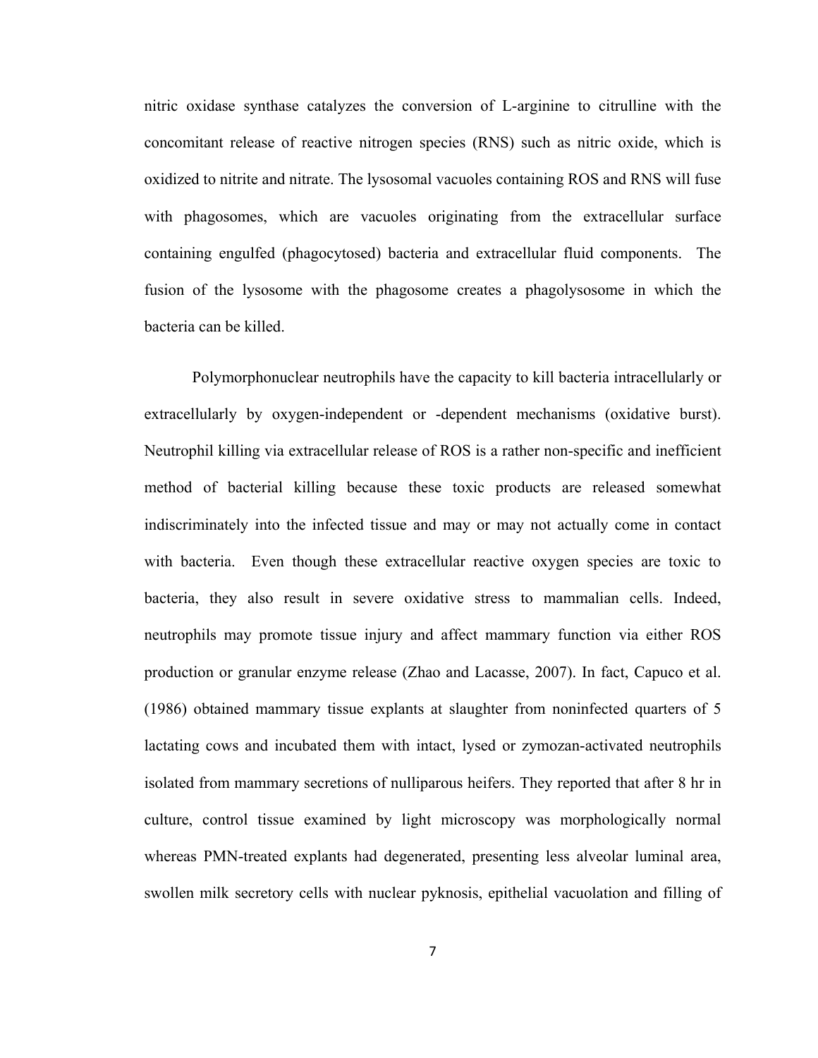nitric oxidase synthase catalyzes the conversion of L-arginine to citrulline with the concomitant release of reactive nitrogen species (RNS) such as nitric oxide, which is oxidized to nitrite and nitrate. The lysosomal vacuoles containing ROS and RNS will fuse with phagosomes, which are vacuoles originating from the extracellular surface containing engulfed (phagocytosed) bacteria and extracellular fluid components. The fusion of the lysosome with the phagosome creates a phagolysosome in which the bacteria can be killed.

Polymorphonuclear neutrophils have the capacity to kill bacteria intracellularly or extracellularly by oxygen-independent or -dependent mechanisms (oxidative burst). Neutrophil killing via extracellular release of ROS is a rather non-specific and inefficient method of bacterial killing because these toxic products are released somewhat indiscriminately into the infected tissue and may or may not actually come in contact with bacteria. Even though these extracellular reactive oxygen species are toxic to bacteria, they also result in severe oxidative stress to mammalian cells. Indeed, neutrophils may promote tissue injury and affect mammary function via either ROS production or granular enzyme release (Zhao and Lacasse, 2007). In fact, Capuco et al. (1986) obtained mammary tissue explants at slaughter from noninfected quarters of 5 lactating cows and incubated them with intact, lysed or zymozan-activated neutrophils isolated from mammary secretions of nulliparous heifers. They reported that after 8 hr in culture, control tissue examined by light microscopy was morphologically normal whereas PMN-treated explants had degenerated, presenting less alveolar luminal area, swollen milk secretory cells with nuclear pyknosis, epithelial vacuolation and filling of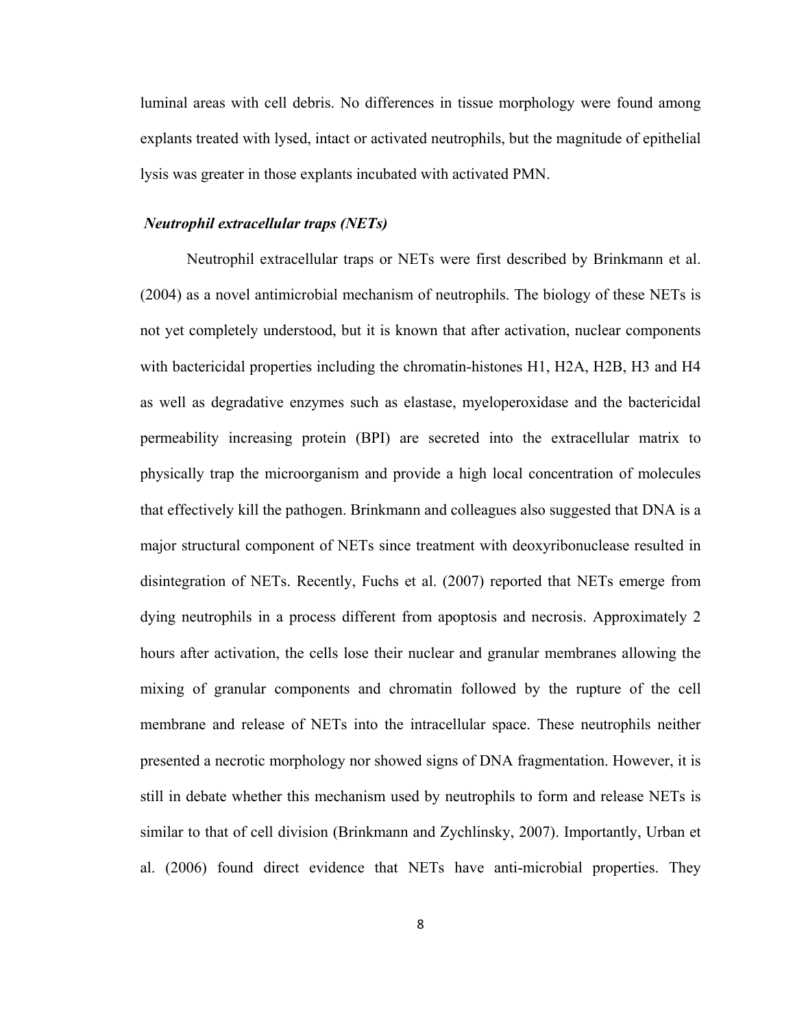luminal areas with cell debris. No differences in tissue morphology were found among explants treated with lysed, intact or activated neutrophils, but the magnitude of epithelial lysis was greater in those explants incubated with activated PMN.

### *Neutrophil extracellular traps (NETs)*

Neutrophil extracellular traps or NETs were first described by Brinkmann et al. (2004) as a novel antimicrobial mechanism of neutrophils. The biology of these NETs is not yet completely understood, but it is known that after activation, nuclear components with bactericidal properties including the chromatin-histones H1, H2A, H2B, H3 and H4 as well as degradative enzymes such as elastase, myeloperoxidase and the bactericidal permeability increasing protein (BPI) are secreted into the extracellular matrix to physically trap the microorganism and provide a high local concentration of molecules that effectively kill the pathogen. Brinkmann and colleagues also suggested that DNA is a major structural component of NETs since treatment with deoxyribonuclease resulted in disintegration of NETs. Recently, Fuchs et al. (2007) reported that NETs emerge from dying neutrophils in a process different from apoptosis and necrosis. Approximately 2 hours after activation, the cells lose their nuclear and granular membranes allowing the mixing of granular components and chromatin followed by the rupture of the cell membrane and release of NETs into the intracellular space. These neutrophils neither presented a necrotic morphology nor showed signs of DNA fragmentation. However, it is still in debate whether this mechanism used by neutrophils to form and release NETs is similar to that of cell division (Brinkmann and Zychlinsky, 2007). Importantly, Urban et al. (2006) found direct evidence that NETs have anti-microbial properties. They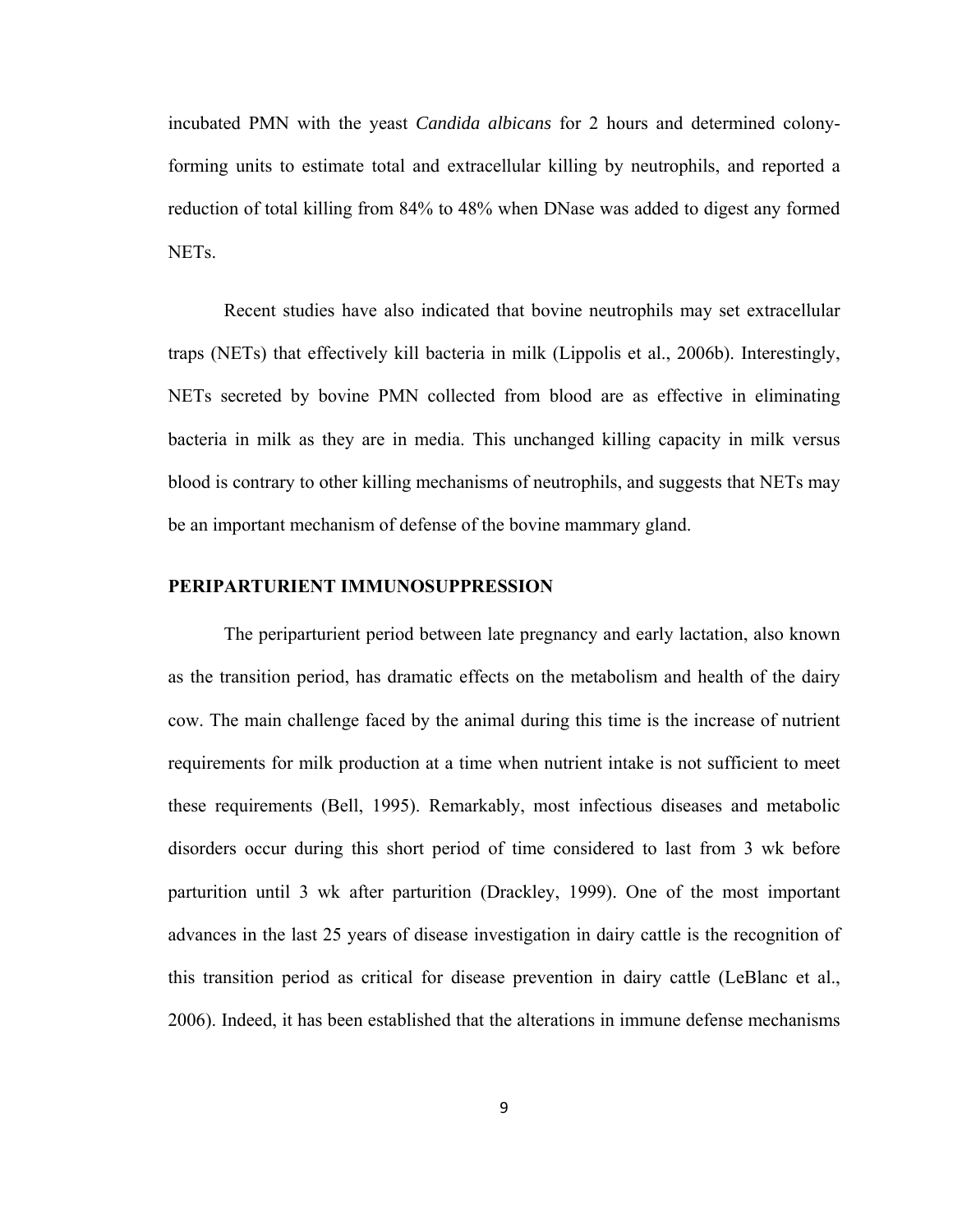incubated PMN with the yeast *Candida albicans* for 2 hours and determined colony-forming units to estimate total and extracellular killing by neutrophils, and reported a reduction of total killing from 84% to 48% when DNase was added to digest any formed NETs.

Recent studies have also indicated that bovine neutrophils may set extracellular traps (NETs) that effectively kill bacteria in milk (Lippolis et al., 2006b). Interestingly, NETs secreted by bovine PMN collected from blood are as effective in eliminating bacteria in milk as they are in media. This unchanged killing capacity in milk versus blood is contrary to other killing mechanisms of neutrophils, and suggests that NETs may be an important mechanism of defense of the bovine mammary gland.

## PERIPARTURIENT IMMUNOSUPPRESSION

The periparturient period between late pregnancy and early lactation, also known as the transition period, has dramatic effects on the metabolism and health of the dairy cow. The main challenge faced by the animal during this time is the increase of nutrient requirements for milk production at a time when nutrient intake is not sufficient to meet these requirements (Bell, 1995). Remarkably, most infectious diseases and metabolic disorders occur during this short period of time considered to last from 3 wk before parturition until 3 wk after parturition (Drackley, 1999). One of the most important advances in the last 25 years of disease investigation in dairy cattle is the recognition of this transition period as critical for disease prevention in dairy cattle (LeBlanc et al., 2006). Indeed, it has been established that the alterations in immune defense mechanisms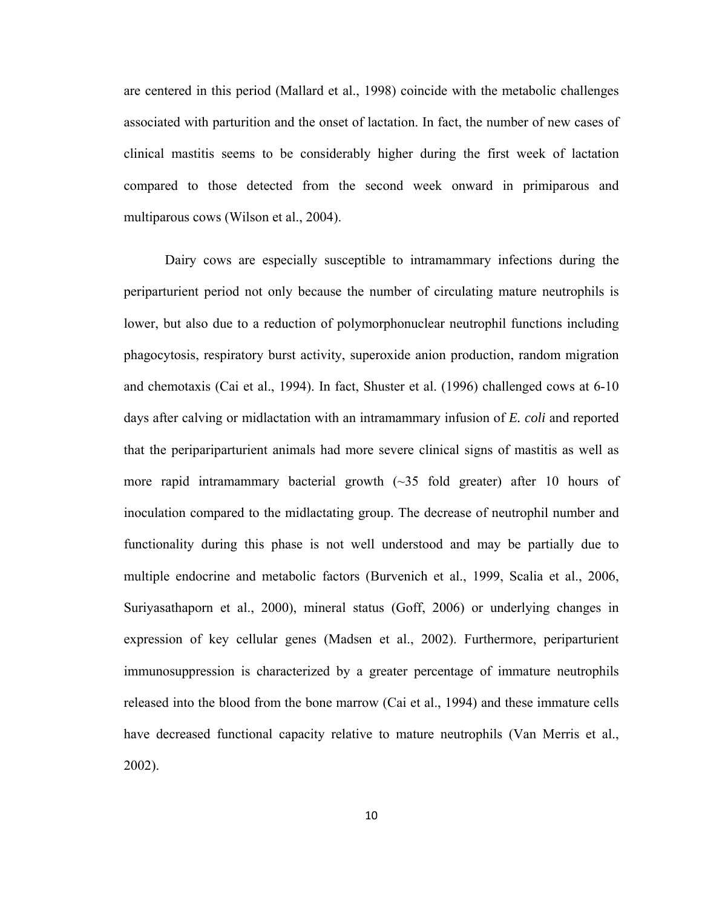are centered in this period (Mallard et al., 1998) coincide with the metabolic challenges associated with parturition and the onset of lactation. In fact, the number of new cases of clinical mastitis seems to be considerably higher during the first week of lactation compared to those detected from the second week onward in primiparous and multiparous cows (Wilson et al., 2004).

Dairy cows are especially susceptible to intramammary infections during the periparturient period not only because the number of circulating mature neutrophils is lower, but also due to a reduction of polymorphonuclear neutrophil functions including phagocytosis, respiratory burst activity, superoxide anion production, random migration and chemotaxis (Cai et al., 1994). In fact, Shuster et al. (1996) challenged cows at 6-10 days after calving or midlactation with an intramammary infusion of *E. coli* and reported that the peripariparturient animals had more severe clinical signs of mastitis as well as more rapid intramammary bacterial growth (~35 fold greater) after 10 hours of inoculation compared to the midlactating group. The decrease of neutrophil number and functionality during this phase is not well understood and may be partially due to multiple endocrine and metabolic factors (Burvenich et al., 1999, Scalia et al., 2006, Suriyasathaporn et al., 2000), mineral status (Goff, 2006) or underlying changes in expression of key cellular genes (Madsen et al., 2002). Furthermore, periparturient immunosuppression is characterized by a greater percentage of immature neutrophils released into the blood from the bone marrow (Cai et al., 1994) and these immature cells have decreased functional capacity relative to mature neutrophils (Van Merris et al., 2002).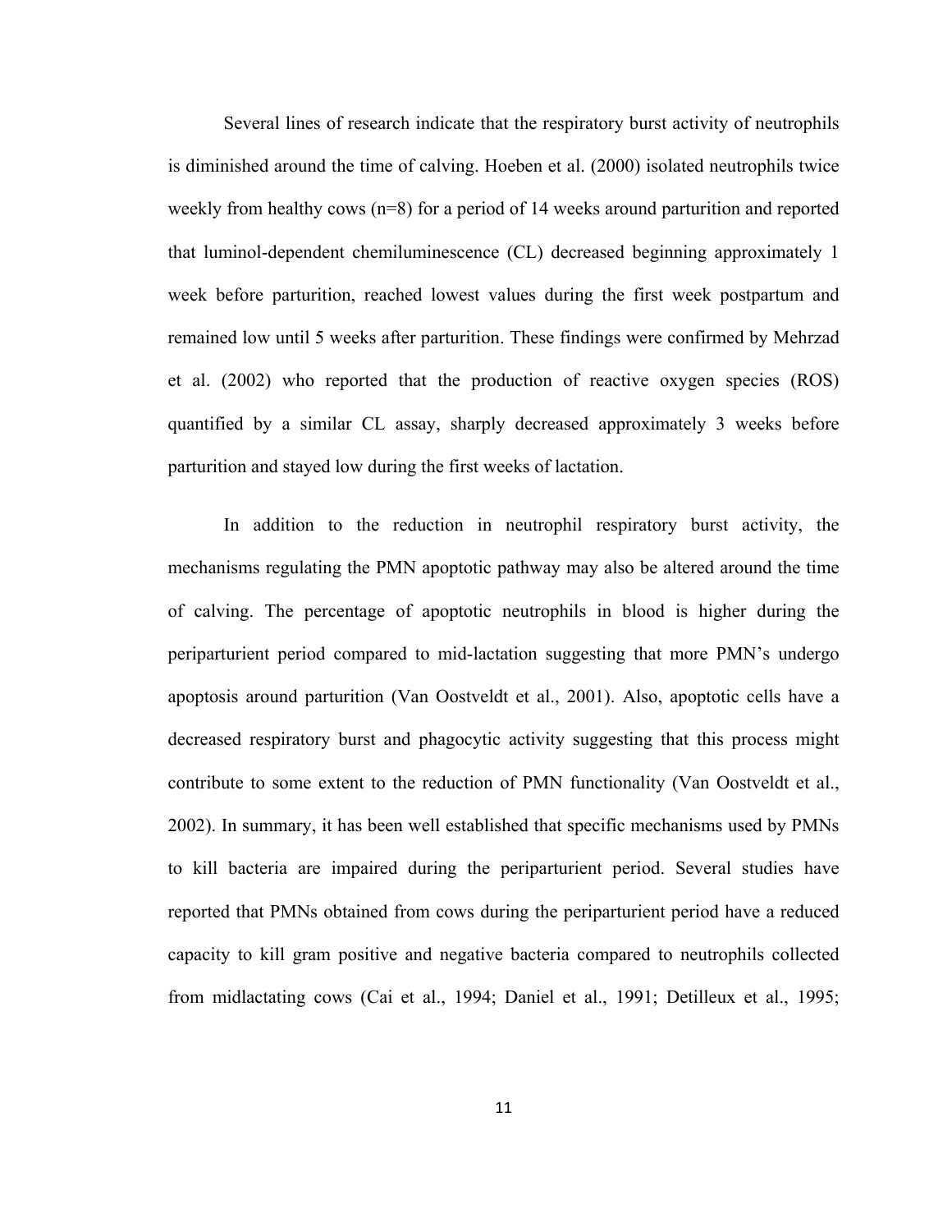Several lines of research indicate that the respiratory burst activity of neutrophils is diminished around the time of calving. Hoeben et al. (2000) isolated neutrophils twice weekly from healthy cows (n=8) for a period of 14 weeks around parturition and reported that luminol-dependent chemiluminescence (CL) decreased beginning approximately 1 week before parturition, reached lowest values during the first week postpartum and remained low until 5 weeks after parturition. These findings were confirmed by Mehrzad et al. (2002) who reported that the production of reactive oxygen species (ROS) quantified by a similar CL assay, sharply decreased approximately 3 weeks before parturition and stayed low during the first weeks of lactation.

In addition to the reduction in neutrophil respiratory burst activity, the mechanisms regulating the PMN apoptotic pathway may also be altered around the time of calving. The percentage of apoptotic neutrophils in blood is higher during the periparturient period compared to mid-lactation suggesting that more PMN's undergo apoptosis around parturition (Van Oostveldt et al., 2001). Also, apoptotic cells have a decreased respiratory burst and phagocytic activity suggesting that this process might contribute to some extent to the reduction of PMN functionality (Van Oostveldt et al., 2002). In summary, it has been well established that specific mechanisms used by PMNs to kill bacteria are impaired during the periparturient period. Several studies have reported that PMNs obtained from cows during the periparturient period have a reduced capacity to kill gram positive and negative bacteria compared to neutrophils collected from midlactating cows (Cai et al., 1994; Daniel et al., 1991; Detilleux et al., 1995;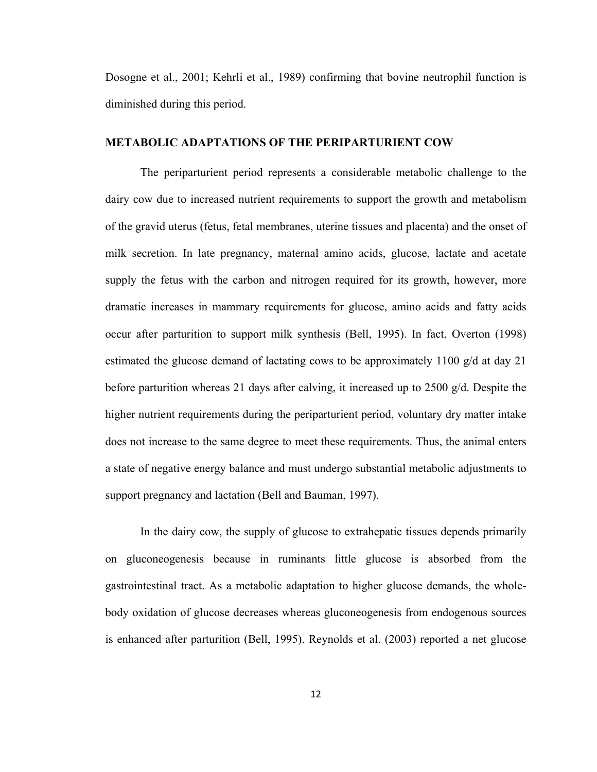Dosogne et al., 2001; Kehrli et al., 1989) confirming that bovine neutrophil function is diminished during this period.

## METABOLIC ADAPTATIONS OF THE PERIPARTURIENT COW

The periparturient period represents a considerable metabolic challenge to the dairy cow due to increased nutrient requirements to support the growth and metabolism of the gravid uterus (fetus, fetal membranes, uterine tissues and placenta) and the onset of milk secretion. In late pregnancy, maternal amino acids, glucose, lactate and acetate supply the fetus with the carbon and nitrogen required for its growth, however, more dramatic increases in mammary requirements for glucose, amino acids and fatty acids occur after parturition to support milk synthesis (Bell, 1995). In fact, Overton (1998) estimated the glucose demand of lactating cows to be approximately 1100 g/d at day 21 before parturition whereas 21 days after calving, it increased up to 2500 g/d. Despite the higher nutrient requirements during the periparturient period, voluntary dry matter intake does not increase to the same degree to meet these requirements. Thus, the animal enters a state of negative energy balance and must undergo substantial metabolic adjustments to support pregnancy and lactation (Bell and Bauman, 1997).

In the dairy cow, the supply of glucose to extrahepatic tissues depends primarily on gluconeogenesis because in ruminants little glucose is absorbed from the gastrointestinal tract. As a metabolic adaptation to higher glucose demands, the whole-body oxidation of glucose decreases whereas gluconeogenesis from endogenous sources is enhanced after parturition (Bell, 1995). Reynolds et al. (2003) reported a net glucose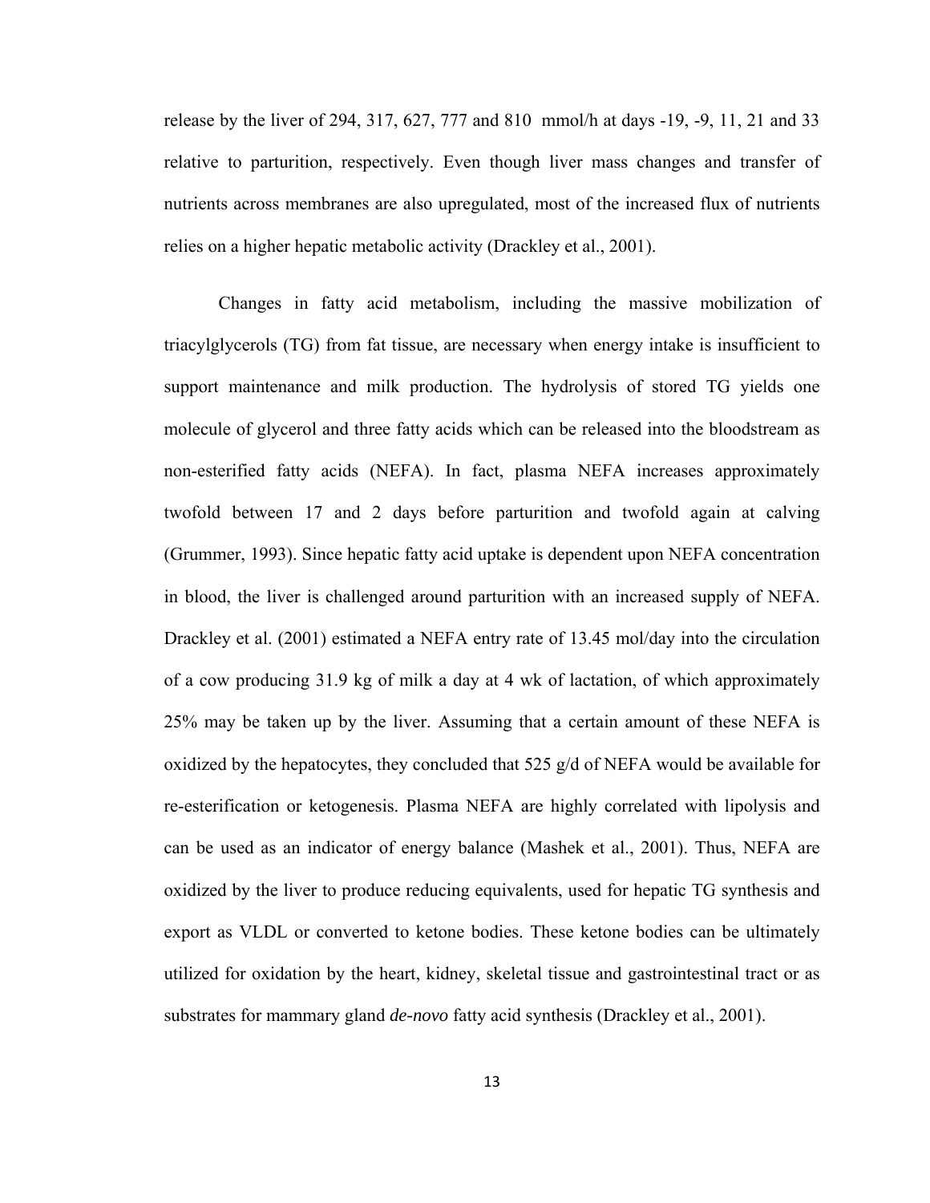release by the liver of 294, 317, 627, 777 and 810 mmol/h at days -19, -9, 11, 21 and 33 relative to parturition, respectively. Even though liver mass changes and transfer of nutrients across membranes are also upregulated, most of the increased flux of nutrients relies on a higher hepatic metabolic activity (Drackley et al., 2001).

Changes in fatty acid metabolism, including the massive mobilization of triacylglycerols (TG) from fat tissue, are necessary when energy intake is insufficient to support maintenance and milk production. The hydrolysis of stored TG yields one molecule of glycerol and three fatty acids which can be released into the bloodstream as non-esterified fatty acids (NEFA). In fact, plasma NEFA increases approximately twofold between 17 and 2 days before parturition and twofold again at calving (Grummer, 1993). Since hepatic fatty acid uptake is dependent upon NEFA concentration in blood, the liver is challenged around parturition with an increased supply of NEFA. Drackley et al. (2001) estimated a NEFA entry rate of 13.45 mol/day into the circulation of a cow producing 31.9 kg of milk a day at 4 wk of lactation, of which approximately 25% may be taken up by the liver. Assuming that a certain amount of these NEFA is oxidized by the hepatocytes, they concluded that 525 g/d of NEFA would be available for re-esterification or ketogenesis. Plasma NEFA are highly correlated with lipolysis and can be used as an indicator of energy balance (Mashek et al., 2001). Thus, NEFA are oxidized by the liver to produce reducing equivalents, used for hepatic TG synthesis and export as VLDL or converted to ketone bodies. These ketone bodies can be ultimately utilized for oxidation by the heart, kidney, skeletal tissue and gastrointestinal tract or as substrates for mammary gland *de-novo* fatty acid synthesis (Drackley et al., 2001).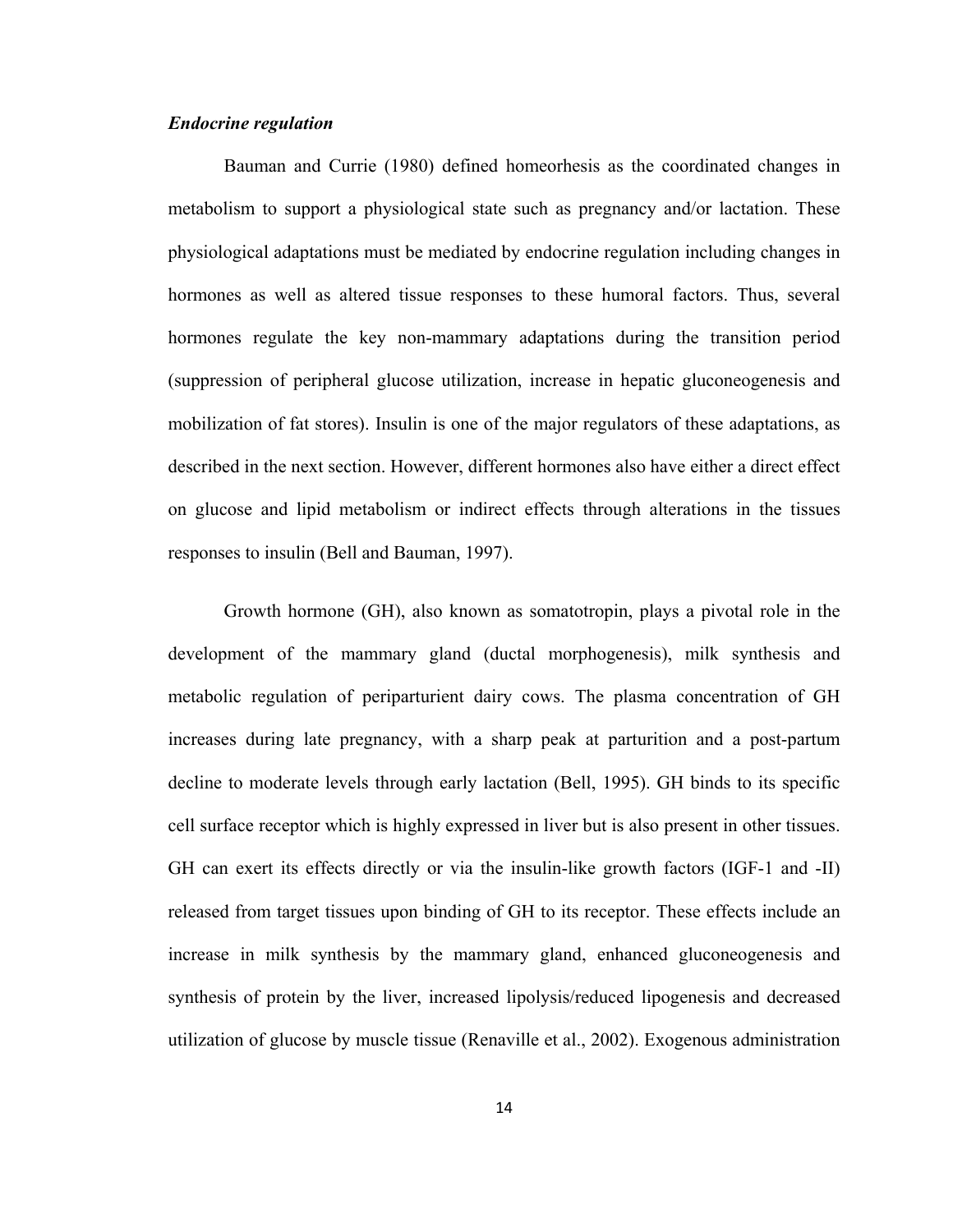### *Endocrine regulation*

Bauman and Currie (1980) defined homeorhesis as the coordinated changes in metabolism to support a physiological state such as pregnancy and/or lactation. These physiological adaptations must be mediated by endocrine regulation including changes in hormones as well as altered tissue responses to these humoral factors. Thus, several hormones regulate the key non-mammary adaptations during the transition period (suppression of peripheral glucose utilization, increase in hepatic gluconeogenesis and mobilization of fat stores). Insulin is one of the major regulators of these adaptations, as described in the next section. However, different hormones also have either a direct effect on glucose and lipid metabolism or indirect effects through alterations in the tissues responses to insulin (Bell and Bauman, 1997).

Growth hormone (GH), also known as somatotropin, plays a pivotal role in the development of the mammary gland (ductal morphogenesis), milk synthesis and metabolic regulation of periparturient dairy cows. The plasma concentration of GH increases during late pregnancy, with a sharp peak at parturition and a post-partum decline to moderate levels through early lactation (Bell, 1995). GH binds to its specific cell surface receptor which is highly expressed in liver but is also present in other tissues. GH can exert its effects directly or via the insulin-like growth factors (IGF-1 and -II) released from target tissues upon binding of GH to its receptor. These effects include an increase in milk synthesis by the mammary gland, enhanced gluconeogenesis and synthesis of protein by the liver, increased lipolysis/reduced lipogenesis and decreased utilization of glucose by muscle tissue (Renaville et al., 2002). Exogenous administration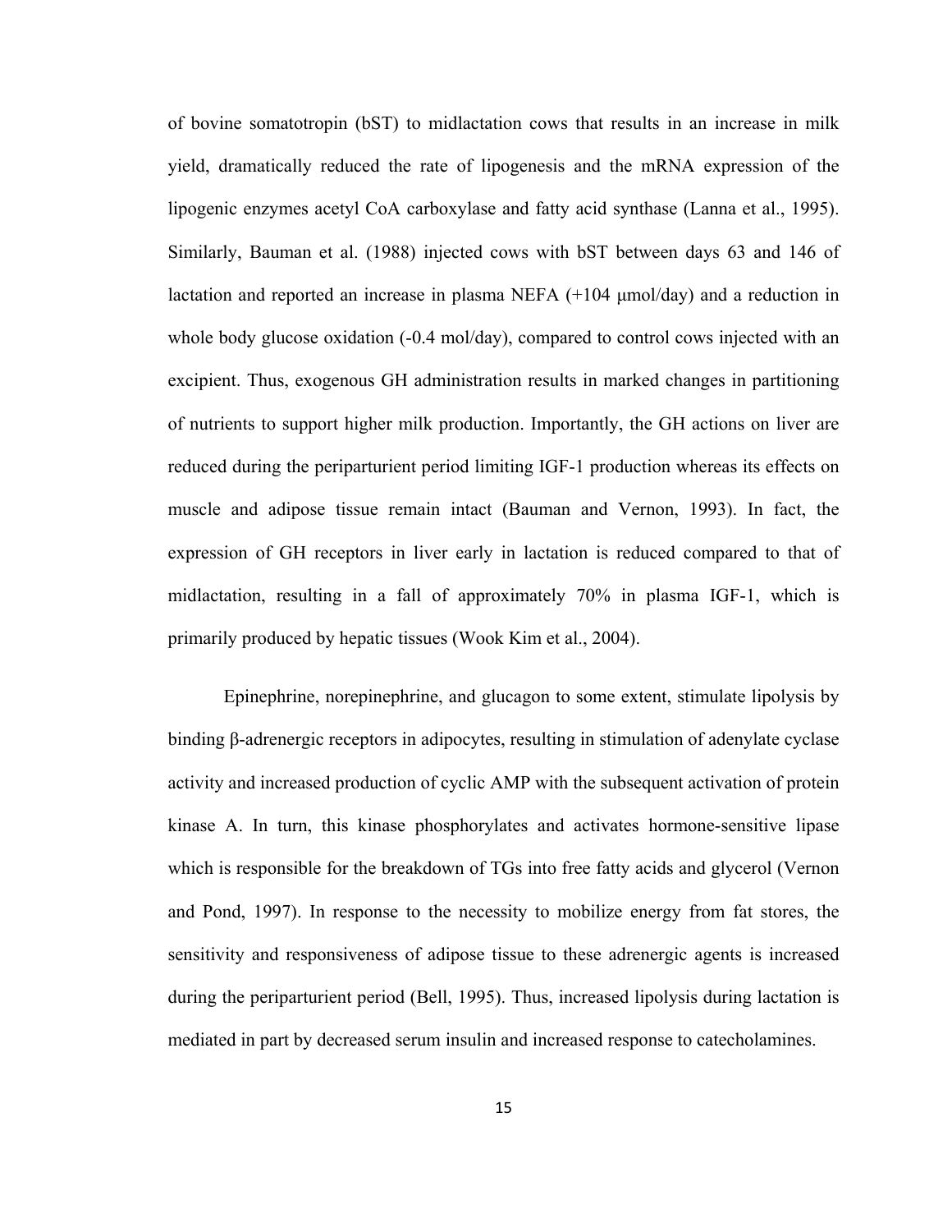of bovine somatotropin (bST) to midlactation cows that results in an increase in milk yield, dramatically reduced the rate of lipogenesis and the mRNA expression of the lipogenic enzymes acetyl CoA carboxylase and fatty acid synthase (Lanna et al., 1995). Similarly, Bauman et al. (1988) injected cows with bST between days 63 and 146 of lactation and reported an increase in plasma NEFA (+104 μmol/day) and a reduction in whole body glucose oxidation (-0.4 mol/day), compared to control cows injected with an excipient. Thus, exogenous GH administration results in marked changes in partitioning of nutrients to support higher milk production. Importantly, the GH actions on liver are reduced during the periparturient period limiting IGF-1 production whereas its effects on muscle and adipose tissue remain intact (Bauman and Vernon, 1993). In fact, the expression of GH receptors in liver early in lactation is reduced compared to that of midlactation, resulting in a fall of approximately 70% in plasma IGF-1, which is primarily produced by hepatic tissues (Wook Kim et al., 2004).

Epinephrine, norepinephrine, and glucagon to some extent, stimulate lipolysis by binding β-adrenergic receptors in adipocytes, resulting in stimulation of adenylate cyclase activity and increased production of cyclic AMP with the subsequent activation of protein kinase A. In turn, this kinase phosphorylates and activates hormone-sensitive lipase which is responsible for the breakdown of TGs into free fatty acids and glycerol (Vernon and Pond, 1997). In response to the necessity to mobilize energy from fat stores, the sensitivity and responsiveness of adipose tissue to these adrenergic agents is increased during the periparturient period (Bell, 1995). Thus, increased lipolysis during lactation is mediated in part by decreased serum insulin and increased response to catecholamines.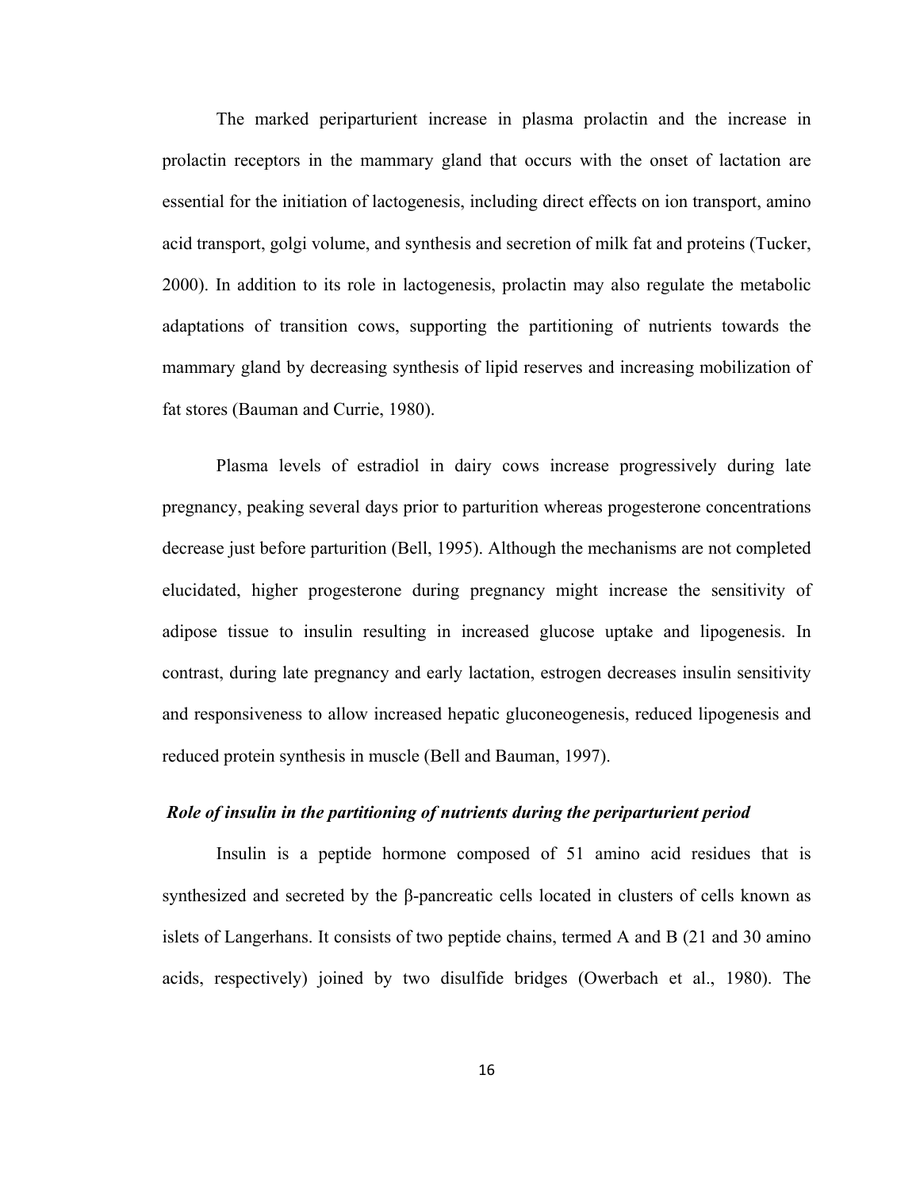The marked periparturient increase in plasma prolactin and the increase in prolactin receptors in the mammary gland that occurs with the onset of lactation are essential for the initiation of lactogenesis, including direct effects on ion transport, amino acid transport, golgi volume, and synthesis and secretion of milk fat and proteins (Tucker, 2000). In addition to its role in lactogenesis, prolactin may also regulate the metabolic adaptations of transition cows, supporting the partitioning of nutrients towards the mammary gland by decreasing synthesis of lipid reserves and increasing mobilization of fat stores (Bauman and Currie, 1980).

Plasma levels of estradiol in dairy cows increase progressively during late pregnancy, peaking several days prior to parturition whereas progesterone concentrations decrease just before parturition (Bell, 1995). Although the mechanisms are not completed elucidated, higher progesterone during pregnancy might increase the sensitivity of adipose tissue to insulin resulting in increased glucose uptake and lipogenesis. In contrast, during late pregnancy and early lactation, estrogen decreases insulin sensitivity and responsiveness to allow increased hepatic gluconeogenesis, reduced lipogenesis and reduced protein synthesis in muscle (Bell and Bauman, 1997).

### *Role of insulin in the partitioning of nutrients during the periparturient period*

Insulin is a peptide hormone composed of 51 amino acid residues that is synthesized and secreted by the β-pancreatic cells located in clusters of cells known as islets of Langerhans. It consists of two peptide chains, termed A and B (21 and 30 amino acids, respectively) joined by two disulfide bridges (Owerbach et al., 1980). The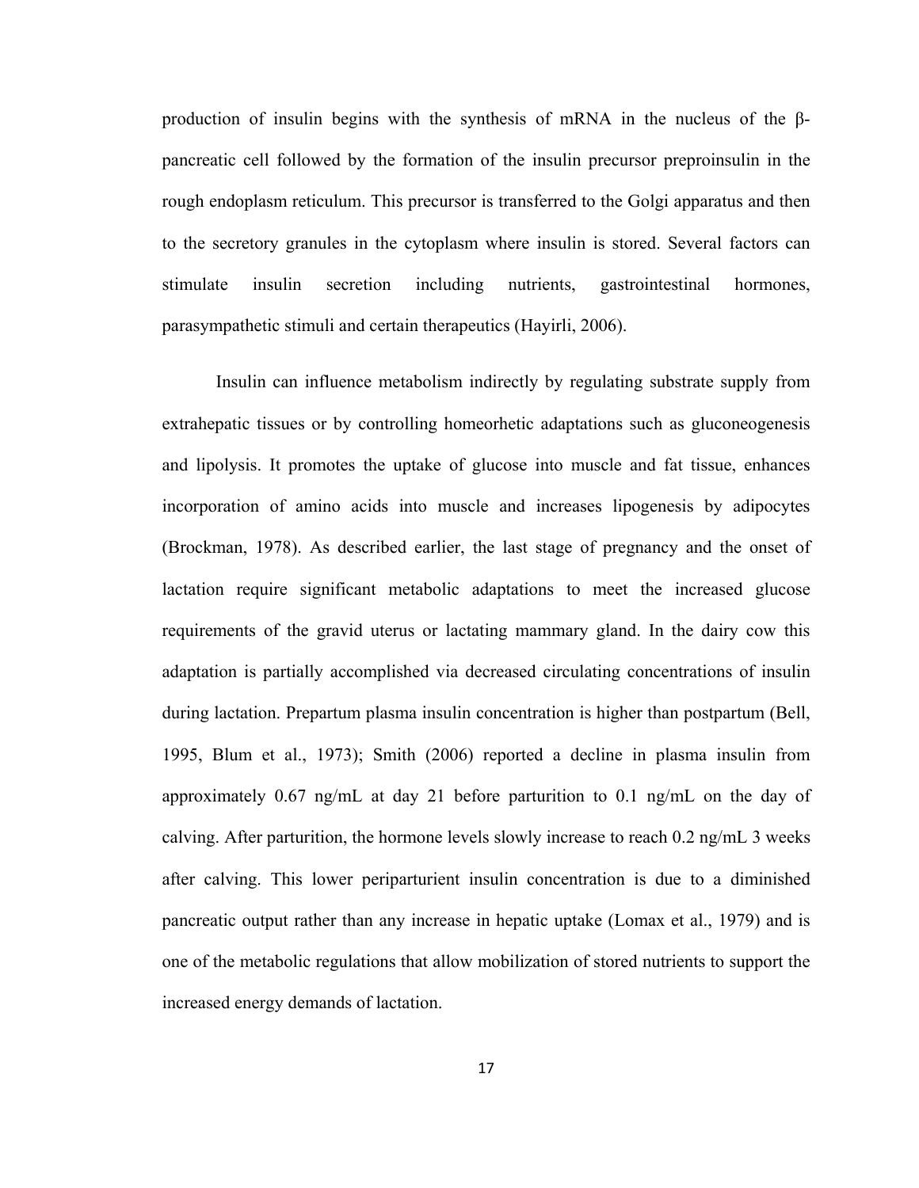production of insulin begins with the synthesis of mRNA in the nucleus of the β-pancreatic cell followed by the formation of the insulin precursor preproinsulin in the rough endoplasm reticulum. This precursor is transferred to the Golgi apparatus and then to the secretory granules in the cytoplasm where insulin is stored. Several factors can stimulate insulin secretion including nutrients, gastrointestinal hormones, parasympathetic stimuli and certain therapeutics (Hayirli, 2006).

Insulin can influence metabolism indirectly by regulating substrate supply from extrahepatic tissues or by controlling homeorhetic adaptations such as gluconeogenesis and lipolysis. It promotes the uptake of glucose into muscle and fat tissue, enhances incorporation of amino acids into muscle and increases lipogenesis by adipocytes (Brockman, 1978). As described earlier, the last stage of pregnancy and the onset of lactation require significant metabolic adaptations to meet the increased glucose requirements of the gravid uterus or lactating mammary gland. In the dairy cow this adaptation is partially accomplished via decreased circulating concentrations of insulin during lactation. Prepartum plasma insulin concentration is higher than postpartum (Bell, 1995, Blum et al., 1973); Smith (2006) reported a decline in plasma insulin from approximately 0.67 ng/mL at day 21 before parturition to 0.1 ng/mL on the day of calving. After parturition, the hormone levels slowly increase to reach 0.2 ng/mL 3 weeks after calving. This lower periparturient insulin concentration is due to a diminished pancreatic output rather than any increase in hepatic uptake (Lomax et al., 1979) and is one of the metabolic regulations that allow mobilization of stored nutrients to support the increased energy demands of lactation.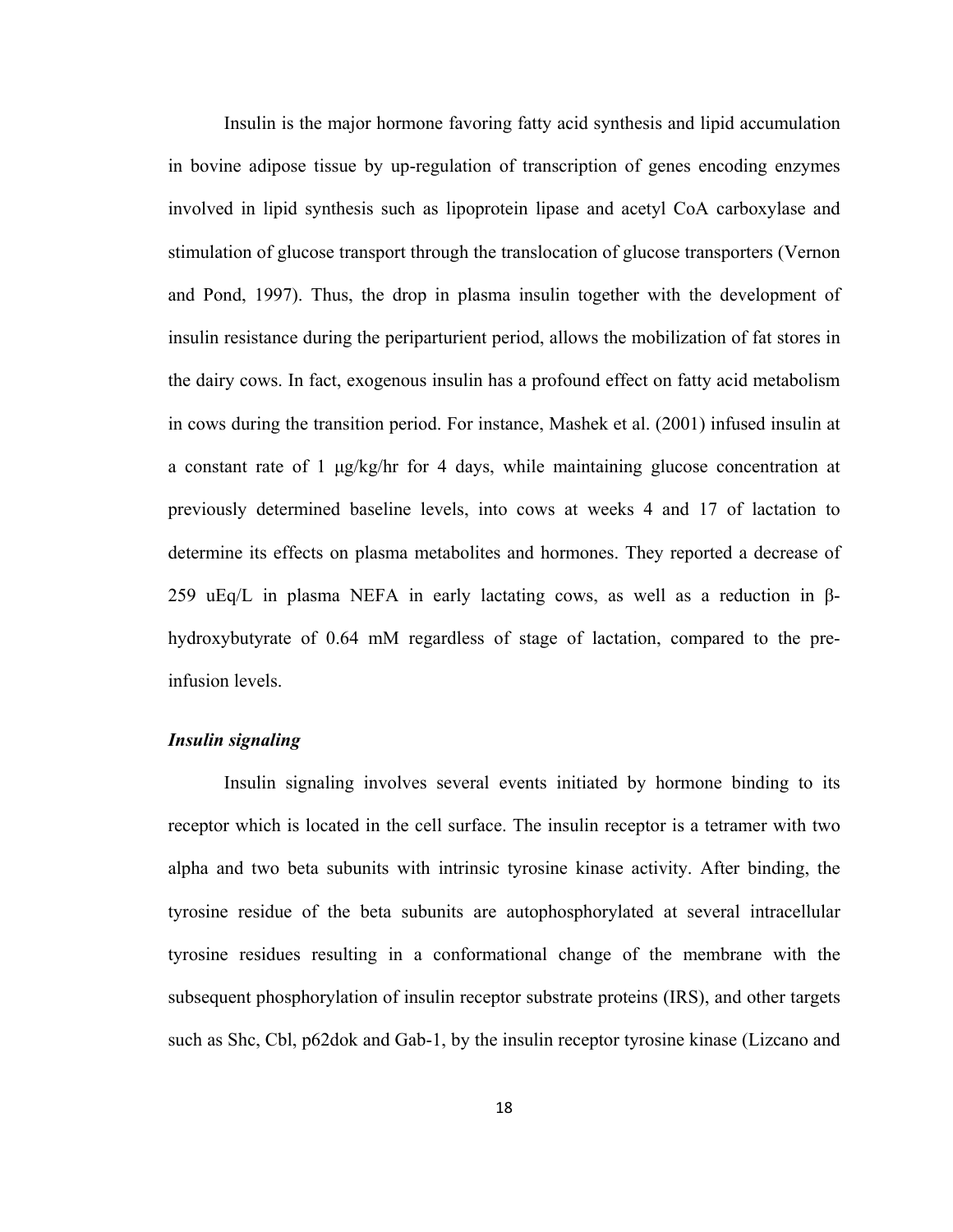Insulin is the major hormone favoring fatty acid synthesis and lipid accumulation in bovine adipose tissue by up-regulation of transcription of genes encoding enzymes involved in lipid synthesis such as lipoprotein lipase and acetyl CoA carboxylase and stimulation of glucose transport through the translocation of glucose transporters (Vernon and Pond, 1997). Thus, the drop in plasma insulin together with the development of insulin resistance during the periparturient period, allows the mobilization of fat stores in the dairy cows. In fact, exogenous insulin has a profound effect on fatty acid metabolism in cows during the transition period. For instance, Mashek et al. (2001) infused insulin at a constant rate of 1 μg/kg/hr for 4 days, while maintaining glucose concentration at previously determined baseline levels, into cows at weeks 4 and 17 of lactation to determine its effects on plasma metabolites and hormones. They reported a decrease of 259 uEq/L in plasma NEFA in early lactating cows, as well as a reduction in β-hydroxybutyrate of 0.64 mM regardless of stage of lactation, compared to the pre-infusion levels.

***Insulin signaling***

Insulin signaling involves several events initiated by hormone binding to its receptor which is located in the cell surface. The insulin receptor is a tetramer with two alpha and two beta subunits with intrinsic tyrosine kinase activity. After binding, the tyrosine residue of the beta subunits are autophosphorylated at several intracellular tyrosine residues resulting in a conformational change of the membrane with the subsequent phosphorylation of insulin receptor substrate proteins (IRS), and other targets such as Shc, Cbl, p62dok and Gab-1, by the insulin receptor tyrosine kinase (Lizcano and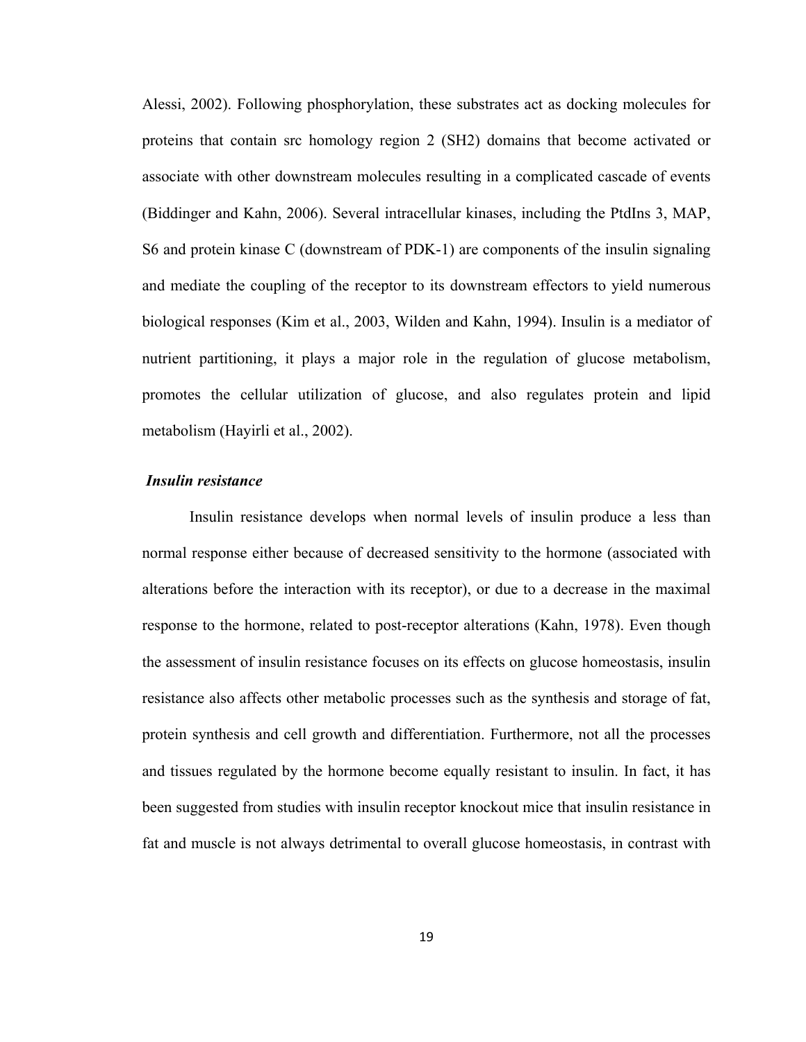Alessi, 2002). Following phosphorylation, these substrates act as docking molecules for proteins that contain src homology region 2 (SH2) domains that become activated or associate with other downstream molecules resulting in a complicated cascade of events (Biddinger and Kahn, 2006). Several intracellular kinases, including the PtdIns 3, MAP, S6 and protein kinase C (downstream of PDK-1) are components of the insulin signaling and mediate the coupling of the receptor to its downstream effectors to yield numerous biological responses (Kim et al., 2003, Wilden and Kahn, 1994). Insulin is a mediator of nutrient partitioning, it plays a major role in the regulation of glucose metabolism, promotes the cellular utilization of glucose, and also regulates protein and lipid metabolism (Hayirli et al., 2002).

### *Insulin resistance*

Insulin resistance develops when normal levels of insulin produce a less than normal response either because of decreased sensitivity to the hormone (associated with alterations before the interaction with its receptor), or due to a decrease in the maximal response to the hormone, related to post-receptor alterations (Kahn, 1978). Even though the assessment of insulin resistance focuses on its effects on glucose homeostasis, insulin resistance also affects other metabolic processes such as the synthesis and storage of fat, protein synthesis and cell growth and differentiation. Furthermore, not all the processes and tissues regulated by the hormone become equally resistant to insulin. In fact, it has been suggested from studies with insulin receptor knockout mice that insulin resistance in fat and muscle is not always detrimental to overall glucose homeostasis, in contrast with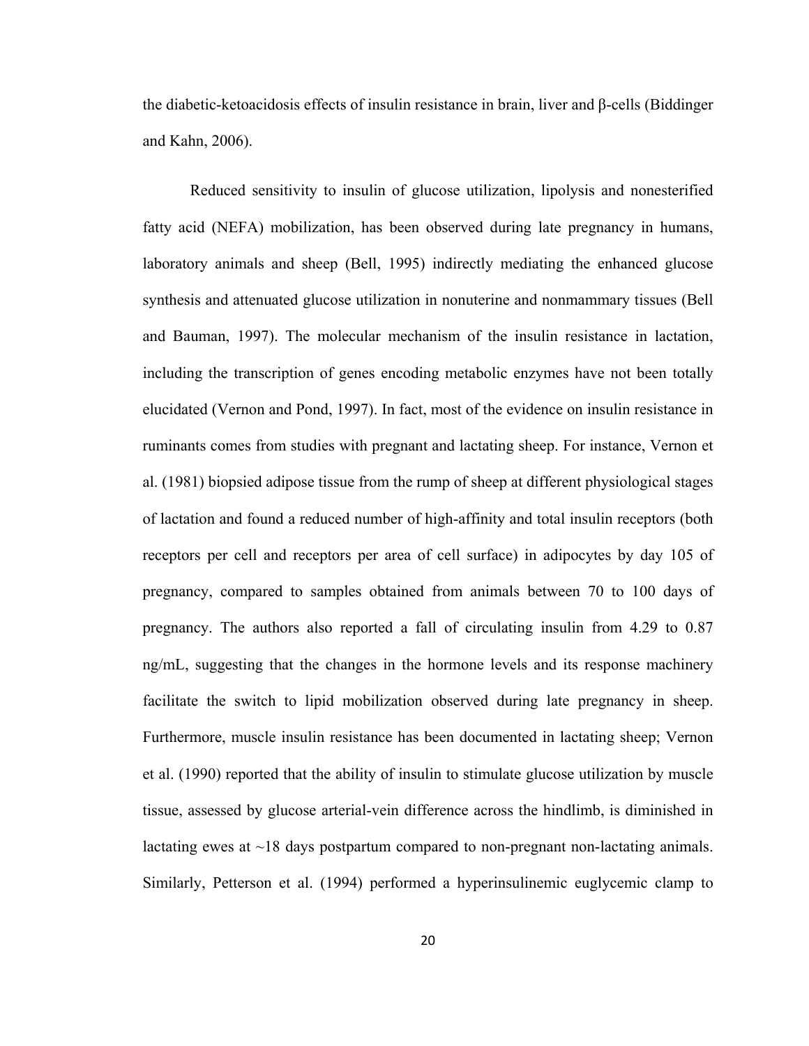the diabetic-ketoacidosis effects of insulin resistance in brain, liver and β-cells (Biddinger and Kahn, 2006).

Reduced sensitivity to insulin of glucose utilization, lipolysis and nonesterified fatty acid (NEFA) mobilization, has been observed during late pregnancy in humans, laboratory animals and sheep (Bell, 1995) indirectly mediating the enhanced glucose synthesis and attenuated glucose utilization in nonuterine and nonmammary tissues (Bell and Bauman, 1997). The molecular mechanism of the insulin resistance in lactation, including the transcription of genes encoding metabolic enzymes have not been totally elucidated (Vernon and Pond, 1997). In fact, most of the evidence on insulin resistance in ruminants comes from studies with pregnant and lactating sheep. For instance, Vernon et al. (1981) biopsied adipose tissue from the rump of sheep at different physiological stages of lactation and found a reduced number of high-affinity and total insulin receptors (both receptors per cell and receptors per area of cell surface) in adipocytes by day 105 of pregnancy, compared to samples obtained from animals between 70 to 100 days of pregnancy. The authors also reported a fall of circulating insulin from 4.29 to 0.87 ng/mL, suggesting that the changes in the hormone levels and its response machinery facilitate the switch to lipid mobilization observed during late pregnancy in sheep. Furthermore, muscle insulin resistance has been documented in lactating sheep; Vernon et al. (1990) reported that the ability of insulin to stimulate glucose utilization by muscle tissue, assessed by glucose arterial-vein difference across the hindlimb, is diminished in lactating ewes at ~18 days postpartum compared to non-pregnant non-lactating animals. Similarly, Petterson et al. (1994) performed a hyperinsulinemic euglycemic clamp to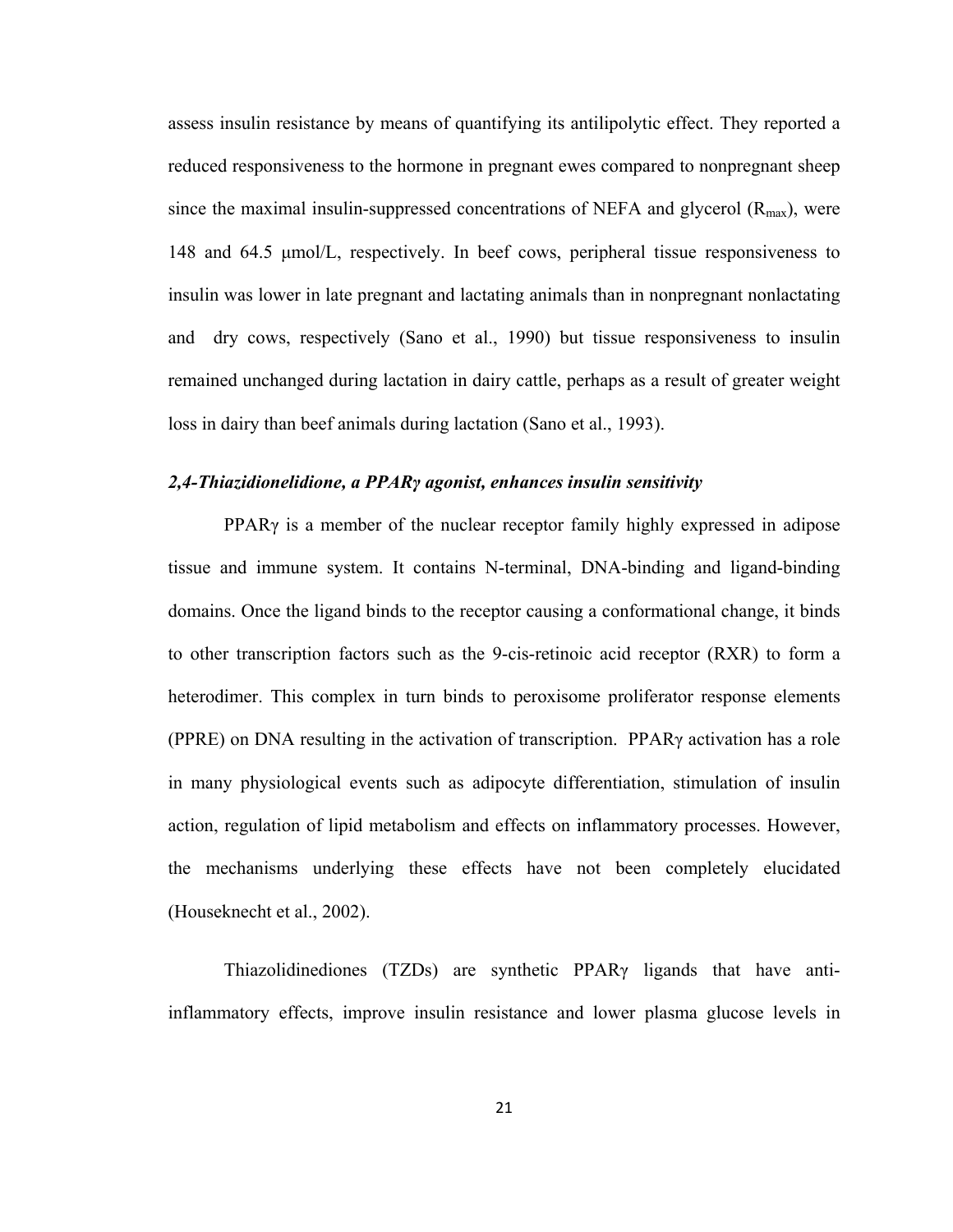assess insulin resistance by means of quantifying its antilipolytic effect. They reported a reduced responsiveness to the hormone in pregnant ewes compared to nonpregnant sheep since the maximal insulin-suppressed concentrations of NEFA and glycerol ($R_{max}$), were 148 and 64.5 μmol/L, respectively. In beef cows, peripheral tissue responsiveness to insulin was lower in late pregnant and lactating animals than in nonpregnant nonlactating and dry cows, respectively (Sano et al., 1990) but tissue responsiveness to insulin remained unchanged during lactation in dairy cattle, perhaps as a result of greater weight loss in dairy than beef animals during lactation (Sano et al., 1993).

### *2,4-Thiazidionelidione, a PPARγ agonist, enhances insulin sensitivity*

PPARγ is a member of the nuclear receptor family highly expressed in adipose tissue and immune system. It contains N-terminal, DNA-binding and ligand-binding domains. Once the ligand binds to the receptor causing a conformational change, it binds to other transcription factors such as the 9-cis-retinoic acid receptor (RXR) to form a heterodimer. This complex in turn binds to peroxisome proliferator response elements (PPRE) on DNA resulting in the activation of transcription. PPARγ activation has a role in many physiological events such as adipocyte differentiation, stimulation of insulin action, regulation of lipid metabolism and effects on inflammatory processes. However, the mechanisms underlying these effects have not been completely elucidated (Houseknecht et al., 2002).

Thiazolidinediones (TZDs) are synthetic PPARγ ligands that have anti-inflammatory effects, improve insulin resistance and lower plasma glucose levels in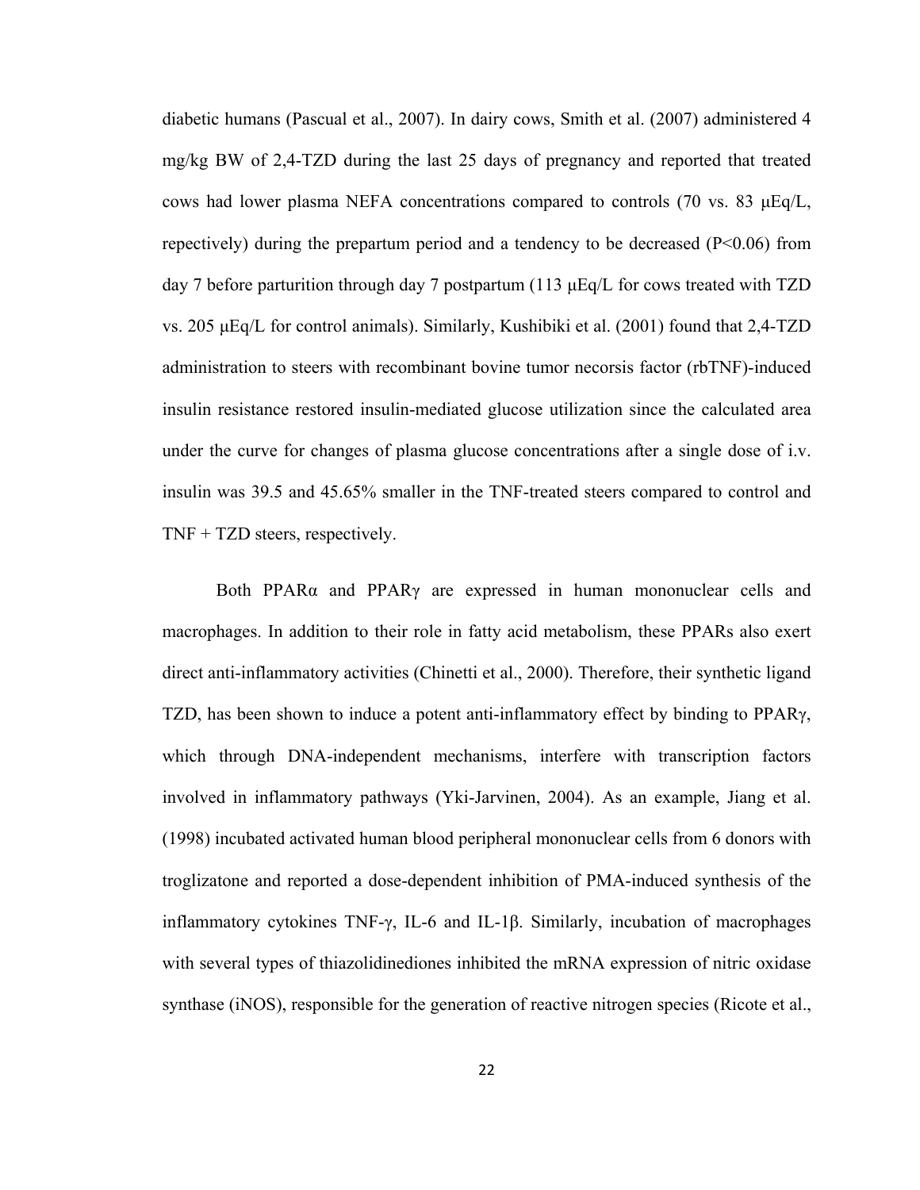diabetic humans (Pascual et al., 2007). In dairy cows, Smith et al. (2007) administered 4 mg/kg BW of 2,4-TZD during the last 25 days of pregnancy and reported that treated cows had lower plasma NEFA concentrations compared to controls (70 vs. 83 μEq/L, repectively) during the prepartum period and a tendency to be decreased ($P<0.06$) from day 7 before parturition through day 7 postpartum (113 μEq/L for cows treated with TZD vs. 205 μEq/L for control animals). Similarly, Kushibiki et al. (2001) found that 2,4-TZD administration to steers with recombinant bovine tumor necorsis factor (rbTNF)-induced insulin resistance restored insulin-mediated glucose utilization since the calculated area under the curve for changes of plasma glucose concentrations after a single dose of i.v. insulin was 39.5 and 45.65% smaller in the TNF-treated steers compared to control and TNF + TZD steers, respectively.

Both PPARα and PPARγ are expressed in human mononuclear cells and macrophages. In addition to their role in fatty acid metabolism, these PPARs also exert direct anti-inflammatory activities (Chinetti et al., 2000). Therefore, their synthetic ligand TZD, has been shown to induce a potent anti-inflammatory effect by binding to PPARγ, which through DNA-independent mechanisms, interfere with transcription factors involved in inflammatory pathways (Yki-Jarvinen, 2004). As an example, Jiang et al. (1998) incubated activated human blood peripheral mononuclear cells from 6 donors with troglizatone and reported a dose-dependent inhibition of PMA-induced synthesis of the inflammatory cytokines TNF-γ, IL-6 and IL-1β. Similarly, incubation of macrophages with several types of thiazolidinediones inhibited the mRNA expression of nitric oxidase synthase (iNOS), responsible for the generation of reactive nitrogen species (Ricote et al.,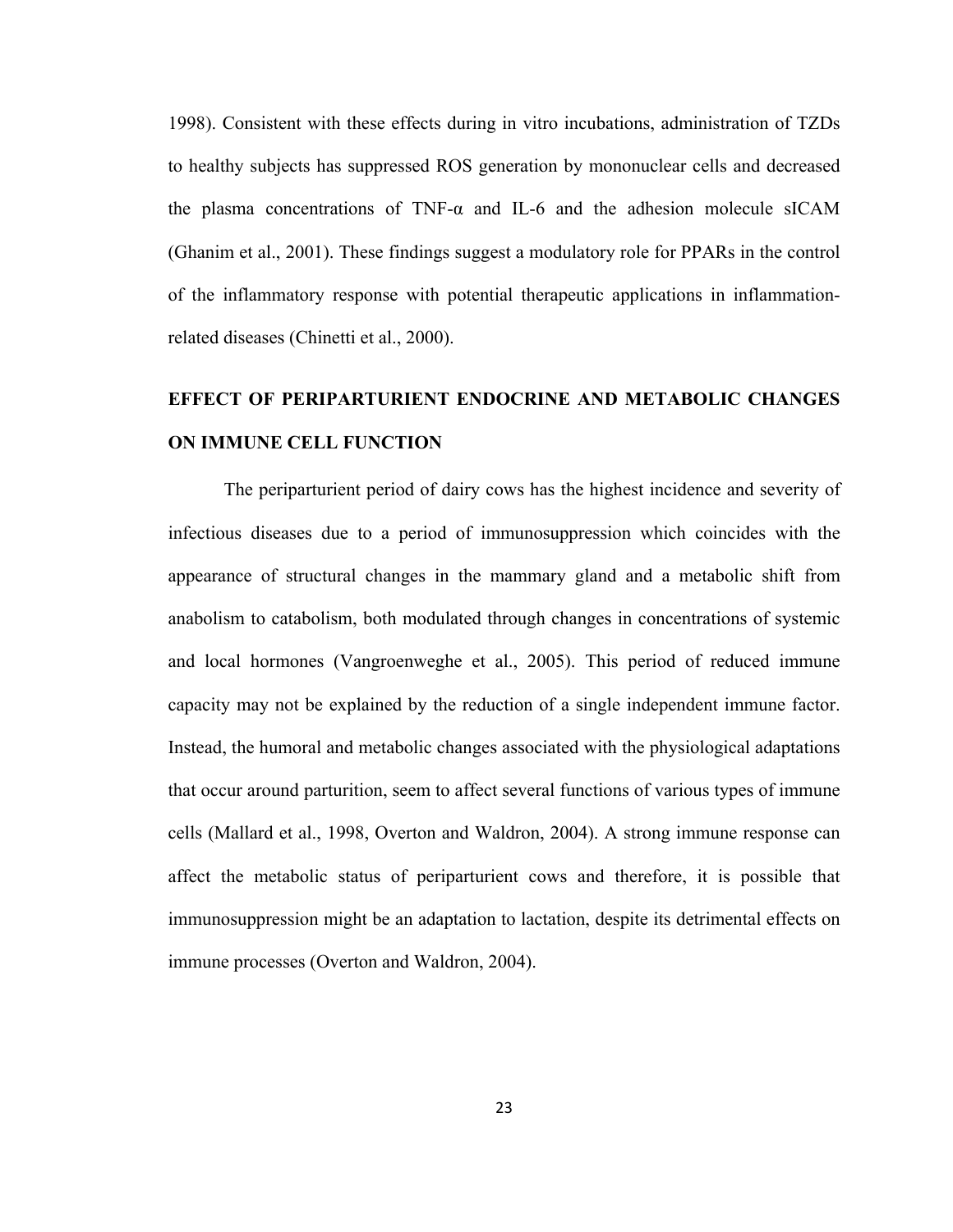1998). Consistent with these effects during in vitro incubations, administration of TZDs to healthy subjects has suppressed ROS generation by mononuclear cells and decreased the plasma concentrations of TNF-α and IL-6 and the adhesion molecule sICAM (Ghanim et al., 2001). These findings suggest a modulatory role for PPARs in the control of the inflammatory response with potential therapeutic applications in inflammation-related diseases (Chinetti et al., 2000).

## EFFECT OF PERIPARTURIENT ENDOCRINE AND METABOLIC CHANGES ON IMMUNE CELL FUNCTION

The periparturient period of dairy cows has the highest incidence and severity of infectious diseases due to a period of immunosuppression which coincides with the appearance of structural changes in the mammary gland and a metabolic shift from anabolism to catabolism, both modulated through changes in concentrations of systemic and local hormones (Vangroenweghe et al., 2005). This period of reduced immune capacity may not be explained by the reduction of a single independent immune factor. Instead, the humoral and metabolic changes associated with the physiological adaptations that occur around parturition, seem to affect several functions of various types of immune cells (Mallard et al., 1998, Overton and Waldron, 2004). A strong immune response can affect the metabolic status of periparturient cows and therefore, it is possible that immunosuppression might be an adaptation to lactation, despite its detrimental effects on immune processes (Overton and Waldron, 2004).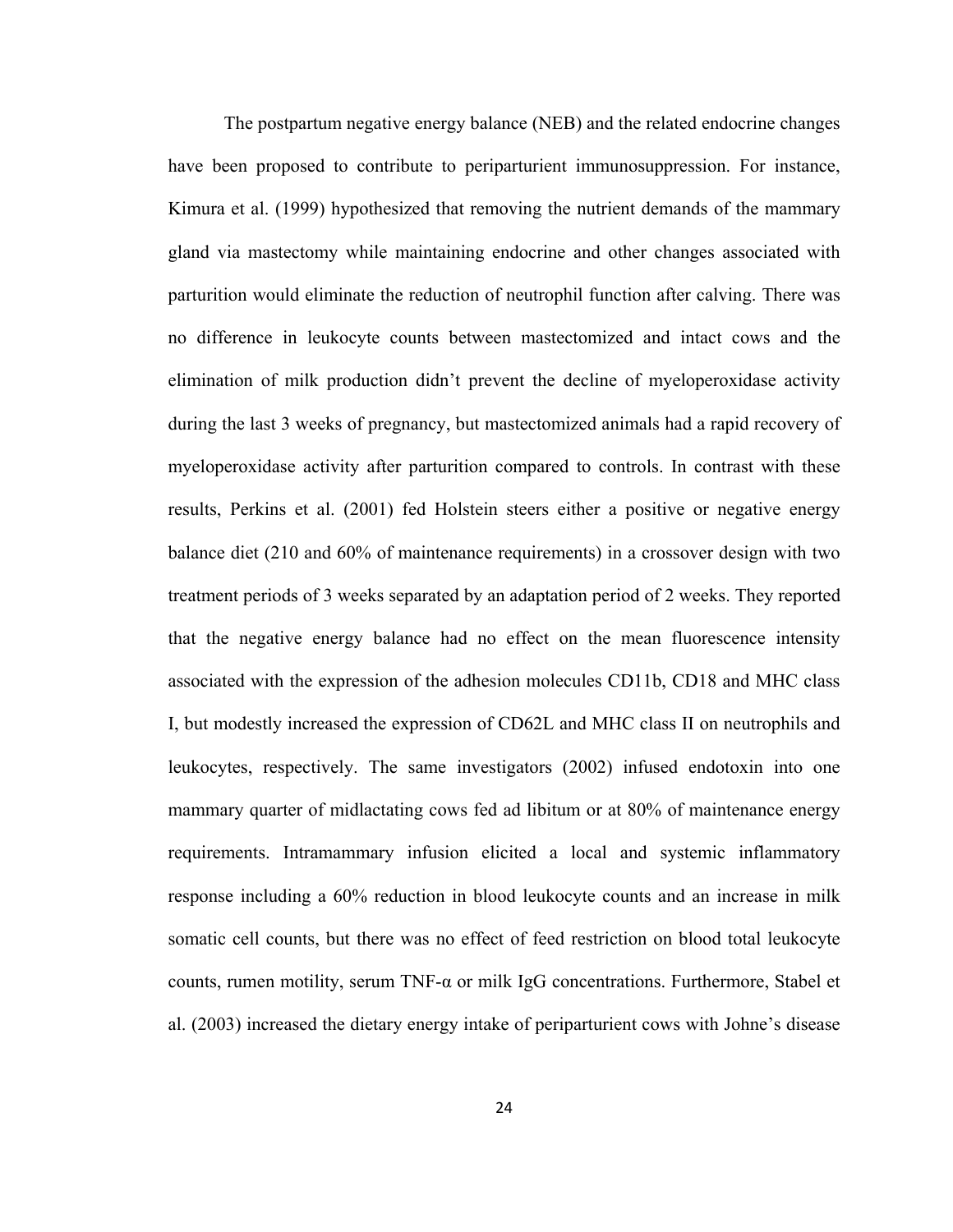The postpartum negative energy balance (NEB) and the related endocrine changes have been proposed to contribute to periparturient immunosuppression. For instance, Kimura et al. (1999) hypothesized that removing the nutrient demands of the mammary gland via mastectomy while maintaining endocrine and other changes associated with parturition would eliminate the reduction of neutrophil function after calving. There was no difference in leukocyte counts between mastectomized and intact cows and the elimination of milk production didn't prevent the decline of myeloperoxidase activity during the last 3 weeks of pregnancy, but mastectomized animals had a rapid recovery of myeloperoxidase activity after parturition compared to controls. In contrast with these results, Perkins et al. (2001) fed Holstein steers either a positive or negative energy balance diet (210 and 60% of maintenance requirements) in a crossover design with two treatment periods of 3 weeks separated by an adaptation period of 2 weeks. They reported that the negative energy balance had no effect on the mean fluorescence intensity associated with the expression of the adhesion molecules CD11b, CD18 and MHC class I, but modestly increased the expression of CD62L and MHC class II on neutrophils and leukocytes, respectively. The same investigators (2002) infused endotoxin into one mammary quarter of midlactating cows fed ad libitum or at 80% of maintenance energy requirements. Intramammary infusion elicited a local and systemic inflammatory response including a 60% reduction in blood leukocyte counts and an increase in milk somatic cell counts, but there was no effect of feed restriction on blood total leukocyte counts, rumen motility, serum TNF-α or milk IgG concentrations. Furthermore, Stabel et al. (2003) increased the dietary energy intake of periparturient cows with Johne's disease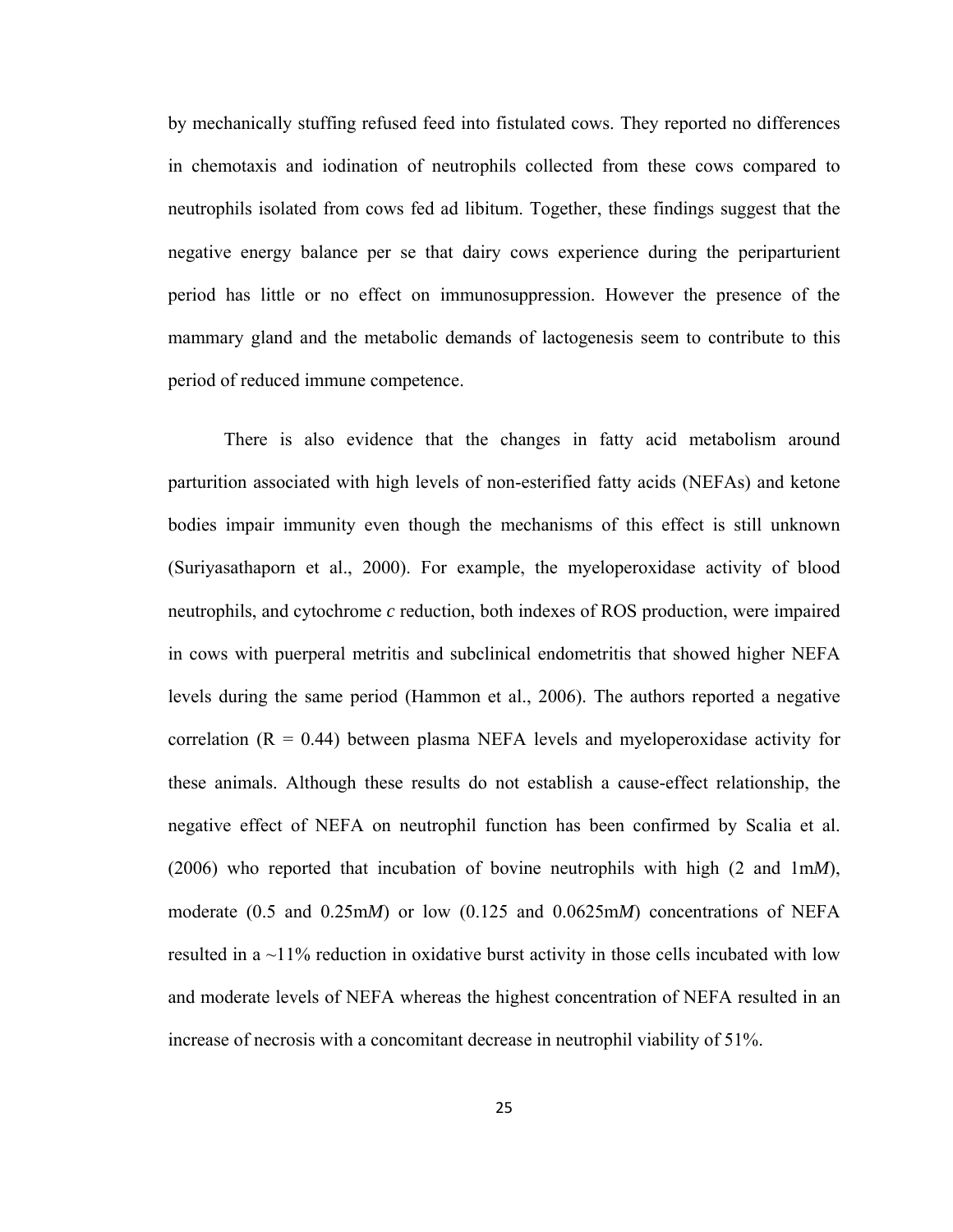by mechanically stuffing refused feed into fistulated cows. They reported no differences in chemotaxis and iodination of neutrophils collected from these cows compared to neutrophils isolated from cows fed ad libitum. Together, these findings suggest that the negative energy balance per se that dairy cows experience during the periparturient period has little or no effect on immunosuppression. However the presence of the mammary gland and the metabolic demands of lactogenesis seem to contribute to this period of reduced immune competence.

There is also evidence that the changes in fatty acid metabolism around parturition associated with high levels of non-esterified fatty acids (NEFAs) and ketone bodies impair immunity even though the mechanisms of this effect is still unknown (Suriyasathaporn et al., 2000). For example, the myeloperoxidase activity of blood neutrophils, and cytochrome *c* reduction, both indexes of ROS production, were impaired in cows with puerperal metritis and subclinical endometritis that showed higher NEFA levels during the same period (Hammon et al., 2006). The authors reported a negative correlation ($R = 0.44$) between plasma NEFA levels and myeloperoxidase activity for these animals. Although these results do not establish a cause-effect relationship, the negative effect of NEFA on neutrophil function has been confirmed by Scalia et al. (2006) who reported that incubation of bovine neutrophils with high (2 and 1m*M*), moderate (0.5 and 0.25m*M*) or low (0.125 and 0.0625m*M*) concentrations of NEFA resulted in a ~11% reduction in oxidative burst activity in those cells incubated with low and moderate levels of NEFA whereas the highest concentration of NEFA resulted in an increase of necrosis with a concomitant decrease in neutrophil viability of 51%.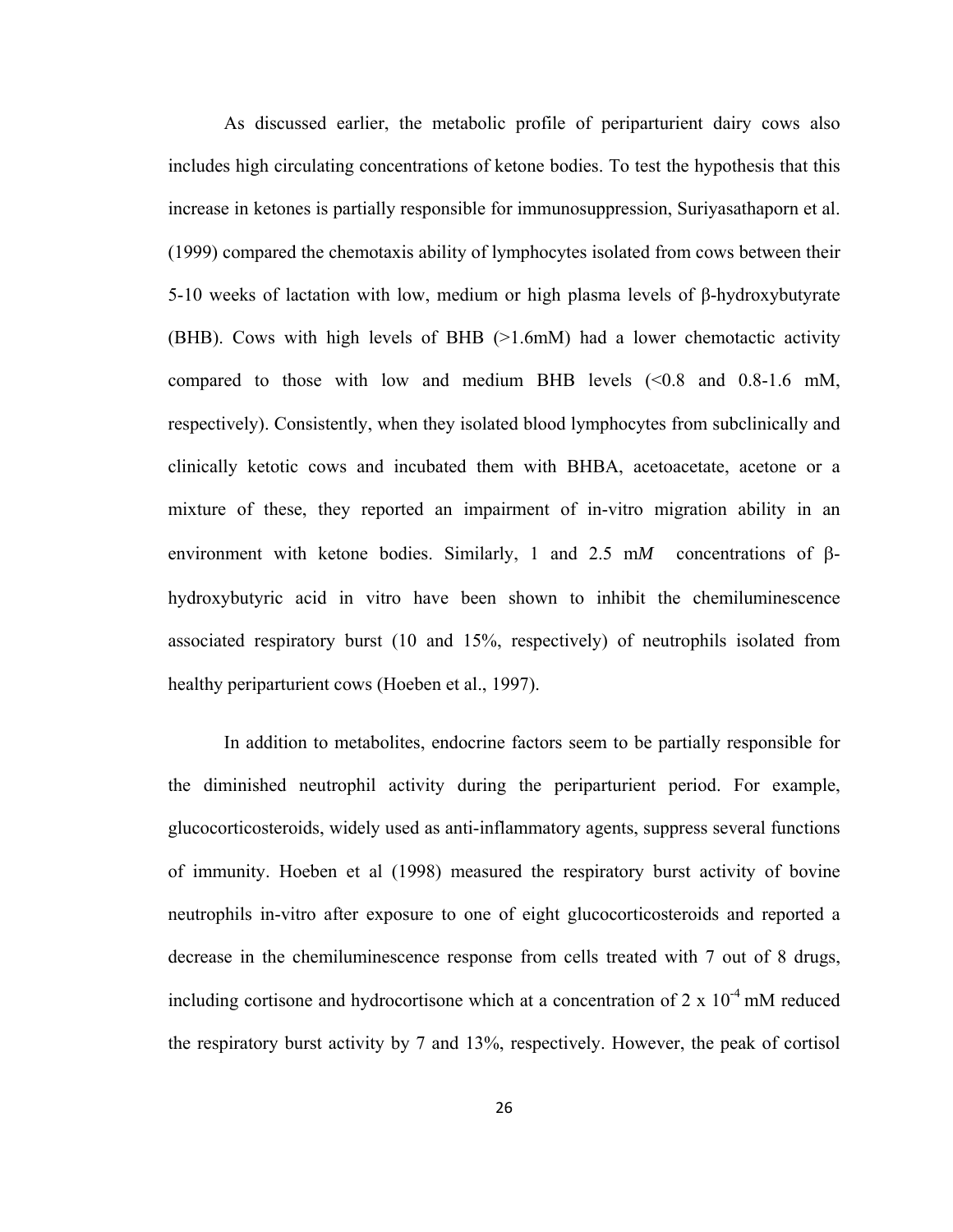As discussed earlier, the metabolic profile of periparturient dairy cows also includes high circulating concentrations of ketone bodies. To test the hypothesis that this increase in ketones is partially responsible for immunosuppression, Suriyasathaporn et al. (1999) compared the chemotaxis ability of lymphocytes isolated from cows between their 5-10 weeks of lactation with low, medium or high plasma levels of β-hydroxybutyrate (BHB). Cows with high levels of BHB (>1.6mM) had a lower chemotactic activity compared to those with low and medium BHB levels (<0.8 and 0.8-1.6 mM, respectively). Consistently, when they isolated blood lymphocytes from subclinically and clinically ketotic cows and incubated them with BHBA, acetoacetate, acetone or a mixture of these, they reported an impairment of in-vitro migration ability in an environment with ketone bodies. Similarly, 1 and 2.5 m*M* concentrations of β-hydroxybutyric acid in vitro have been shown to inhibit the chemiluminescence associated respiratory burst (10 and 15%, respectively) of neutrophils isolated from healthy periparturient cows (Hoeben et al., 1997).

In addition to metabolites, endocrine factors seem to be partially responsible for the diminished neutrophil activity during the periparturient period. For example, glucocorticosteroids, widely used as anti-inflammatory agents, suppress several functions of immunity. Hoeben et al (1998) measured the respiratory burst activity of bovine neutrophils in-vitro after exposure to one of eight glucocorticosteroids and reported a decrease in the chemiluminescence response from cells treated with 7 out of 8 drugs, including cortisone and hydrocortisone which at a concentration of $2 \times 10^{-4}$ mM reduced the respiratory burst activity by 7 and 13%, respectively. However, the peak of cortisol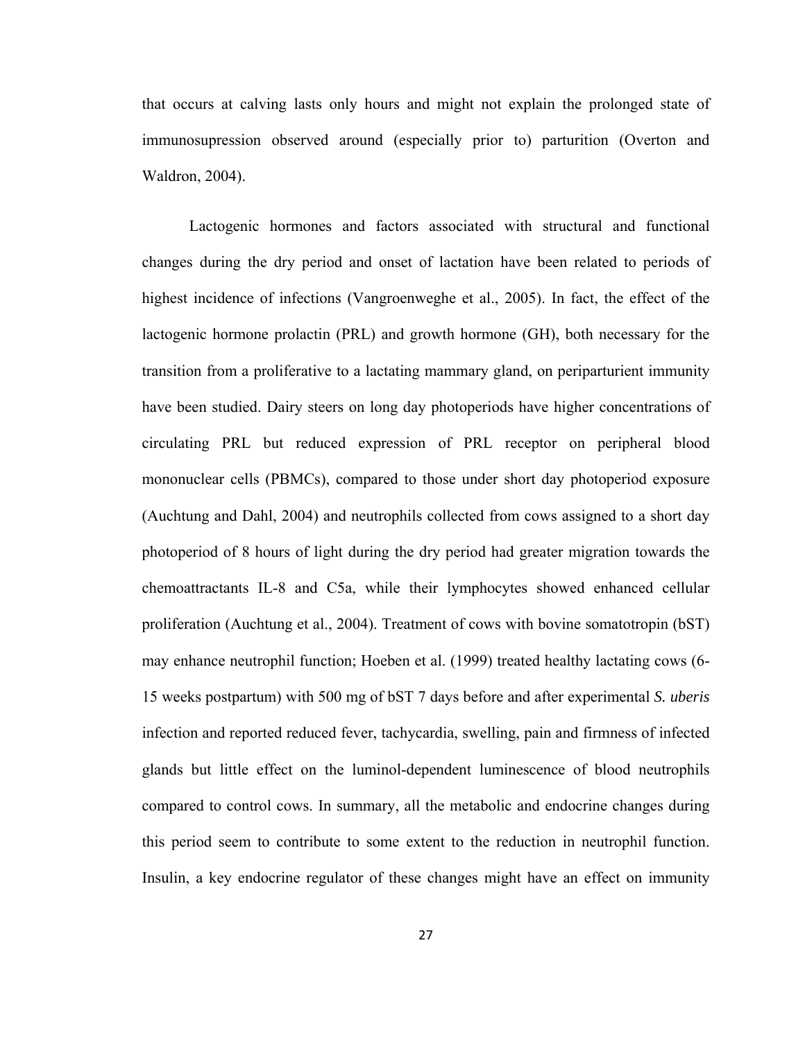that occurs at calving lasts only hours and might not explain the prolonged state of immunosupression observed around (especially prior to) parturition (Overton and Waldron, 2004).

Lactogenic hormones and factors associated with structural and functional changes during the dry period and onset of lactation have been related to periods of highest incidence of infections (Vangroenweghe et al., 2005). In fact, the effect of the lactogenic hormone prolactin (PRL) and growth hormone (GH), both necessary for the transition from a proliferative to a lactating mammary gland, on periparturient immunity have been studied. Dairy steers on long day photoperiods have higher concentrations of circulating PRL but reduced expression of PRL receptor on peripheral blood mononuclear cells (PBMCs), compared to those under short day photoperiod exposure (Auchtung and Dahl, 2004) and neutrophils collected from cows assigned to a short day photoperiod of 8 hours of light during the dry period had greater migration towards the chemoattractants IL-8 and C5a, while their lymphocytes showed enhanced cellular proliferation (Auchtung et al., 2004). Treatment of cows with bovine somatotropin (bST) may enhance neutrophil function; Hoeben et al. (1999) treated healthy lactating cows (6-15 weeks postpartum) with 500 mg of bST 7 days before and after experimental *S. uberis* infection and reported reduced fever, tachycardia, swelling, pain and firmness of infected glands but little effect on the luminol-dependent luminescence of blood neutrophils compared to control cows. In summary, all the metabolic and endocrine changes during this period seem to contribute to some extent to the reduction in neutrophil function. Insulin, a key endocrine regulator of these changes might have an effect on immunity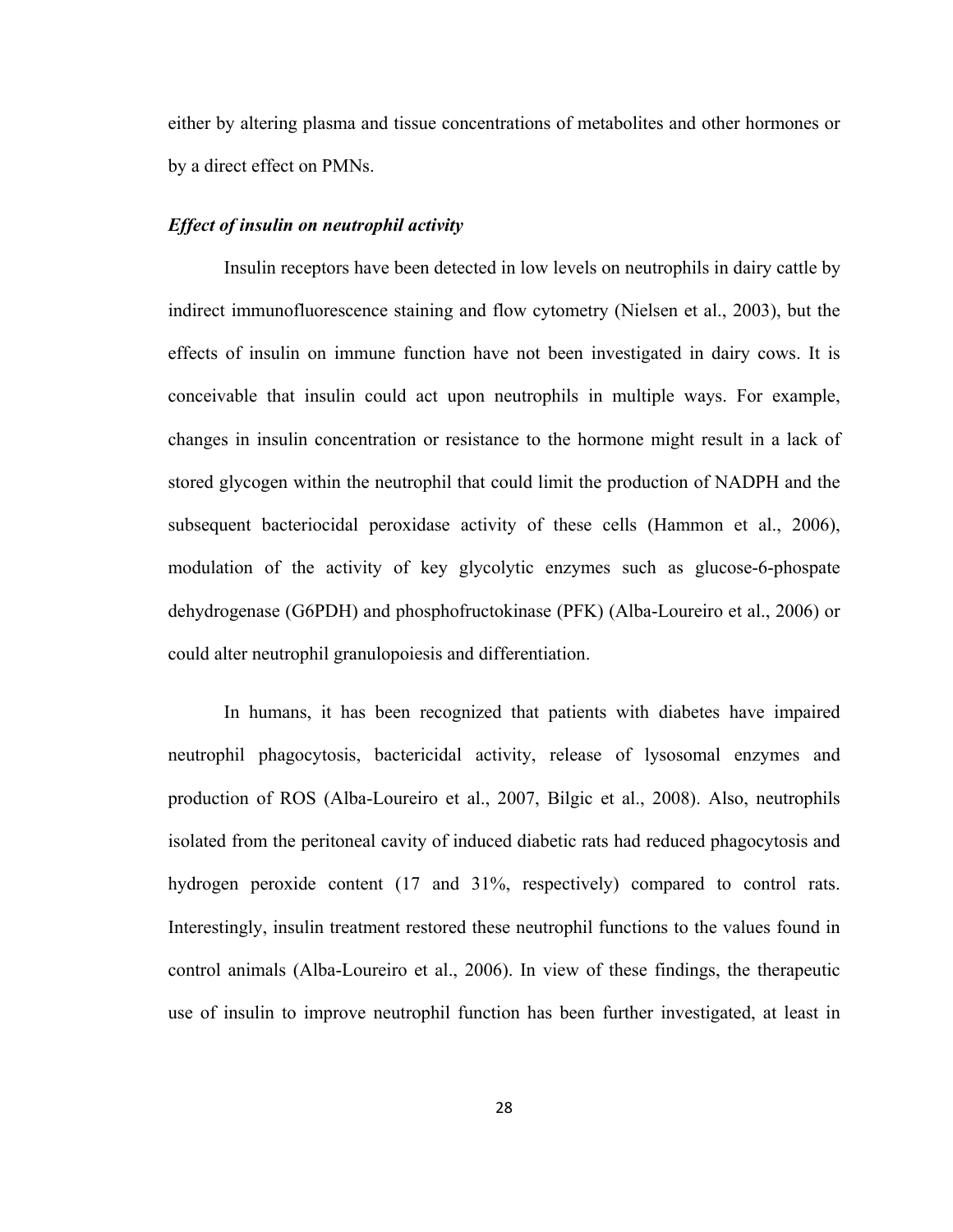either by altering plasma and tissue concentrations of metabolites and other hormones or by a direct effect on PMNs.

***Effect of insulin on neutrophil activity***

Insulin receptors have been detected in low levels on neutrophils in dairy cattle by indirect immunofluorescence staining and flow cytometry (Nielsen et al., 2003), but the effects of insulin on immune function have not been investigated in dairy cows. It is conceivable that insulin could act upon neutrophils in multiple ways. For example, changes in insulin concentration or resistance to the hormone might result in a lack of stored glycogen within the neutrophil that could limit the production of NADPH and the subsequent bacteriocidal peroxidase activity of these cells (Hammon et al., 2006), modulation of the activity of key glycolytic enzymes such as glucose-6-phospate dehydrogenase (G6PDH) and phosphofructokinase (PFK) (Alba-Loureiro et al., 2006) or could alter neutrophil granulopoiesis and differentiation.

In humans, it has been recognized that patients with diabetes have impaired neutrophil phagocytosis, bactericidal activity, release of lysosomal enzymes and production of ROS (Alba-Loureiro et al., 2007, Bilgic et al., 2008). Also, neutrophils isolated from the peritoneal cavity of induced diabetic rats had reduced phagocytosis and hydrogen peroxide content (17 and 31%, respectively) compared to control rats. Interestingly, insulin treatment restored these neutrophil functions to the values found in control animals (Alba-Loureiro et al., 2006). In view of these findings, the therapeutic use of insulin to improve neutrophil function has been further investigated, at least in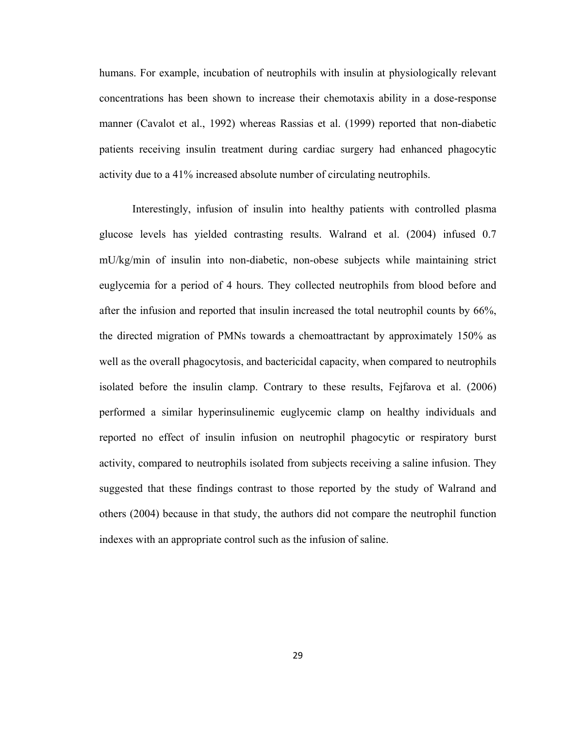humans. For example, incubation of neutrophils with insulin at physiologically relevant concentrations has been shown to increase their chemotaxis ability in a dose-response manner (Cavalot et al., 1992) whereas Rassias et al. (1999) reported that non-diabetic patients receiving insulin treatment during cardiac surgery had enhanced phagocytic activity due to a 41% increased absolute number of circulating neutrophils.

Interestingly, infusion of insulin into healthy patients with controlled plasma glucose levels has yielded contrasting results. Walrand et al. (2004) infused 0.7 mU/kg/min of insulin into non-diabetic, non-obese subjects while maintaining strict euglycemia for a period of 4 hours. They collected neutrophils from blood before and after the infusion and reported that insulin increased the total neutrophil counts by 66%, the directed migration of PMNs towards a chemoattractant by approximately 150% as well as the overall phagocytosis, and bactericidal capacity, when compared to neutrophils isolated before the insulin clamp. Contrary to these results, Fejfarova et al. (2006) performed a similar hyperinsulinemic euglycemic clamp on healthy individuals and reported no effect of insulin infusion on neutrophil phagocytic or respiratory burst activity, compared to neutrophils isolated from subjects receiving a saline infusion. They suggested that these findings contrast to those reported by the study of Walrand and others (2004) because in that study, the authors did not compare the neutrophil function indexes with an appropriate control such as the infusion of saline.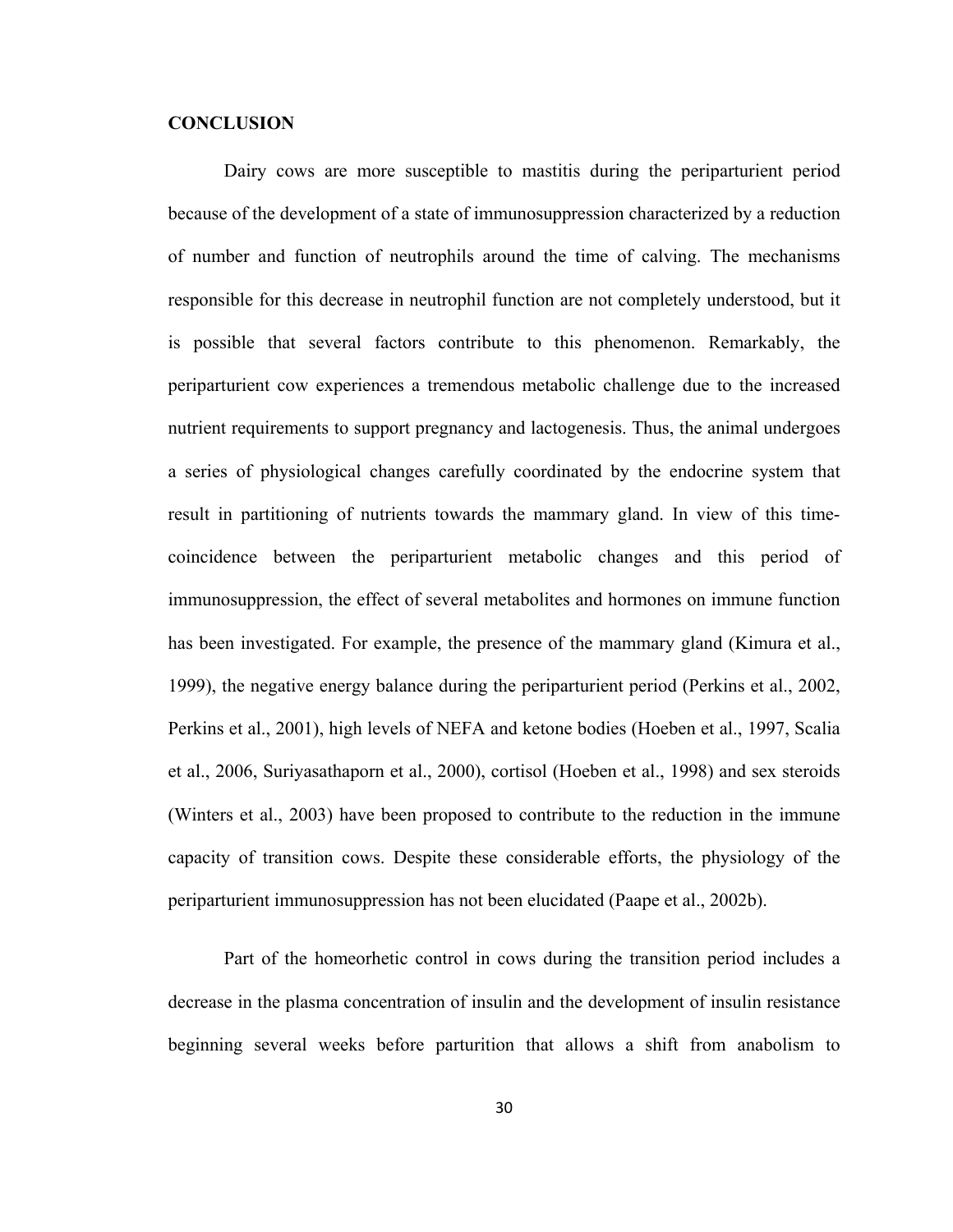## CONCLUSION

Dairy cows are more susceptible to mastitis during the periparturient period because of the development of a state of immunosuppression characterized by a reduction of number and function of neutrophils around the time of calving. The mechanisms responsible for this decrease in neutrophil function are not completely understood, but it is possible that several factors contribute to this phenomenon. Remarkably, the periparturient cow experiences a tremendous metabolic challenge due to the increased nutrient requirements to support pregnancy and lactogenesis. Thus, the animal undergoes a series of physiological changes carefully coordinated by the endocrine system that result in partitioning of nutrients towards the mammary gland. In view of this time-coincidence between the periparturient metabolic changes and this period of immunosuppression, the effect of several metabolites and hormones on immune function has been investigated. For example, the presence of the mammary gland (Kimura et al., 1999), the negative energy balance during the periparturient period (Perkins et al., 2002, Perkins et al., 2001), high levels of NEFA and ketone bodies (Hoeben et al., 1997, Scalia et al., 2006, Suriyasathaporn et al., 2000), cortisol (Hoeben et al., 1998) and sex steroids (Winters et al., 2003) have been proposed to contribute to the reduction in the immune capacity of transition cows. Despite these considerable efforts, the physiology of the periparturient immunosuppression has not been elucidated (Paape et al., 2002b).

Part of the homeorhetic control in cows during the transition period includes a decrease in the plasma concentration of insulin and the development of insulin resistance beginning several weeks before parturition that allows a shift from anabolism to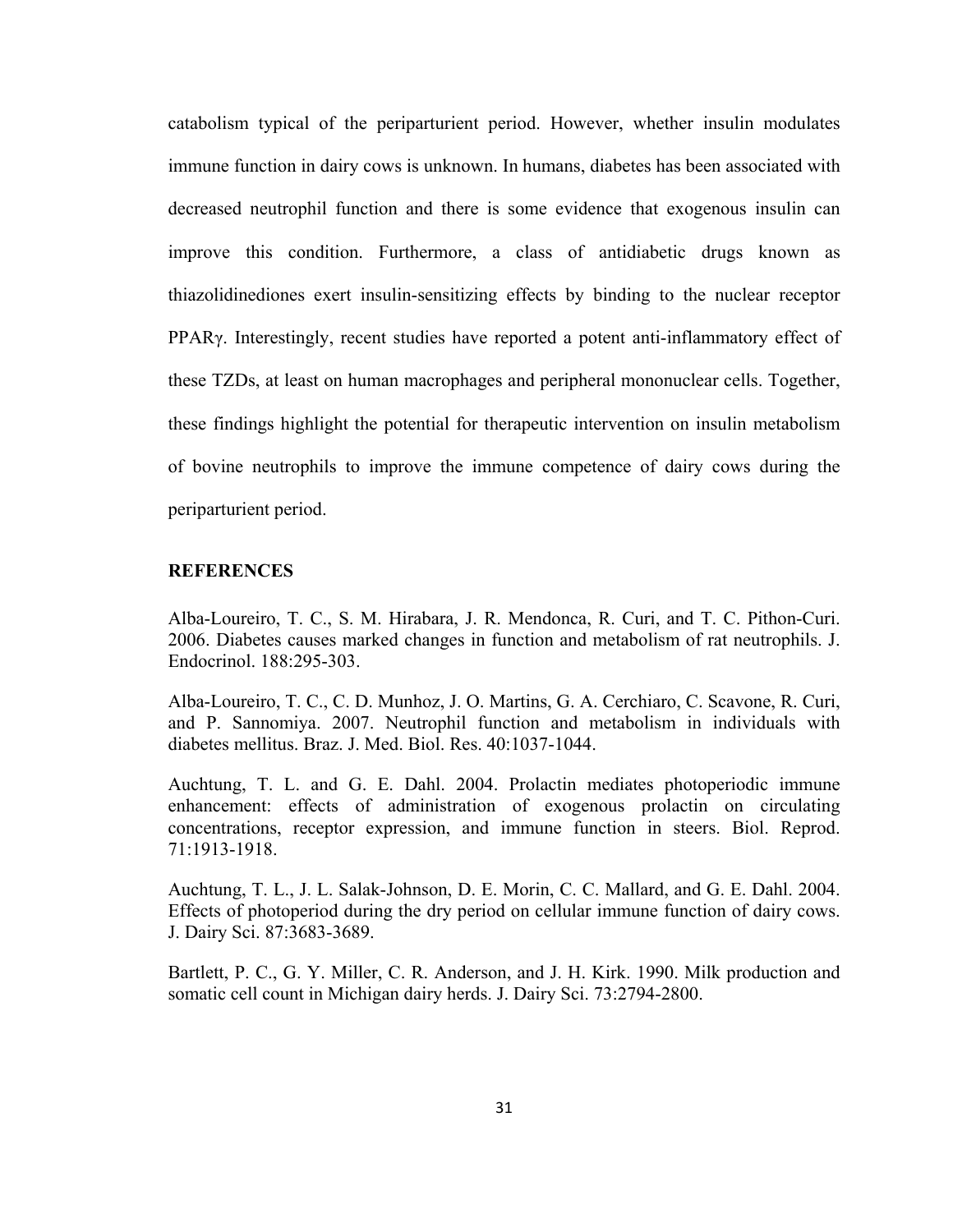catabolism typical of the periparturient period. However, whether insulin modulates immune function in dairy cows is unknown. In humans, diabetes has been associated with decreased neutrophil function and there is some evidence that exogenous insulin can improve this condition. Furthermore, a class of antidiabetic drugs known as thiazolidinediones exert insulin-sensitizing effects by binding to the nuclear receptor PPARγ. Interestingly, recent studies have reported a potent anti-inflammatory effect of these TZDs, at least on human macrophages and peripheral mononuclear cells. Together, these findings highlight the potential for therapeutic intervention on insulin metabolism of bovine neutrophils to improve the immune competence of dairy cows during the periparturient period.

## REFERENCES

Alba-Loureiro, T. C., S. M. Hirabara, J. R. Mendonca, R. Curi, and T. C. Pithon-Curi. 2006. Diabetes causes marked changes in function and metabolism of rat neutrophils. J. Endocrinol. 188:295-303.

Alba-Loureiro, T. C., C. D. Munhoz, J. O. Martins, G. A. Cerchiaro, C. Scavone, R. Curi, and P. Sannomiya. 2007. Neutrophil function and metabolism in individuals with diabetes mellitus. Braz. J. Med. Biol. Res. 40:1037-1044.

Auchtung, T. L. and G. E. Dahl. 2004. Prolactin mediates photoperiodic immune enhancement: effects of administration of exogenous prolactin on circulating concentrations, receptor expression, and immune function in steers. Biol. Reprod. 71:1913-1918.

Auchtung, T. L., J. L. Salak-Johnson, D. E. Morin, C. C. Mallard, and G. E. Dahl. 2004. Effects of photoperiod during the dry period on cellular immune function of dairy cows. J. Dairy Sci. 87:3683-3689.

Bartlett, P. C., G. Y. Miller, C. R. Anderson, and J. H. Kirk. 1990. Milk production and somatic cell count in Michigan dairy herds. J. Dairy Sci. 73:2794-2800.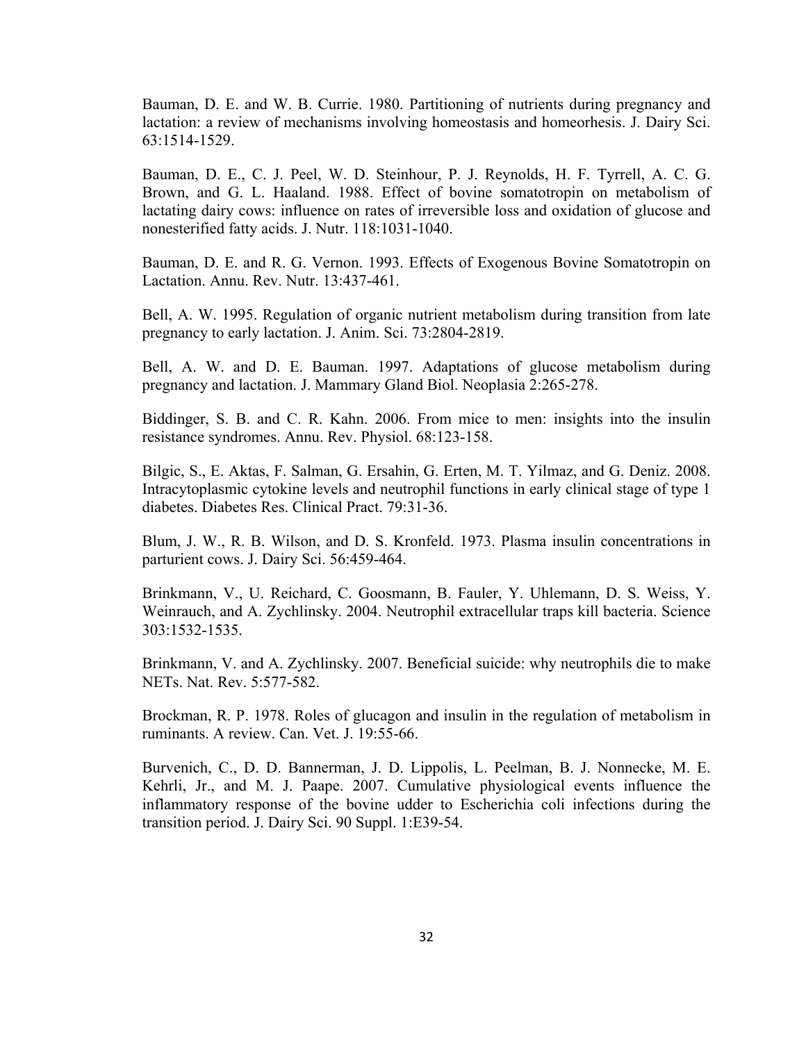Bauman, D. E. and W. B. Currie. 1980. Partitioning of nutrients during pregnancy and lactation: a review of mechanisms involving homeostasis and homeorhesis. J. Dairy Sci. 63:1514-1529.

Bauman, D. E., C. J. Peel, W. D. Steinhour, P. J. Reynolds, H. F. Tyrrell, A. C. G. Brown, and G. L. Haaland. 1988. Effect of bovine somatotropin on metabolism of lactating dairy cows: influence on rates of irreversible loss and oxidation of glucose and nonesterified fatty acids. J. Nutr. 118:1031-1040.

Bauman, D. E. and R. G. Vernon. 1993. Effects of Exogenous Bovine Somatotropin on Lactation. Annu. Rev. Nutr. 13:437-461.

Bell, A. W. 1995. Regulation of organic nutrient metabolism during transition from late pregnancy to early lactation. J. Anim. Sci. 73:2804-2819.

Bell, A. W. and D. E. Bauman. 1997. Adaptations of glucose metabolism during pregnancy and lactation. J. Mammary Gland Biol. Neoplasia 2:265-278.

Biddinger, S. B. and C. R. Kahn. 2006. From mice to men: insights into the insulin resistance syndromes. Annu. Rev. Physiol. 68:123-158.

Bilgic, S., E. Aktas, F. Salman, G. Ersahin, G. Erten, M. T. Yilmaz, and G. Deniz. 2008. Intracytoplasmic cytokine levels and neutrophil functions in early clinical stage of type 1 diabetes. Diabetes Res. Clinical Pract. 79:31-36.

Blum, J. W., R. B. Wilson, and D. S. Kronfeld. 1973. Plasma insulin concentrations in parturient cows. J. Dairy Sci. 56:459-464.

Brinkmann, V., U. Reichard, C. Goosmann, B. Fauler, Y. Uhlemann, D. S. Weiss, Y. Weinrauch, and A. Zychlinsky. 2004. Neutrophil extracellular traps kill bacteria. Science 303:1532-1535.

Brinkmann, V. and A. Zychlinsky. 2007. Beneficial suicide: why neutrophils die to make NETs. Nat. Rev. 5:577-582.

Brockman, R. P. 1978. Roles of glucagon and insulin in the regulation of metabolism in ruminants. A review. Can. Vet. J. 19:55-66.

Burvenich, C., D. D. Bannerman, J. D. Lippolis, L. Peelman, B. J. Nonnecke, M. E. Kehrli, Jr., and M. J. Paape. 2007. Cumulative physiological events influence the inflammatory response of the bovine udder to Escherichia coli infections during the transition period. J. Dairy Sci. 90 Suppl. 1:E39-54.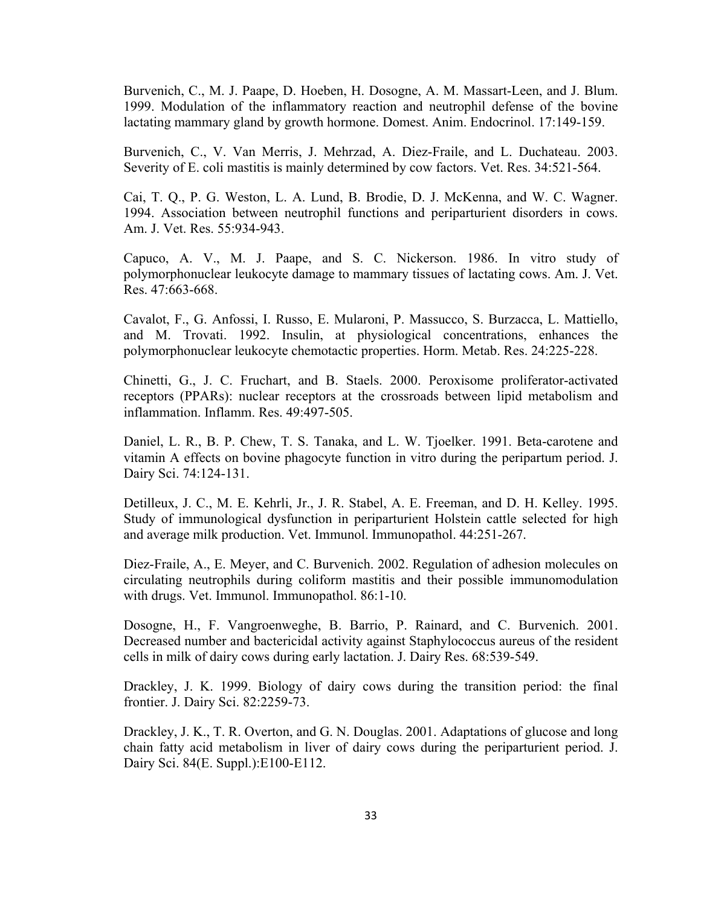Burvenich, C., M. J. Paape, D. Hoeben, H. Dosogne, A. M. Massart-Leen, and J. Blum. 1999. Modulation of the inflammatory reaction and neutrophil defense of the bovine lactating mammary gland by growth hormone. Domest. Anim. Endocrinol. 17:149-159.

Burvenich, C., V. Van Merris, J. Mehrzad, A. Diez-Fraile, and L. Duchateau. 2003. Severity of E. coli mastitis is mainly determined by cow factors. Vet. Res. 34:521-564.

Cai, T. Q., P. G. Weston, L. A. Lund, B. Brodie, D. J. McKenna, and W. C. Wagner. 1994. Association between neutrophil functions and periparturient disorders in cows. Am. J. Vet. Res. 55:934-943.

Capuco, A. V., M. J. Paape, and S. C. Nickerson. 1986. In vitro study of polymorphonuclear leukocyte damage to mammary tissues of lactating cows. Am. J. Vet. Res. 47:663-668.

Cavalot, F., G. Anfossi, I. Russo, E. Mularoni, P. Massucco, S. Burzacca, L. Mattiello, and M. Trovati. 1992. Insulin, at physiological concentrations, enhances the polymorphonuclear leukocyte chemotactic properties. Horm. Metab. Res. 24:225-228.

Chinetti, G., J. C. Fruchart, and B. Staels. 2000. Peroxisome proliferator-activated receptors (PPARs): nuclear receptors at the crossroads between lipid metabolism and inflammation. Inflamm. Res. 49:497-505.

Daniel, L. R., B. P. Chew, T. S. Tanaka, and L. W. Tjoelker. 1991. Beta-carotene and vitamin A effects on bovine phagocyte function in vitro during the peripartum period. J. Dairy Sci. 74:124-131.

Detilleux, J. C., M. E. Kehrli, Jr., J. R. Stabel, A. E. Freeman, and D. H. Kelley. 1995. Study of immunological dysfunction in periparturient Holstein cattle selected for high and average milk production. Vet. Immunol. Immunopathol. 44:251-267.

Diez-Fraile, A., E. Meyer, and C. Burvenich. 2002. Regulation of adhesion molecules on circulating neutrophils during coliform mastitis and their possible immunomodulation with drugs. Vet. Immunol. Immunopathol. 86:1-10.

Dosogne, H., F. Vangroenweghe, B. Barrio, P. Rainard, and C. Burvenich. 2001. Decreased number and bactericidal activity against Staphylococcus aureus of the resident cells in milk of dairy cows during early lactation. J. Dairy Res. 68:539-549.

Drackley, J. K. 1999. Biology of dairy cows during the transition period: the final frontier. J. Dairy Sci. 82:2259-73.

Drackley, J. K., T. R. Overton, and G. N. Douglas. 2001. Adaptations of glucose and long chain fatty acid metabolism in liver of dairy cows during the periparturient period. J. Dairy Sci. 84(E. Suppl.):E100-E112.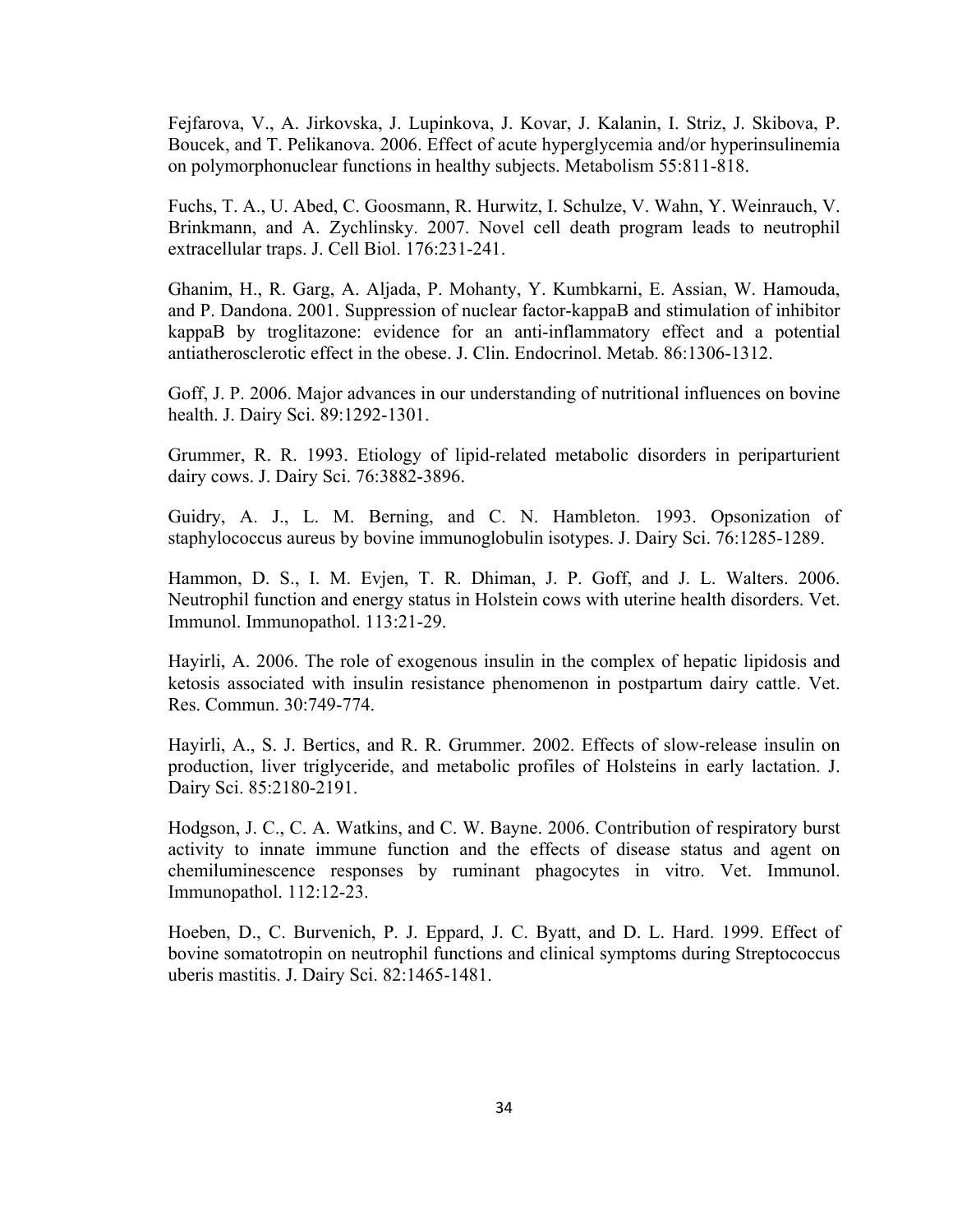Fejfarova, V., A. Jirkovska, J. Lupinkova, J. Kovar, J. Kalanin, I. Striz, J. Skibova, P. Boucek, and T. Pelikanova. 2006. Effect of acute hyperglycemia and/or hyperinsulinemia on polymorphonuclear functions in healthy subjects. Metabolism 55:811-818.

Fuchs, T. A., U. Abed, C. Goosmann, R. Hurwitz, I. Schulze, V. Wahn, Y. Weinrauch, V. Brinkmann, and A. Zychlinsky. 2007. Novel cell death program leads to neutrophil extracellular traps. J. Cell Biol. 176:231-241.

Ghanim, H., R. Garg, A. Aljada, P. Mohanty, Y. Kumbkarni, E. Assian, W. Hamouda, and P. Dandona. 2001. Suppression of nuclear factor-kappaB and stimulation of inhibitor kappaB by troglitazone: evidence for an anti-inflammatory effect and a potential antiatherosclerotic effect in the obese. J. Clin. Endocrinol. Metab. 86:1306-1312.

Goff, J. P. 2006. Major advances in our understanding of nutritional influences on bovine health. J. Dairy Sci. 89:1292-1301.

Grummer, R. R. 1993. Etiology of lipid-related metabolic disorders in periparturient dairy cows. J. Dairy Sci. 76:3882-3896.

Guidry, A. J., L. M. Berning, and C. N. Hambleton. 1993. Opsonization of staphylococcus aureus by bovine immunoglobulin isotypes. J. Dairy Sci. 76:1285-1289.

Hammon, D. S., I. M. Evjen, T. R. Dhiman, J. P. Goff, and J. L. Walters. 2006. Neutrophil function and energy status in Holstein cows with uterine health disorders. Vet. Immunol. Immunopathol. 113:21-29.

Hayirli, A. 2006. The role of exogenous insulin in the complex of hepatic lipidosis and ketosis associated with insulin resistance phenomenon in postpartum dairy cattle. Vet. Res. Commun. 30:749-774.

Hayirli, A., S. J. Bertics, and R. R. Grummer. 2002. Effects of slow-release insulin on production, liver triglyceride, and metabolic profiles of Holsteins in early lactation. J. Dairy Sci. 85:2180-2191.

Hodgson, J. C., C. A. Watkins, and C. W. Bayne. 2006. Contribution of respiratory burst activity to innate immune function and the effects of disease status and agent on chemiluminescence responses by ruminant phagocytes in vitro. Vet. Immunol. Immunopathol. 112:12-23.

Hoeben, D., C. Burvenich, P. J. Eppard, J. C. Byatt, and D. L. Hard. 1999. Effect of bovine somatotropin on neutrophil functions and clinical symptoms during Streptococcus uberis mastitis. J. Dairy Sci. 82:1465-1481.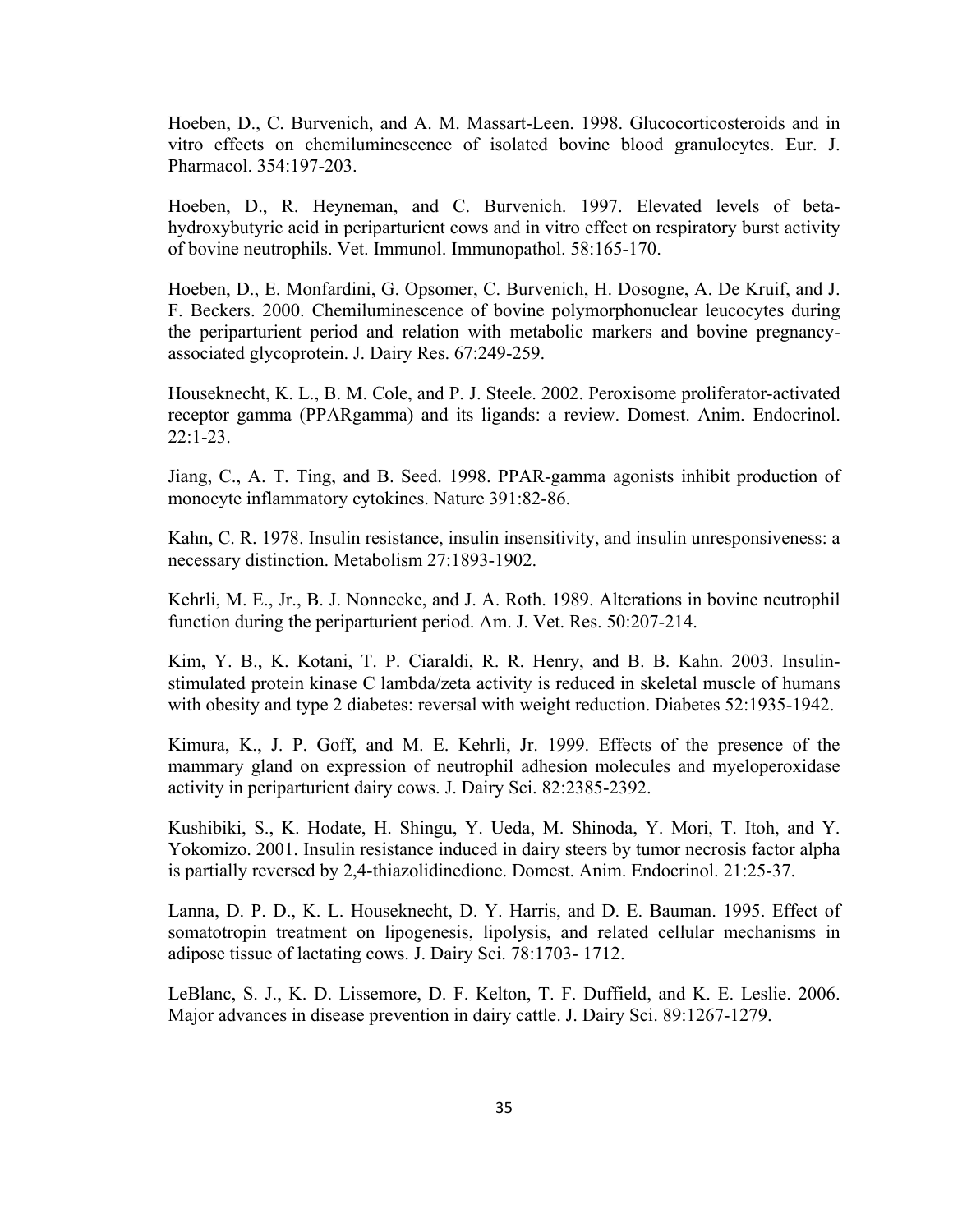Hoeben, D., C. Burvenich, and A. M. Massart-Leen. 1998. Glucocorticosteroids and in vitro effects on chemiluminescence of isolated bovine blood granulocytes. Eur. J. Pharmacol. 354:197-203.

Hoeben, D., R. Heyneman, and C. Burvenich. 1997. Elevated levels of beta-hydroxybutyric acid in periparturient cows and in vitro effect on respiratory burst activity of bovine neutrophils. Vet. Immunol. Immunopathol. 58:165-170.

Hoeben, D., E. Monfardini, G. Opsomer, C. Burvenich, H. Dosogne, A. De Kruif, and J. F. Beckers. 2000. Chemiluminescence of bovine polymorphonuclear leucocytes during the periparturient period and relation with metabolic markers and bovine pregnancy-associated glycoprotein. J. Dairy Res. 67:249-259.

Houseknecht, K. L., B. M. Cole, and P. J. Steele. 2002. Peroxisome proliferator-activated receptor gamma (PPARgamma) and its ligands: a review. Domest. Anim. Endocrinol. 22:1-23.

Jiang, C., A. T. Ting, and B. Seed. 1998. PPAR-gamma agonists inhibit production of monocyte inflammatory cytokines. Nature 391:82-86.

Kahn, C. R. 1978. Insulin resistance, insulin insensitivity, and insulin unresponsiveness: a necessary distinction. Metabolism 27:1893-1902.

Kehrli, M. E., Jr., B. J. Nonnecke, and J. A. Roth. 1989. Alterations in bovine neutrophil function during the periparturient period. Am. J. Vet. Res. 50:207-214.

Kim, Y. B., K. Kotani, T. P. Ciaraldi, R. R. Henry, and B. B. Kahn. 2003. Insulin-stimulated protein kinase C lambda/zeta activity is reduced in skeletal muscle of humans with obesity and type 2 diabetes: reversal with weight reduction. Diabetes 52:1935-1942.

Kimura, K., J. P. Goff, and M. E. Kehrli, Jr. 1999. Effects of the presence of the mammary gland on expression of neutrophil adhesion molecules and myeloperoxidase activity in periparturient dairy cows. J. Dairy Sci. 82:2385-2392.

Kushibiki, S., K. Hodate, H. Shingu, Y. Ueda, M. Shinoda, Y. Mori, T. Itoh, and Y. Yokomizo. 2001. Insulin resistance induced in dairy steers by tumor necrosis factor alpha is partially reversed by 2,4-thiazolidinedione. Domest. Anim. Endocrinol. 21:25-37.

Lanna, D. P. D., K. L. Houseknecht, D. Y. Harris, and D. E. Bauman. 1995. Effect of somatotropin treatment on lipogenesis, lipolysis, and related cellular mechanisms in adipose tissue of lactating cows. J. Dairy Sci. 78:1703- 1712.

LeBlanc, S. J., K. D. Lissemore, D. F. Kelton, T. F. Duffield, and K. E. Leslie. 2006. Major advances in disease prevention in dairy cattle. J. Dairy Sci. 89:1267-1279.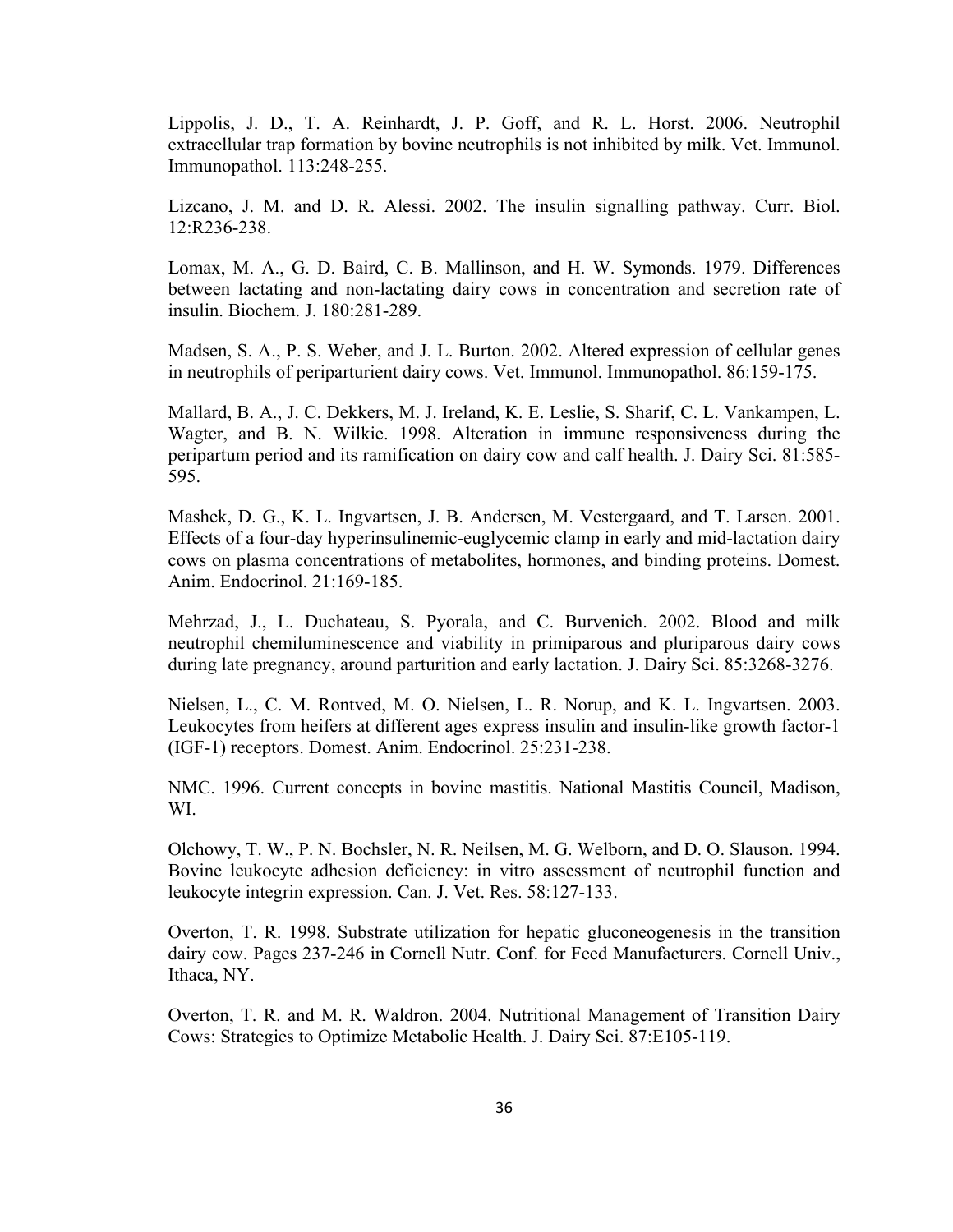Lippolis, J. D., T. A. Reinhardt, J. P. Goff, and R. L. Horst. 2006. Neutrophil extracellular trap formation by bovine neutrophils is not inhibited by milk. Vet. Immunol. Immunopathol. 113:248-255.

Lizcano, J. M. and D. R. Alessi. 2002. The insulin signalling pathway. Curr. Biol. 12:R236-238.

Lomax, M. A., G. D. Baird, C. B. Mallinson, and H. W. Symonds. 1979. Differences between lactating and non-lactating dairy cows in concentration and secretion rate of insulin. Biochem. J. 180:281-289.

Madsen, S. A., P. S. Weber, and J. L. Burton. 2002. Altered expression of cellular genes in neutrophils of periparturient dairy cows. Vet. Immunol. Immunopathol. 86:159-175.

Mallard, B. A., J. C. Dekkers, M. J. Ireland, K. E. Leslie, S. Sharif, C. L. Vankampen, L. Wagter, and B. N. Wilkie. 1998. Alteration in immune responsiveness during the peripartum period and its ramification on dairy cow and calf health. J. Dairy Sci. 81:585-595.

Mashek, D. G., K. L. Ingvartsen, J. B. Andersen, M. Vestergaard, and T. Larsen. 2001. Effects of a four-day hyperinsulinemic-euglycemic clamp in early and mid-lactation dairy cows on plasma concentrations of metabolites, hormones, and binding proteins. Domest. Anim. Endocrinol. 21:169-185.

Mehrzad, J., L. Duchateau, S. Pyorala, and C. Burvenich. 2002. Blood and milk neutrophil chemiluminescence and viability in primiparous and pluriparous dairy cows during late pregnancy, around parturition and early lactation. J. Dairy Sci. 85:3268-3276.

Nielsen, L., C. M. Rontved, M. O. Nielsen, L. R. Norup, and K. L. Ingvartsen. 2003. Leukocytes from heifers at different ages express insulin and insulin-like growth factor-1 (IGF-1) receptors. Domest. Anim. Endocrinol. 25:231-238.

NMC. 1996. Current concepts in bovine mastitis. National Mastitis Council, Madison, WI.

Olchowy, T. W., P. N. Bochsler, N. R. Neilsen, M. G. Welborn, and D. O. Slauson. 1994. Bovine leukocyte adhesion deficiency: in vitro assessment of neutrophil function and leukocyte integrin expression. Can. J. Vet. Res. 58:127-133.

Overton, T. R. 1998. Substrate utilization for hepatic gluconeogenesis in the transition dairy cow. Pages 237-246 in Cornell Nutr. Conf. for Feed Manufacturers. Cornell Univ., Ithaca, NY.

Overton, T. R. and M. R. Waldron. 2004. Nutritional Management of Transition Dairy Cows: Strategies to Optimize Metabolic Health. J. Dairy Sci. 87:E105-119.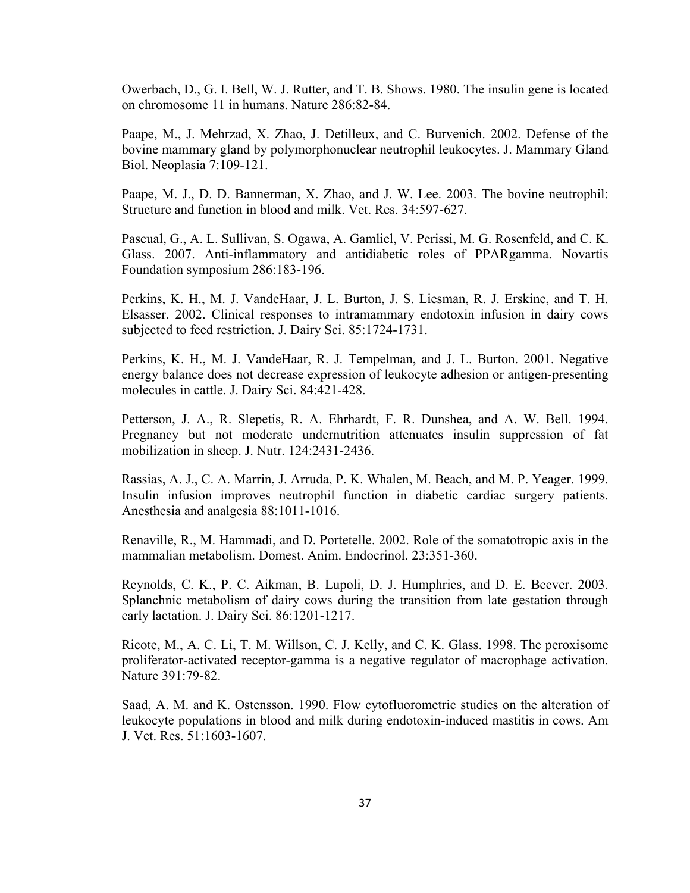Owerbach, D., G. I. Bell, W. J. Rutter, and T. B. Shows. 1980. The insulin gene is located on chromosome 11 in humans. Nature 286:82-84.

Paape, M., J. Mehrzad, X. Zhao, J. Detilleux, and C. Burvenich. 2002. Defense of the bovine mammary gland by polymorphonuclear neutrophil leukocytes. J. Mammary Gland Biol. Neoplasia 7:109-121.

Paape, M. J., D. D. Bannerman, X. Zhao, and J. W. Lee. 2003. The bovine neutrophil: Structure and function in blood and milk. Vet. Res. 34:597-627.

Pascual, G., A. L. Sullivan, S. Ogawa, A. Gamliel, V. Perissi, M. G. Rosenfeld, and C. K. Glass. 2007. Anti-inflammatory and antidiabetic roles of PPARgamma. Novartis Foundation symposium 286:183-196.

Perkins, K. H., M. J. VandeHaar, J. L. Burton, J. S. Liesman, R. J. Erskine, and T. H. Elsasser. 2002. Clinical responses to intramammary endotoxin infusion in dairy cows subjected to feed restriction. J. Dairy Sci. 85:1724-1731.

Perkins, K. H., M. J. VandeHaar, R. J. Tempelman, and J. L. Burton. 2001. Negative energy balance does not decrease expression of leukocyte adhesion or antigen-presenting molecules in cattle. J. Dairy Sci. 84:421-428.

Petterson, J. A., R. Slepetis, R. A. Ehrhardt, F. R. Dunshea, and A. W. Bell. 1994. Pregnancy but not moderate undernutrition attenuates insulin suppression of fat mobilization in sheep. J. Nutr. 124:2431-2436.

Rassias, A. J., C. A. Marrin, J. Arruda, P. K. Whalen, M. Beach, and M. P. Yeager. 1999. Insulin infusion improves neutrophil function in diabetic cardiac surgery patients. Anesthesia and analgesia 88:1011-1016.

Renaville, R., M. Hammadi, and D. Portetelle. 2002. Role of the somatotropic axis in the mammalian metabolism. Domest. Anim. Endocrinol. 23:351-360.

Reynolds, C. K., P. C. Aikman, B. Lupoli, D. J. Humphries, and D. E. Beever. 2003. Splanchnic metabolism of dairy cows during the transition from late gestation through early lactation. J. Dairy Sci. 86:1201-1217.

Ricote, M., A. C. Li, T. M. Willson, C. J. Kelly, and C. K. Glass. 1998. The peroxisome proliferator-activated receptor-gamma is a negative regulator of macrophage activation. Nature 391:79-82.

Saad, A. M. and K. Ostensson. 1990. Flow cytofluorometric studies on the alteration of leukocyte populations in blood and milk during endotoxin-induced mastitis in cows. Am J. Vet. Res. 51:1603-1607.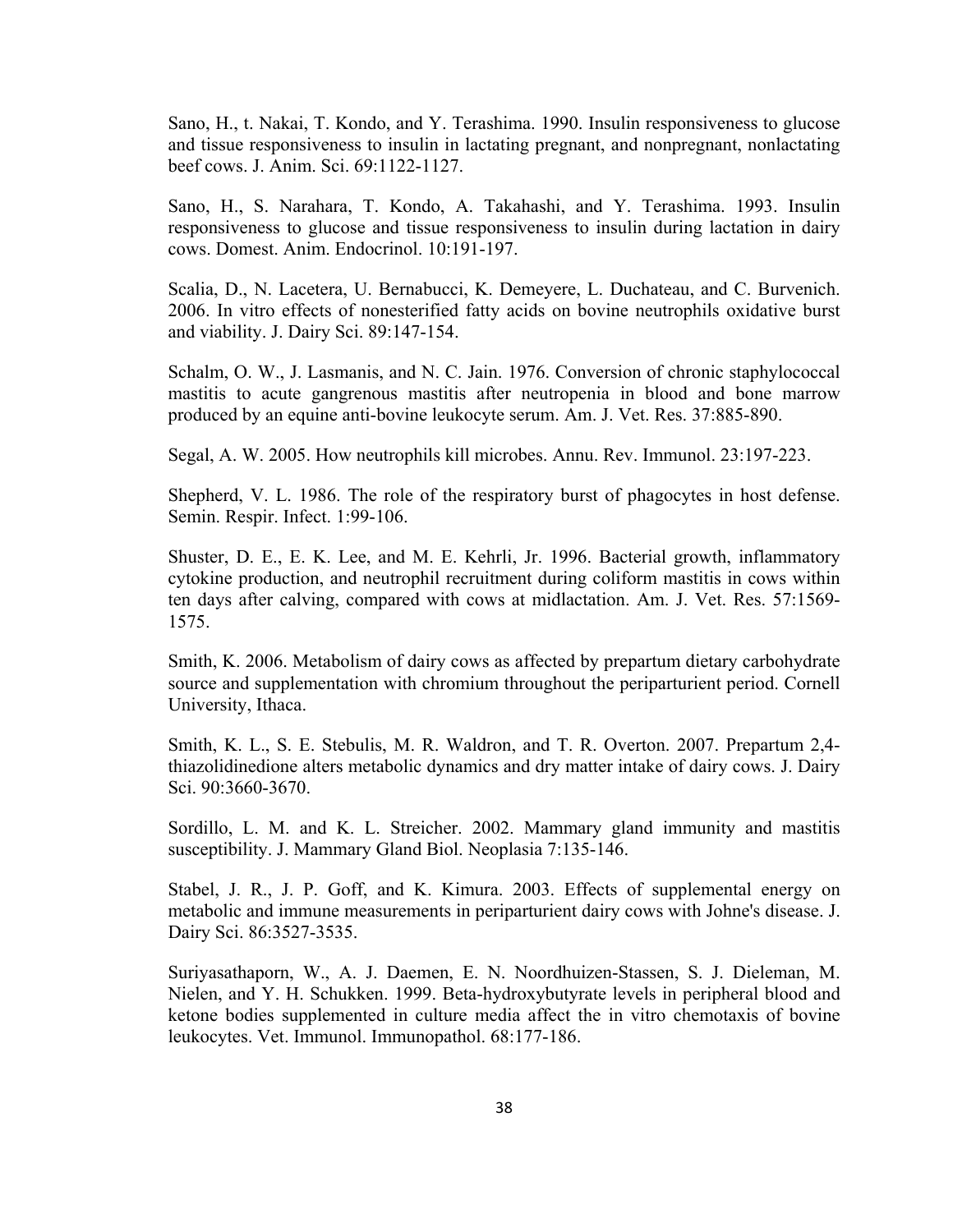Sano, H., t. Nakai, T. Kondo, and Y. Terashima. 1990. Insulin responsiveness to glucose and tissue responsiveness to insulin in lactating pregnant, and nonpregnant, nonlactating beef cows. J. Anim. Sci. 69:1122-1127.

Sano, H., S. Narahara, T. Kondo, A. Takahashi, and Y. Terashima. 1993. Insulin responsiveness to glucose and tissue responsiveness to insulin during lactation in dairy cows. Domest. Anim. Endocrinol. 10:191-197.

Scalia, D., N. Lacetera, U. Bernabucci, K. Demeyere, L. Duchateau, and C. Burvenich. 2006. In vitro effects of nonesterified fatty acids on bovine neutrophils oxidative burst and viability. J. Dairy Sci. 89:147-154.

Schalm, O. W., J. Lasmanis, and N. C. Jain. 1976. Conversion of chronic staphylococcal mastitis to acute gangrenous mastitis after neutropenia in blood and bone marrow produced by an equine anti-bovine leukocyte serum. Am. J. Vet. Res. 37:885-890.

Segal, A. W. 2005. How neutrophils kill microbes. Annu. Rev. Immunol. 23:197-223.

Shepherd, V. L. 1986. The role of the respiratory burst of phagocytes in host defense. Semin. Respir. Infect. 1:99-106.

Shuster, D. E., E. K. Lee, and M. E. Kehrli, Jr. 1996. Bacterial growth, inflammatory cytokine production, and neutrophil recruitment during coliform mastitis in cows within ten days after calving, compared with cows at midlactation. Am. J. Vet. Res. 57:1569-1575.

Smith, K. 2006. Metabolism of dairy cows as affected by prepartum dietary carbohydrate source and supplementation with chromium throughout the periparturient period. Cornell University, Ithaca.

Smith, K. L., S. E. Stebulis, M. R. Waldron, and T. R. Overton. 2007. Prepartum 2,4-thiazolidinedione alters metabolic dynamics and dry matter intake of dairy cows. J. Dairy Sci. 90:3660-3670.

Sordillo, L. M. and K. L. Streicher. 2002. Mammary gland immunity and mastitis susceptibility. J. Mammary Gland Biol. Neoplasia 7:135-146.

Stabel, J. R., J. P. Goff, and K. Kimura. 2003. Effects of supplemental energy on metabolic and immune measurements in periparturient dairy cows with Johne's disease. J. Dairy Sci. 86:3527-3535.

Suriyasathaporn, W., A. J. Daemen, E. N. Noordhuizen-Stassen, S. J. Dieleman, M. Nielen, and Y. H. Schukken. 1999. Beta-hydroxybutyrate levels in peripheral blood and ketone bodies supplemented in culture media affect the in vitro chemotaxis of bovine leukocytes. Vet. Immunol. Immunopathol. 68:177-186.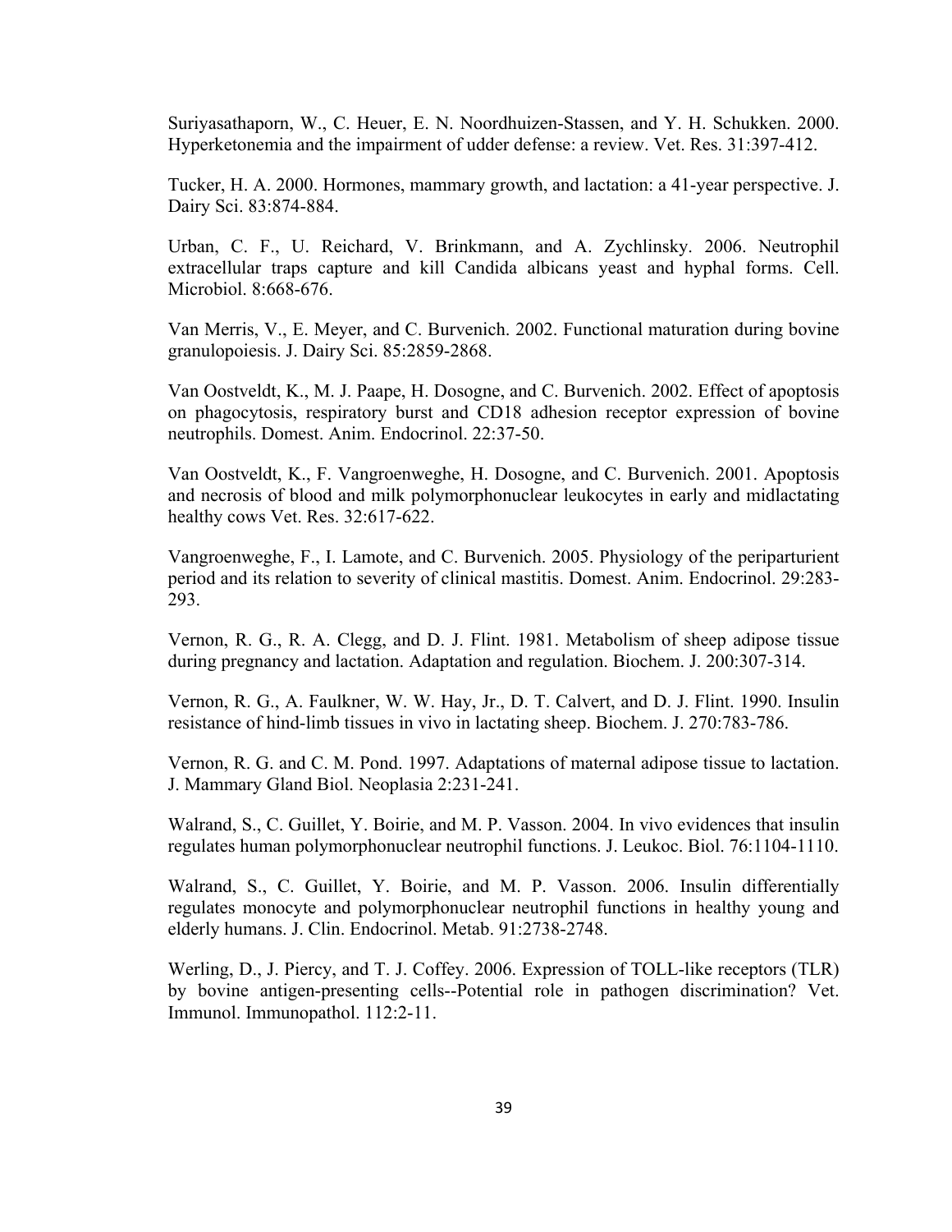Suriyasathaporn, W., C. Heuer, E. N. Noordhuizen-Stassen, and Y. H. Schukken. 2000. Hyperketonemia and the impairment of udder defense: a review. Vet. Res. 31:397-412.

Tucker, H. A. 2000. Hormones, mammary growth, and lactation: a 41-year perspective. J. Dairy Sci. 83:874-884.

Urban, C. F., U. Reichard, V. Brinkmann, and A. Zychlinsky. 2006. Neutrophil extracellular traps capture and kill Candida albicans yeast and hyphal forms. Cell. Microbiol. 8:668-676.

Van Merris, V., E. Meyer, and C. Burvenich. 2002. Functional maturation during bovine granulopoiesis. J. Dairy Sci. 85:2859-2868.

Van Oostveldt, K., M. J. Paape, H. Dosogne, and C. Burvenich. 2002. Effect of apoptosis on phagocytosis, respiratory burst and CD18 adhesion receptor expression of bovine neutrophils. Domest. Anim. Endocrinol. 22:37-50.

Van Oostveldt, K., F. Vangroenweghe, H. Dosogne, and C. Burvenich. 2001. Apoptosis and necrosis of blood and milk polymorphonuclear leukocytes in early and midlactating healthy cows Vet. Res. 32:617-622.

Vangroenweghe, F., I. Lamote, and C. Burvenich. 2005. Physiology of the periparturient period and its relation to severity of clinical mastitis. Domest. Anim. Endocrinol. 29:283-293.

Vernon, R. G., R. A. Clegg, and D. J. Flint. 1981. Metabolism of sheep adipose tissue during pregnancy and lactation. Adaptation and regulation. Biochem. J. 200:307-314.

Vernon, R. G., A. Faulkner, W. W. Hay, Jr., D. T. Calvert, and D. J. Flint. 1990. Insulin resistance of hind-limb tissues in vivo in lactating sheep. Biochem. J. 270:783-786.

Vernon, R. G. and C. M. Pond. 1997. Adaptations of maternal adipose tissue to lactation. J. Mammary Gland Biol. Neoplasia 2:231-241.

Walrand, S., C. Guillet, Y. Boirie, and M. P. Vasson. 2004. In vivo evidences that insulin regulates human polymorphonuclear neutrophil functions. J. Leukoc. Biol. 76:1104-1110.

Walrand, S., C. Guillet, Y. Boirie, and M. P. Vasson. 2006. Insulin differentially regulates monocyte and polymorphonuclear neutrophil functions in healthy young and elderly humans. J. Clin. Endocrinol. Metab. 91:2738-2748.

Werling, D., J. Piercy, and T. J. Coffey. 2006. Expression of TOLL-like receptors (TLR) by bovine antigen-presenting cells--Potential role in pathogen discrimination? Vet. Immunol. Immunopathol. 112:2-11.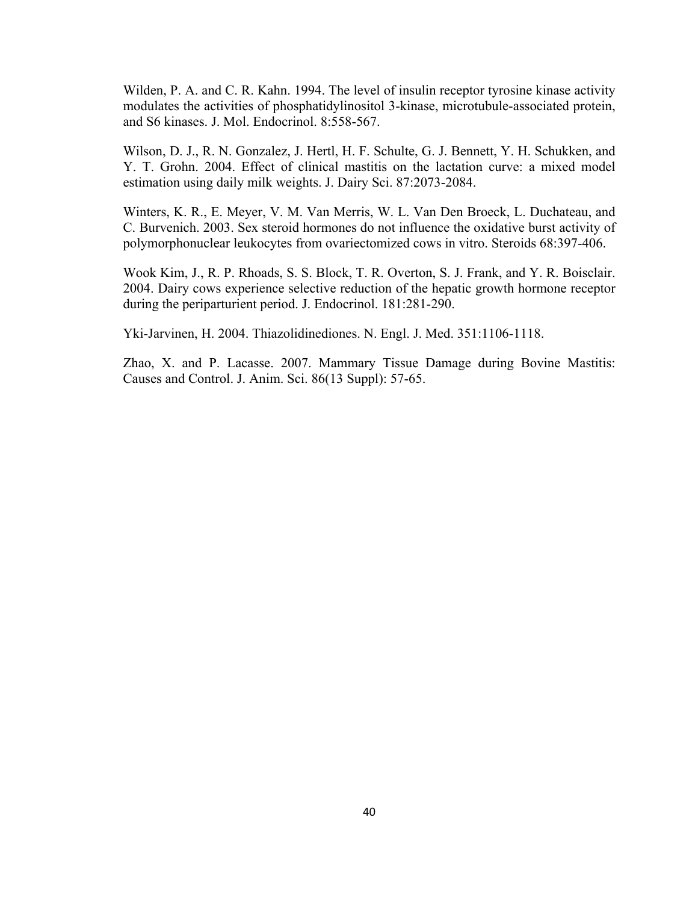Wilden, P. A. and C. R. Kahn. 1994. The level of insulin receptor tyrosine kinase activity modulates the activities of phosphatidylinositol 3-kinase, microtubule-associated protein, and S6 kinases. J. Mol. Endocrinol. 8:558-567.

Wilson, D. J., R. N. Gonzalez, J. Hertl, H. F. Schulte, G. J. Bennett, Y. H. Schukken, and Y. T. Grohn. 2004. Effect of clinical mastitis on the lactation curve: a mixed model estimation using daily milk weights. J. Dairy Sci. 87:2073-2084.

Winters, K. R., E. Meyer, V. M. Van Merris, W. L. Van Den Broeck, L. Duchateau, and C. Burvenich. 2003. Sex steroid hormones do not influence the oxidative burst activity of polymorphonuclear leukocytes from ovariectomized cows in vitro. Steroids 68:397-406.

Wook Kim, J., R. P. Rhoads, S. S. Block, T. R. Overton, S. J. Frank, and Y. R. Boisclair. 2004. Dairy cows experience selective reduction of the hepatic growth hormone receptor during the periparturient period. J. Endocrinol. 181:281-290.

Yki-Jarvinen, H. 2004. Thiazolidinediones. N. Engl. J. Med. 351:1106-1118.

Zhao, X. and P. Lacasse. 2007. Mammary Tissue Damage during Bovine Mastitis: Causes and Control. J. Anim. Sci. 86(13 Suppl): 57-65.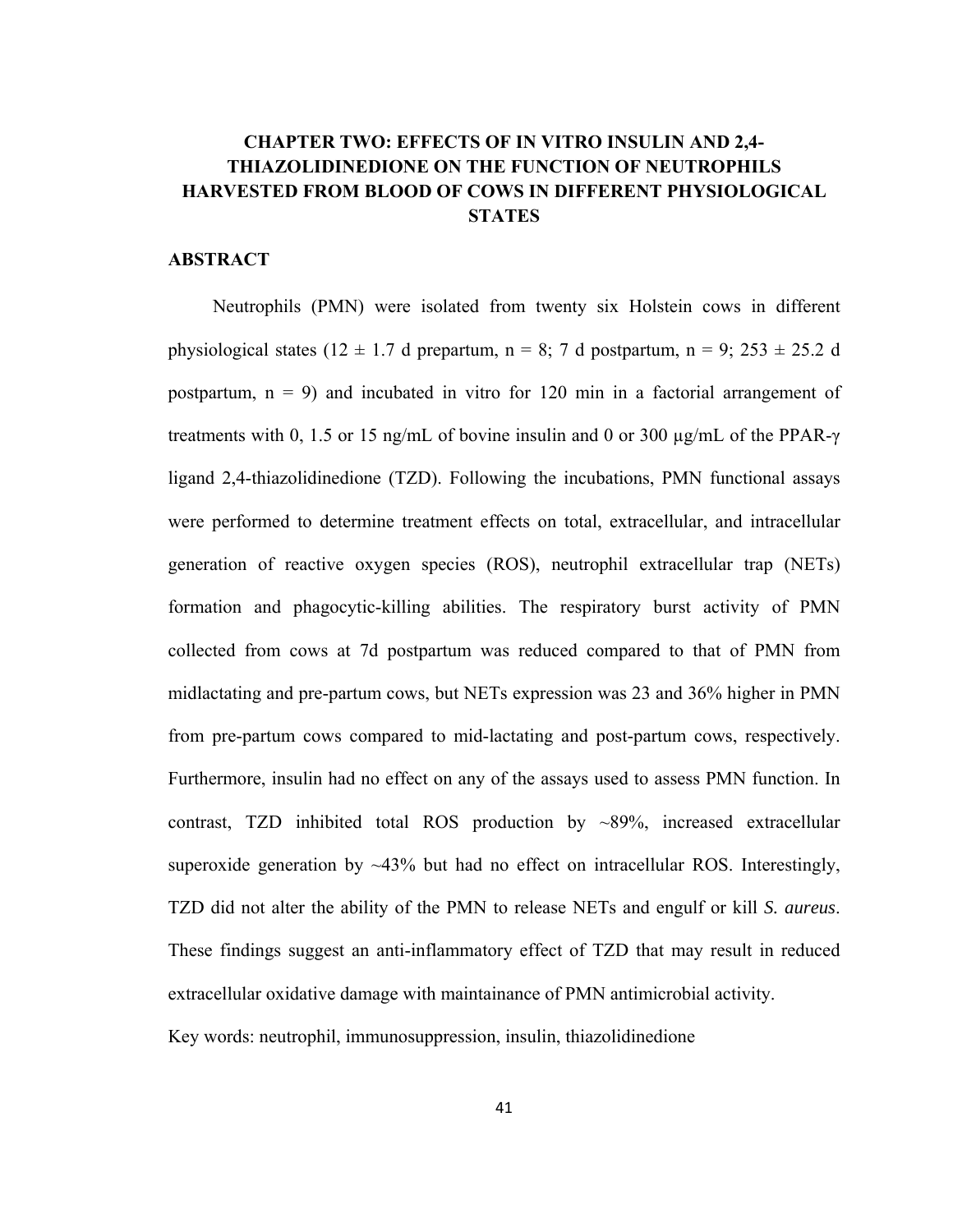# CHAPTER TWO: EFFECTS OF IN VITRO INSULIN AND 2,4-THIAZOLIDINEDIONE ON THE FUNCTION OF NEUTROPHILS HARVESTED FROM BLOOD OF COWS IN DIFFERENT PHYSIOLOGICAL STATES

## ABSTRACT

Neutrophils (PMN) were isolated from twenty six Holstein cows in different physiological states (12 ± 1.7 d prepartum, n = 8; 7 d postpartum, n = 9; 253 ± 25.2 d postpartum, n = 9) and incubated in vitro for 120 min in a factorial arrangement of treatments with 0, 1.5 or 15 ng/mL of bovine insulin and 0 or 300 µg/mL of the PPAR-γ ligand 2,4-thiazolidinedione (TZD). Following the incubations, PMN functional assays were performed to determine treatment effects on total, extracellular, and intracellular generation of reactive oxygen species (ROS), neutrophil extracellular trap (NETs) formation and phagocytic-killing abilities. The respiratory burst activity of PMN collected from cows at 7d postpartum was reduced compared to that of PMN from midlactating and pre-partum cows, but NETs expression was 23 and 36% higher in PMN from pre-partum cows compared to mid-lactating and post-partum cows, respectively. Furthermore, insulin had no effect on any of the assays used to assess PMN function. In contrast, TZD inhibited total ROS production by ~89%, increased extracellular superoxide generation by ~43% but had no effect on intracellular ROS. Interestingly, TZD did not alter the ability of the PMN to release NETs and engulf or kill *S. aureus*. These findings suggest an anti-inflammatory effect of TZD that may result in reduced extracellular oxidative damage with maintainance of PMN antimicrobial activity.

Key words: neutrophil, immunosuppression, insulin, thiazolidinedione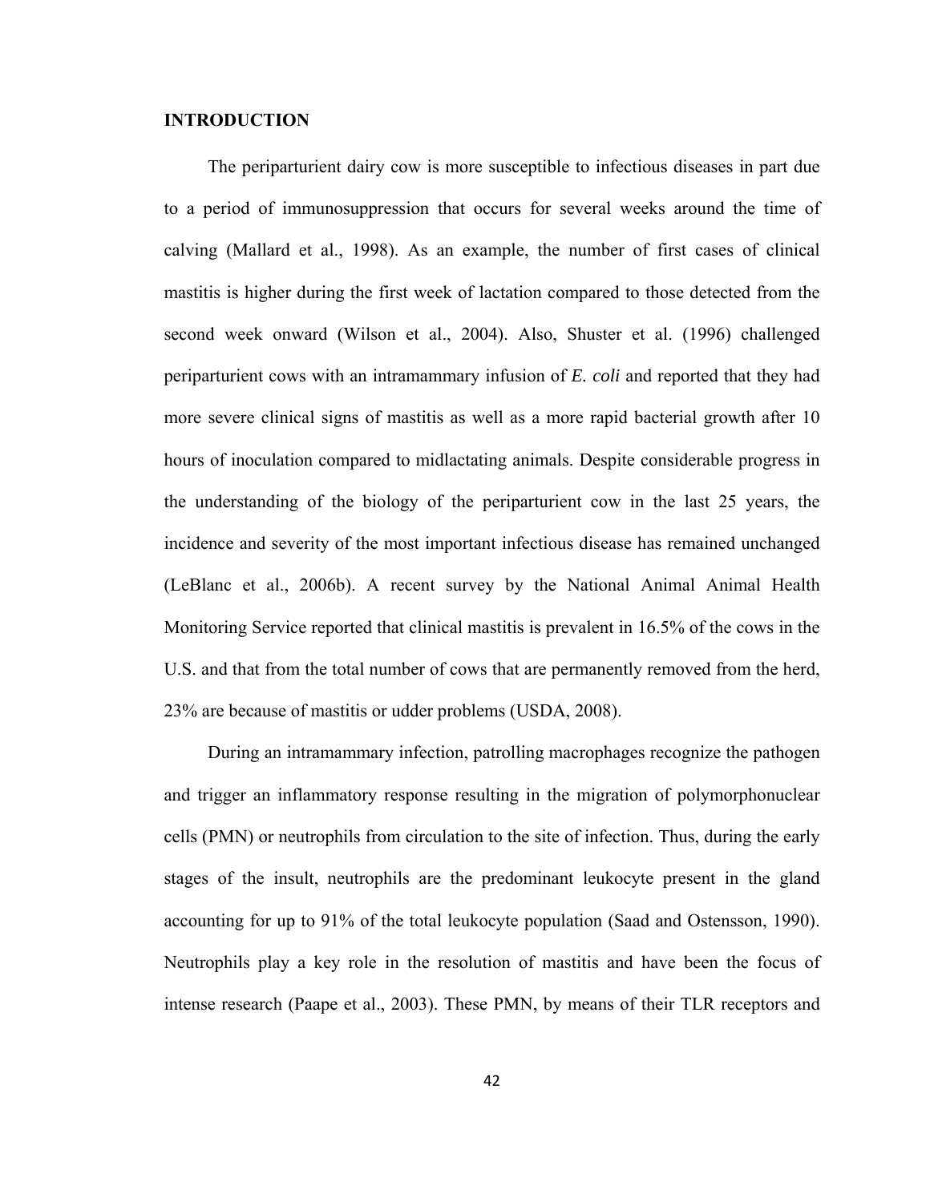## INTRODUCTION

The periparturient dairy cow is more susceptible to infectious diseases in part due to a period of immunosuppression that occurs for several weeks around the time of calving (Mallard et al., 1998). As an example, the number of first cases of clinical mastitis is higher during the first week of lactation compared to those detected from the second week onward (Wilson et al., 2004). Also, Shuster et al. (1996) challenged periparturient cows with an intramammary infusion of *E. coli* and reported that they had more severe clinical signs of mastitis as well as a more rapid bacterial growth after 10 hours of inoculation compared to midlactating animals. Despite considerable progress in the understanding of the biology of the periparturient cow in the last 25 years, the incidence and severity of the most important infectious disease has remained unchanged (LeBlanc et al., 2006b). A recent survey by the National Animal Animal Health Monitoring Service reported that clinical mastitis is prevalent in 16.5% of the cows in the U.S. and that from the total number of cows that are permanently removed from the herd, 23% are because of mastitis or udder problems (USDA, 2008).

During an intramammary infection, patrolling macrophages recognize the pathogen and trigger an inflammatory response resulting in the migration of polymorphonuclear cells (PMN) or neutrophils from circulation to the site of infection. Thus, during the early stages of the insult, neutrophils are the predominant leukocyte present in the gland accounting for up to 91% of the total leukocyte population (Saad and Ostensson, 1990). Neutrophils play a key role in the resolution of mastitis and have been the focus of intense research (Paape et al., 2003). These PMN, by means of their TLR receptors and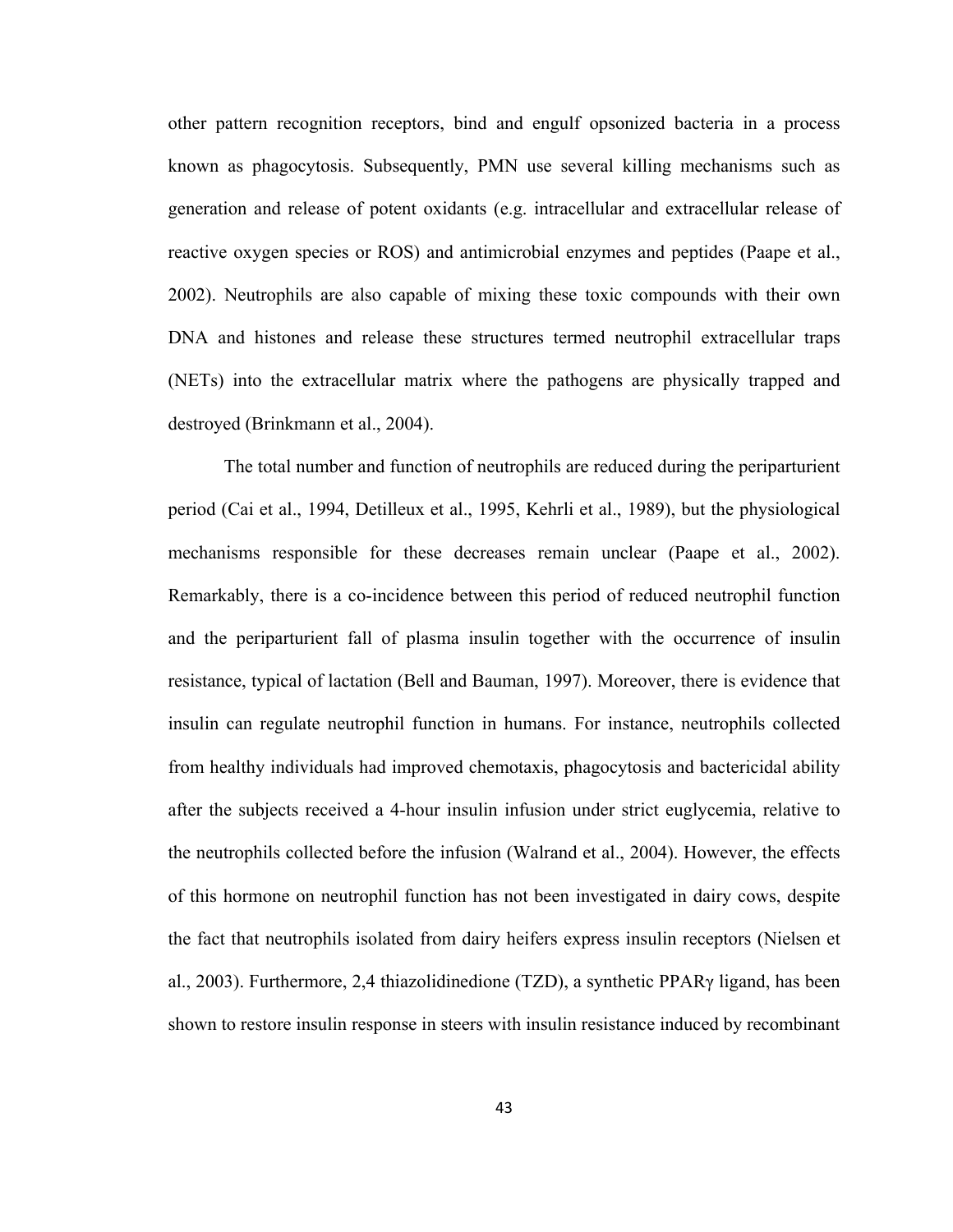other pattern recognition receptors, bind and engulf opsonized bacteria in a process known as phagocytosis. Subsequently, PMN use several killing mechanisms such as generation and release of potent oxidants (e.g. intracellular and extracellular release of reactive oxygen species or ROS) and antimicrobial enzymes and peptides (Paape et al., 2002). Neutrophils are also capable of mixing these toxic compounds with their own DNA and histones and release these structures termed neutrophil extracellular traps (NETs) into the extracellular matrix where the pathogens are physically trapped and destroyed (Brinkmann et al., 2004).

The total number and function of neutrophils are reduced during the periparturient period (Cai et al., 1994, Detilleux et al., 1995, Kehrli et al., 1989), but the physiological mechanisms responsible for these decreases remain unclear (Paape et al., 2002). Remarkably, there is a co-incidence between this period of reduced neutrophil function and the periparturient fall of plasma insulin together with the occurrence of insulin resistance, typical of lactation (Bell and Bauman, 1997). Moreover, there is evidence that insulin can regulate neutrophil function in humans. For instance, neutrophils collected from healthy individuals had improved chemotaxis, phagocytosis and bactericidal ability after the subjects received a 4-hour insulin infusion under strict euglycemia, relative to the neutrophils collected before the infusion (Walrand et al., 2004). However, the effects of this hormone on neutrophil function has not been investigated in dairy cows, despite the fact that neutrophils isolated from dairy heifers express insulin receptors (Nielsen et al., 2003). Furthermore, 2,4 thiazolidinedione (TZD), a synthetic PPARγ ligand, has been shown to restore insulin response in steers with insulin resistance induced by recombinant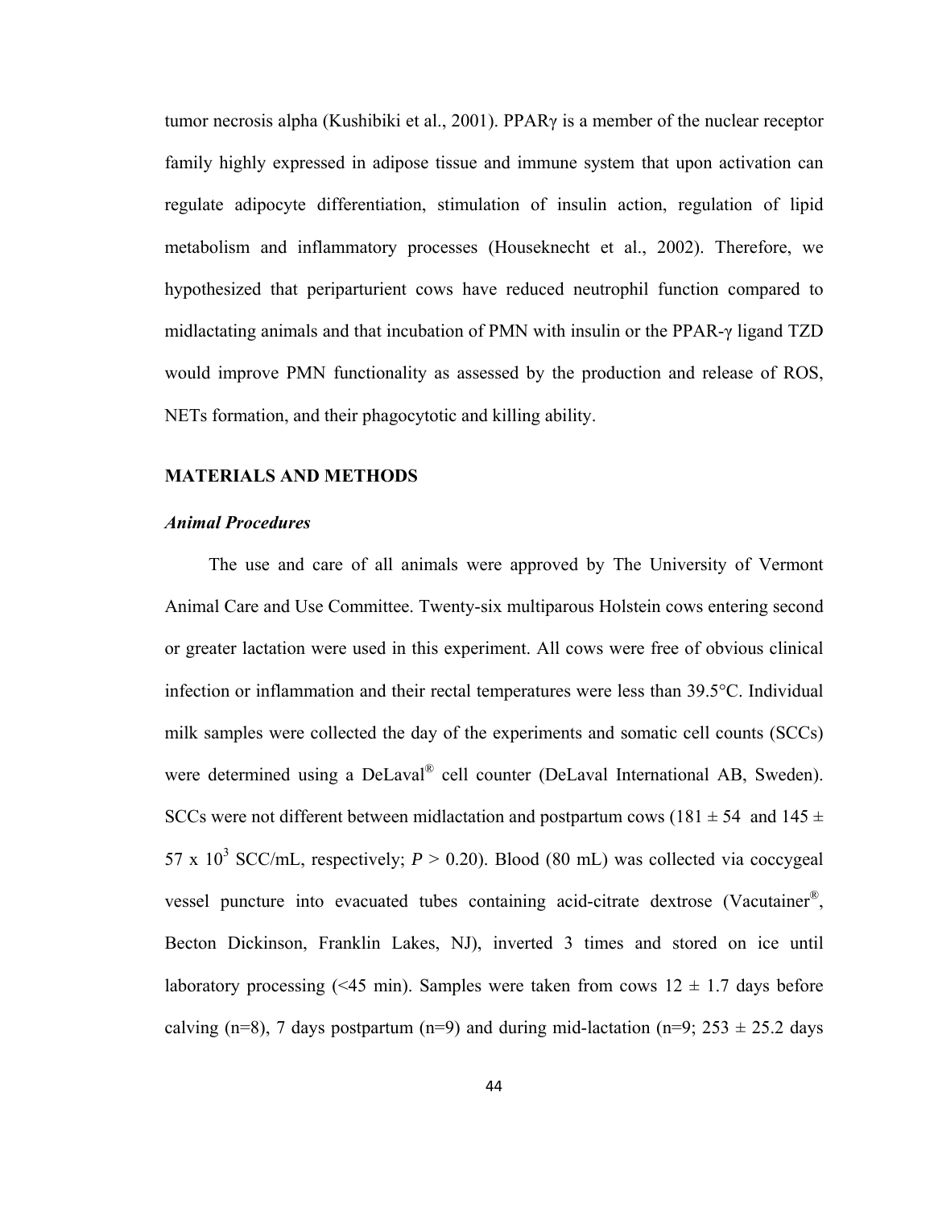tumor necrosis alpha (Kushibiki et al., 2001). PPARγ is a member of the nuclear receptor family highly expressed in adipose tissue and immune system that upon activation can regulate adipocyte differentiation, stimulation of insulin action, regulation of lipid metabolism and inflammatory processes (Houseknecht et al., 2002). Therefore, we hypothesized that periparturient cows have reduced neutrophil function compared to midlactating animals and that incubation of PMN with insulin or the PPAR-γ ligand TZD would improve PMN functionality as assessed by the production and release of ROS, NETs formation, and their phagocytotic and killing ability.

## MATERIALS AND METHODS

### *Animal Procedures*

The use and care of all animals were approved by The University of Vermont Animal Care and Use Committee. Twenty-six multiparous Holstein cows entering second or greater lactation were used in this experiment. All cows were free of obvious clinical infection or inflammation and their rectal temperatures were less than 39.5°C. Individual milk samples were collected the day of the experiments and somatic cell counts (SCCs) were determined using a DeLaval® cell counter (DeLaval International AB, Sweden). SCCs were not different between midlactation and postpartum cows (181 ± 54 and 145 ± 57 x $10^3$ SCC/mL, respectively; $P > 0.20$). Blood (80 mL) was collected via coccygeal vessel puncture into evacuated tubes containing acid-citrate dextrose (Vacutainer®, Becton Dickinson, Franklin Lakes, NJ), inverted 3 times and stored on ice until laboratory processing (<45 min). Samples were taken from cows 12 ± 1.7 days before calving (n=8), 7 days postpartum (n=9) and during mid-lactation (n=9; 253 ± 25.2 days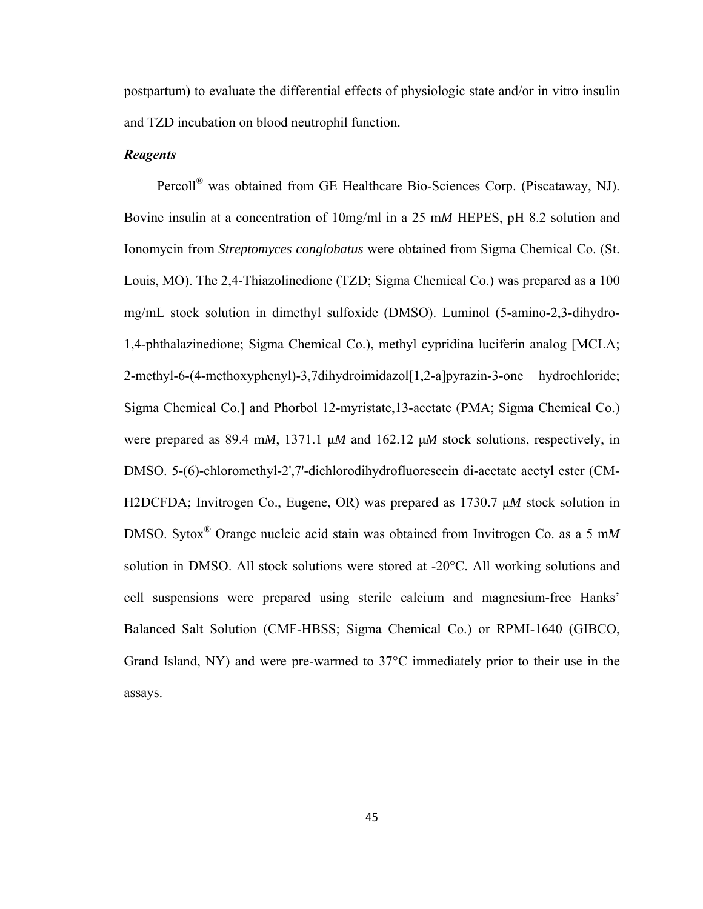postpartum) to evaluate the differential effects of physiologic state and/or in vitro insulin and TZD incubation on blood neutrophil function.

***Reagents***

Percoll® was obtained from GE Healthcare Bio-Sciences Corp. (Piscataway, NJ). Bovine insulin at a concentration of 10mg/ml in a 25 m*M* HEPES, pH 8.2 solution and Ionomycin from *Streptomyces conglobatus* were obtained from Sigma Chemical Co. (St. Louis, MO). The 2,4-Thiazolinedione (TZD; Sigma Chemical Co.) was prepared as a 100 mg/mL stock solution in dimethyl sulfoxide (DMSO). Luminol (5-amino-2,3-dihydro-1,4-phthalazinedione; Sigma Chemical Co.), methyl cypridina luciferin analog [MCLA; 2-methyl-6-(4-methoxyphenyl)-3,7dihydroimidazol[1,2-a]pyrazin-3-one hydrochloride; Sigma Chemical Co.] and Phorbol 12-myristate,13-acetate (PMA; Sigma Chemical Co.) were prepared as 89.4 m*M*, 1371.1 μ*M* and 162.12 μ*M* stock solutions, respectively, in DMSO. 5-(6)-chloromethyl-2',7'-dichlorodihydrofluorescein di-acetate acetyl ester (CM-H2DCFDA; Invitrogen Co., Eugene, OR) was prepared as 1730.7 μ*M* stock solution in DMSO. Sytox® Orange nucleic acid stain was obtained from Invitrogen Co. as a 5 m*M* solution in DMSO. All stock solutions were stored at -20°C. All working solutions and cell suspensions were prepared using sterile calcium and magnesium-free Hanks' Balanced Salt Solution (CMF-HBSS; Sigma Chemical Co.) or RPMI-1640 (GIBCO, Grand Island, NY) and were pre-warmed to 37°C immediately prior to their use in the assays.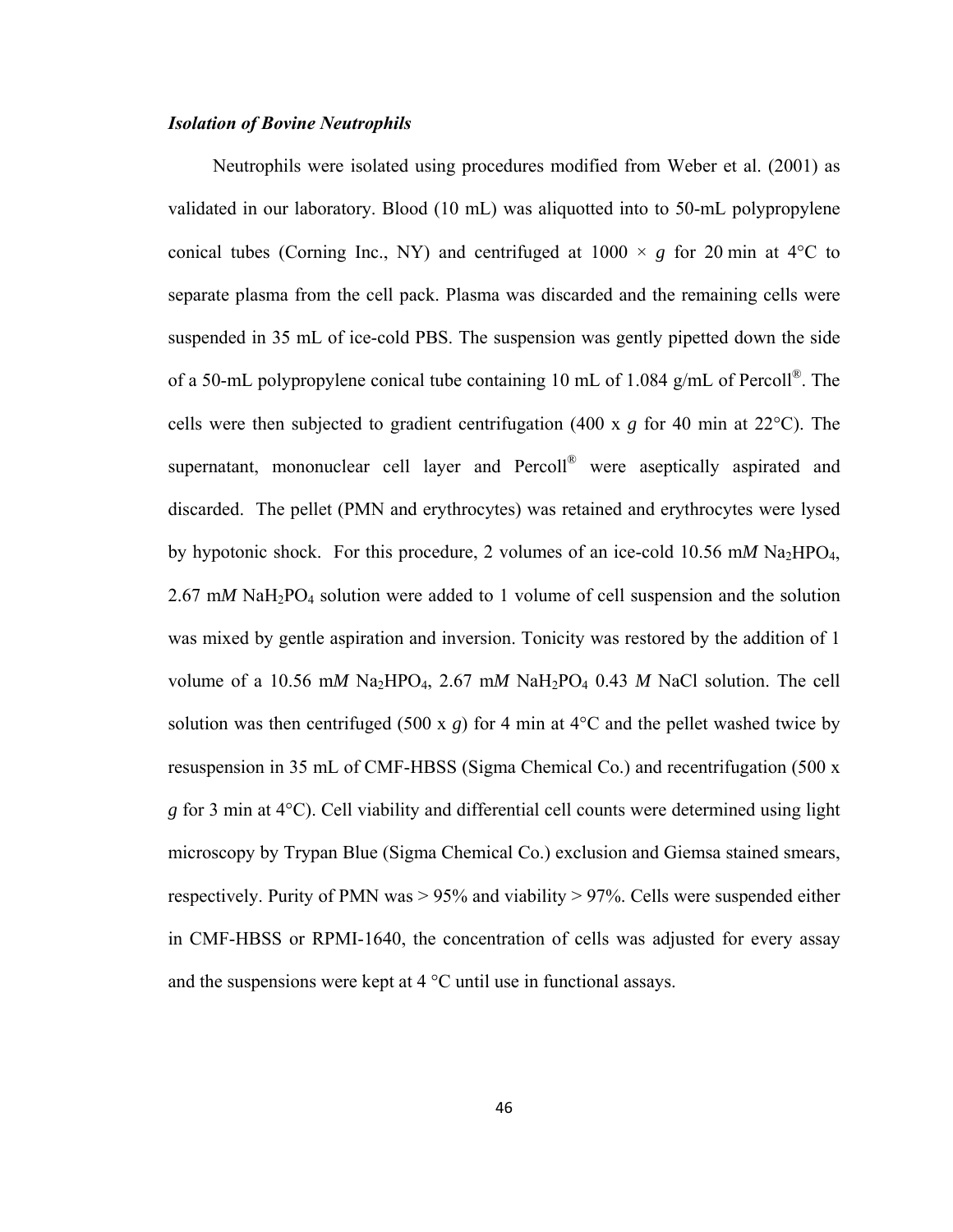### *Isolation of Bovine Neutrophils*

Neutrophils were isolated using procedures modified from Weber et al. (2001) as validated in our laboratory. Blood (10 mL) was aliquotted into to 50-mL polypropylene conical tubes (Corning Inc., NY) and centrifuged at 1000 × *g* for 20 min at 4°C to separate plasma from the cell pack. Plasma was discarded and the remaining cells were suspended in 35 mL of ice-cold PBS. The suspension was gently pipetted down the side of a 50-mL polypropylene conical tube containing 10 mL of 1.084 g/mL of Percoll®. The cells were then subjected to gradient centrifugation (400 x *g* for 40 min at 22°C). The supernatant, mononuclear cell layer and Percoll® were aseptically aspirated and discarded. The pellet (PMN and erythrocytes) was retained and erythrocytes were lysed by hypotonic shock. For this procedure, 2 volumes of an ice-cold 10.56 m*M* $Na_2HPO_4$, 2.67 m*M* $NaH_2PO_4$ solution were added to 1 volume of cell suspension and the solution was mixed by gentle aspiration and inversion. Tonicity was restored by the addition of 1 volume of a 10.56 m*M* $Na_2HPO_4$, 2.67 m*M* $NaH_2PO_4$ 0.43 *M* NaCl solution. The cell solution was then centrifuged (500 x *g*) for 4 min at 4°C and the pellet washed twice by resuspension in 35 mL of CMF-HBSS (Sigma Chemical Co.) and recentrifugation (500 x *g* for 3 min at 4°C). Cell viability and differential cell counts were determined using light microscopy by Trypan Blue (Sigma Chemical Co.) exclusion and Giemsa stained smears, respectively. Purity of PMN was > 95% and viability > 97%. Cells were suspended either in CMF-HBSS or RPMI-1640, the concentration of cells was adjusted for every assay and the suspensions were kept at 4 °C until use in functional assays.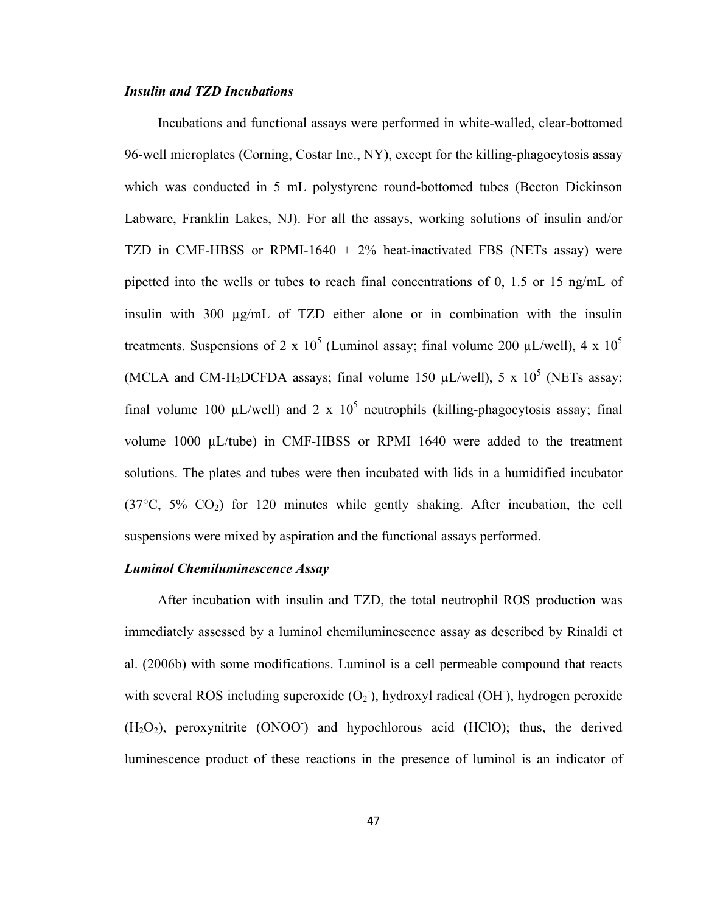### *Insulin and TZD Incubations*

Incubations and functional assays were performed in white-walled, clear-bottomed 96-well microplates (Corning, Costar Inc., NY), except for the killing-phagocytosis assay which was conducted in 5 mL polystyrene round-bottomed tubes (Becton Dickinson Labware, Franklin Lakes, NJ). For all the assays, working solutions of insulin and/or TZD in CMF-HBSS or RPMI-1640 + 2% heat-inactivated FBS (NETs assay) were pipetted into the wells or tubes to reach final concentrations of 0, 1.5 or 15 ng/mL of insulin with 300 μg/mL of TZD either alone or in combination with the insulin treatments. Suspensions of 2 x $10^5$ (Luminol assay; final volume 200 μL/well), 4 x $10^5$ (MCLA and CM-$H_2$DCFDA assays; final volume 150 μL/well), 5 x $10^5$ (NETs assay; final volume 100 μL/well) and 2 x $10^5$ neutrophils (killing-phagocytosis assay; final volume 1000 μL/tube) in CMF-HBSS or RPMI 1640 were added to the treatment solutions. The plates and tubes were then incubated with lids in a humidified incubator (37°C, 5% $CO_2$) for 120 minutes while gently shaking. After incubation, the cell suspensions were mixed by aspiration and the functional assays performed.

### *Luminol Chemiluminescence Assay*

After incubation with insulin and TZD, the total neutrophil ROS production was immediately assessed by a luminol chemiluminescence assay as described by Rinaldi et al. (2006b) with some modifications. Luminol is a cell permeable compound that reacts with several ROS including superoxide ($O_2^-$), hydroxyl radical ($OH^-$), hydrogen peroxide ($H_2O_2$), peroxynitrite ($ONOO^-$) and hypochlorous acid (HClO); thus, the derived luminescence product of these reactions in the presence of luminol is an indicator of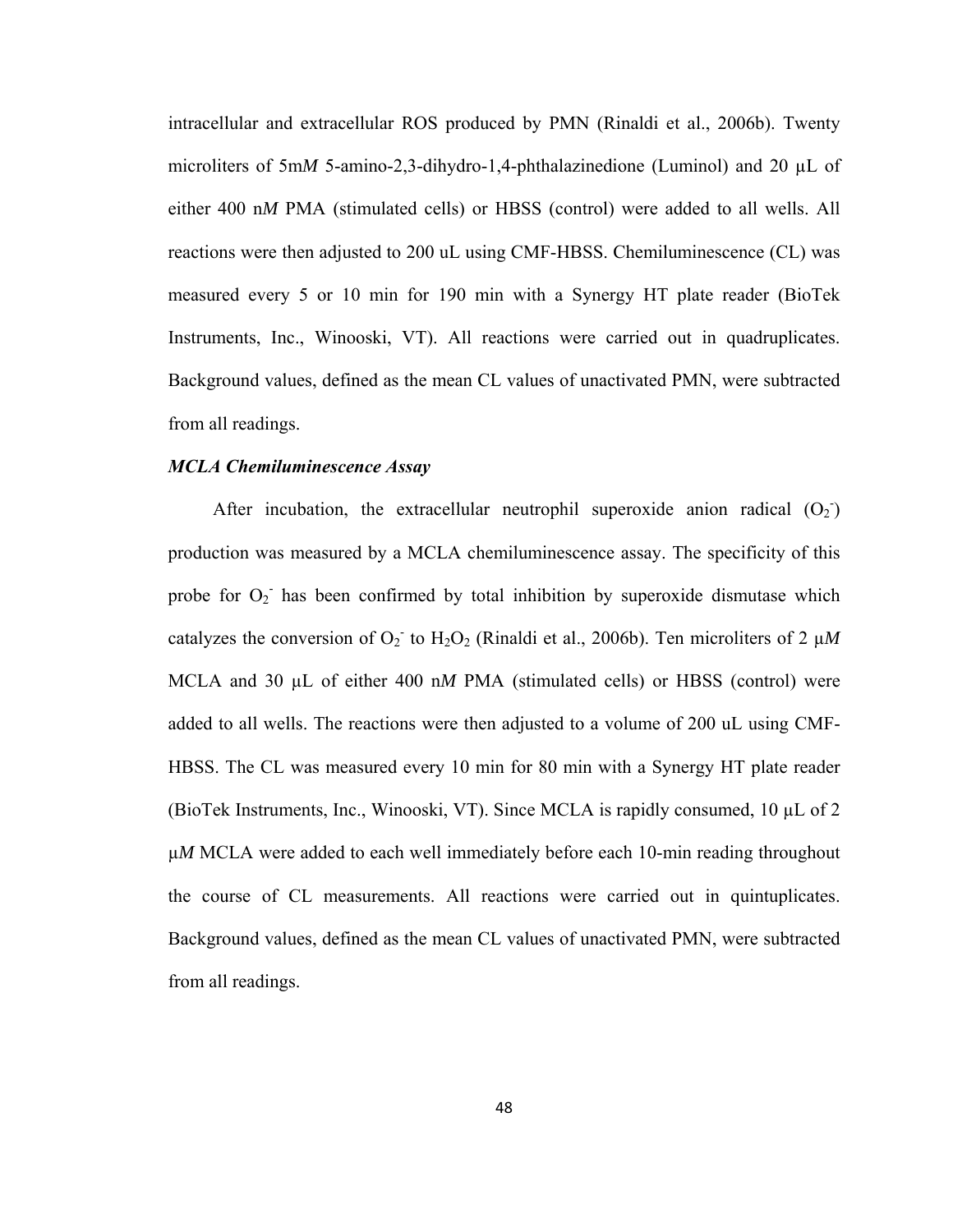intracellular and extracellular ROS produced by PMN (Rinaldi et al., 2006b). Twenty microliters of 5m*M* 5-amino-2,3-dihydro-1,4-phthalazinedione (Luminol) and 20 µL of either 400 n*M* PMA (stimulated cells) or HBSS (control) were added to all wells. All reactions were then adjusted to 200 uL using CMF-HBSS. Chemiluminescence (CL) was measured every 5 or 10 min for 190 min with a Synergy HT plate reader (BioTek Instruments, Inc., Winooski, VT). All reactions were carried out in quadruplicates. Background values, defined as the mean CL values of unactivated PMN, were subtracted from all readings.

***MCLA Chemiluminescence Assay***

After incubation, the extracellular neutrophil superoxide anion radical ($O_2^-$) production was measured by a MCLA chemiluminescence assay. The specificity of this probe for $O_2^-$ has been confirmed by total inhibition by superoxide dismutase which catalyzes the conversion of $O_2^-$ to $H_2O_2$ (Rinaldi et al., 2006b). Ten microliters of 2 µ*M* MCLA and 30 µL of either 400 n*M* PMA (stimulated cells) or HBSS (control) were added to all wells. The reactions were then adjusted to a volume of 200 uL using CMF-HBSS. The CL was measured every 10 min for 80 min with a Synergy HT plate reader (BioTek Instruments, Inc., Winooski, VT). Since MCLA is rapidly consumed, 10 µL of 2 µ*M* MCLA were added to each well immediately before each 10-min reading throughout the course of CL measurements. All reactions were carried out in quintuplicates. Background values, defined as the mean CL values of unactivated PMN, were subtracted from all readings.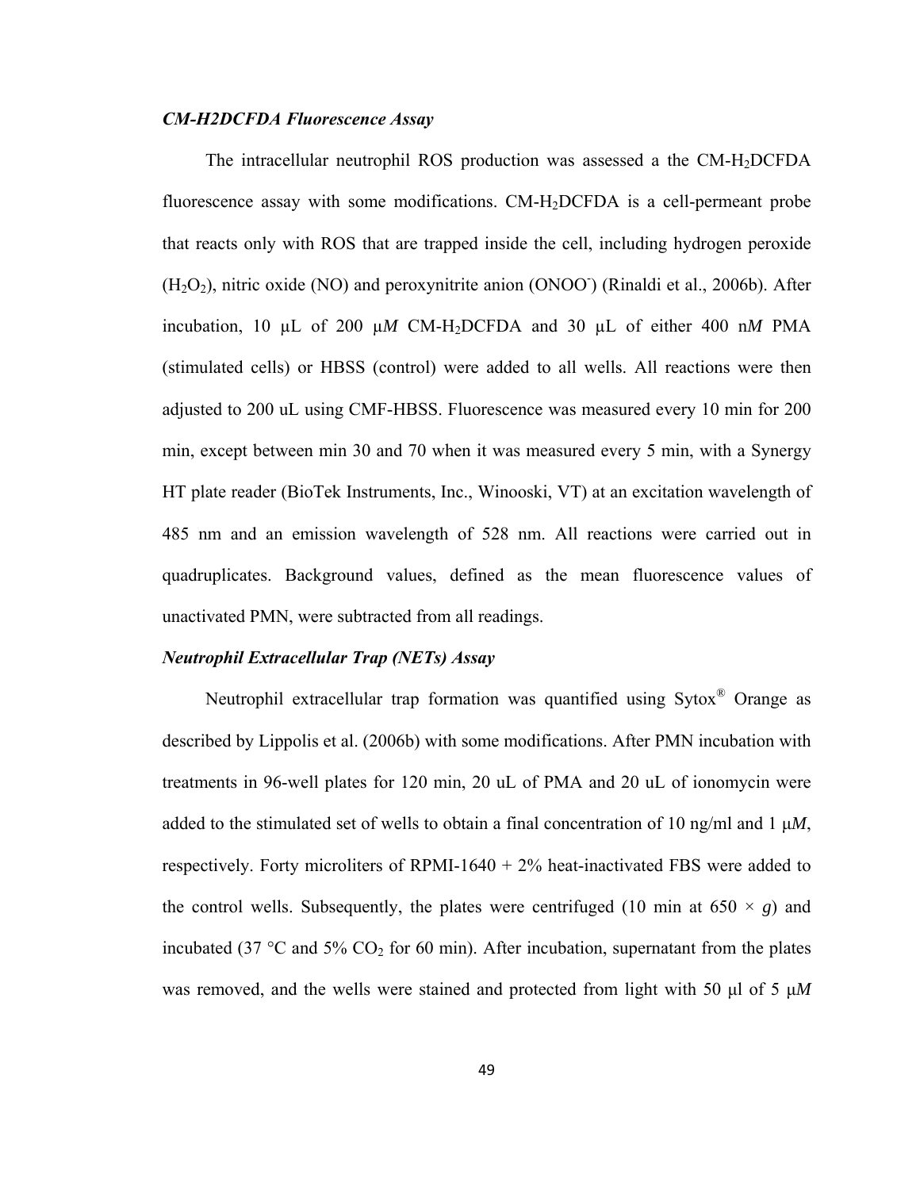***CM-H2DCFDA Fluorescence Assay***

The intracellular neutrophil ROS production was assessed a the CM-$H_2$DCFDA fluorescence assay with some modifications. CM-$H_2$DCFDA is a cell-permeant probe that reacts only with ROS that are trapped inside the cell, including hydrogen peroxide ($H_2O_2$), nitric oxide (NO) and peroxynitrite anion ($ONOO^-$) (Rinaldi et al., 2006b). After incubation, 10 μL of 200 μ*M* CM-$H_2$DCFDA and 30 μL of either 400 n*M* PMA (stimulated cells) or HBSS (control) were added to all wells. All reactions were then adjusted to 200 uL using CMF-HBSS. Fluorescence was measured every 10 min for 200 min, except between min 30 and 70 when it was measured every 5 min, with a Synergy HT plate reader (BioTek Instruments, Inc., Winooski, VT) at an excitation wavelength of 485 nm and an emission wavelength of 528 nm. All reactions were carried out in quadruplicates. Background values, defined as the mean fluorescence values of unactivated PMN, were subtracted from all readings.

***Neutrophil Extracellular Trap (NETs) Assay***

Neutrophil extracellular trap formation was quantified using Sytox® Orange as described by Lippolis et al. (2006b) with some modifications. After PMN incubation with treatments in 96-well plates for 120 min, 20 uL of PMA and 20 uL of ionomycin were added to the stimulated set of wells to obtain a final concentration of 10 ng/ml and 1 μ*M*, respectively. Forty microliters of RPMI-1640 + 2% heat-inactivated FBS were added to the control wells. Subsequently, the plates were centrifuged (10 min at 650 × *g*) and incubated (37 °C and 5% $CO_2$ for 60 min). After incubation, supernatant from the plates was removed, and the wells were stained and protected from light with 50 μl of 5 μ*M*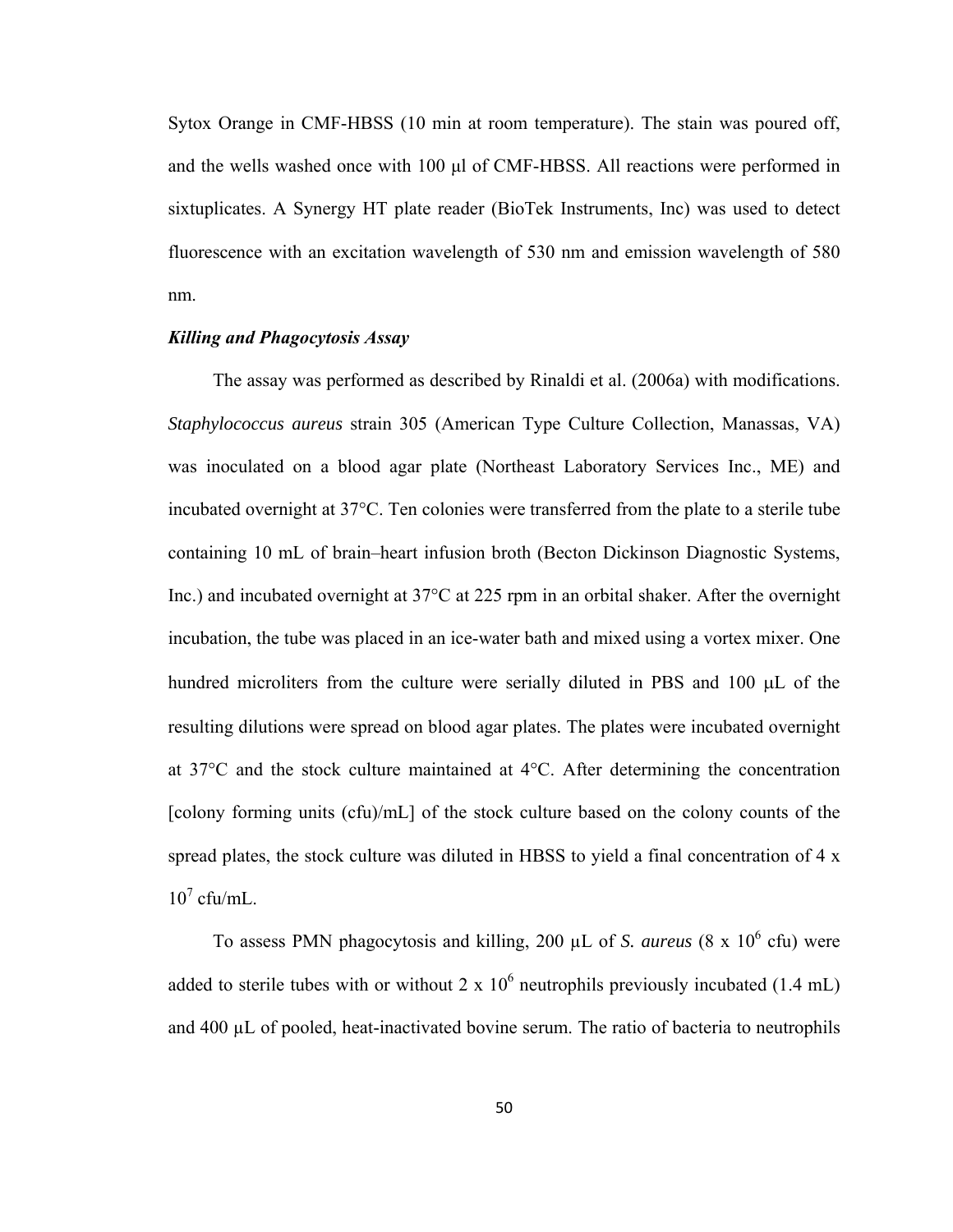Sytox Orange in CMF-HBSS (10 min at room temperature). The stain was poured off, and the wells washed once with 100 µl of CMF-HBSS. All reactions were performed in sixtuplicates. A Synergy HT plate reader (BioTek Instruments, Inc) was used to detect fluorescence with an excitation wavelength of 530 nm and emission wavelength of 580 nm.

***Killing and Phagocytosis Assay***

The assay was performed as described by Rinaldi et al. (2006a) with modifications. *Staphylococcus aureus* strain 305 (American Type Culture Collection, Manassas, VA) was inoculated on a blood agar plate (Northeast Laboratory Services Inc., ME) and incubated overnight at 37°C. Ten colonies were transferred from the plate to a sterile tube containing 10 mL of brain–heart infusion broth (Becton Dickinson Diagnostic Systems, Inc.) and incubated overnight at 37°C at 225 rpm in an orbital shaker. After the overnight incubation, the tube was placed in an ice-water bath and mixed using a vortex mixer. One hundred microliters from the culture were serially diluted in PBS and 100 µL of the resulting dilutions were spread on blood agar plates. The plates were incubated overnight at 37°C and the stock culture maintained at 4°C. After determining the concentration [colony forming units (cfu)/mL] of the stock culture based on the colony counts of the spread plates, the stock culture was diluted in HBSS to yield a final concentration of $4 \times 10^7$ cfu/mL.

To assess PMN phagocytosis and killing, 200 µL of *S. aureus* ($8 \times 10^6$ cfu) were added to sterile tubes with or without $2 \times 10^6$ neutrophils previously incubated (1.4 mL) and 400 µL of pooled, heat-inactivated bovine serum. The ratio of bacteria to neutrophils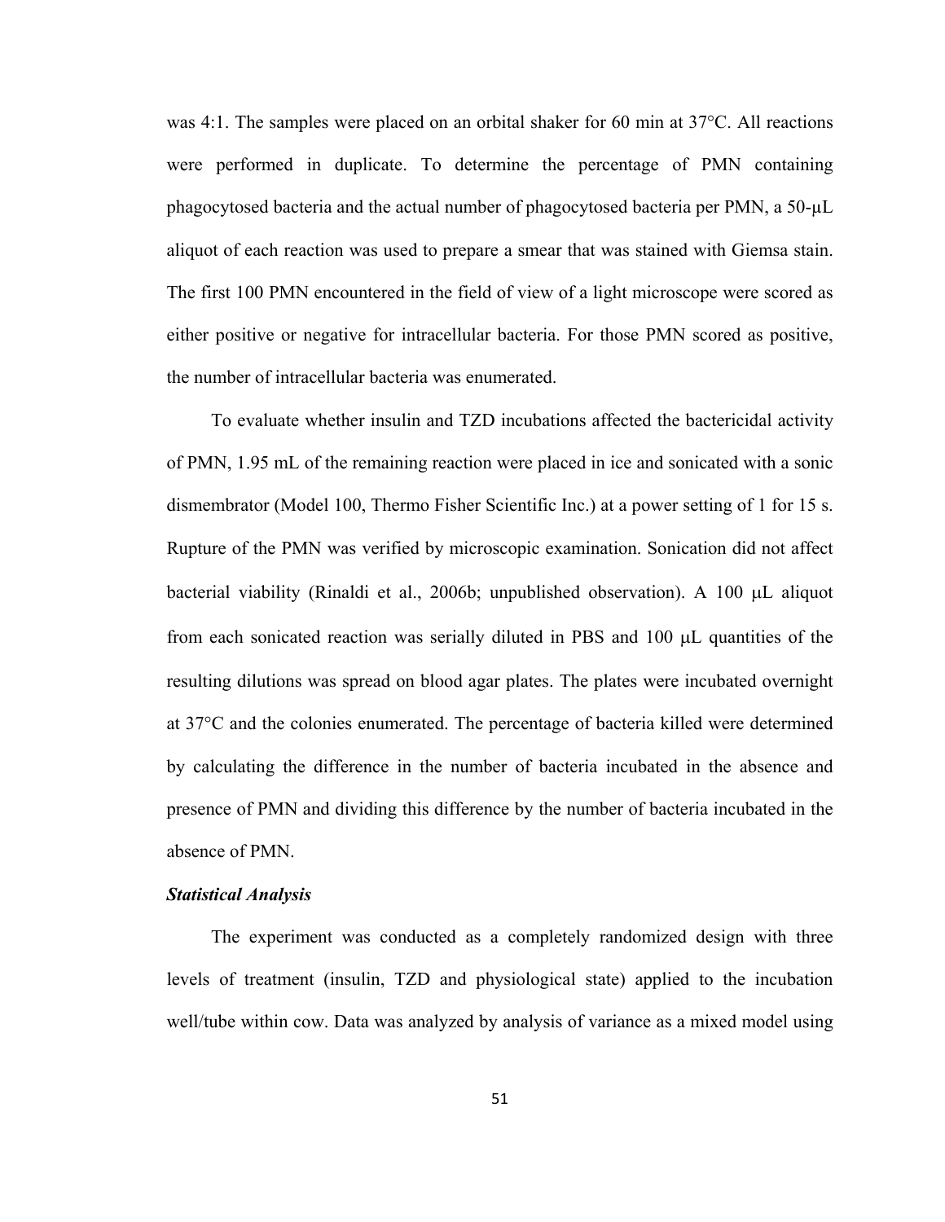was 4:1. The samples were placed on an orbital shaker for 60 min at 37°C. All reactions were performed in duplicate. To determine the percentage of PMN containing phagocytosed bacteria and the actual number of phagocytosed bacteria per PMN, a 50-μL aliquot of each reaction was used to prepare a smear that was stained with Giemsa stain. The first 100 PMN encountered in the field of view of a light microscope were scored as either positive or negative for intracellular bacteria. For those PMN scored as positive, the number of intracellular bacteria was enumerated.

To evaluate whether insulin and TZD incubations affected the bactericidal activity of PMN, 1.95 mL of the remaining reaction were placed in ice and sonicated with a sonic dismembrator (Model 100, Thermo Fisher Scientific Inc.) at a power setting of 1 for 15 s. Rupture of the PMN was verified by microscopic examination. Sonication did not affect bacterial viability (Rinaldi et al., 2006b; unpublished observation). A 100 μL aliquot from each sonicated reaction was serially diluted in PBS and 100 μL quantities of the resulting dilutions was spread on blood agar plates. The plates were incubated overnight at 37°C and the colonies enumerated. The percentage of bacteria killed were determined by calculating the difference in the number of bacteria incubated in the absence and presence of PMN and dividing this difference by the number of bacteria incubated in the absence of PMN.

***Statistical Analysis***

The experiment was conducted as a completely randomized design with three levels of treatment (insulin, TZD and physiological state) applied to the incubation well/tube within cow. Data was analyzed by analysis of variance as a mixed model using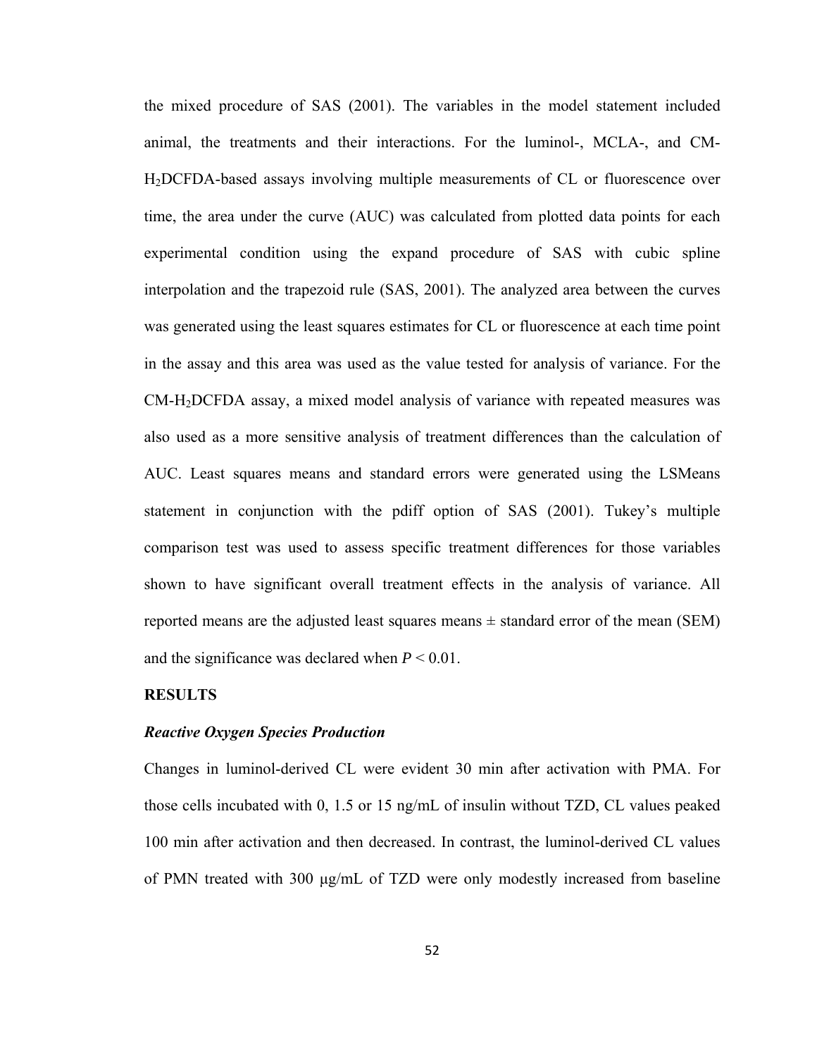the mixed procedure of SAS (2001). The variables in the model statement included animal, the treatments and their interactions. For the luminol-, MCLA-, and CM-$H_2$DCFDA-based assays involving multiple measurements of CL or fluorescence over time, the area under the curve (AUC) was calculated from plotted data points for each experimental condition using the expand procedure of SAS with cubic spline interpolation and the trapezoid rule (SAS, 2001). The analyzed area between the curves was generated using the least squares estimates for CL or fluorescence at each time point in the assay and this area was used as the value tested for analysis of variance. For the CM-$H_2$DCFDA assay, a mixed model analysis of variance with repeated measures was also used as a more sensitive analysis of treatment differences than the calculation of AUC. Least squares means and standard errors were generated using the LSMeans statement in conjunction with the pdiff option of SAS (2001). Tukey's multiple comparison test was used to assess specific treatment differences for those variables shown to have significant overall treatment effects in the analysis of variance. All reported means are the adjusted least squares means ± standard error of the mean (SEM) and the significance was declared when $P < 0.01$.

## RESULTS

### *Reactive Oxygen Species Production*

Changes in luminol-derived CL were evident 30 min after activation with PMA. For those cells incubated with 0, 1.5 or 15 ng/mL of insulin without TZD, CL values peaked 100 min after activation and then decreased. In contrast, the luminol-derived CL values of PMN treated with 300 μg/mL of TZD were only modestly increased from baseline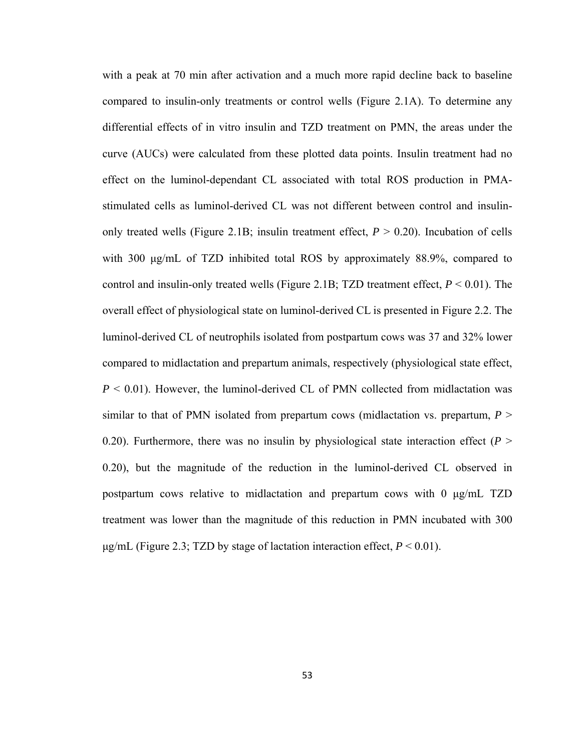with a peak at 70 min after activation and a much more rapid decline back to baseline compared to insulin-only treatments or control wells (Figure 2.1A). To determine any differential effects of in vitro insulin and TZD treatment on PMN, the areas under the curve (AUCs) were calculated from these plotted data points. Insulin treatment had no effect on the luminol-dependant CL associated with total ROS production in PMA-stimulated cells as luminol-derived CL was not different between control and insulin-only treated wells (Figure 2.1B; insulin treatment effect, $P > 0.20$). Incubation of cells with 300 μg/mL of TZD inhibited total ROS by approximately 88.9%, compared to control and insulin-only treated wells (Figure 2.1B; TZD treatment effect, $P < 0.01$). The overall effect of physiological state on luminol-derived CL is presented in Figure 2.2. The luminol-derived CL of neutrophils isolated from postpartum cows was 37 and 32% lower compared to midlactation and prepartum animals, respectively (physiological state effect, $P < 0.01$). However, the luminol-derived CL of PMN collected from midlactation was similar to that of PMN isolated from prepartum cows (midlactation vs. prepartum, $P > 0.20$). Furthermore, there was no insulin by physiological state interaction effect ($P > 0.20$), but the magnitude of the reduction in the luminol-derived CL observed in postpartum cows relative to midlactation and prepartum cows with 0 μg/mL TZD treatment was lower than the magnitude of this reduction in PMN incubated with 300 μg/mL (Figure 2.3; TZD by stage of lactation interaction effect, $P < 0.01$).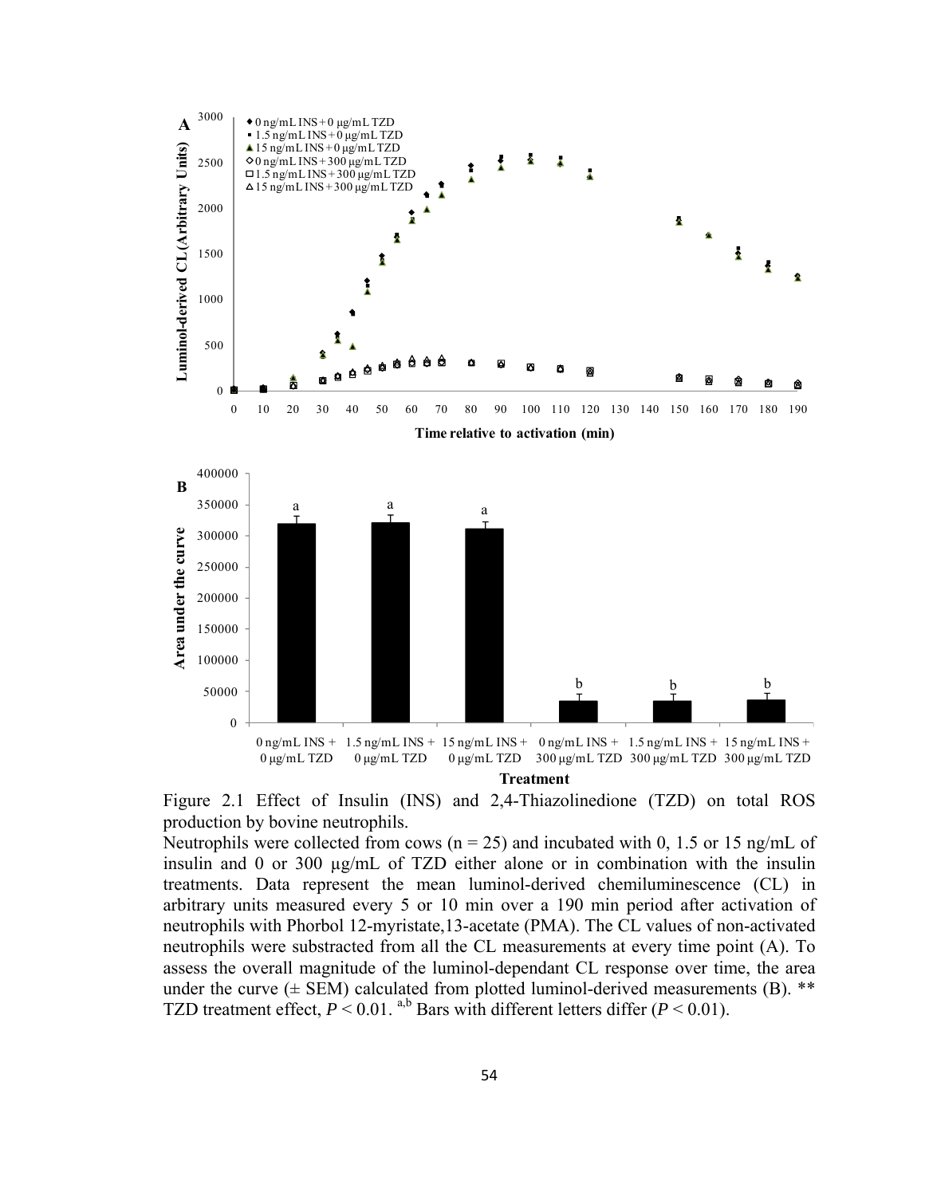Figure 2.1 Effect of Insulin (INS) and 2,4-Thiazolinedione (TZD) on total ROS production by bovine neutrophils.

Neutrophils were collected from cows (n = 25) and incubated with 0, 1.5 or 15 ng/mL of insulin and 0 or 300 μg/mL of TZD either alone or in combination with the insulin treatments. Data represent the mean luminol-derived chemiluminescence (CL) in arbitrary units measured every 5 or 10 min over a 190 min period after activation of neutrophils with Phorbol 12-myristate,13-acetate (PMA). The CL values of non-activated neutrophils were substracted from all the CL measurements at every time point (A). To assess the overall magnitude of the luminol-dependant CL response over time, the area under the curve (± SEM) calculated from plotted luminol-derived measurements (B). ** TZD treatment effect, $P < 0.01$. [a,b] Bars with different letters differ ($P < 0.01$).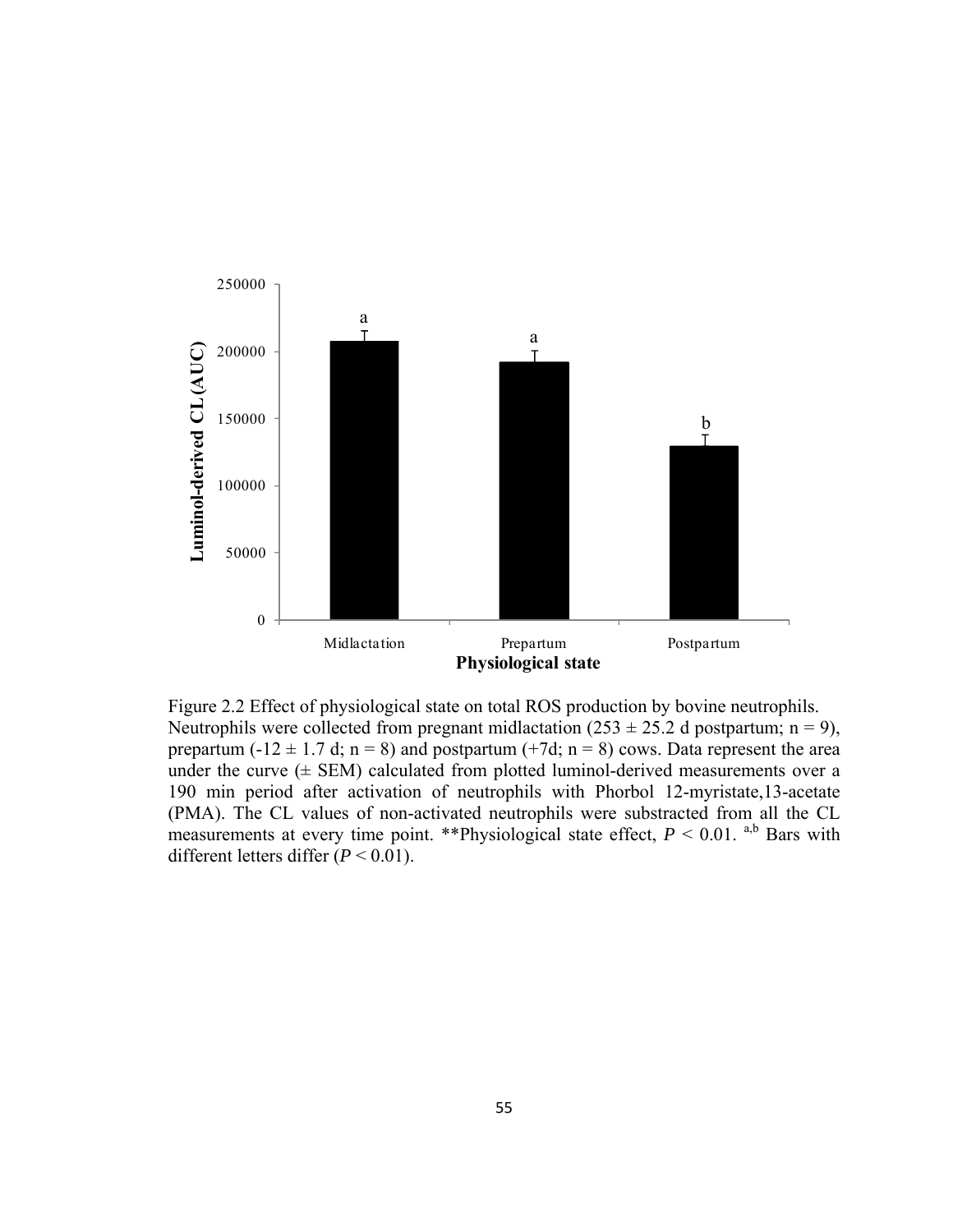Figure 2.2 Effect of physiological state on total ROS production by bovine neutrophils. Neutrophils were collected from pregnant midlactation (253 ± 25.2 d postpartum; n = 9), prepartum (-12 ± 1.7 d; n = 8) and postpartum (+7d; n = 8) cows. Data represent the area under the curve (± SEM) calculated from plotted luminol-derived measurements over a 190 min period after activation of neutrophils with Phorbol 12-myristate,13-acetate (PMA). The CL values of non-activated neutrophils were substracted from all the CL measurements at every time point. **Physiological state effect, $P < 0.01$. [a,b] Bars with different letters differ ($P < 0.01$).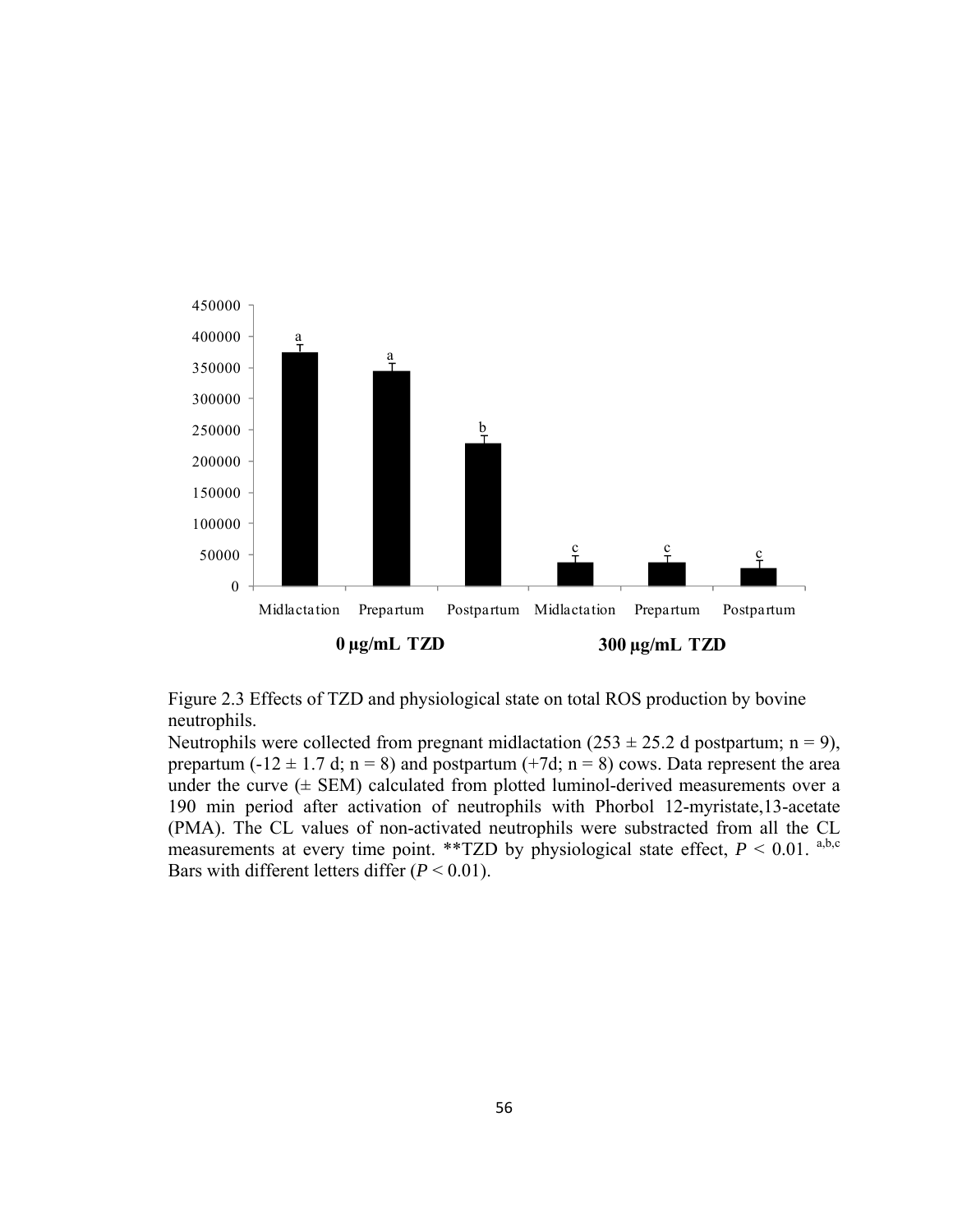Figure 2.3 Effects of TZD and physiological state on total ROS production by bovine neutrophils.

Neutrophils were collected from pregnant midlactation ($253 \pm 25.2$ d postpartum; n = 9), prepartum ($-12 \pm 1.7$ d; n = 8) and postpartum (+7d; n = 8) cows. Data represent the area under the curve (± SEM) calculated from plotted luminol-derived measurements over a 190 min period after activation of neutrophils with Phorbol 12-myristate,13-acetate (PMA). The CL values of non-activated neutrophils were substracted from all the CL measurements at every time point. **TZD by physiological state effect, $P < 0.01$. [a,b,c] Bars with different letters differ ($P < 0.01$).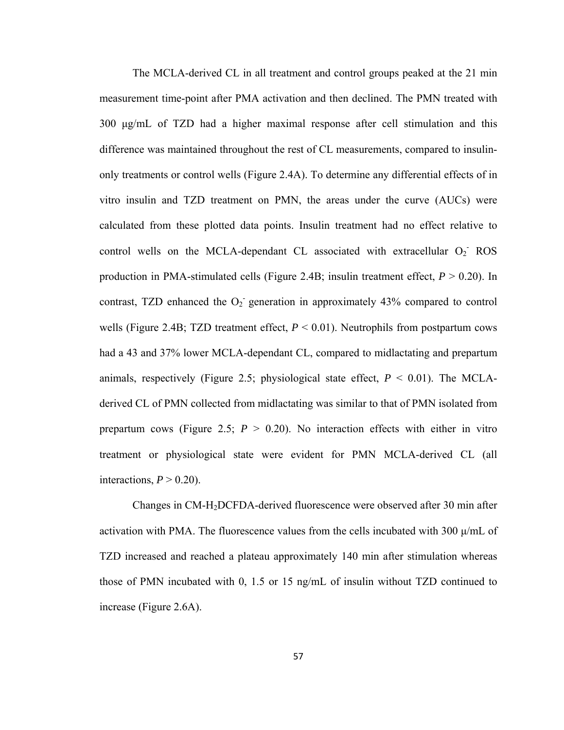The MCLA-derived CL in all treatment and control groups peaked at the 21 min measurement time-point after PMA activation and then declined. The PMN treated with 300 μg/mL of TZD had a higher maximal response after cell stimulation and this difference was maintained throughout the rest of CL measurements, compared to insulin-only treatments or control wells (Figure 2.4A). To determine any differential effects of in vitro insulin and TZD treatment on PMN, the areas under the curve (AUCs) were calculated from these plotted data points. Insulin treatment had no effect relative to control wells on the MCLA-dependant CL associated with extracellular $O_2^-$ ROS production in PMA-stimulated cells (Figure 2.4B; insulin treatment effect, $P > 0.20$). In contrast, TZD enhanced the $O_2^-$ generation in approximately 43% compared to control wells (Figure 2.4B; TZD treatment effect, $P < 0.01$). Neutrophils from postpartum cows had a 43 and 37% lower MCLA-dependant CL, compared to midlactating and prepartum animals, respectively (Figure 2.5; physiological state effect, $P < 0.01$). The MCLA-derived CL of PMN collected from midlactating was similar to that of PMN isolated from prepartum cows (Figure 2.5; $P > 0.20$). No interaction effects with either in vitro treatment or physiological state were evident for PMN MCLA-derived CL (all interactions, $P > 0.20$).

Changes in CM-$H_2$DCFDA-derived fluorescence were observed after 30 min after activation with PMA. The fluorescence values from the cells incubated with 300 μ/mL of TZD increased and reached a plateau approximately 140 min after stimulation whereas those of PMN incubated with 0, 1.5 or 15 ng/mL of insulin without TZD continued to increase (Figure 2.6A).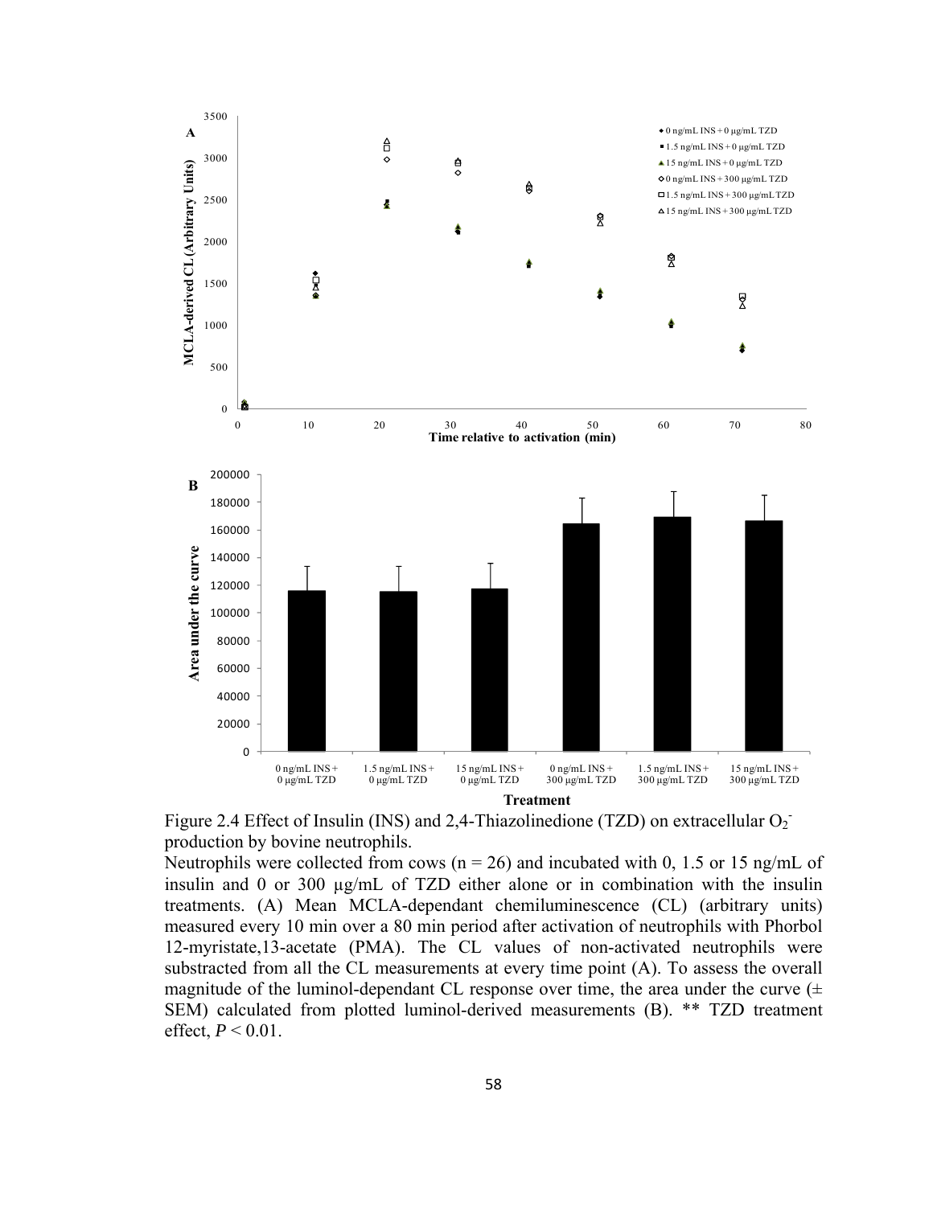Figure 2.4 Effect of Insulin (INS) and 2,4-Thiazolinedione (TZD) on extracellular $O_2^-$ production by bovine neutrophils.

Neutrophils were collected from cows (n = 26) and incubated with 0, 1.5 or 15 ng/mL of insulin and 0 or 300 µg/mL of TZD either alone or in combination with the insulin treatments. (A) Mean MCLA-dependant chemiluminescence (CL) (arbitrary units) measured every 10 min over a 80 min period after activation of neutrophils with Phorbol 12-myristate,13-acetate (PMA). The CL values of non-activated neutrophils were substracted from all the CL measurements at every time point (A). To assess the overall magnitude of the luminol-dependant CL response over time, the area under the curve (± SEM) calculated from plotted luminol-derived measurements (B). ** TZD treatment effect, $P < 0.01$.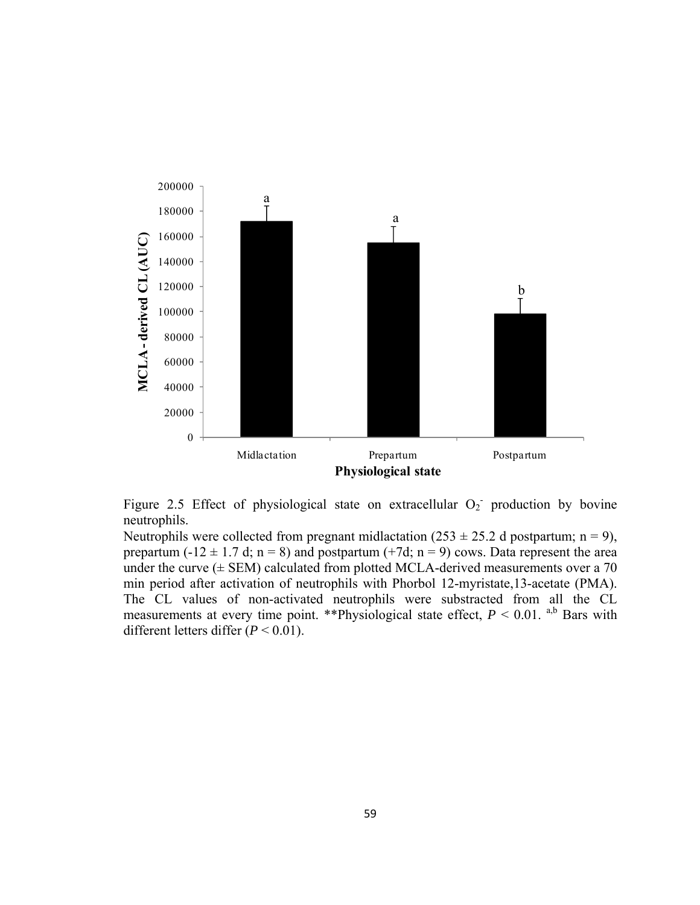Figure 2.5 Effect of physiological state on extracellular $O_2^-$ production by bovine neutrophils.

Neutrophils were collected from pregnant midlactation (253 ± 25.2 d postpartum; n = 9), prepartum (-12 ± 1.7 d; n = 8) and postpartum (+7d; n = 9) cows. Data represent the area under the curve (± SEM) calculated from plotted MCLA-derived measurements over a 70 min period after activation of neutrophils with Phorbol 12-myristate,13-acetate (PMA). The CL values of non-activated neutrophils were substracted from all the CL measurements at every time point. **Physiological state effect, $P < 0.01$. [a,b] Bars with different letters differ ($P < 0.01$).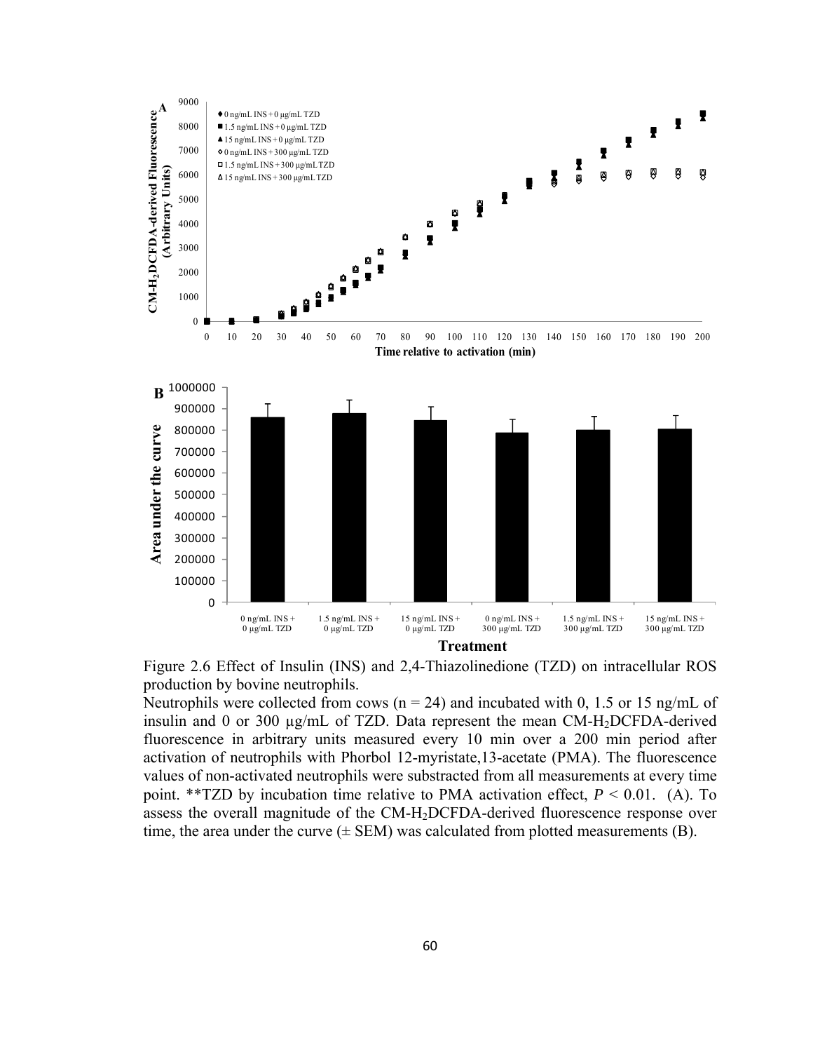Figure 2.6 Effect of Insulin (INS) and 2,4-Thiazolinedione (TZD) on intracellular ROS production by bovine neutrophils.

Neutrophils were collected from cows (n = 24) and incubated with 0, 1.5 or 15 ng/mL of insulin and 0 or 300 µg/mL of TZD. Data represent the mean CM-$H_2$DCFDA-derived fluorescence in arbitrary units measured every 10 min over a 200 min period after activation of neutrophils with Phorbol 12-myristate,13-acetate (PMA). The fluorescence values of non-activated neutrophils were substracted from all measurements at every time point. **TZD by incubation time relative to PMA activation effect, $P < 0.01$. (A). To assess the overall magnitude of the CM-$H_2$DCFDA-derived fluorescence response over time, the area under the curve (± SEM) was calculated from plotted measurements (B).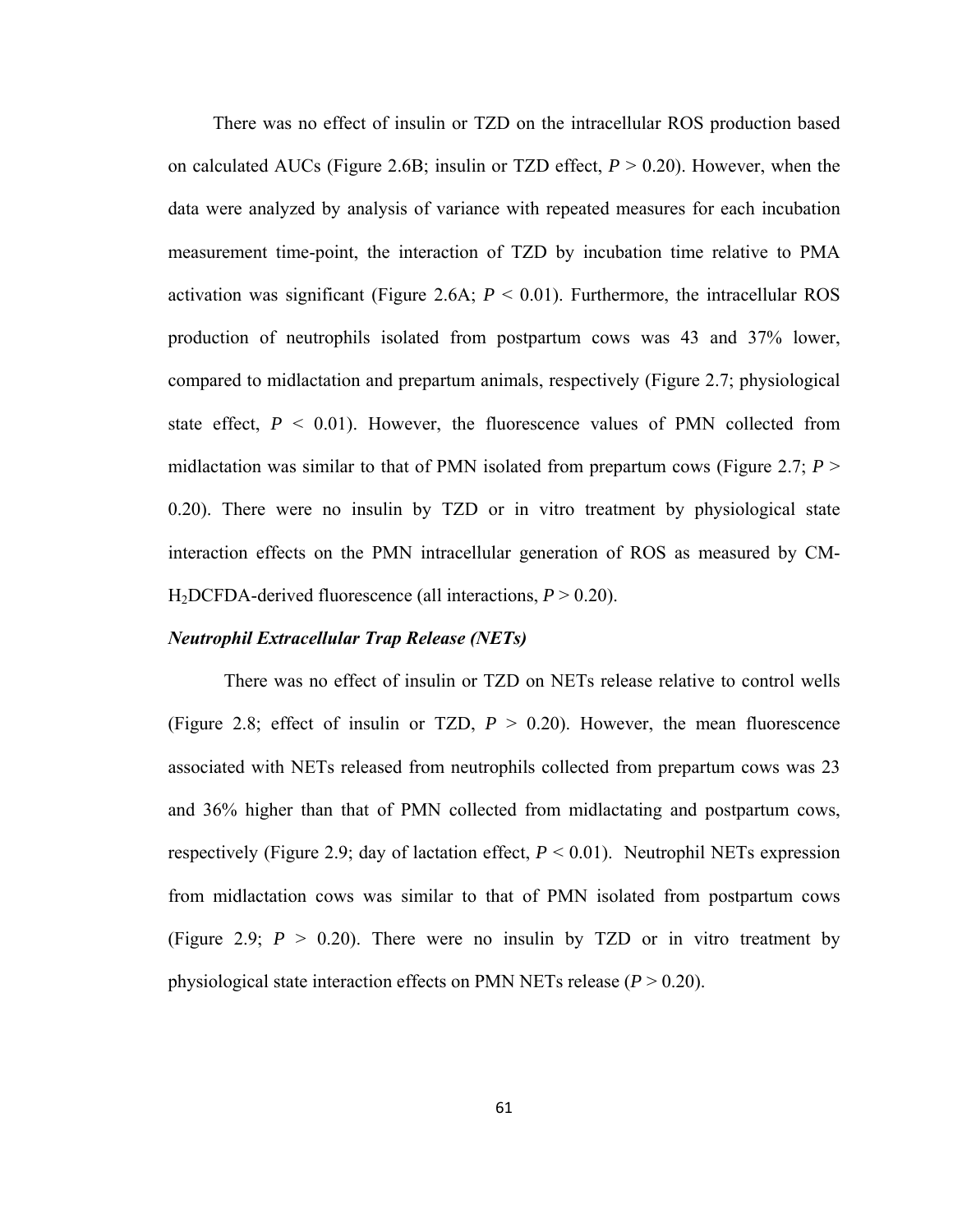There was no effect of insulin or TZD on the intracellular ROS production based on calculated AUCs (Figure 2.6B; insulin or TZD effect, $P > 0.20$). However, when the data were analyzed by analysis of variance with repeated measures for each incubation measurement time-point, the interaction of TZD by incubation time relative to PMA activation was significant (Figure 2.6A; $P < 0.01$). Furthermore, the intracellular ROS production of neutrophils isolated from postpartum cows was 43 and 37% lower, compared to midlactation and prepartum animals, respectively (Figure 2.7; physiological state effect, $P < 0.01$). However, the fluorescence values of PMN collected from midlactation was similar to that of PMN isolated from prepartum cows (Figure 2.7; $P > 0.20$). There were no insulin by TZD or in vitro treatment by physiological state interaction effects on the PMN intracellular generation of ROS as measured by CM-$H_2$DCFDA-derived fluorescence (all interactions, $P > 0.20$).

***Neutrophil Extracellular Trap Release (NETs)***

There was no effect of insulin or TZD on NETs release relative to control wells (Figure 2.8; effect of insulin or TZD, $P > 0.20$). However, the mean fluorescence associated with NETs released from neutrophils collected from prepartum cows was 23 and 36% higher than that of PMN collected from midlactating and postpartum cows, respectively (Figure 2.9; day of lactation effect, $P < 0.01$). Neutrophil NETs expression from midlactation cows was similar to that of PMN isolated from postpartum cows (Figure 2.9; $P > 0.20$). There were no insulin by TZD or in vitro treatment by physiological state interaction effects on PMN NETs release ($P > 0.20$).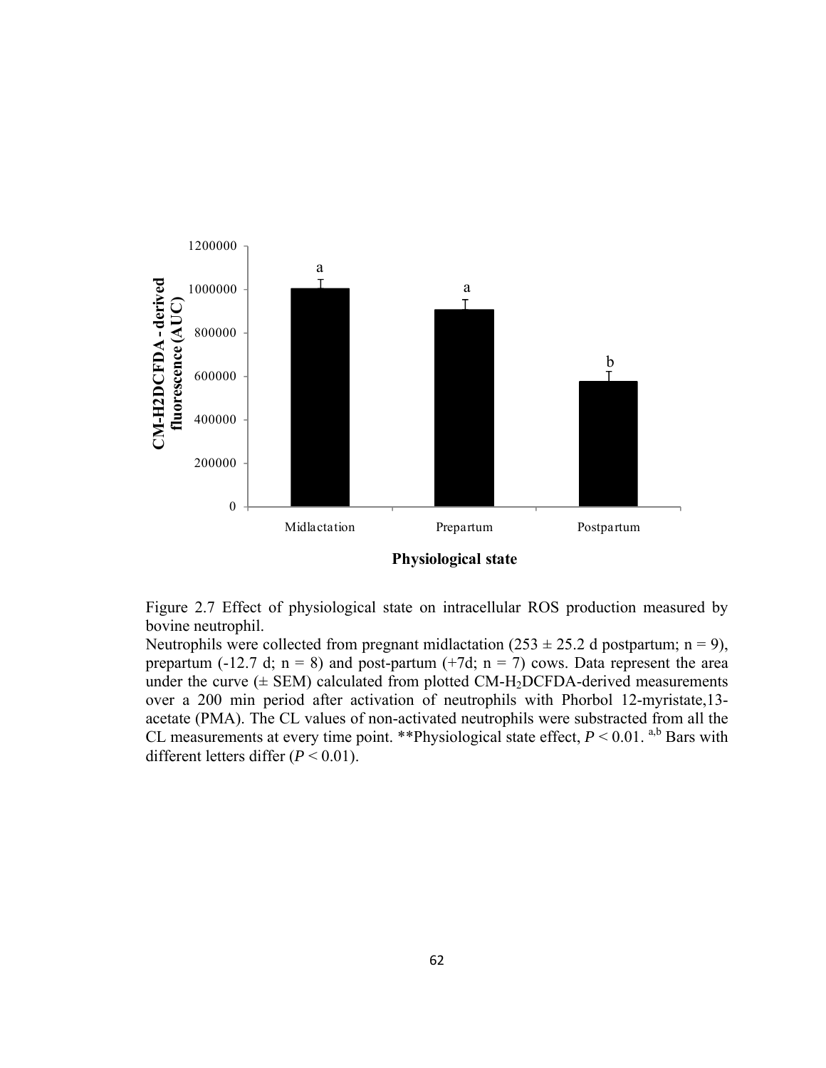Figure 2.7 Effect of physiological state on intracellular ROS production measured by bovine neutrophil.

Neutrophils were collected from pregnant midlactation (253 ± 25.2 d postpartum; n = 9), prepartum (-12.7 d; n = 8) and post-partum (+7d; n = 7) cows. Data represent the area under the curve (± SEM) calculated from plotted CM-$H_2$DCFDA-derived measurements over a 200 min period after activation of neutrophils with Phorbol 12-myristate,13-acetate (PMA). The CL values of non-activated neutrophils were substracted from all the CL measurements at every time point. **Physiological state effect, $P < 0.01$. [a,b] Bars with different letters differ ($P < 0.01$).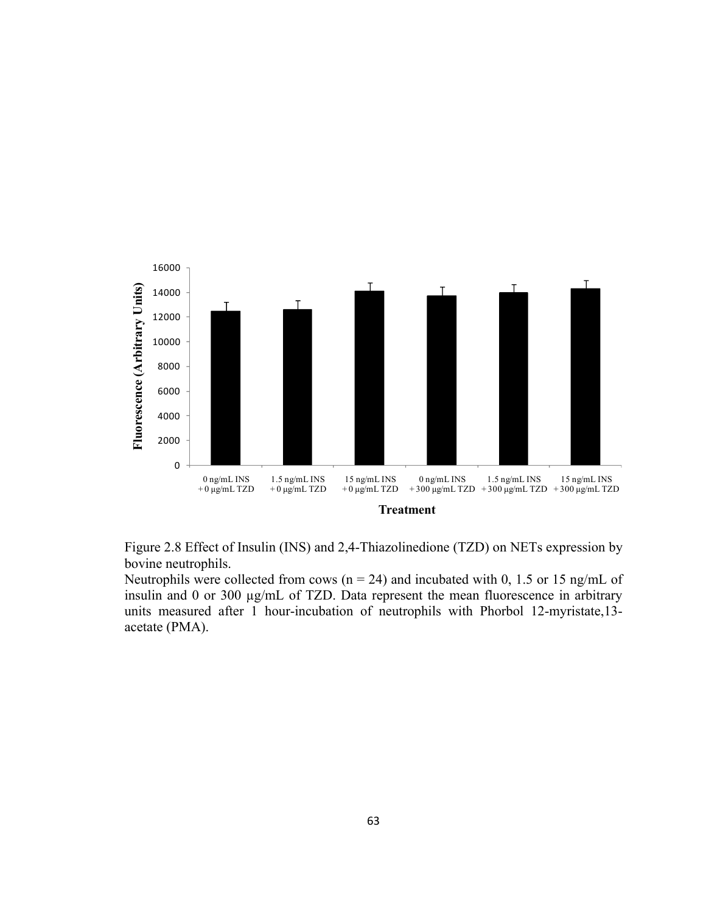Figure 2.8 Effect of Insulin (INS) and 2,4-Thiazolinedione (TZD) on NETs expression by bovine neutrophils.

Neutrophils were collected from cows (n = 24) and incubated with 0, 1.5 or 15 ng/mL of insulin and 0 or 300 µg/mL of TZD. Data represent the mean fluorescence in arbitrary units measured after 1 hour-incubation of neutrophils with Phorbol 12-myristate,13-acetate (PMA).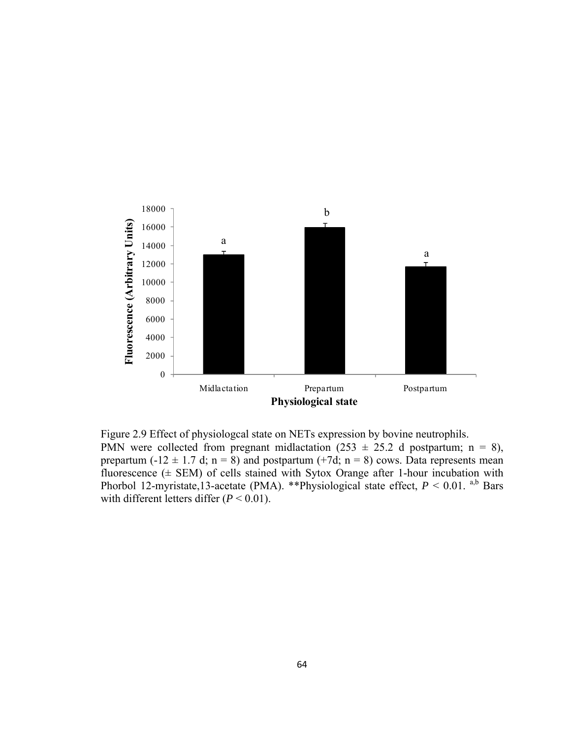Figure 2.9 Effect of physiologcal state on NETs expression by bovine neutrophils.
PMN were collected from pregnant midlactation ($253 \pm 25.2$ d postpartum; n = 8), prepartum ($-12 \pm 1.7$ d; n = 8) and postpartum (+7d; n = 8) cows. Data represents mean fluorescence (± SEM) of cells stained with Sytox Orange after 1-hour incubation with Phorbol 12-myristate,13-acetate (PMA). **Physiological state effect, $P < 0.01$. [a,b] Bars with different letters differ ($P < 0.01$).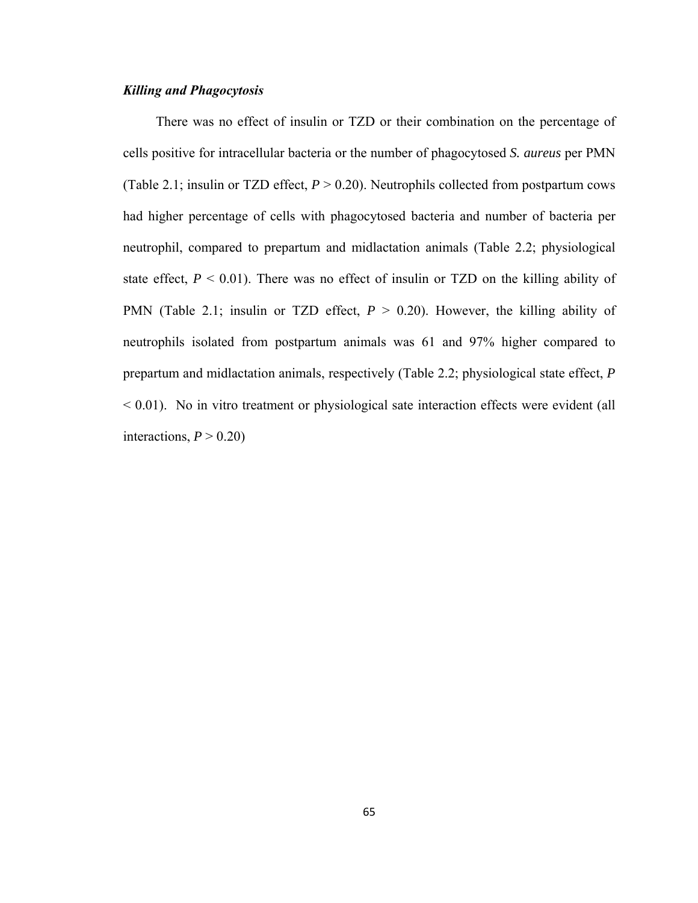### ***Killing and Phagocytosis***

There was no effect of insulin or TZD or their combination on the percentage of cells positive for intracellular bacteria or the number of phagocytosed *S. aureus* per PMN (Table 2.1; insulin or TZD effect, $P > 0.20$). Neutrophils collected from postpartum cows had higher percentage of cells with phagocytosed bacteria and number of bacteria per neutrophil, compared to prepartum and midlactation animals (Table 2.2; physiological state effect, $P < 0.01$). There was no effect of insulin or TZD on the killing ability of PMN (Table 2.1; insulin or TZD effect, $P > 0.20$). However, the killing ability of neutrophils isolated from postpartum animals was 61 and 97% higher compared to prepartum and midlactation animals, respectively (Table 2.2; physiological state effect, $P < 0.01$). No in vitro treatment or physiological sate interaction effects were evident (all interactions, $P > 0.20$)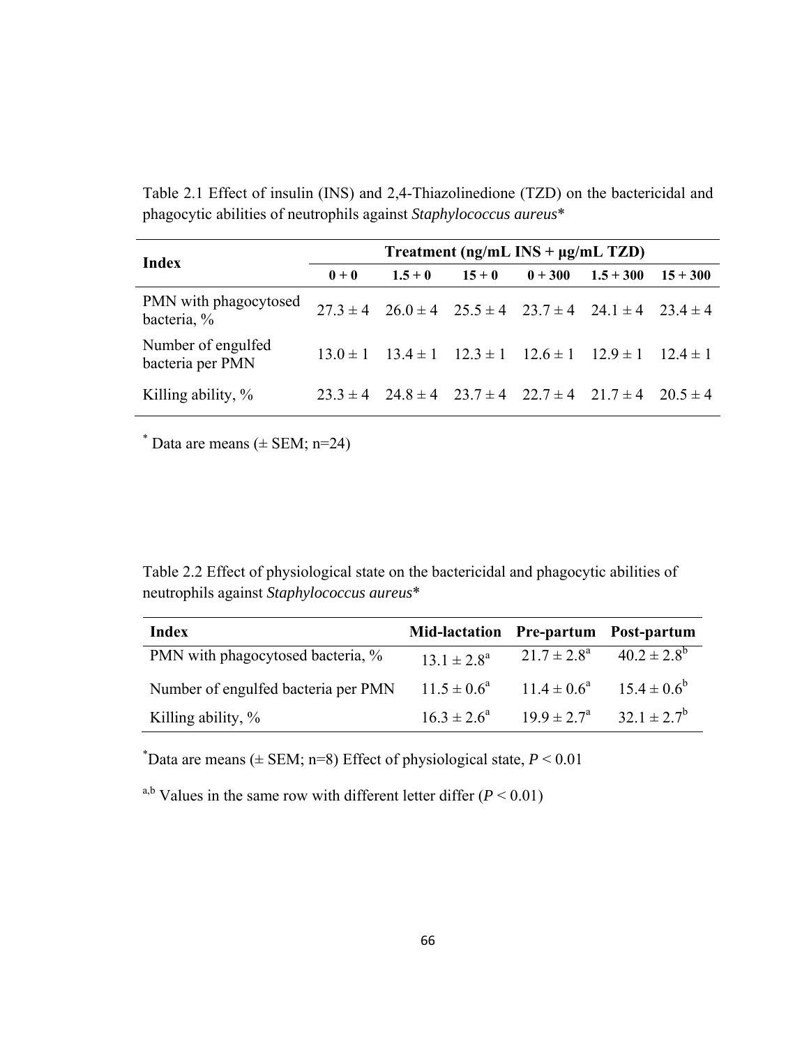Table 2.1 Effect of insulin (INS) and 2,4-Thiazolinedione (TZD) on the bactericidal and phagocytic abilities of neutrophils against *Staphylococcus aureus**

| Index | Treatment (ng/mL INS + μg/mL TZD) | | | | | |
|---|---|---|---|---|---|---|
| | **0 + 0** | **1.5 + 0** | **15 + 0** | **0 + 300** | **1.5 + 300** | **15 + 300** |
| PMN with phagocytosed bacteria, % | 27.3 ± 4 | 26.0 ± 4 | 25.5 ± 4 | 23.7 ± 4 | 24.1 ± 4 | 23.4 ± 4 |
| Number of engulfed bacteria per PMN | 13.0 ± 1 | 13.4 ± 1 | 12.3 ± 1 | 12.6 ± 1 | 12.9 ± 1 | 12.4 ± 1 |
| Killing ability, % | 23.3 ± 4 | 24.8 ± 4 | 23.7 ± 4 | 22.7 ± 4 | 21.7 ± 4 | 20.5 ± 4 |

\* Data are means (± SEM; n=24)

Table 2.2 Effect of physiological state on the bactericidal and phagocytic abilities of neutrophils against *Staphylococcus aureus**

| Index | Mid-lactation | Pre-partum | Post-partum |
|---|---|---|---|
| PMN with phagocytosed bacteria, % | 13.1 ± 2.8[a] | 21.7 ± 2.8[a] | 40.2 ± 2.8[b] |
| Number of engulfed bacteria per PMN | 11.5 ± 0.6[a] | 11.4 ± 0.6[a] | 15.4 ± 0.6[b] |
| Killing ability, % | 16.3 ± 2.6[a] | 19.9 ± 2.7[a] | 32.1 ± 2.7[b] |

\*Data are means (± SEM; n=8) Effect of physiological state, $P < 0.01$

[a,b] Values in the same row with different letter differ ($P < 0.01$)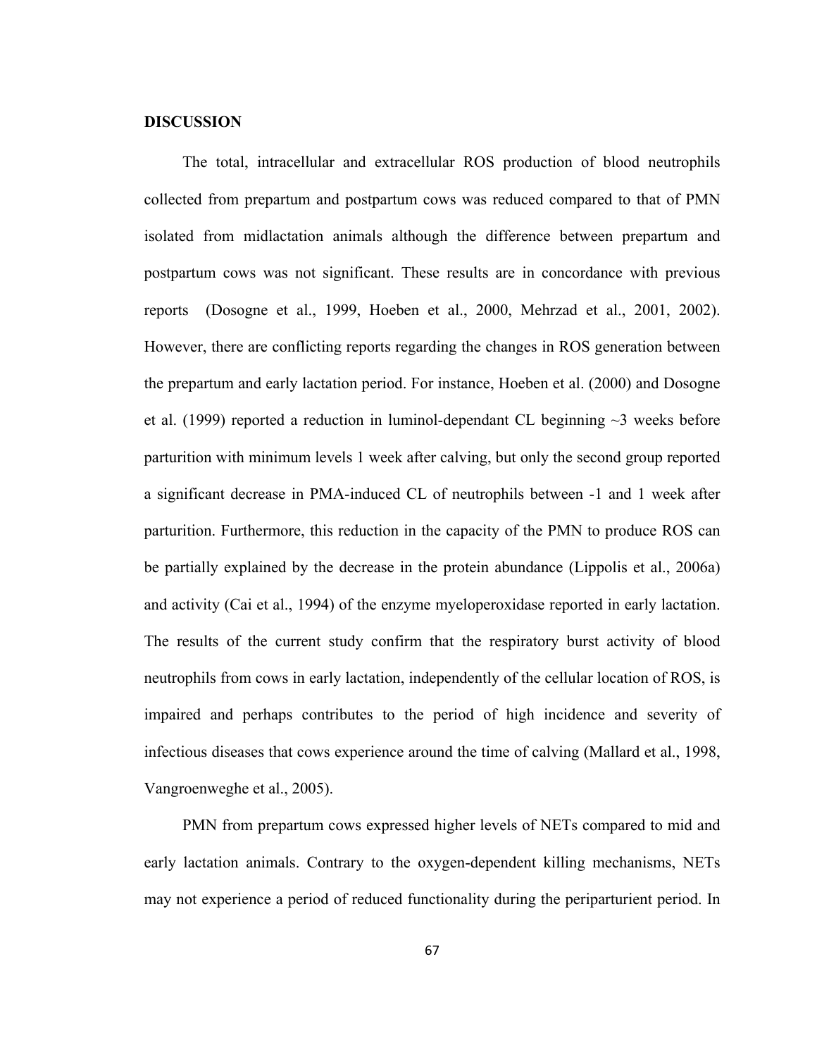## DISCUSSION

The total, intracellular and extracellular ROS production of blood neutrophils collected from prepartum and postpartum cows was reduced compared to that of PMN isolated from midlactation animals although the difference between prepartum and postpartum cows was not significant. These results are in concordance with previous reports (Dosogne et al., 1999, Hoeben et al., 2000, Mehrzad et al., 2001, 2002). However, there are conflicting reports regarding the changes in ROS generation between the prepartum and early lactation period. For instance, Hoeben et al. (2000) and Dosogne et al. (1999) reported a reduction in luminol-dependant CL beginning ~3 weeks before parturition with minimum levels 1 week after calving, but only the second group reported a significant decrease in PMA-induced CL of neutrophils between -1 and 1 week after parturition. Furthermore, this reduction in the capacity of the PMN to produce ROS can be partially explained by the decrease in the protein abundance (Lippolis et al., 2006a) and activity (Cai et al., 1994) of the enzyme myeloperoxidase reported in early lactation. The results of the current study confirm that the respiratory burst activity of blood neutrophils from cows in early lactation, independently of the cellular location of ROS, is impaired and perhaps contributes to the period of high incidence and severity of infectious diseases that cows experience around the time of calving (Mallard et al., 1998, Vangroenweghe et al., 2005).

PMN from prepartum cows expressed higher levels of NETs compared to mid and early lactation animals. Contrary to the oxygen-dependent killing mechanisms, NETs may not experience a period of reduced functionality during the periparturient period. In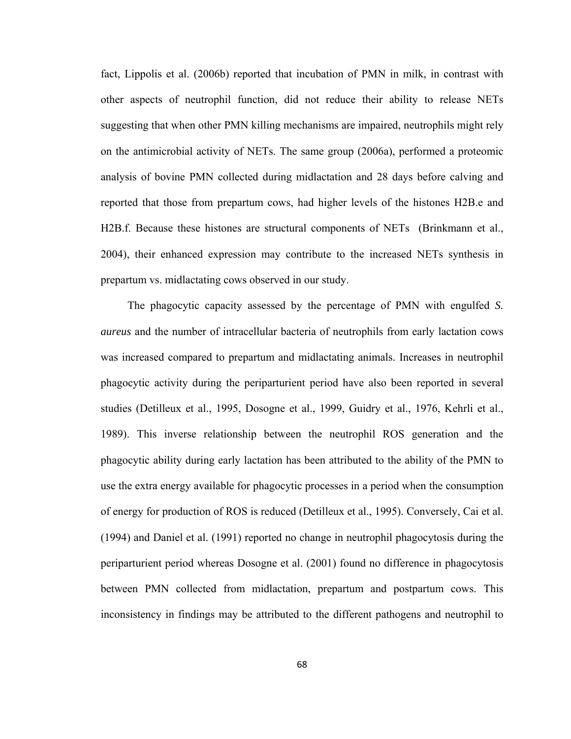fact, Lippolis et al. (2006b) reported that incubation of PMN in milk, in contrast with other aspects of neutrophil function, did not reduce their ability to release NETs suggesting that when other PMN killing mechanisms are impaired, neutrophils might rely on the antimicrobial activity of NETs. The same group (2006a), performed a proteomic analysis of bovine PMN collected during midlactation and 28 days before calving and reported that those from prepartum cows, had higher levels of the histones H2B.e and H2B.f. Because these histones are structural components of NETs (Brinkmann et al., 2004), their enhanced expression may contribute to the increased NETs synthesis in prepartum vs. midlactating cows observed in our study.

The phagocytic capacity assessed by the percentage of PMN with engulfed *S. aureus* and the number of intracellular bacteria of neutrophils from early lactation cows was increased compared to prepartum and midlactating animals. Increases in neutrophil phagocytic activity during the periparturient period have also been reported in several studies (Detilleux et al., 1995, Dosogne et al., 1999, Guidry et al., 1976, Kehrli et al., 1989). This inverse relationship between the neutrophil ROS generation and the phagocytic ability during early lactation has been attributed to the ability of the PMN to use the extra energy available for phagocytic processes in a period when the consumption of energy for production of ROS is reduced (Detilleux et al., 1995). Conversely, Cai et al. (1994) and Daniel et al. (1991) reported no change in neutrophil phagocytosis during the periparturient period whereas Dosogne et al. (2001) found no difference in phagocytosis between PMN collected from midlactation, prepartum and postpartum cows. This inconsistency in findings may be attributed to the different pathogens and neutrophil to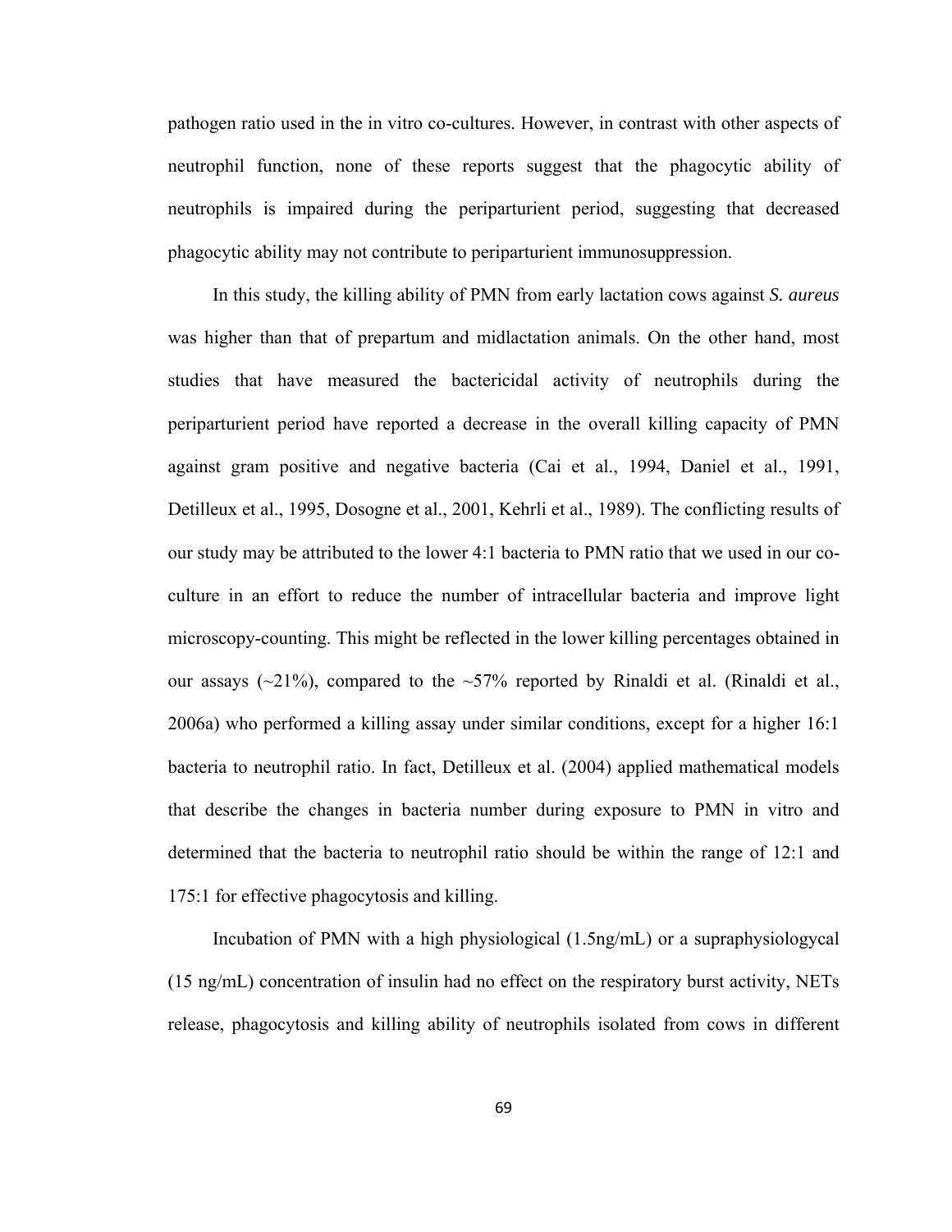pathogen ratio used in the in vitro co-cultures. However, in contrast with other aspects of neutrophil function, none of these reports suggest that the phagocytic ability of neutrophils is impaired during the periparturient period, suggesting that decreased phagocytic ability may not contribute to periparturient immunosuppression.

In this study, the killing ability of PMN from early lactation cows against *S. aureus* was higher than that of prepartum and midlactation animals. On the other hand, most studies that have measured the bactericidal activity of neutrophils during the periparturient period have reported a decrease in the overall killing capacity of PMN against gram positive and negative bacteria (Cai et al., 1994, Daniel et al., 1991, Detilleux et al., 1995, Dosogne et al., 2001, Kehrli et al., 1989). The conflicting results of our study may be attributed to the lower 4:1 bacteria to PMN ratio that we used in our co-culture in an effort to reduce the number of intracellular bacteria and improve light microscopy-counting. This might be reflected in the lower killing percentages obtained in our assays (~21%), compared to the ~57% reported by Rinaldi et al. (Rinaldi et al., 2006a) who performed a killing assay under similar conditions, except for a higher 16:1 bacteria to neutrophil ratio. In fact, Detilleux et al. (2004) applied mathematical models that describe the changes in bacteria number during exposure to PMN in vitro and determined that the bacteria to neutrophil ratio should be within the range of 12:1 and 175:1 for effective phagocytosis and killing.

Incubation of PMN with a high physiological (1.5ng/mL) or a supraphysiologycal (15 ng/mL) concentration of insulin had no effect on the respiratory burst activity, NETs release, phagocytosis and killing ability of neutrophils isolated from cows in different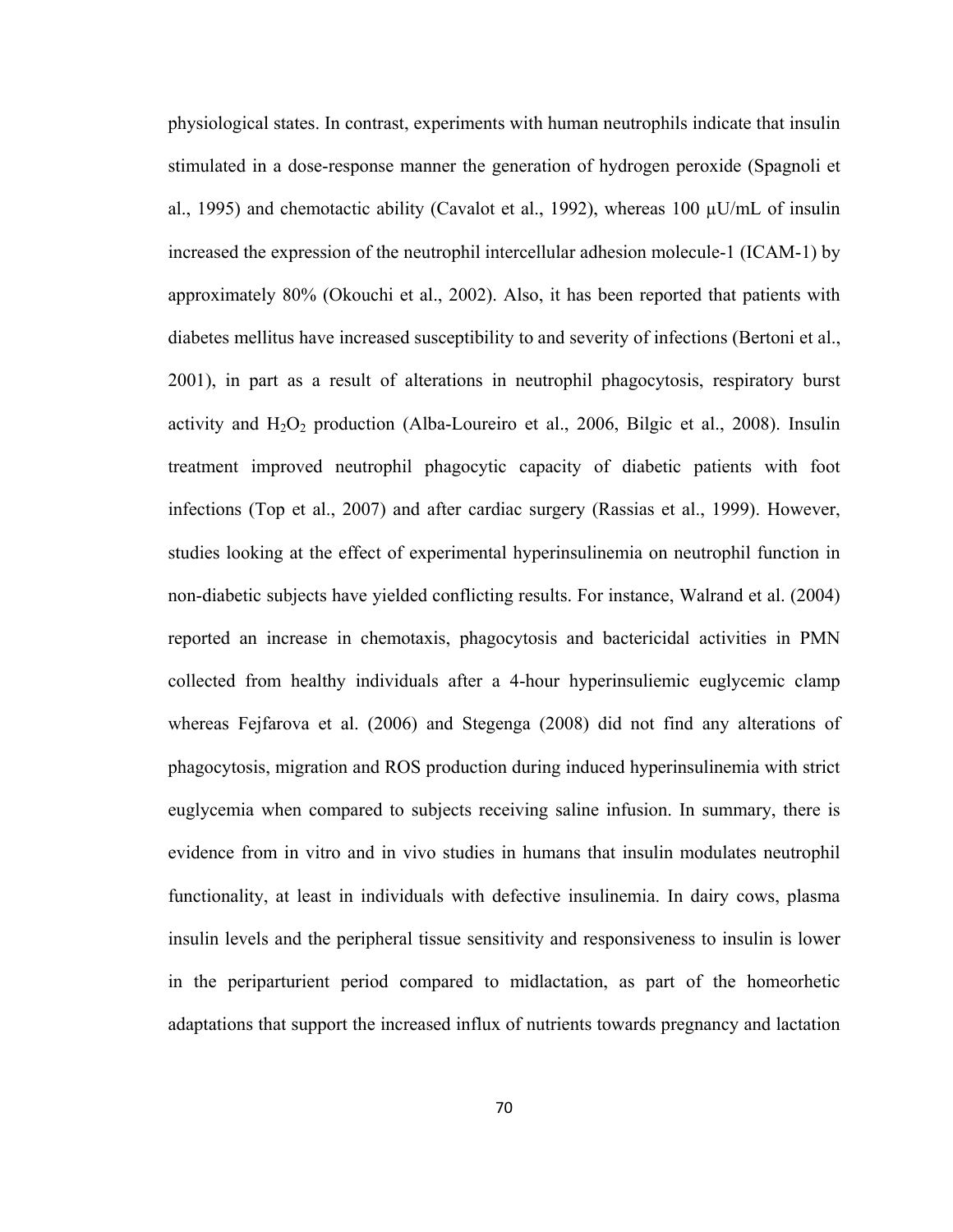physiological states. In contrast, experiments with human neutrophils indicate that insulin stimulated in a dose-response manner the generation of hydrogen peroxide (Spagnoli et al., 1995) and chemotactic ability (Cavalot et al., 1992), whereas 100 μU/mL of insulin increased the expression of the neutrophil intercellular adhesion molecule-1 (ICAM-1) by approximately 80% (Okouchi et al., 2002). Also, it has been reported that patients with diabetes mellitus have increased susceptibility to and severity of infections (Bertoni et al., 2001), in part as a result of alterations in neutrophil phagocytosis, respiratory burst activity and $H_2O_2$ production (Alba-Loureiro et al., 2006, Bilgic et al., 2008). Insulin treatment improved neutrophil phagocytic capacity of diabetic patients with foot infections (Top et al., 2007) and after cardiac surgery (Rassias et al., 1999). However, studies looking at the effect of experimental hyperinsulinemia on neutrophil function in non-diabetic subjects have yielded conflicting results. For instance, Walrand et al. (2004) reported an increase in chemotaxis, phagocytosis and bactericidal activities in PMN collected from healthy individuals after a 4-hour hyperinsuliemic euglycemic clamp whereas Fejfarova et al. (2006) and Stegenga (2008) did not find any alterations of phagocytosis, migration and ROS production during induced hyperinsulinemia with strict euglycemia when compared to subjects receiving saline infusion. In summary, there is evidence from in vitro and in vivo studies in humans that insulin modulates neutrophil functionality, at least in individuals with defective insulinemia. In dairy cows, plasma insulin levels and the peripheral tissue sensitivity and responsiveness to insulin is lower in the periparturient period compared to midlactation, as part of the homeorhetic adaptations that support the increased influx of nutrients towards pregnancy and lactation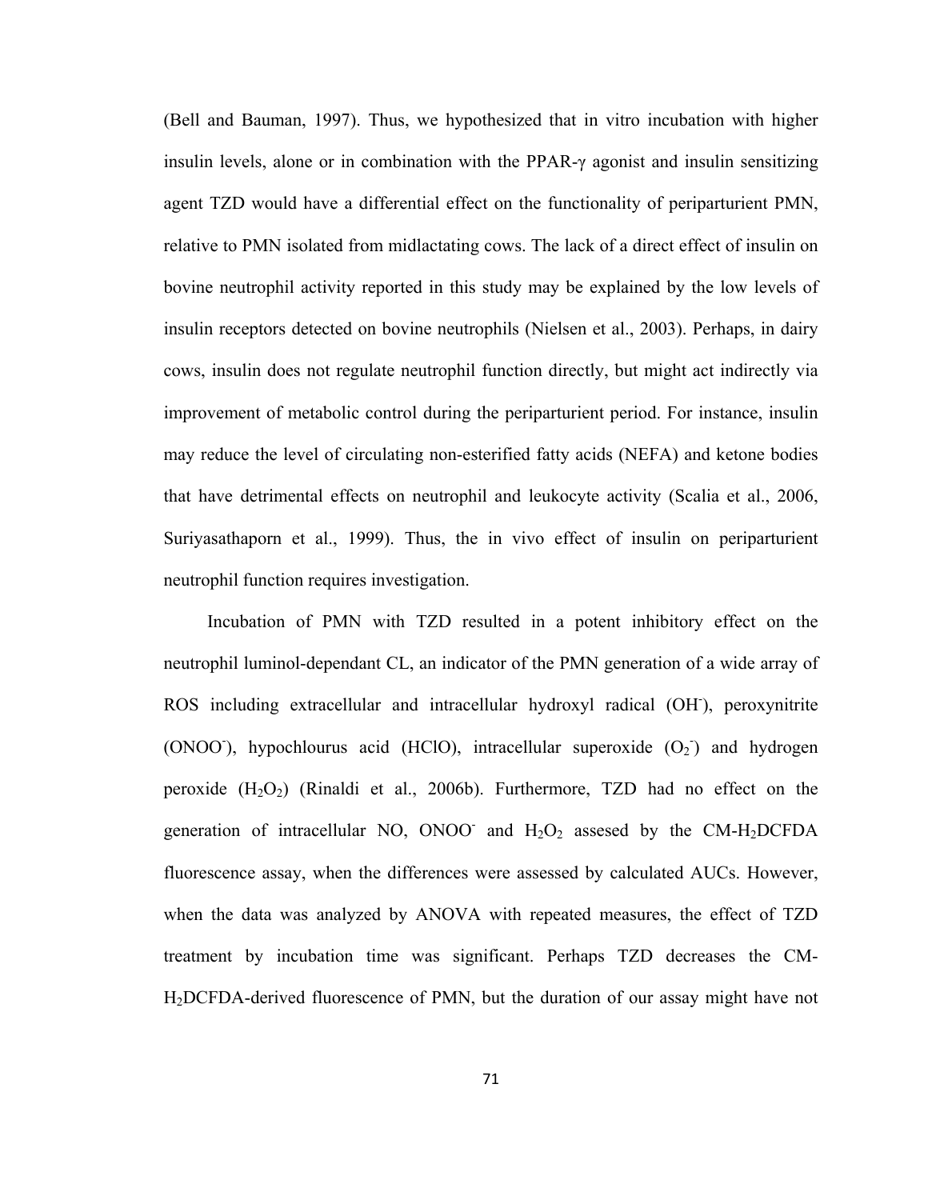(Bell and Bauman, 1997). Thus, we hypothesized that in vitro incubation with higher insulin levels, alone or in combination with the PPAR-γ agonist and insulin sensitizing agent TZD would have a differential effect on the functionality of periparturient PMN, relative to PMN isolated from midlactating cows. The lack of a direct effect of insulin on bovine neutrophil activity reported in this study may be explained by the low levels of insulin receptors detected on bovine neutrophils (Nielsen et al., 2003). Perhaps, in dairy cows, insulin does not regulate neutrophil function directly, but might act indirectly via improvement of metabolic control during the periparturient period. For instance, insulin may reduce the level of circulating non-esterified fatty acids (NEFA) and ketone bodies that have detrimental effects on neutrophil and leukocyte activity (Scalia et al., 2006, Suriyasathaporn et al., 1999). Thus, the in vivo effect of insulin on periparturient neutrophil function requires investigation.

Incubation of PMN with TZD resulted in a potent inhibitory effect on the neutrophil luminol-dependant CL, an indicator of the PMN generation of a wide array of ROS including extracellular and intracellular hydroxyl radical ($OH^-$), peroxynitrite ($ONOO^-$), hypochlourus acid (HClO), intracellular superoxide ($O_2^-$) and hydrogen peroxide ($H_2O_2$) (Rinaldi et al., 2006b). Furthermore, TZD had no effect on the generation of intracellular NO, $ONOO^-$ and $H_2O_2$ assesed by the CM-$H_2$DCFDA fluorescence assay, when the differences were assessed by calculated AUCs. However, when the data was analyzed by ANOVA with repeated measures, the effect of TZD treatment by incubation time was significant. Perhaps TZD decreases the CM-$H_2$DCFDA-derived fluorescence of PMN, but the duration of our assay might have not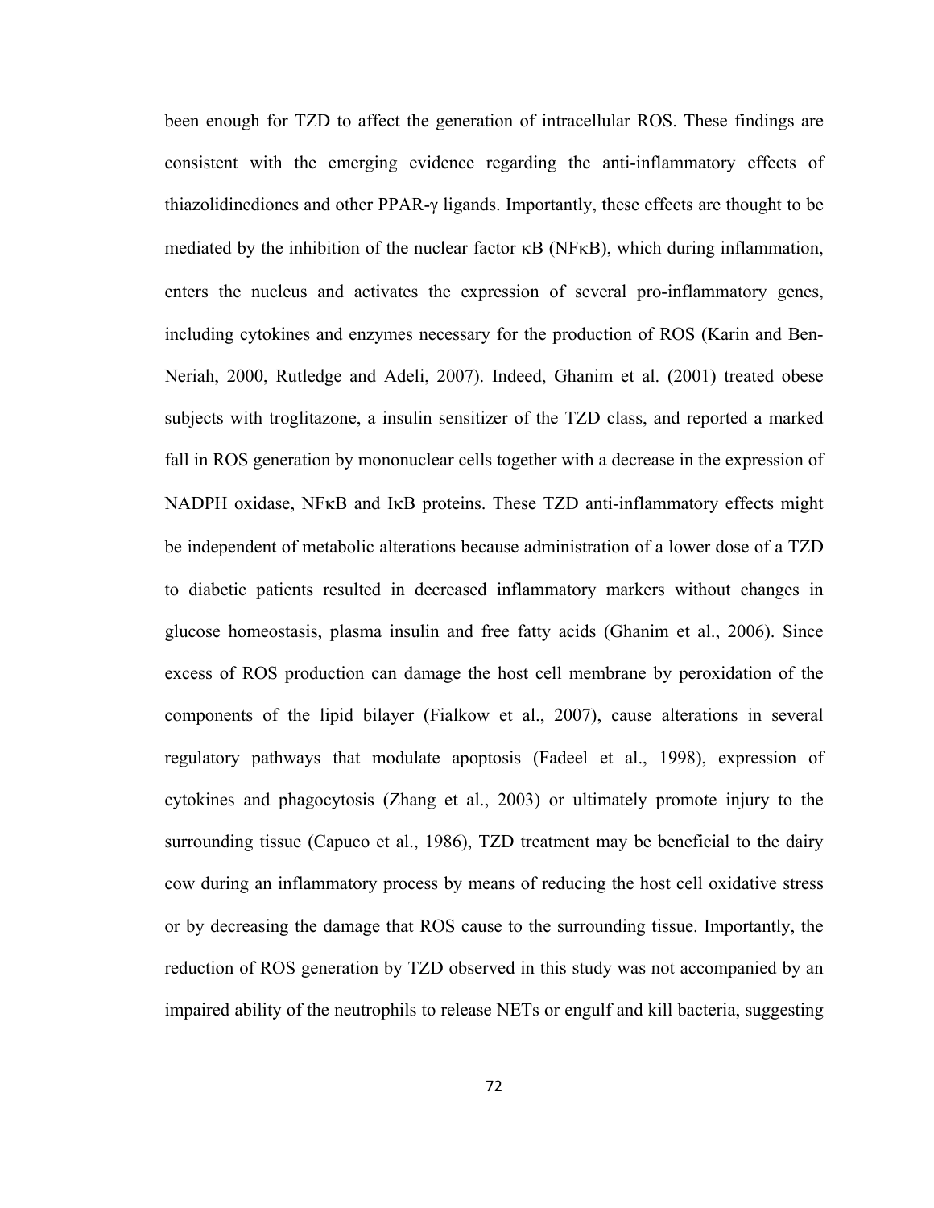been enough for TZD to affect the generation of intracellular ROS. These findings are consistent with the emerging evidence regarding the anti-inflammatory effects of thiazolidinediones and other PPAR-γ ligands. Importantly, these effects are thought to be mediated by the inhibition of the nuclear factor κB (NFκB), which during inflammation, enters the nucleus and activates the expression of several pro-inflammatory genes, including cytokines and enzymes necessary for the production of ROS (Karin and Ben-Neriah, 2000, Rutledge and Adeli, 2007). Indeed, Ghanim et al. (2001) treated obese subjects with troglitazone, a insulin sensitizer of the TZD class, and reported a marked fall in ROS generation by mononuclear cells together with a decrease in the expression of NADPH oxidase, NFκB and IκB proteins. These TZD anti-inflammatory effects might be independent of metabolic alterations because administration of a lower dose of a TZD to diabetic patients resulted in decreased inflammatory markers without changes in glucose homeostasis, plasma insulin and free fatty acids (Ghanim et al., 2006). Since excess of ROS production can damage the host cell membrane by peroxidation of the components of the lipid bilayer (Fialkow et al., 2007), cause alterations in several regulatory pathways that modulate apoptosis (Fadeel et al., 1998), expression of cytokines and phagocytosis (Zhang et al., 2003) or ultimately promote injury to the surrounding tissue (Capuco et al., 1986), TZD treatment may be beneficial to the dairy cow during an inflammatory process by means of reducing the host cell oxidative stress or by decreasing the damage that ROS cause to the surrounding tissue. Importantly, the reduction of ROS generation by TZD observed in this study was not accompanied by an impaired ability of the neutrophils to release NETs or engulf and kill bacteria, suggesting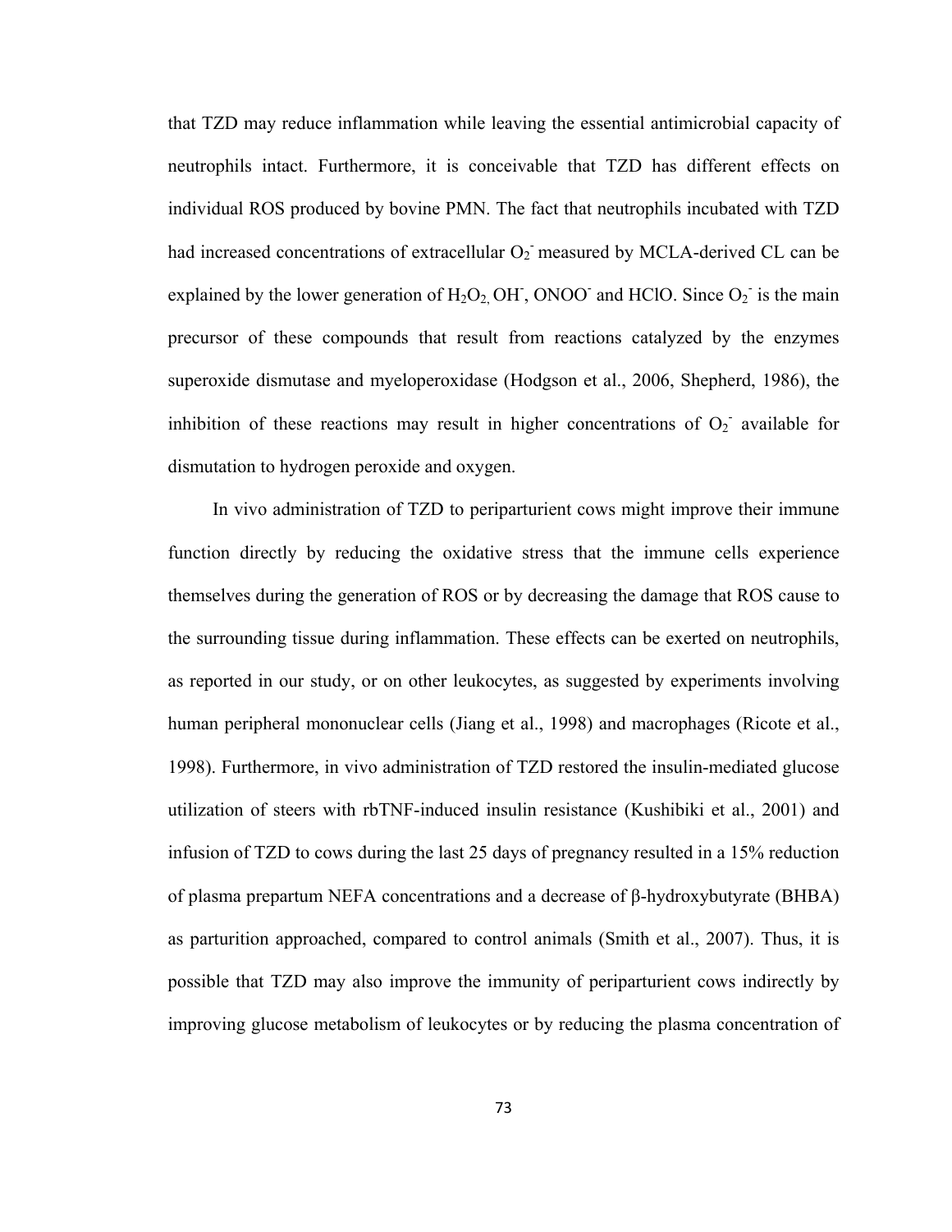that TZD may reduce inflammation while leaving the essential antimicrobial capacity of neutrophils intact. Furthermore, it is conceivable that TZD has different effects on individual ROS produced by bovine PMN. The fact that neutrophils incubated with TZD had increased concentrations of extracellular $O_2^-$ measured by MCLA-derived CL can be explained by the lower generation of $H_2O_2$, $OH^-$, $ONOO^-$ and HClO. Since $O_2^-$ is the main precursor of these compounds that result from reactions catalyzed by the enzymes superoxide dismutase and myeloperoxidase (Hodgson et al., 2006, Shepherd, 1986), the inhibition of these reactions may result in higher concentrations of $O_2^-$ available for dismutation to hydrogen peroxide and oxygen.

In vivo administration of TZD to periparturient cows might improve their immune function directly by reducing the oxidative stress that the immune cells experience themselves during the generation of ROS or by decreasing the damage that ROS cause to the surrounding tissue during inflammation. These effects can be exerted on neutrophils, as reported in our study, or on other leukocytes, as suggested by experiments involving human peripheral mononuclear cells (Jiang et al., 1998) and macrophages (Ricote et al., 1998). Furthermore, in vivo administration of TZD restored the insulin-mediated glucose utilization of steers with rbTNF-induced insulin resistance (Kushibiki et al., 2001) and infusion of TZD to cows during the last 25 days of pregnancy resulted in a 15% reduction of plasma prepartum NEFA concentrations and a decrease of β-hydroxybutyrate (BHBA) as parturition approached, compared to control animals (Smith et al., 2007). Thus, it is possible that TZD may also improve the immunity of periparturient cows indirectly by improving glucose metabolism of leukocytes or by reducing the plasma concentration of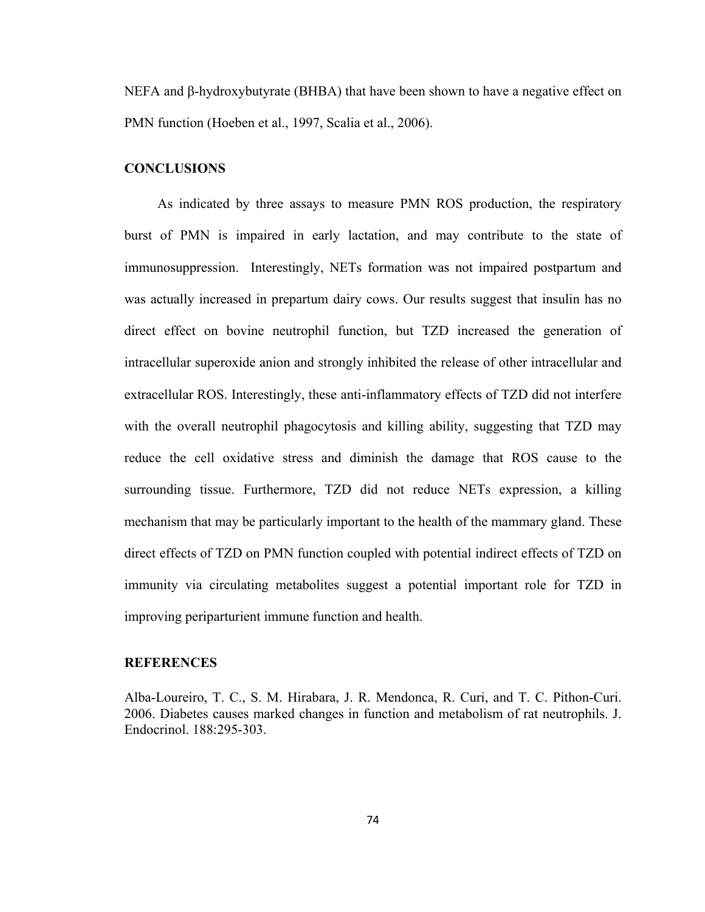NEFA and β-hydroxybutyrate (BHBA) that have been shown to have a negative effect on PMN function (Hoeben et al., 1997, Scalia et al., 2006).

## CONCLUSIONS

As indicated by three assays to measure PMN ROS production, the respiratory burst of PMN is impaired in early lactation, and may contribute to the state of immunosuppression. Interestingly, NETs formation was not impaired postpartum and was actually increased in prepartum dairy cows. Our results suggest that insulin has no direct effect on bovine neutrophil function, but TZD increased the generation of intracellular superoxide anion and strongly inhibited the release of other intracellular and extracellular ROS. Interestingly, these anti-inflammatory effects of TZD did not interfere with the overall neutrophil phagocytosis and killing ability, suggesting that TZD may reduce the cell oxidative stress and diminish the damage that ROS cause to the surrounding tissue. Furthermore, TZD did not reduce NETs expression, a killing mechanism that may be particularly important to the health of the mammary gland. These direct effects of TZD on PMN function coupled with potential indirect effects of TZD on immunity via circulating metabolites suggest a potential important role for TZD in improving periparturient immune function and health.

## REFERENCES

Alba-Loureiro, T. C., S. M. Hirabara, J. R. Mendonca, R. Curi, and T. C. Pithon-Curi. 2006. Diabetes causes marked changes in function and metabolism of rat neutrophils. J. Endocrinol. 188:295-303.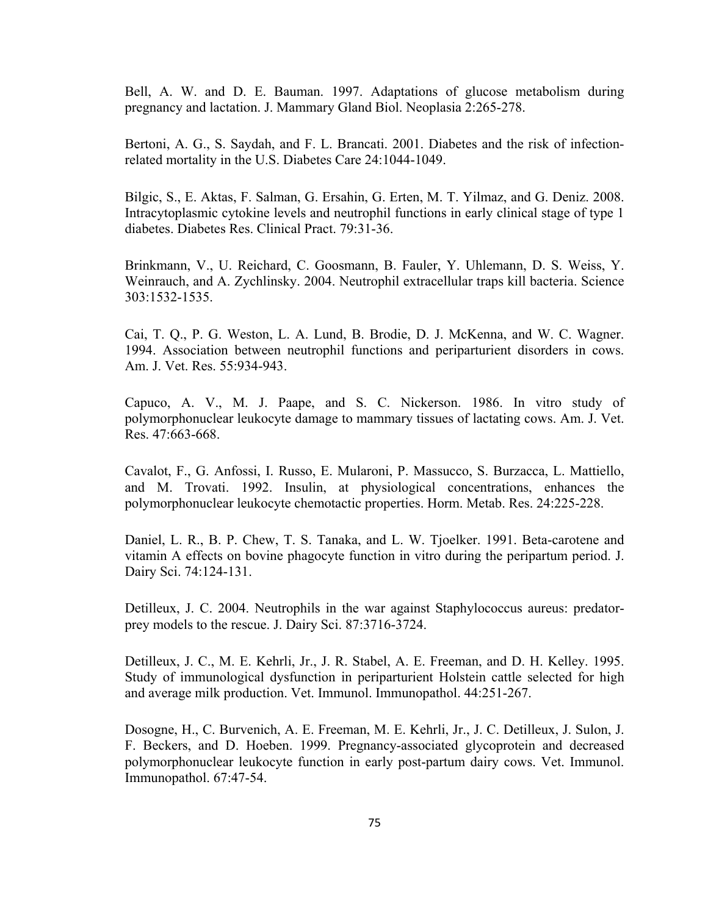Bell, A. W. and D. E. Bauman. 1997. Adaptations of glucose metabolism during pregnancy and lactation. J. Mammary Gland Biol. Neoplasia 2:265-278.

Bertoni, A. G., S. Saydah, and F. L. Brancati. 2001. Diabetes and the risk of infection-related mortality in the U.S. Diabetes Care 24:1044-1049.

Bilgic, S., E. Aktas, F. Salman, G. Ersahin, G. Erten, M. T. Yilmaz, and G. Deniz. 2008. Intracytoplasmic cytokine levels and neutrophil functions in early clinical stage of type 1 diabetes. Diabetes Res. Clinical Pract. 79:31-36.

Brinkmann, V., U. Reichard, C. Goosmann, B. Fauler, Y. Uhlemann, D. S. Weiss, Y. Weinrauch, and A. Zychlinsky. 2004. Neutrophil extracellular traps kill bacteria. Science 303:1532-1535.

Cai, T. Q., P. G. Weston, L. A. Lund, B. Brodie, D. J. McKenna, and W. C. Wagner. 1994. Association between neutrophil functions and periparturient disorders in cows. Am. J. Vet. Res. 55:934-943.

Capuco, A. V., M. J. Paape, and S. C. Nickerson. 1986. In vitro study of polymorphonuclear leukocyte damage to mammary tissues of lactating cows. Am. J. Vet. Res. 47:663-668.

Cavalot, F., G. Anfossi, I. Russo, E. Mularoni, P. Massucco, S. Burzacca, L. Mattiello, and M. Trovati. 1992. Insulin, at physiological concentrations, enhances the polymorphonuclear leukocyte chemotactic properties. Horm. Metab. Res. 24:225-228.

Daniel, L. R., B. P. Chew, T. S. Tanaka, and L. W. Tjoelker. 1991. Beta-carotene and vitamin A effects on bovine phagocyte function in vitro during the peripartum period. J. Dairy Sci. 74:124-131.

Detilleux, J. C. 2004. Neutrophils in the war against Staphylococcus aureus: predator-prey models to the rescue. J. Dairy Sci. 87:3716-3724.

Detilleux, J. C., M. E. Kehrli, Jr., J. R. Stabel, A. E. Freeman, and D. H. Kelley. 1995. Study of immunological dysfunction in periparturient Holstein cattle selected for high and average milk production. Vet. Immunol. Immunopathol. 44:251-267.

Dosogne, H., C. Burvenich, A. E. Freeman, M. E. Kehrli, Jr., J. C. Detilleux, J. Sulon, J. F. Beckers, and D. Hoeben. 1999. Pregnancy-associated glycoprotein and decreased polymorphonuclear leukocyte function in early post-partum dairy cows. Vet. Immunol. Immunopathol. 67:47-54.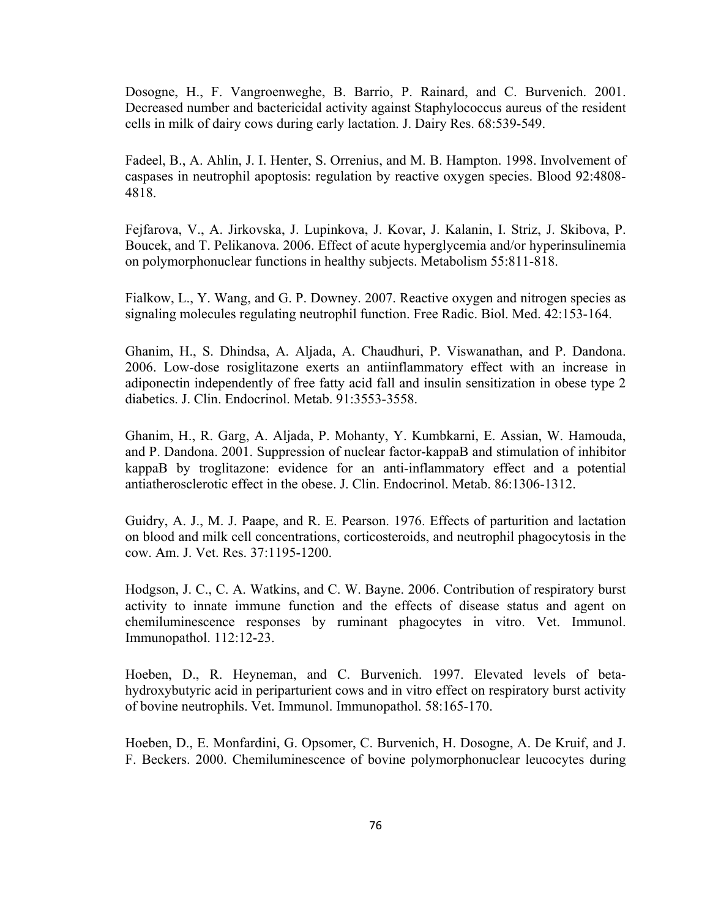Dosogne, H., F. Vangroenweghe, B. Barrio, P. Rainard, and C. Burvenich. 2001. Decreased number and bactericidal activity against Staphylococcus aureus of the resident cells in milk of dairy cows during early lactation. J. Dairy Res. 68:539-549.

Fadeel, B., A. Ahlin, J. I. Henter, S. Orrenius, and M. B. Hampton. 1998. Involvement of caspases in neutrophil apoptosis: regulation by reactive oxygen species. Blood 92:4808-4818.

Fejfarova, V., A. Jirkovska, J. Lupinkova, J. Kovar, J. Kalanin, I. Striz, J. Skibova, P. Boucek, and T. Pelikanova. 2006. Effect of acute hyperglycemia and/or hyperinsulinemia on polymorphonuclear functions in healthy subjects. Metabolism 55:811-818.

Fialkow, L., Y. Wang, and G. P. Downey. 2007. Reactive oxygen and nitrogen species as signaling molecules regulating neutrophil function. Free Radic. Biol. Med. 42:153-164.

Ghanim, H., S. Dhindsa, A. Aljada, A. Chaudhuri, P. Viswanathan, and P. Dandona. 2006. Low-dose rosiglitazone exerts an antiinflammatory effect with an increase in adiponectin independently of free fatty acid fall and insulin sensitization in obese type 2 diabetics. J. Clin. Endocrinol. Metab. 91:3553-3558.

Ghanim, H., R. Garg, A. Aljada, P. Mohanty, Y. Kumbkarni, E. Assian, W. Hamouda, and P. Dandona. 2001. Suppression of nuclear factor-kappaB and stimulation of inhibitor kappaB by troglitazone: evidence for an anti-inflammatory effect and a potential antiatherosclerotic effect in the obese. J. Clin. Endocrinol. Metab. 86:1306-1312.

Guidry, A. J., M. J. Paape, and R. E. Pearson. 1976. Effects of parturition and lactation on blood and milk cell concentrations, corticosteroids, and neutrophil phagocytosis in the cow. Am. J. Vet. Res. 37:1195-1200.

Hodgson, J. C., C. A. Watkins, and C. W. Bayne. 2006. Contribution of respiratory burst activity to innate immune function and the effects of disease status and agent on chemiluminescence responses by ruminant phagocytes in vitro. Vet. Immunol. Immunopathol. 112:12-23.

Hoeben, D., R. Heyneman, and C. Burvenich. 1997. Elevated levels of beta-hydroxybutyric acid in periparturient cows and in vitro effect on respiratory burst activity of bovine neutrophils. Vet. Immunol. Immunopathol. 58:165-170.

Hoeben, D., E. Monfardini, G. Opsomer, C. Burvenich, H. Dosogne, A. De Kruif, and J. F. Beckers. 2000. Chemiluminescence of bovine polymorphonuclear leucocytes during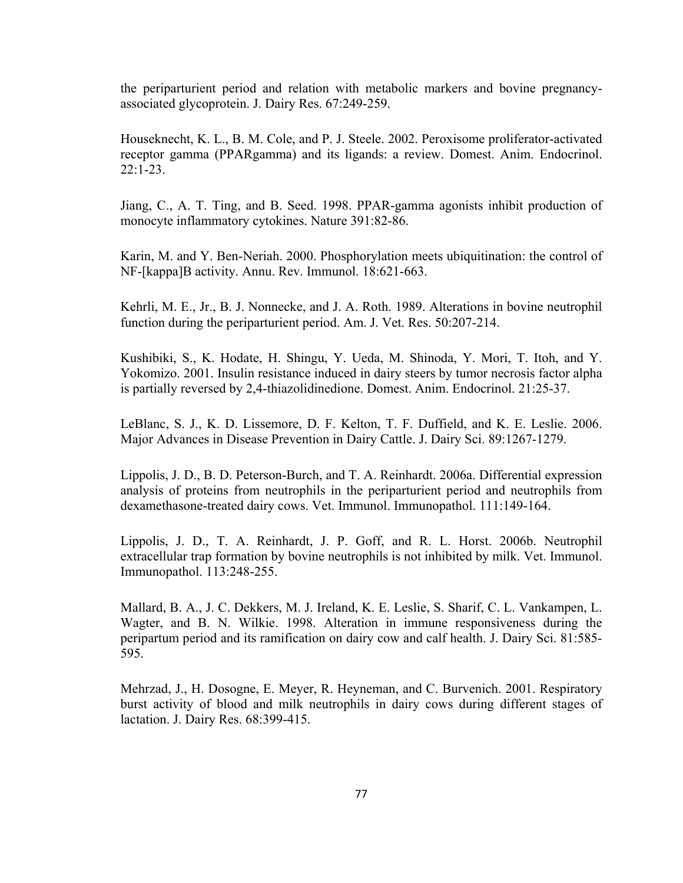the periparturient period and relation with metabolic markers and bovine pregnancy-associated glycoprotein. J. Dairy Res. 67:249-259.

Houseknecht, K. L., B. M. Cole, and P. J. Steele. 2002. Peroxisome proliferator-activated receptor gamma (PPARgamma) and its ligands: a review. Domest. Anim. Endocrinol. 22:1-23.

Jiang, C., A. T. Ting, and B. Seed. 1998. PPAR-gamma agonists inhibit production of monocyte inflammatory cytokines. Nature 391:82-86.

Karin, M. and Y. Ben-Neriah. 2000. Phosphorylation meets ubiquitination: the control of NF-[kappa]B activity. Annu. Rev. Immunol. 18:621-663.

Kehrli, M. E., Jr., B. J. Nonnecke, and J. A. Roth. 1989. Alterations in bovine neutrophil function during the periparturient period. Am. J. Vet. Res. 50:207-214.

Kushibiki, S., K. Hodate, H. Shingu, Y. Ueda, M. Shinoda, Y. Mori, T. Itoh, and Y. Yokomizo. 2001. Insulin resistance induced in dairy steers by tumor necrosis factor alpha is partially reversed by 2,4-thiazolidinedione. Domest. Anim. Endocrinol. 21:25-37.

LeBlanc, S. J., K. D. Lissemore, D. F. Kelton, T. F. Duffield, and K. E. Leslie. 2006. Major Advances in Disease Prevention in Dairy Cattle. J. Dairy Sci. 89:1267-1279.

Lippolis, J. D., B. D. Peterson-Burch, and T. A. Reinhardt. 2006a. Differential expression analysis of proteins from neutrophils in the periparturient period and neutrophils from dexamethasone-treated dairy cows. Vet. Immunol. Immunopathol. 111:149-164.

Lippolis, J. D., T. A. Reinhardt, J. P. Goff, and R. L. Horst. 2006b. Neutrophil extracellular trap formation by bovine neutrophils is not inhibited by milk. Vet. Immunol. Immunopathol. 113:248-255.

Mallard, B. A., J. C. Dekkers, M. J. Ireland, K. E. Leslie, S. Sharif, C. L. Vankampen, L. Wagter, and B. N. Wilkie. 1998. Alteration in immune responsiveness during the peripartum period and its ramification on dairy cow and calf health. J. Dairy Sci. 81:585-595.

Mehrzad, J., H. Dosogne, E. Meyer, R. Heyneman, and C. Burvenich. 2001. Respiratory burst activity of blood and milk neutrophils in dairy cows during different stages of lactation. J. Dairy Res. 68:399-415.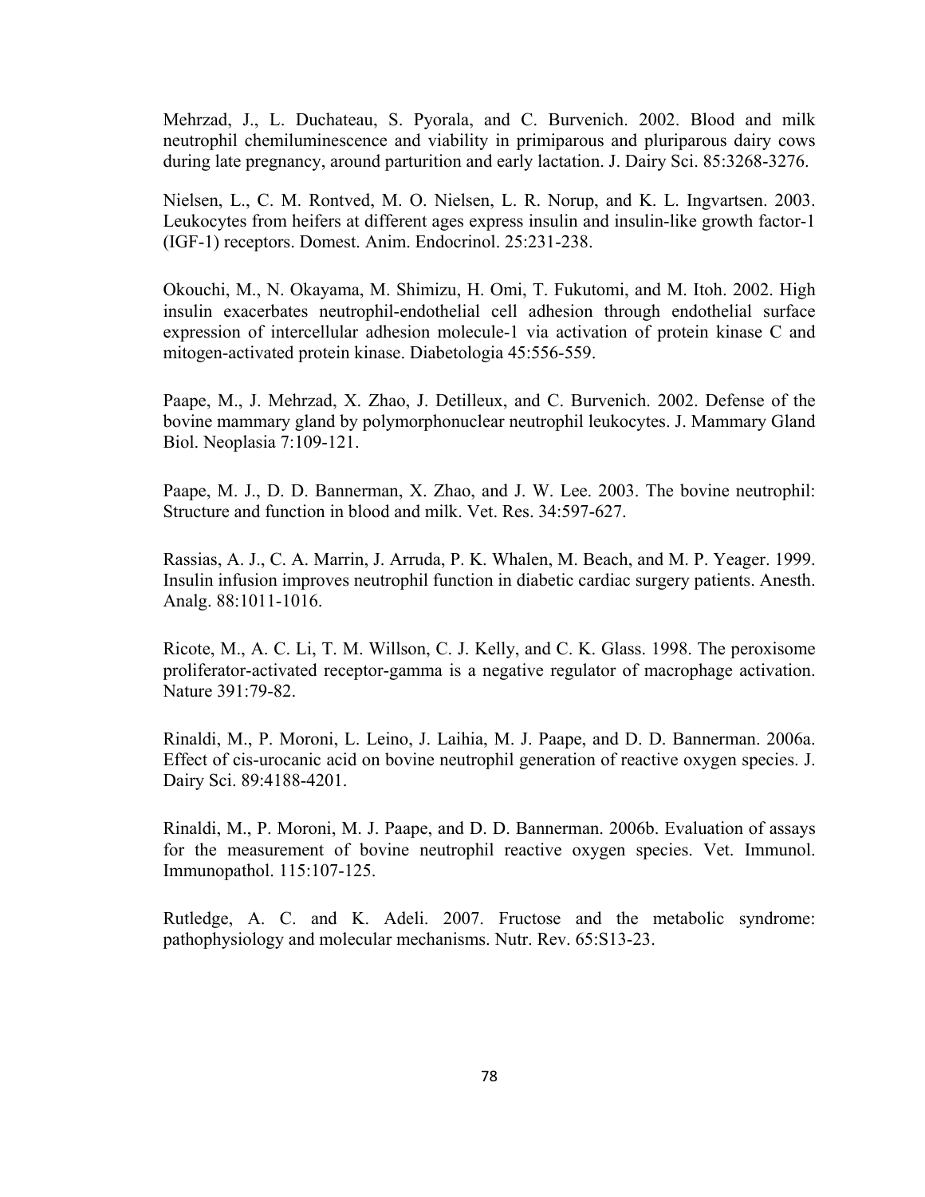Mehrzad, J., L. Duchateau, S. Pyorala, and C. Burvenich. 2002. Blood and milk neutrophil chemiluminescence and viability in primiparous and pluriparous dairy cows during late pregnancy, around parturition and early lactation. J. Dairy Sci. 85:3268-3276.

Nielsen, L., C. M. Rontved, M. O. Nielsen, L. R. Norup, and K. L. Ingvartsen. 2003. Leukocytes from heifers at different ages express insulin and insulin-like growth factor-1 (IGF-1) receptors. Domest. Anim. Endocrinol. 25:231-238.

Okouchi, M., N. Okayama, M. Shimizu, H. Omi, T. Fukutomi, and M. Itoh. 2002. High insulin exacerbates neutrophil-endothelial cell adhesion through endothelial surface expression of intercellular adhesion molecule-1 via activation of protein kinase C and mitogen-activated protein kinase. Diabetologia 45:556-559.

Paape, M., J. Mehrzad, X. Zhao, J. Detilleux, and C. Burvenich. 2002. Defense of the bovine mammary gland by polymorphonuclear neutrophil leukocytes. J. Mammary Gland Biol. Neoplasia 7:109-121.

Paape, M. J., D. D. Bannerman, X. Zhao, and J. W. Lee. 2003. The bovine neutrophil: Structure and function in blood and milk. Vet. Res. 34:597-627.

Rassias, A. J., C. A. Marrin, J. Arruda, P. K. Whalen, M. Beach, and M. P. Yeager. 1999. Insulin infusion improves neutrophil function in diabetic cardiac surgery patients. Anesth. Analg. 88:1011-1016.

Ricote, M., A. C. Li, T. M. Willson, C. J. Kelly, and C. K. Glass. 1998. The peroxisome proliferator-activated receptor-gamma is a negative regulator of macrophage activation. Nature 391:79-82.

Rinaldi, M., P. Moroni, L. Leino, J. Laihia, M. J. Paape, and D. D. Bannerman. 2006a. Effect of cis-urocanic acid on bovine neutrophil generation of reactive oxygen species. J. Dairy Sci. 89:4188-4201.

Rinaldi, M., P. Moroni, M. J. Paape, and D. D. Bannerman. 2006b. Evaluation of assays for the measurement of bovine neutrophil reactive oxygen species. Vet. Immunol. Immunopathol. 115:107-125.

Rutledge, A. C. and K. Adeli. 2007. Fructose and the metabolic syndrome: pathophysiology and molecular mechanisms. Nutr. Rev. 65:S13-23.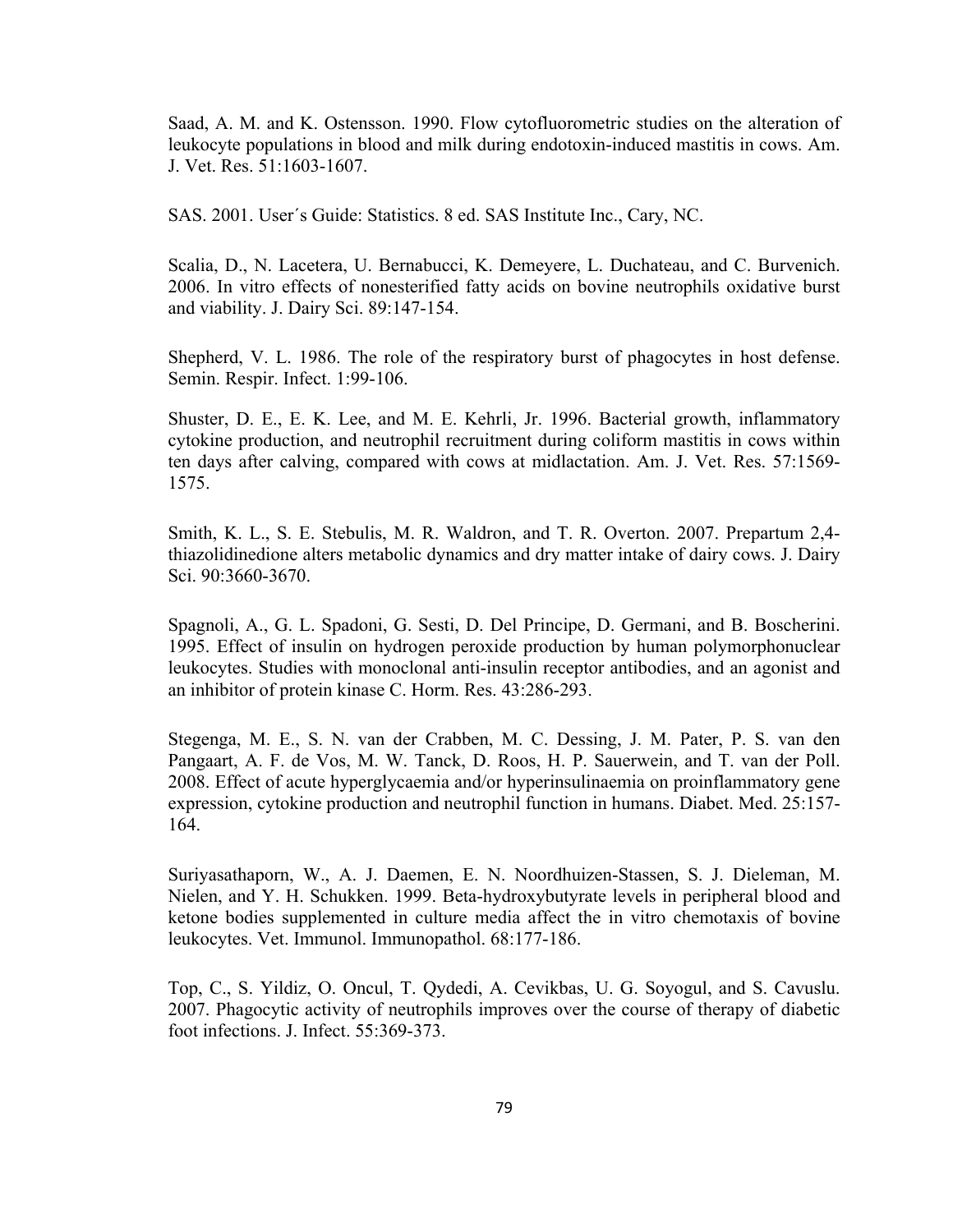Saad, A. M. and K. Ostensson. 1990. Flow cytofluorometric studies on the alteration of leukocyte populations in blood and milk during endotoxin-induced mastitis in cows. Am. J. Vet. Res. 51:1603-1607.

SAS. 2001. User´s Guide: Statistics. 8 ed. SAS Institute Inc., Cary, NC.

Scalia, D., N. Lacetera, U. Bernabucci, K. Demeyere, L. Duchateau, and C. Burvenich. 2006. In vitro effects of nonesterified fatty acids on bovine neutrophils oxidative burst and viability. J. Dairy Sci. 89:147-154.

Shepherd, V. L. 1986. The role of the respiratory burst of phagocytes in host defense. Semin. Respir. Infect. 1:99-106.

Shuster, D. E., E. K. Lee, and M. E. Kehrli, Jr. 1996. Bacterial growth, inflammatory cytokine production, and neutrophil recruitment during coliform mastitis in cows within ten days after calving, compared with cows at midlactation. Am. J. Vet. Res. 57:1569-1575.

Smith, K. L., S. E. Stebulis, M. R. Waldron, and T. R. Overton. 2007. Prepartum 2,4-thiazolidinedione alters metabolic dynamics and dry matter intake of dairy cows. J. Dairy Sci. 90:3660-3670.

Spagnoli, A., G. L. Spadoni, G. Sesti, D. Del Principe, D. Germani, and B. Boscherini. 1995. Effect of insulin on hydrogen peroxide production by human polymorphonuclear leukocytes. Studies with monoclonal anti-insulin receptor antibodies, and an agonist and an inhibitor of protein kinase C. Horm. Res. 43:286-293.

Stegenga, M. E., S. N. van der Crabben, M. C. Dessing, J. M. Pater, P. S. van den Pangaart, A. F. de Vos, M. W. Tanck, D. Roos, H. P. Sauerwein, and T. van der Poll. 2008. Effect of acute hyperglycaemia and/or hyperinsulinaemia on proinflammatory gene expression, cytokine production and neutrophil function in humans. Diabet. Med. 25:157-164.

Suriyasathaporn, W., A. J. Daemen, E. N. Noordhuizen-Stassen, S. J. Dieleman, M. Nielen, and Y. H. Schukken. 1999. Beta-hydroxybutyrate levels in peripheral blood and ketone bodies supplemented in culture media affect the in vitro chemotaxis of bovine leukocytes. Vet. Immunol. Immunopathol. 68:177-186.

Top, C., S. Yildiz, O. Oncul, T. Qydedi, A. Cevikbas, U. G. Soyogul, and S. Cavuslu. 2007. Phagocytic activity of neutrophils improves over the course of therapy of diabetic foot infections. J. Infect. 55:369-373.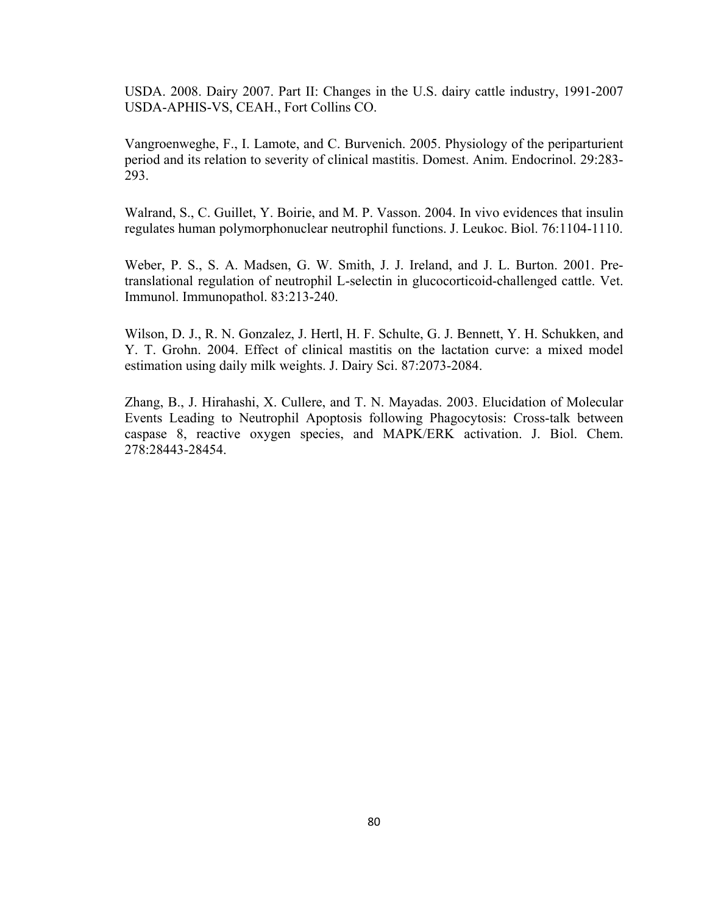USDA. 2008. Dairy 2007. Part II: Changes in the U.S. dairy cattle industry, 1991-2007 USDA-APHIS-VS, CEAH., Fort Collins CO.

Vangroenweghe, F., I. Lamote, and C. Burvenich. 2005. Physiology of the periparturient period and its relation to severity of clinical mastitis. Domest. Anim. Endocrinol. 29:283-293.

Walrand, S., C. Guillet, Y. Boirie, and M. P. Vasson. 2004. In vivo evidences that insulin regulates human polymorphonuclear neutrophil functions. J. Leukoc. Biol. 76:1104-1110.

Weber, P. S., S. A. Madsen, G. W. Smith, J. J. Ireland, and J. L. Burton. 2001. Pre-translational regulation of neutrophil L-selectin in glucocorticoid-challenged cattle. Vet. Immunol. Immunopathol. 83:213-240.

Wilson, D. J., R. N. Gonzalez, J. Hertl, H. F. Schulte, G. J. Bennett, Y. H. Schukken, and Y. T. Grohn. 2004. Effect of clinical mastitis on the lactation curve: a mixed model estimation using daily milk weights. J. Dairy Sci. 87:2073-2084.

Zhang, B., J. Hirahashi, X. Cullere, and T. N. Mayadas. 2003. Elucidation of Molecular Events Leading to Neutrophil Apoptosis following Phagocytosis: Cross-talk between caspase 8, reactive oxygen species, and MAPK/ERK activation. J. Biol. Chem. 278:28443-28454.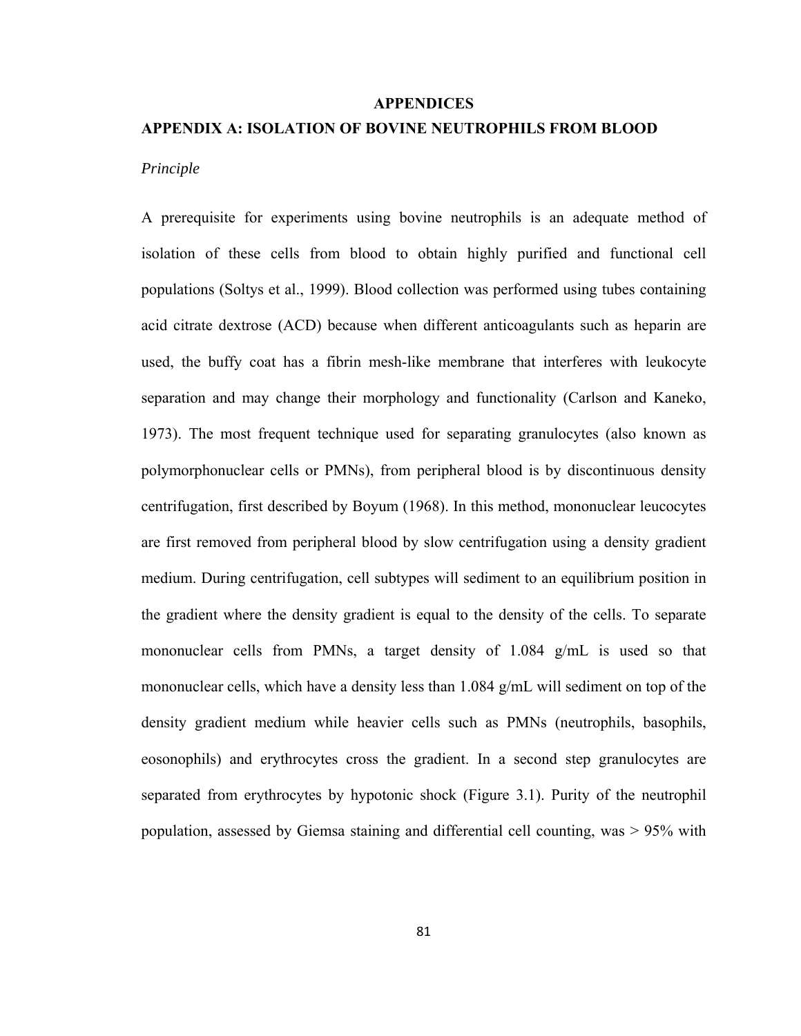# APPENDICES

## APPENDIX A: ISOLATION OF BOVINE NEUTROPHILS FROM BLOOD

*Principle*

A prerequisite for experiments using bovine neutrophils is an adequate method of isolation of these cells from blood to obtain highly purified and functional cell populations (Soltys et al., 1999). Blood collection was performed using tubes containing acid citrate dextrose (ACD) because when different anticoagulants such as heparin are used, the buffy coat has a fibrin mesh-like membrane that interferes with leukocyte separation and may change their morphology and functionality (Carlson and Kaneko, 1973). The most frequent technique used for separating granulocytes (also known as polymorphonuclear cells or PMNs), from peripheral blood is by discontinuous density centrifugation, first described by Boyum (1968). In this method, mononuclear leucocytes are first removed from peripheral blood by slow centrifugation using a density gradient medium. During centrifugation, cell subtypes will sediment to an equilibrium position in the gradient where the density gradient is equal to the density of the cells. To separate mononuclear cells from PMNs, a target density of 1.084 g/mL is used so that mononuclear cells, which have a density less than 1.084 g/mL will sediment on top of the density gradient medium while heavier cells such as PMNs (neutrophils, basophils, eosonophils) and erythrocytes cross the gradient. In a second step granulocytes are separated from erythrocytes by hypotonic shock (Figure 3.1). Purity of the neutrophil population, assessed by Giemsa staining and differential cell counting, was > 95% with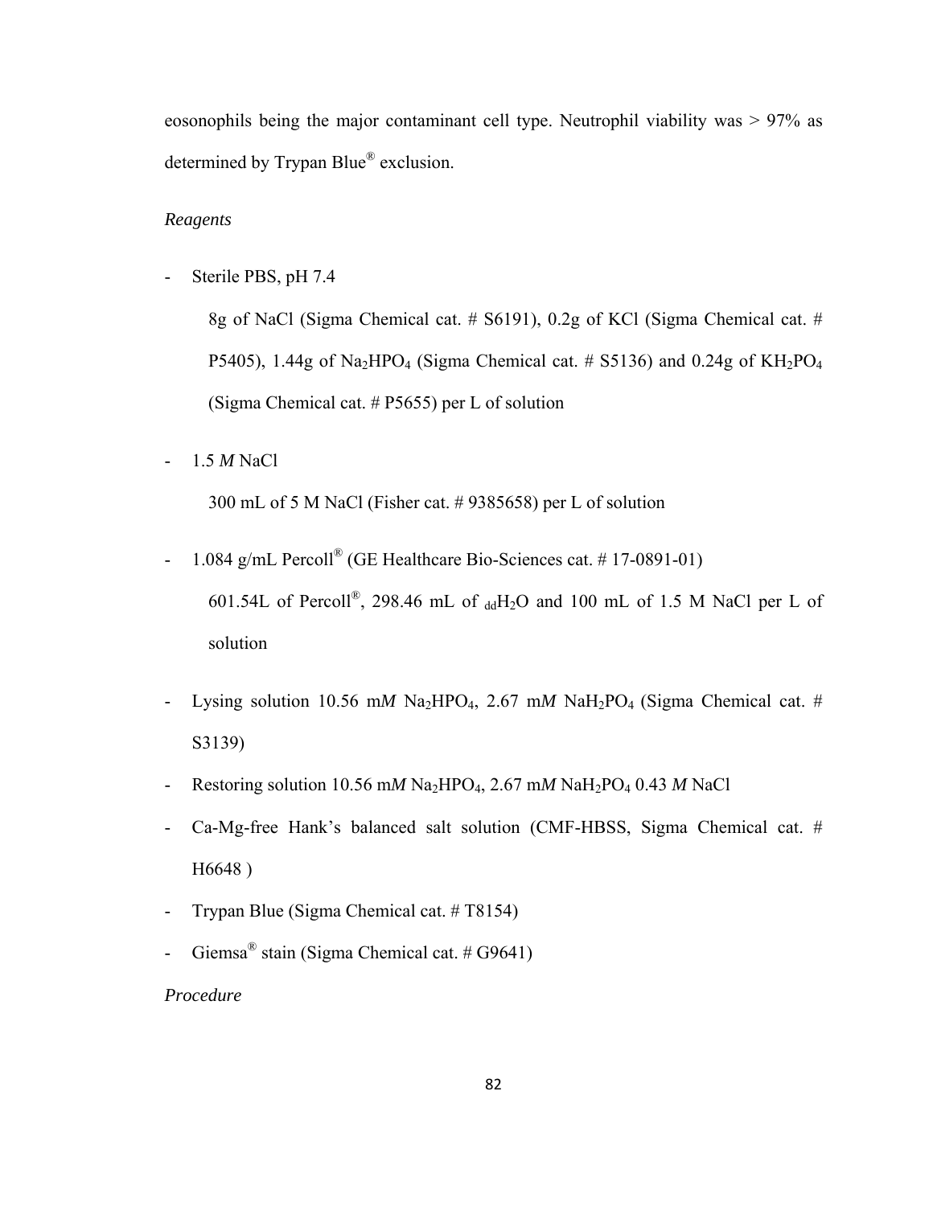eosonophils being the major contaminant cell type. Neutrophil viability was > 97% as determined by Trypan Blue® exclusion.

*Reagents*

- Sterile PBS, pH 7.4

  8g of NaCl (Sigma Chemical cat. # S6191), 0.2g of KCl (Sigma Chemical cat. # P5405), 1.44g of $Na_2HPO_4$ (Sigma Chemical cat. # S5136) and 0.24g of $KH_2PO_4$ (Sigma Chemical cat. # P5655) per L of solution

- 1.5 *M* NaCl

  300 mL of 5 M NaCl (Fisher cat. # 9385658) per L of solution

- 1.084 g/mL Percoll® (GE Healthcare Bio-Sciences cat. # 17-0891-01)

  601.54L of Percoll®, 298.46 mL of $_{dd}H_2O$ and 100 mL of 1.5 M NaCl per L of solution

- Lysing solution 10.56 m*M* $Na_2HPO_4$, 2.67 m*M* $NaH_2PO_4$ (Sigma Chemical cat. # S3139)
- Restoring solution 10.56 m*M* $Na_2HPO_4$, 2.67 m*M* $NaH_2PO_4$ 0.43 *M* NaCl
- Ca-Mg-free Hank's balanced salt solution (CMF-HBSS, Sigma Chemical cat. # H6648 )
- Trypan Blue (Sigma Chemical cat. # T8154)
- Giemsa® stain (Sigma Chemical cat. # G9641)

*Procedure*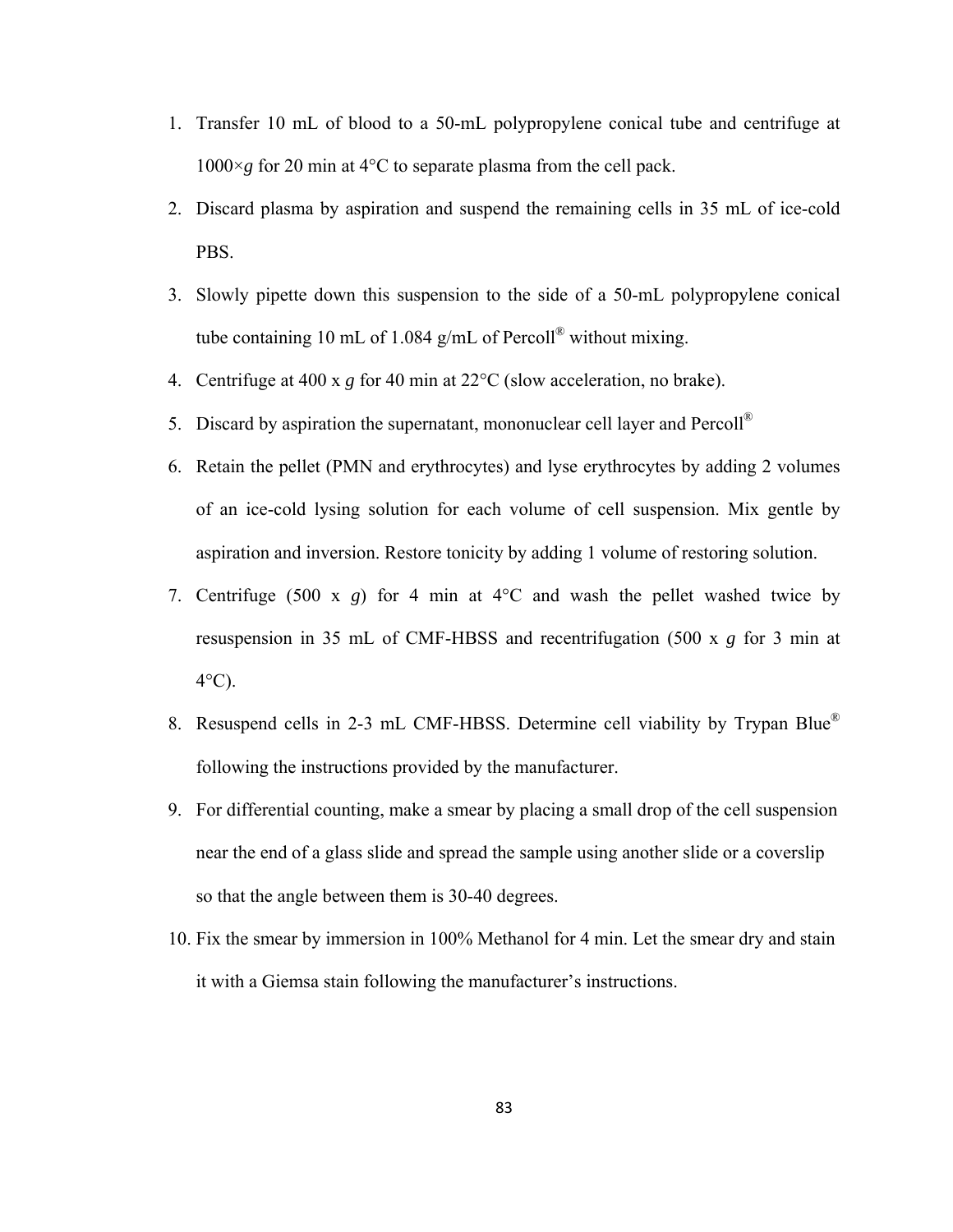1. Transfer 10 mL of blood to a 50-mL polypropylene conical tube and centrifuge at 1000×*g* for 20 min at 4°C to separate plasma from the cell pack.
2. Discard plasma by aspiration and suspend the remaining cells in 35 mL of ice-cold PBS.
3. Slowly pipette down this suspension to the side of a 50-mL polypropylene conical tube containing 10 mL of 1.084 g/mL of Percoll® without mixing.
4. Centrifuge at 400 x *g* for 40 min at 22°C (slow acceleration, no brake).
5. Discard by aspiration the supernatant, mononuclear cell layer and Percoll®
6. Retain the pellet (PMN and erythrocytes) and lyse erythrocytes by adding 2 volumes of an ice-cold lysing solution for each volume of cell suspension. Mix gentle by aspiration and inversion. Restore tonicity by adding 1 volume of restoring solution.
7. Centrifuge (500 x *g*) for 4 min at 4°C and wash the pellet washed twice by resuspension in 35 mL of CMF-HBSS and recentrifugation (500 x *g* for 3 min at 4°C).
8. Resuspend cells in 2-3 mL CMF-HBSS. Determine cell viability by Trypan Blue® following the instructions provided by the manufacturer.
9. For differential counting, make a smear by placing a small drop of the cell suspension near the end of a glass slide and spread the sample using another slide or a coverslip so that the angle between them is 30-40 degrees.
10. Fix the smear by immersion in 100% Methanol for 4 min. Let the smear dry and stain it with a Giemsa stain following the manufacturer's instructions.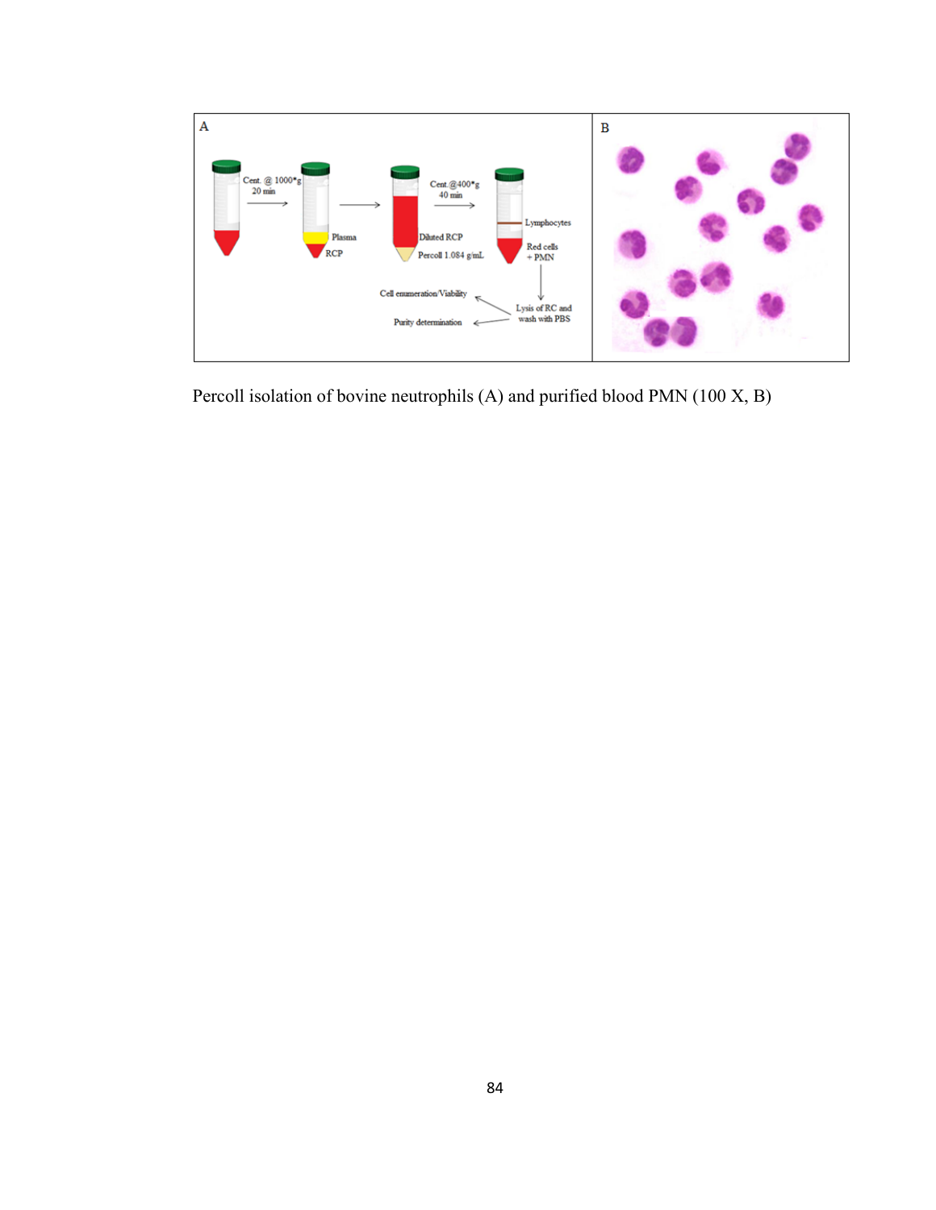Percoll isolation of bovine neutrophils (A) and purified blood PMN (100 X, B)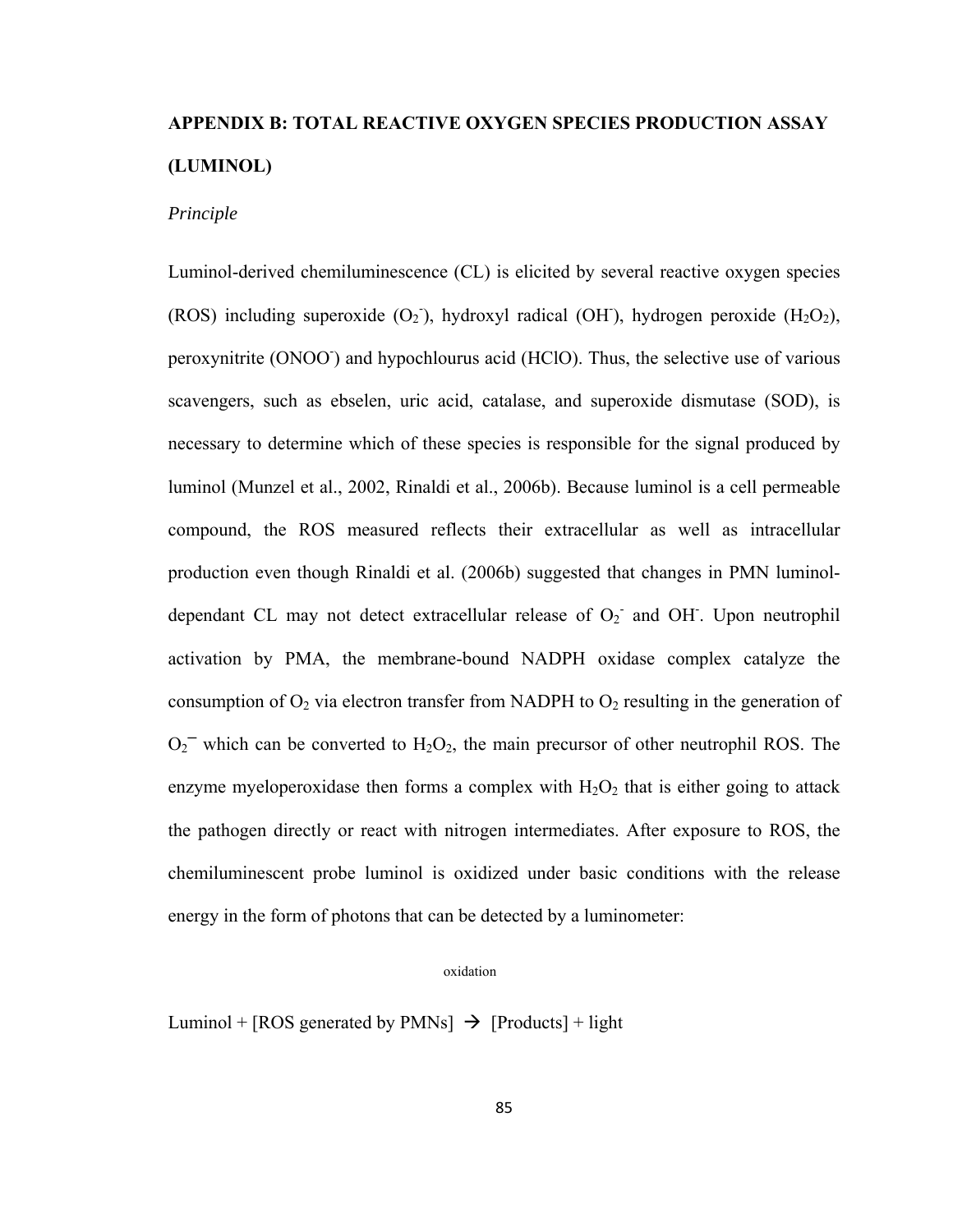## APPENDIX B: TOTAL REACTIVE OXYGEN SPECIES PRODUCTION ASSAY (LUMINOL)

*Principle*

Luminol-derived chemiluminescence (CL) is elicited by several reactive oxygen species (ROS) including superoxide ($O_2^-$), hydroxyl radical ($OH^-$), hydrogen peroxide ($H_2O_2$), peroxynitrite ($ONOO^-$) and hypochlourus acid (HClO). Thus, the selective use of various scavengers, such as ebselen, uric acid, catalase, and superoxide dismutase (SOD), is necessary to determine which of these species is responsible for the signal produced by luminol (Munzel et al., 2002, Rinaldi et al., 2006b). Because luminol is a cell permeable compound, the ROS measured reflects their extracellular as well as intracellular production even though Rinaldi et al. (2006b) suggested that changes in PMN luminol-dependant CL may not detect extracellular release of $O_2^-$ and $OH^-$. Upon neutrophil activation by PMA, the membrane-bound NADPH oxidase complex catalyze the consumption of $O_2$ via electron transfer from NADPH to $O_2$ resulting in the generation of $O_2^-$ which can be converted to $H_2O_2$, the main precursor of other neutrophil ROS. The enzyme myeloperoxidase then forms a complex with $H_2O_2$ that is either going to attack the pathogen directly or react with nitrogen intermediates. After exposure to ROS, the chemiluminescent probe luminol is oxidized under basic conditions with the release energy in the form of photons that can be detected by a luminometer:

$$\text{Luminol} + [\text{ROS generated by PMNs}] \xrightarrow{\text{oxidation}} [\text{Products}] + \text{light}$$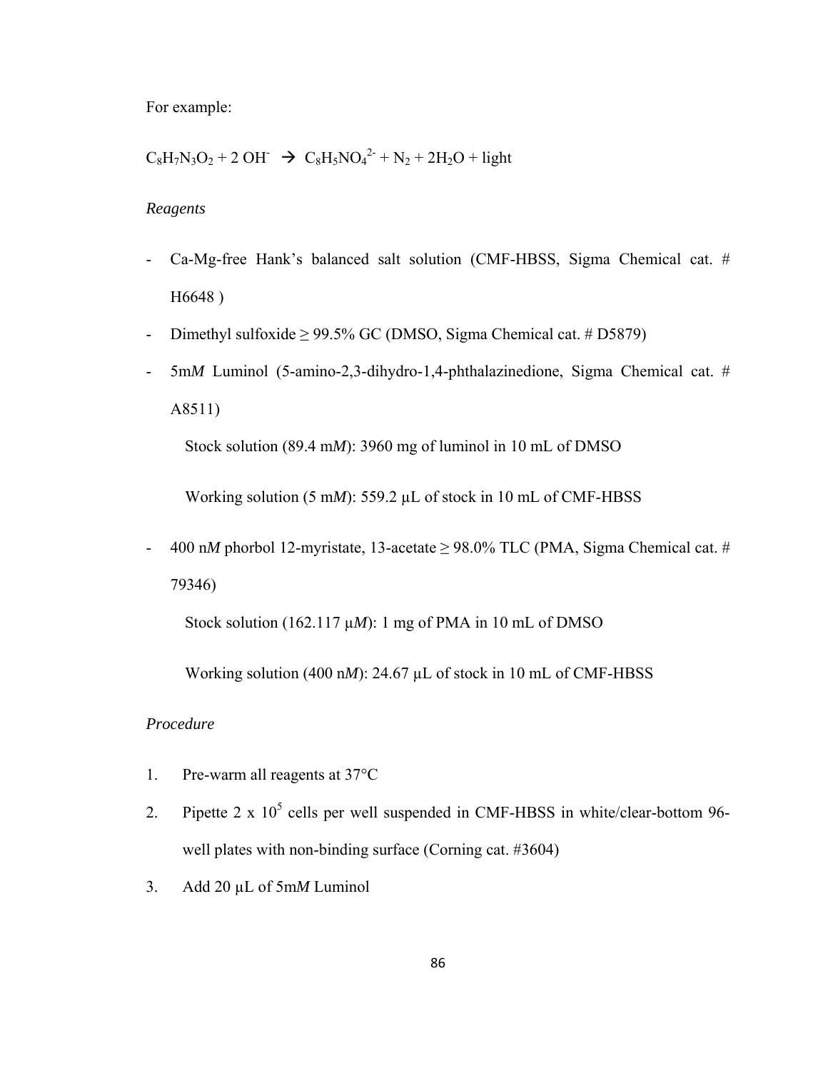For example:

$C_8H_7N_3O_2 + 2\,OH^- \rightarrow C_8H_5NO_4^{2-} + N_2 + 2H_2O + \text{light}$

*Reagents*

- Ca-Mg-free Hank's balanced salt solution (CMF-HBSS, Sigma Chemical cat. # H6648 )
- Dimethyl sulfoxide ≥ 99.5% GC (DMSO, Sigma Chemical cat. # D5879)
- 5m*M* Luminol (5-amino-2,3-dihydro-1,4-phthalazinedione, Sigma Chemical cat. # A8511)

  Stock solution (89.4 m*M*): 3960 mg of luminol in 10 mL of DMSO

  Working solution (5 m*M*): 559.2 µL of stock in 10 mL of CMF-HBSS

- 400 n*M* phorbol 12-myristate, 13-acetate ≥ 98.0% TLC (PMA, Sigma Chemical cat. # 79346)

  Stock solution (162.117 µ*M*): 1 mg of PMA in 10 mL of DMSO

  Working solution (400 n*M*): 24.67 µL of stock in 10 mL of CMF-HBSS

*Procedure*

1. Pre-warm all reagents at 37°C
2. Pipette 2 x $10^5$ cells per well suspended in CMF-HBSS in white/clear-bottom 96-well plates with non-binding surface (Corning cat. #3604)
3. Add 20 µL of 5m*M* Luminol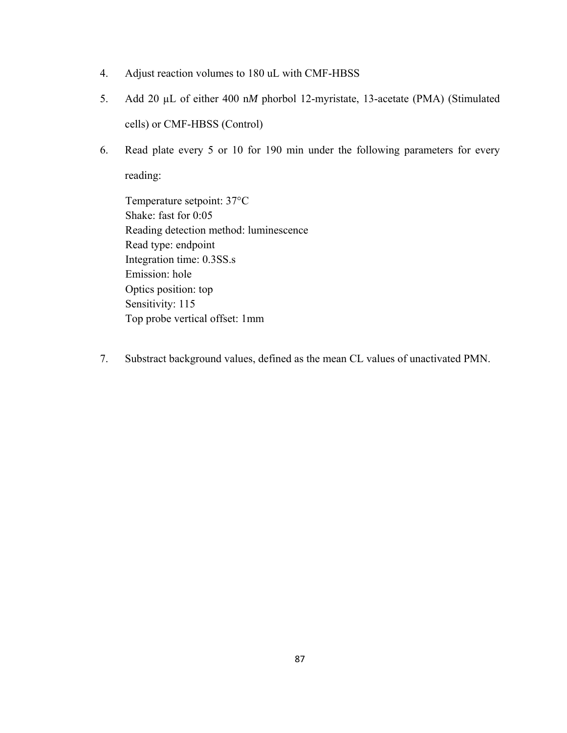4. Adjust reaction volumes to 180 uL with CMF-HBSS

5. Add 20 µL of either 400 n*M* phorbol 12-myristate, 13-acetate (PMA) (Stimulated cells) or CMF-HBSS (Control)

6. Read plate every 5 or 10 for 190 min under the following parameters for every reading:

   Temperature setpoint: 37°C
   Shake: fast for 0:05
   Reading detection method: luminescence
   Read type: endpoint
   Integration time: 0.3SS.s
   Emission: hole
   Optics position: top
   Sensitivity: 115
   Top probe vertical offset: 1mm

7. Substract background values, defined as the mean CL values of unactivated PMN.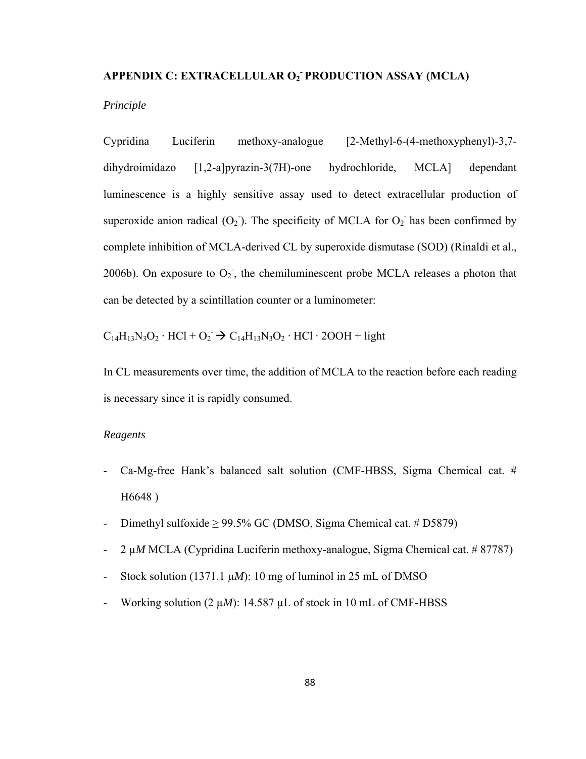## APPENDIX C: EXTRACELLULAR $O_2^-$ PRODUCTION ASSAY (MCLA)

*Principle*

Cypridina Luciferin methoxy-analogue [2-Methyl-6-(4-methoxyphenyl)-3,7-dihydroimidazo [1,2-a]pyrazin-3(7H)-one hydrochloride, MCLA] dependant luminescence is a highly sensitive assay used to detect extracellular production of superoxide anion radical ($O_2^-$). The specificity of MCLA for $O_2^-$ has been confirmed by complete inhibition of MCLA-derived CL by superoxide dismutase (SOD) (Rinaldi et al., 2006b). On exposure to $O_2^-$, the chemiluminescent probe MCLA releases a photon that can be detected by a scintillation counter or a luminometer:

$$C_{14}H_{13}N_3O_2 \cdot HCl + O_2^- \rightarrow C_{14}H_{13}N_3O_2 \cdot HCl \cdot 2OOH + \text{light}$$

In CL measurements over time, the addition of MCLA to the reaction before each reading is necessary since it is rapidly consumed.

*Reagents*

- Ca-Mg-free Hank's balanced salt solution (CMF-HBSS, Sigma Chemical cat. # H6648 )
- Dimethyl sulfoxide ≥ 99.5% GC (DMSO, Sigma Chemical cat. # D5879)
- 2 µ*M* MCLA (Cypridina Luciferin methoxy-analogue, Sigma Chemical cat. # 87787)
- Stock solution (1371.1 µ*M*): 10 mg of luminol in 25 mL of DMSO
- Working solution (2 µ*M*): 14.587 µL of stock in 10 mL of CMF-HBSS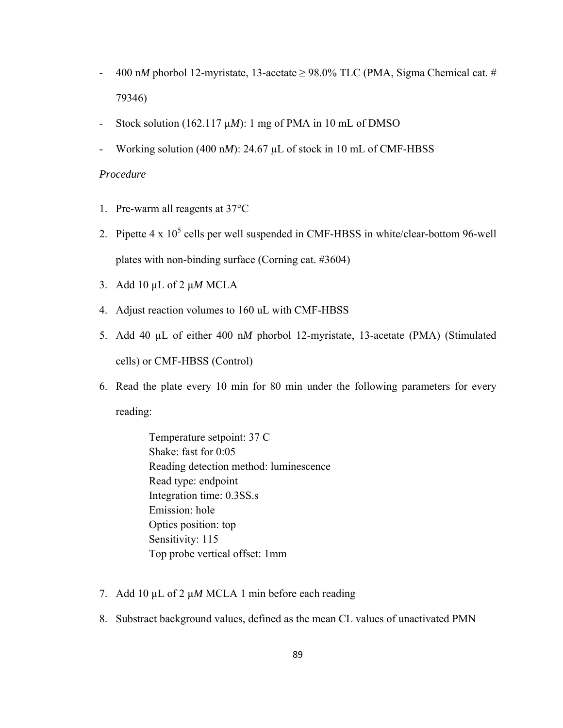- 400 n*M* phorbol 12-myristate, 13-acetate ≥ 98.0% TLC (PMA, Sigma Chemical cat. # 79346)
- Stock solution (162.117 μ*M*): 1 mg of PMA in 10 mL of DMSO
- Working solution (400 n*M*): 24.67 μL of stock in 10 mL of CMF-HBSS

*Procedure*

1. Pre-warm all reagents at 37°C
2. Pipette 4 x $10^5$ cells per well suspended in CMF-HBSS in white/clear-bottom 96-well plates with non-binding surface (Corning cat. #3604)
3. Add 10 μL of 2 μ*M* MCLA
4. Adjust reaction volumes to 160 uL with CMF-HBSS
5. Add 40 μL of either 400 n*M* phorbol 12-myristate, 13-acetate (PMA) (Stimulated cells) or CMF-HBSS (Control)
6. Read the plate every 10 min for 80 min under the following parameters for every reading:

   Temperature setpoint: 37 C
   Shake: fast for 0:05
   Reading detection method: luminescence
   Read type: endpoint
   Integration time: 0.3SS.s
   Emission: hole
   Optics position: top
   Sensitivity: 115
   Top probe vertical offset: 1mm

7. Add 10 μL of 2 μ*M* MCLA 1 min before each reading
8. Substract background values, defined as the mean CL values of unactivated PMN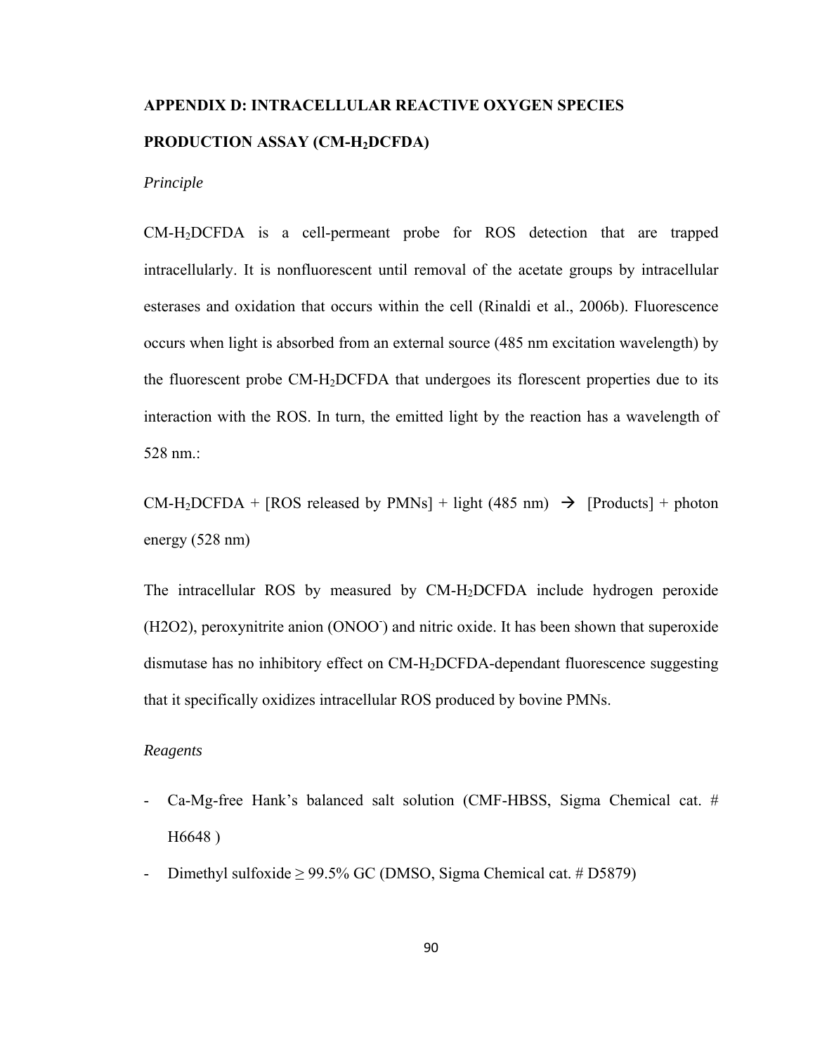## APPENDIX D: INTRACELLULAR REACTIVE OXYGEN SPECIES PRODUCTION ASSAY (CM-$H_2$DCFDA)

*Principle*

CM-$H_2$DCFDA is a cell-permeant probe for ROS detection that are trapped intracellularly. It is nonfluorescent until removal of the acetate groups by intracellular esterases and oxidation that occurs within the cell (Rinaldi et al., 2006b). Fluorescence occurs when light is absorbed from an external source (485 nm excitation wavelength) by the fluorescent probe CM-$H_2$DCFDA that undergoes its florescent properties due to its interaction with the ROS. In turn, the emitted light by the reaction has a wavelength of 528 nm.:

CM-$H_2$DCFDA + [ROS released by PMNs] + light (485 nm) → [Products] + photon energy (528 nm)

The intracellular ROS by measured by CM-$H_2$DCFDA include hydrogen peroxide (H2O2), peroxynitrite anion ($ONOO^-$) and nitric oxide. It has been shown that superoxide dismutase has no inhibitory effect on CM-$H_2$DCFDA-dependant fluorescence suggesting that it specifically oxidizes intracellular ROS produced by bovine PMNs.

*Reagents*

- Ca-Mg-free Hank's balanced salt solution (CMF-HBSS, Sigma Chemical cat. # H6648 )
- Dimethyl sulfoxide ≥ 99.5% GC (DMSO, Sigma Chemical cat. # D5879)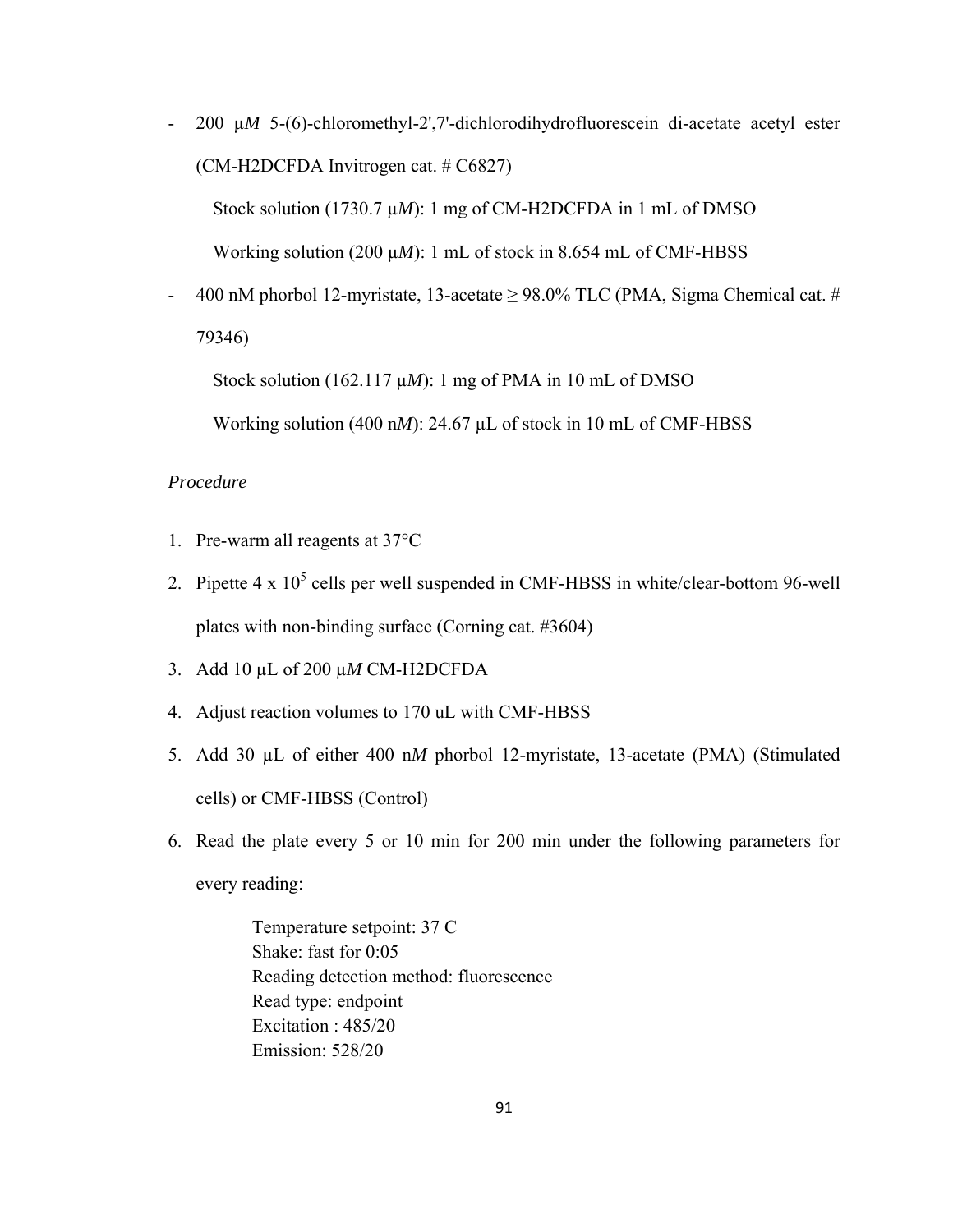- 200 μ*M* 5-(6)-chloromethyl-2',7'-dichlorodihydrofluorescein di-acetate acetyl ester (CM-H2DCFDA Invitrogen cat. # C6827)

  Stock solution (1730.7 μ*M*): 1 mg of CM-H2DCFDA in 1 mL of DMSO

  Working solution (200 μ*M*): 1 mL of stock in 8.654 mL of CMF-HBSS

- 400 nM phorbol 12-myristate, 13-acetate ≥ 98.0% TLC (PMA, Sigma Chemical cat. # 79346)

  Stock solution (162.117 μ*M*): 1 mg of PMA in 10 mL of DMSO

  Working solution (400 n*M*): 24.67 μL of stock in 10 mL of CMF-HBSS

*Procedure*

1. Pre-warm all reagents at 37°C
2. Pipette 4 x $10^5$ cells per well suspended in CMF-HBSS in white/clear-bottom 96-well plates with non-binding surface (Corning cat. #3604)
3. Add 10 μL of 200 μ*M* CM-H2DCFDA
4. Adjust reaction volumes to 170 uL with CMF-HBSS
5. Add 30 μL of either 400 n*M* phorbol 12-myristate, 13-acetate (PMA) (Stimulated cells) or CMF-HBSS (Control)
6. Read the plate every 5 or 10 min for 200 min under the following parameters for every reading:

   Temperature setpoint: 37 C
   Shake: fast for 0:05
   Reading detection method: fluorescence
   Read type: endpoint
   Excitation : 485/20
   Emission: 528/20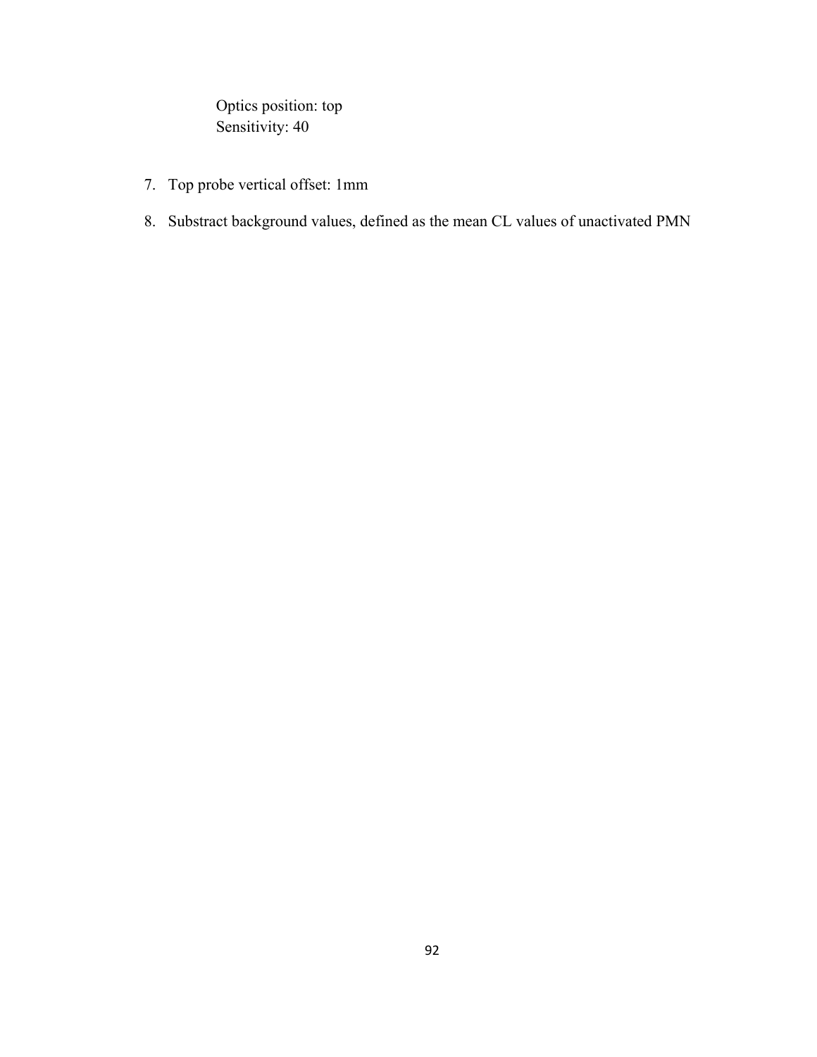Optics position: top
Sensitivity: 40

7. Top probe vertical offset: 1mm

8. Substract background values, defined as the mean CL values of unactivated PMN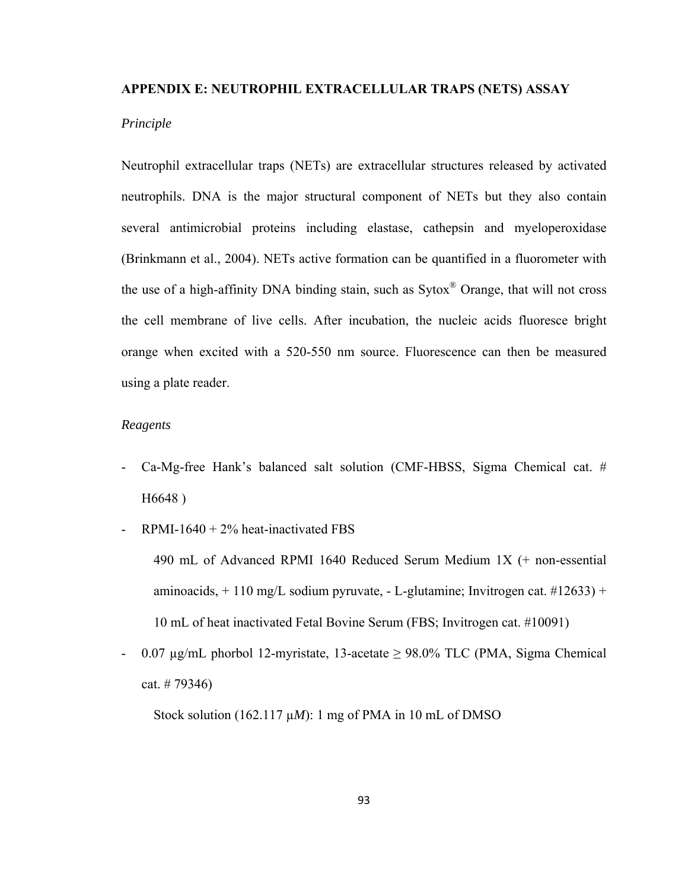## APPENDIX E: NEUTROPHIL EXTRACELLULAR TRAPS (NETS) ASSAY

*Principle*

Neutrophil extracellular traps (NETs) are extracellular structures released by activated neutrophils. DNA is the major structural component of NETs but they also contain several antimicrobial proteins including elastase, cathepsin and myeloperoxidase (Brinkmann et al., 2004). NETs active formation can be quantified in a fluorometer with the use of a high-affinity DNA binding stain, such as Sytox® Orange, that will not cross the cell membrane of live cells. After incubation, the nucleic acids fluoresce bright orange when excited with a 520-550 nm source. Fluorescence can then be measured using a plate reader.

*Reagents*

- Ca-Mg-free Hank's balanced salt solution (CMF-HBSS, Sigma Chemical cat. # H6648 )
- RPMI-1640 + 2% heat-inactivated FBS

  490 mL of Advanced RPMI 1640 Reduced Serum Medium 1X (+ non-essential aminoacids, + 110 mg/L sodium pyruvate, - L-glutamine; Invitrogen cat. #12633) + 10 mL of heat inactivated Fetal Bovine Serum (FBS; Invitrogen cat. #10091)
- 0.07 µg/mL phorbol 12-myristate, 13-acetate ≥ 98.0% TLC (PMA, Sigma Chemical cat. # 79346)

  Stock solution (162.117 µ*M*): 1 mg of PMA in 10 mL of DMSO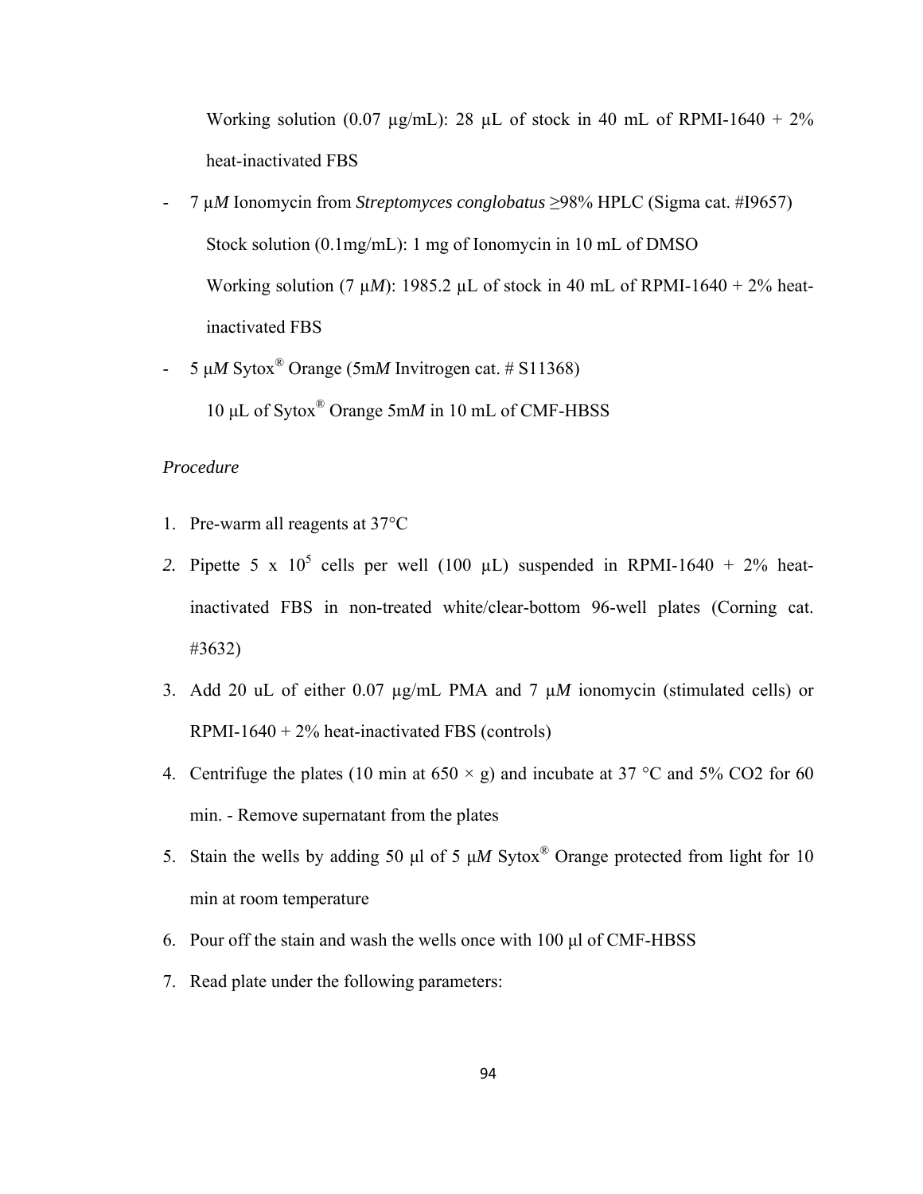Working solution (0.07 μg/mL): 28 μL of stock in 40 mL of RPMI-1640 + 2% heat-inactivated FBS

- 7 μ*M* Ionomycin from *Streptomyces conglobatus* ≥98% HPLC (Sigma cat. #I9657)

  Stock solution (0.1mg/mL): 1 mg of Ionomycin in 10 mL of DMSO

  Working solution (7 μ*M*): 1985.2 μL of stock in 40 mL of RPMI-1640 + 2% heat-inactivated FBS

- 5 μ*M* Sytox® Orange (5m*M* Invitrogen cat. # S11368)

  10 μL of Sytox® Orange 5m*M* in 10 mL of CMF-HBSS

*Procedure*

1. Pre-warm all reagents at 37°C
2. Pipette 5 x $10^5$ cells per well (100 μL) suspended in RPMI-1640 + 2% heat-inactivated FBS in non-treated white/clear-bottom 96-well plates (Corning cat. #3632)
3. Add 20 uL of either 0.07 μg/mL PMA and 7 μ*M* ionomycin (stimulated cells) or RPMI-1640 + 2% heat-inactivated FBS (controls)
4. Centrifuge the plates (10 min at 650 × g) and incubate at 37 °C and 5% CO2 for 60 min. - Remove supernatant from the plates
5. Stain the wells by adding 50 μl of 5 μ*M* Sytox® Orange protected from light for 10 min at room temperature
6. Pour off the stain and wash the wells once with 100 μl of CMF-HBSS
7. Read plate under the following parameters: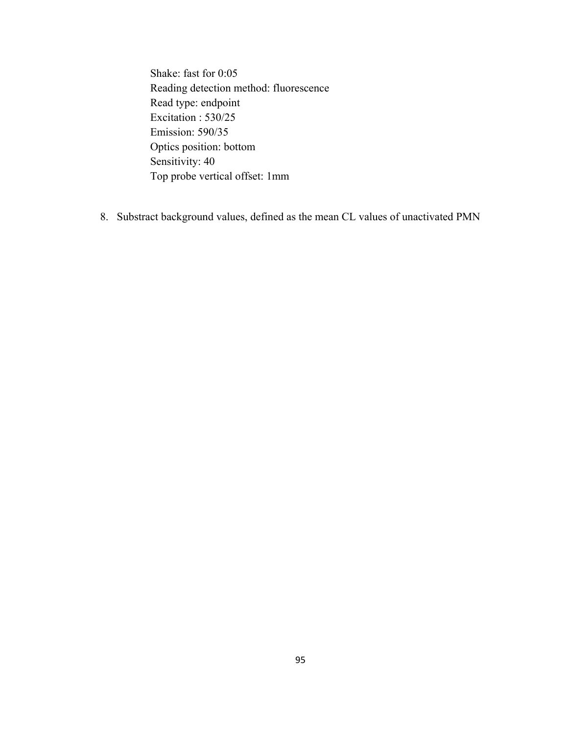Shake: fast for 0:05
Reading detection method: fluorescence
Read type: endpoint
Excitation : 530/25
Emission: 590/35
Optics position: bottom
Sensitivity: 40
Top probe vertical offset: 1mm

8. Substract background values, defined as the mean CL values of unactivated PMN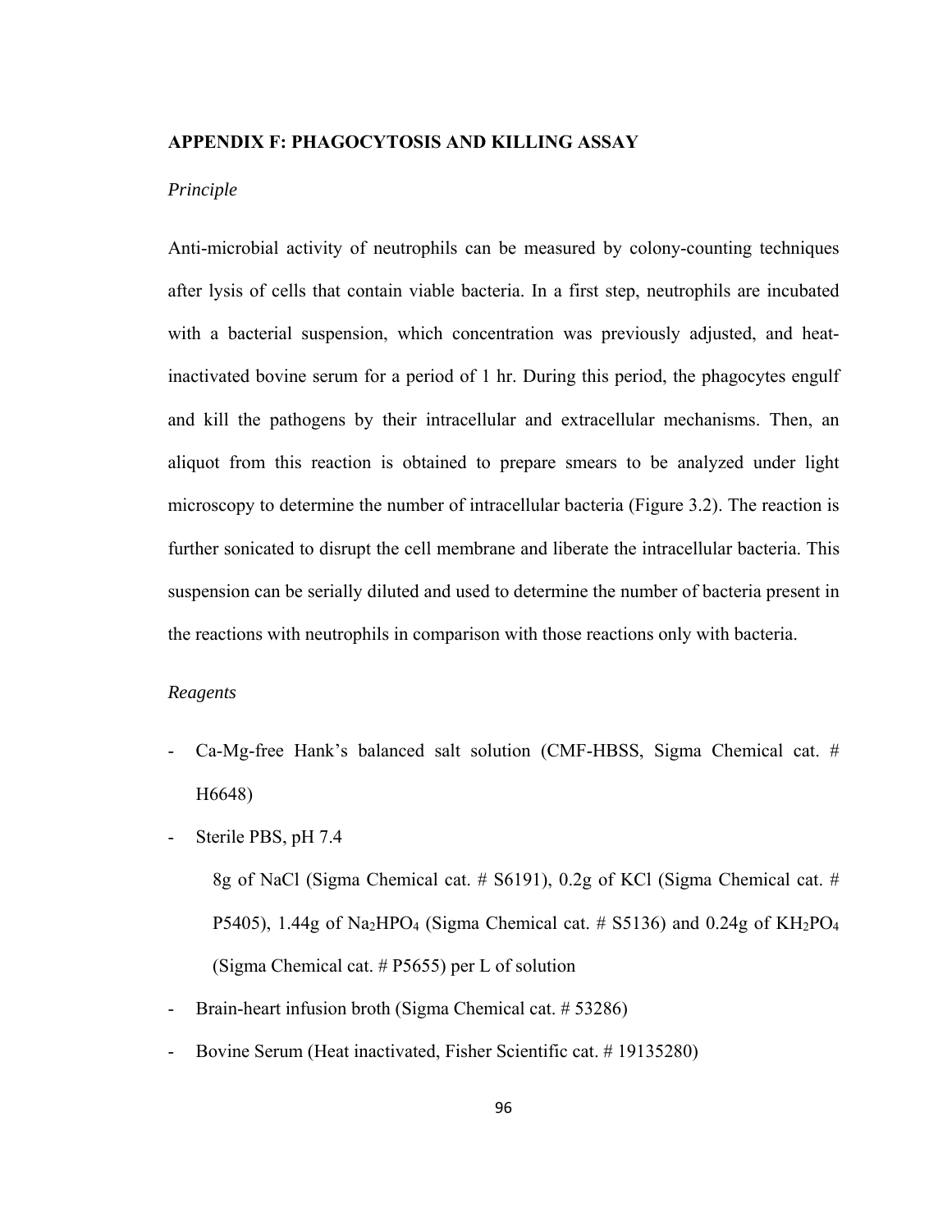## APPENDIX F: PHAGOCYTOSIS AND KILLING ASSAY

*Principle*

Anti-microbial activity of neutrophils can be measured by colony-counting techniques after lysis of cells that contain viable bacteria. In a first step, neutrophils are incubated with a bacterial suspension, which concentration was previously adjusted, and heat-inactivated bovine serum for a period of 1 hr. During this period, the phagocytes engulf and kill the pathogens by their intracellular and extracellular mechanisms. Then, an aliquot from this reaction is obtained to prepare smears to be analyzed under light microscopy to determine the number of intracellular bacteria (Figure 3.2). The reaction is further sonicated to disrupt the cell membrane and liberate the intracellular bacteria. This suspension can be serially diluted and used to determine the number of bacteria present in the reactions with neutrophils in comparison with those reactions only with bacteria.

*Reagents*

- Ca-Mg-free Hank's balanced salt solution (CMF-HBSS, Sigma Chemical cat. # H6648)
- Sterile PBS, pH 7.4

  8g of NaCl (Sigma Chemical cat. # S6191), 0.2g of KCl (Sigma Chemical cat. # P5405), 1.44g of $Na_2HPO_4$ (Sigma Chemical cat. # S5136) and 0.24g of $KH_2PO_4$ (Sigma Chemical cat. # P5655) per L of solution
- Brain-heart infusion broth (Sigma Chemical cat. # 53286)
- Bovine Serum (Heat inactivated, Fisher Scientific cat. # 19135280)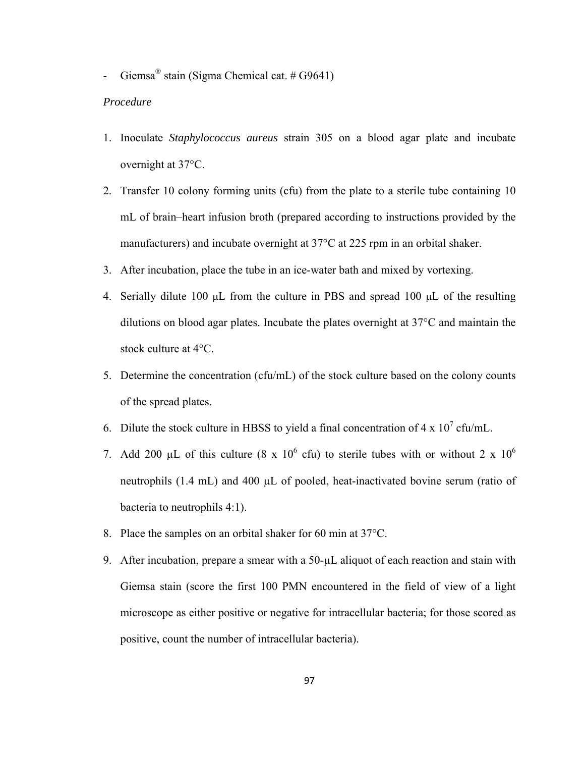- Giemsa® stain (Sigma Chemical cat. # G9641)

*Procedure*

1. Inoculate *Staphylococcus aureus* strain 305 on a blood agar plate and incubate overnight at 37°C.
2. Transfer 10 colony forming units (cfu) from the plate to a sterile tube containing 10 mL of brain–heart infusion broth (prepared according to instructions provided by the manufacturers) and incubate overnight at 37°C at 225 rpm in an orbital shaker.
3. After incubation, place the tube in an ice-water bath and mixed by vortexing.
4. Serially dilute 100 μL from the culture in PBS and spread 100 μL of the resulting dilutions on blood agar plates. Incubate the plates overnight at 37°C and maintain the stock culture at 4°C.
5. Determine the concentration (cfu/mL) of the stock culture based on the colony counts of the spread plates.
6. Dilute the stock culture in HBSS to yield a final concentration of $4 \times 10^7$ cfu/mL.
7. Add 200 μL of this culture ($8 \times 10^6$ cfu) to sterile tubes with or without $2 \times 10^6$ neutrophils (1.4 mL) and 400 μL of pooled, heat-inactivated bovine serum (ratio of bacteria to neutrophils 4:1).
8. Place the samples on an orbital shaker for 60 min at 37°C.
9. After incubation, prepare a smear with a 50-μL aliquot of each reaction and stain with Giemsa stain (score the first 100 PMN encountered in the field of view of a light microscope as either positive or negative for intracellular bacteria; for those scored as positive, count the number of intracellular bacteria).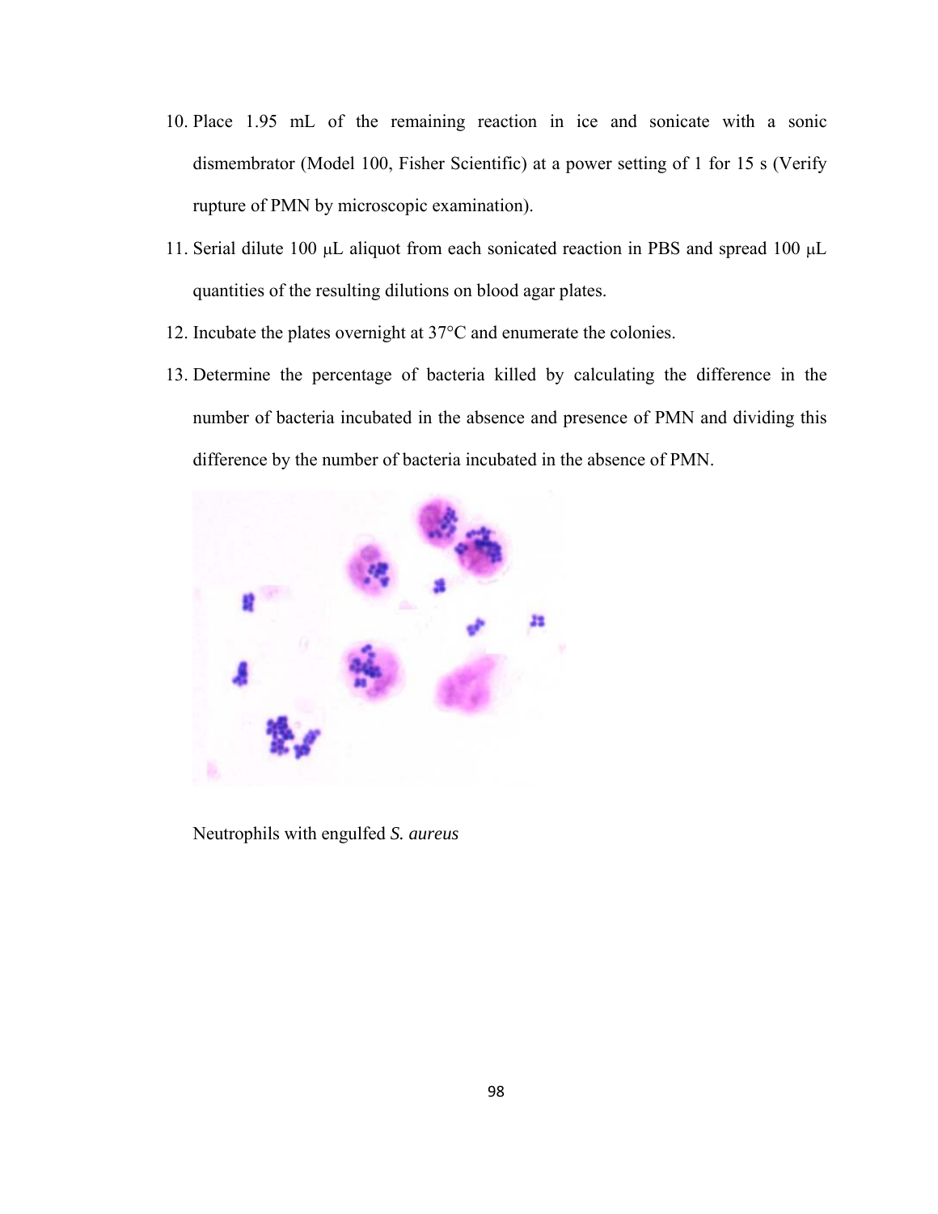10. Place 1.95 mL of the remaining reaction in ice and sonicate with a sonic dismembrator (Model 100, Fisher Scientific) at a power setting of 1 for 15 s (Verify rupture of PMN by microscopic examination).
11. Serial dilute 100 μL aliquot from each sonicated reaction in PBS and spread 100 μL quantities of the resulting dilutions on blood agar plates.
12. Incubate the plates overnight at 37°C and enumerate the colonies.
13. Determine the percentage of bacteria killed by calculating the difference in the number of bacteria incubated in the absence and presence of PMN and dividing this difference by the number of bacteria incubated in the absence of PMN.

Neutrophils with engulfed *S. aureus*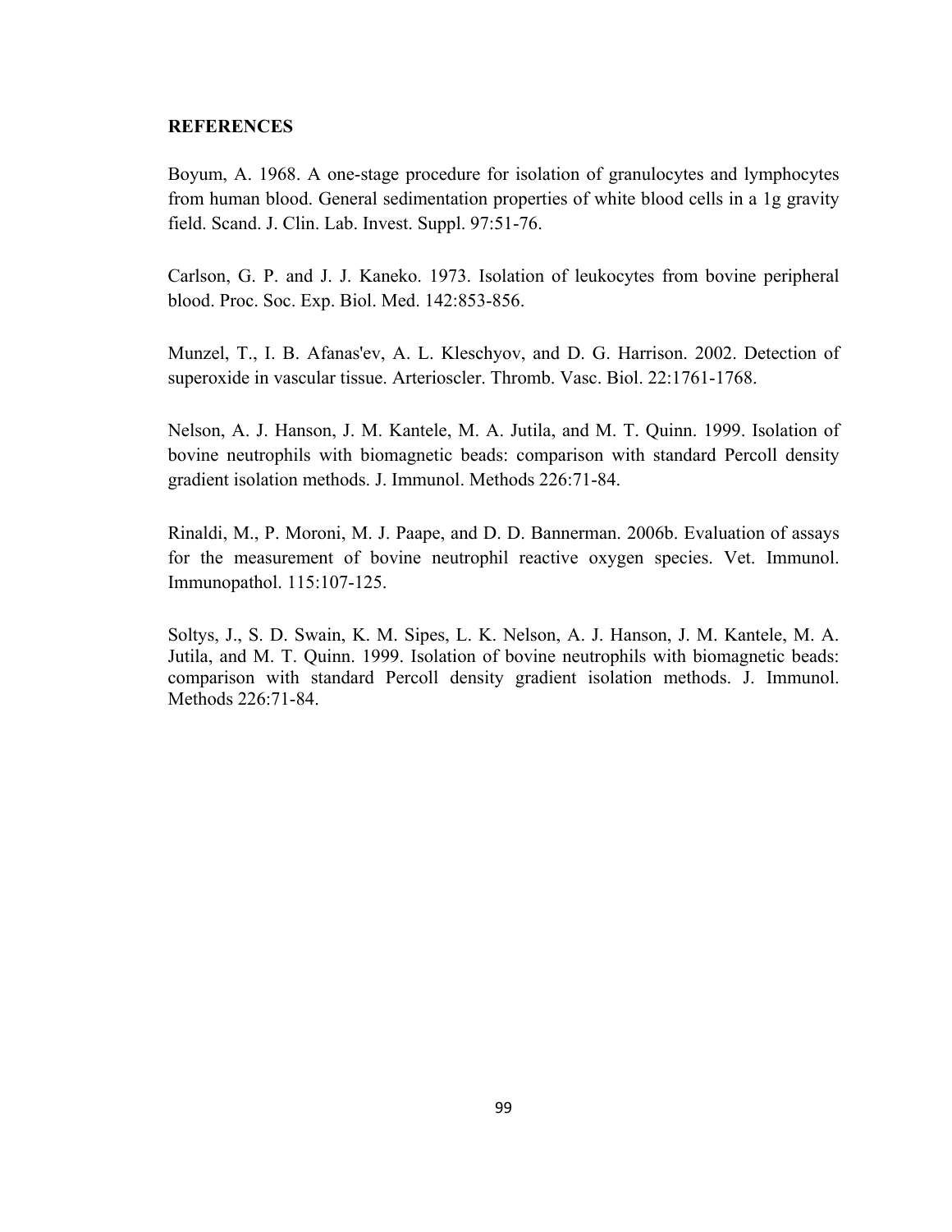**REFERENCES**

Boyum, A. 1968. A one-stage procedure for isolation of granulocytes and lymphocytes from human blood. General sedimentation properties of white blood cells in a 1g gravity field. Scand. J. Clin. Lab. Invest. Suppl. 97:51-76.

Carlson, G. P. and J. J. Kaneko. 1973. Isolation of leukocytes from bovine peripheral blood. Proc. Soc. Exp. Biol. Med. 142:853-856.

Munzel, T., I. B. Afanas'ev, A. L. Kleschyov, and D. G. Harrison. 2002. Detection of superoxide in vascular tissue. Arterioscler. Thromb. Vasc. Biol. 22:1761-1768.

Nelson, A. J. Hanson, J. M. Kantele, M. A. Jutila, and M. T. Quinn. 1999. Isolation of bovine neutrophils with biomagnetic beads: comparison with standard Percoll density gradient isolation methods. J. Immunol. Methods 226:71-84.

Rinaldi, M., P. Moroni, M. J. Paape, and D. D. Bannerman. 2006b. Evaluation of assays for the measurement of bovine neutrophil reactive oxygen species. Vet. Immunol. Immunopathol. 115:107-125.

Soltys, J., S. D. Swain, K. M. Sipes, L. K. Nelson, A. J. Hanson, J. M. Kantele, M. A. Jutila, and M. T. Quinn. 1999. Isolation of bovine neutrophils with biomagnetic beads: comparison with standard Percoll density gradient isolation methods. J. Immunol. Methods 226:71-84.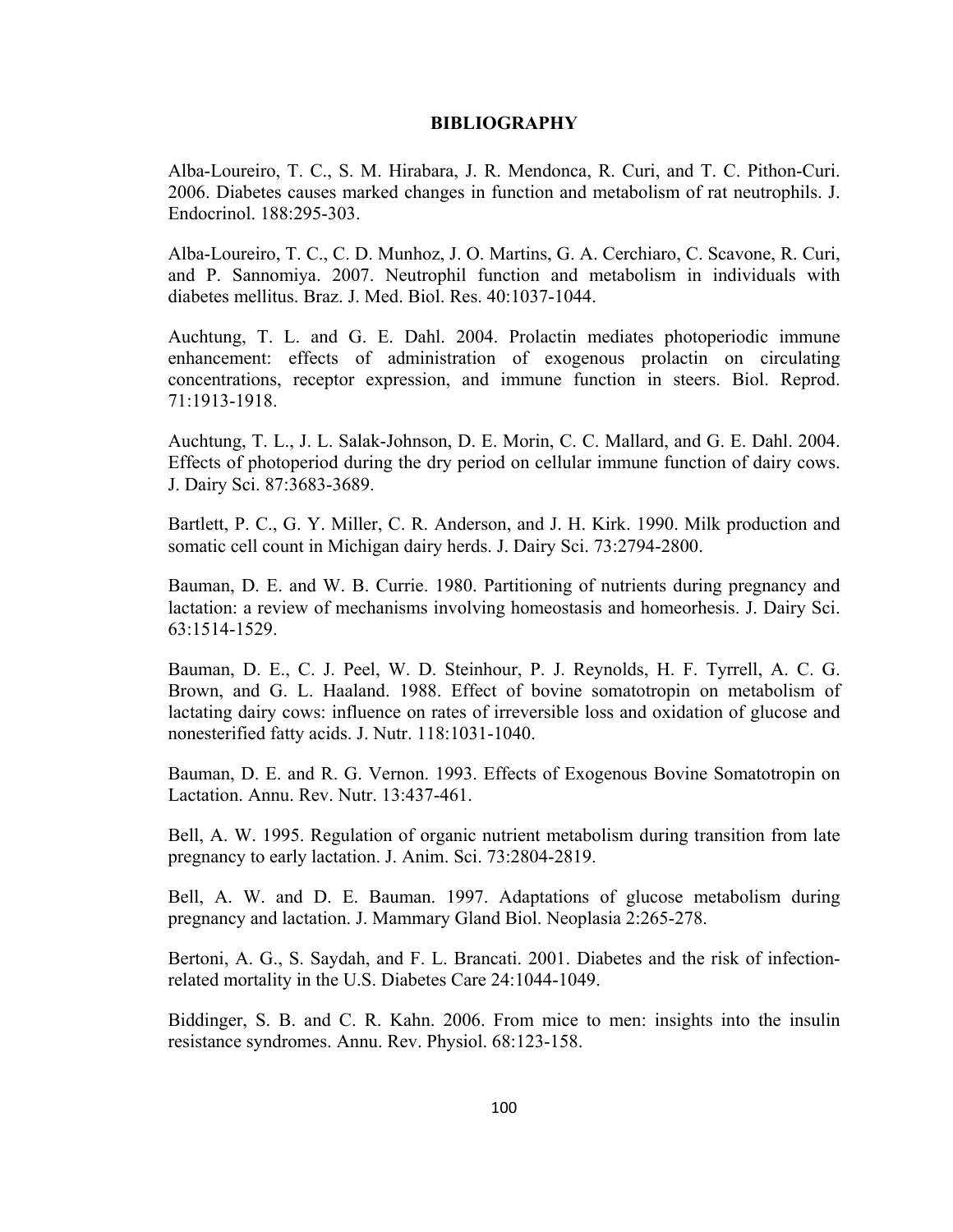# BIBLIOGRAPHY

Alba-Loureiro, T. C., S. M. Hirabara, J. R. Mendonca, R. Curi, and T. C. Pithon-Curi. 2006. Diabetes causes marked changes in function and metabolism of rat neutrophils. J. Endocrinol. 188:295-303.

Alba-Loureiro, T. C., C. D. Munhoz, J. O. Martins, G. A. Cerchiaro, C. Scavone, R. Curi, and P. Sannomiya. 2007. Neutrophil function and metabolism in individuals with diabetes mellitus. Braz. J. Med. Biol. Res. 40:1037-1044.

Auchtung, T. L. and G. E. Dahl. 2004. Prolactin mediates photoperiodic immune enhancement: effects of administration of exogenous prolactin on circulating concentrations, receptor expression, and immune function in steers. Biol. Reprod. 71:1913-1918.

Auchtung, T. L., J. L. Salak-Johnson, D. E. Morin, C. C. Mallard, and G. E. Dahl. 2004. Effects of photoperiod during the dry period on cellular immune function of dairy cows. J. Dairy Sci. 87:3683-3689.

Bartlett, P. C., G. Y. Miller, C. R. Anderson, and J. H. Kirk. 1990. Milk production and somatic cell count in Michigan dairy herds. J. Dairy Sci. 73:2794-2800.

Bauman, D. E. and W. B. Currie. 1980. Partitioning of nutrients during pregnancy and lactation: a review of mechanisms involving homeostasis and homeorhesis. J. Dairy Sci. 63:1514-1529.

Bauman, D. E., C. J. Peel, W. D. Steinhour, P. J. Reynolds, H. F. Tyrrell, A. C. G. Brown, and G. L. Haaland. 1988. Effect of bovine somatotropin on metabolism of lactating dairy cows: influence on rates of irreversible loss and oxidation of glucose and nonesterified fatty acids. J. Nutr. 118:1031-1040.

Bauman, D. E. and R. G. Vernon. 1993. Effects of Exogenous Bovine Somatotropin on Lactation. Annu. Rev. Nutr. 13:437-461.

Bell, A. W. 1995. Regulation of organic nutrient metabolism during transition from late pregnancy to early lactation. J. Anim. Sci. 73:2804-2819.

Bell, A. W. and D. E. Bauman. 1997. Adaptations of glucose metabolism during pregnancy and lactation. J. Mammary Gland Biol. Neoplasia 2:265-278.

Bertoni, A. G., S. Saydah, and F. L. Brancati. 2001. Diabetes and the risk of infection-related mortality in the U.S. Diabetes Care 24:1044-1049.

Biddinger, S. B. and C. R. Kahn. 2006. From mice to men: insights into the insulin resistance syndromes. Annu. Rev. Physiol. 68:123-158.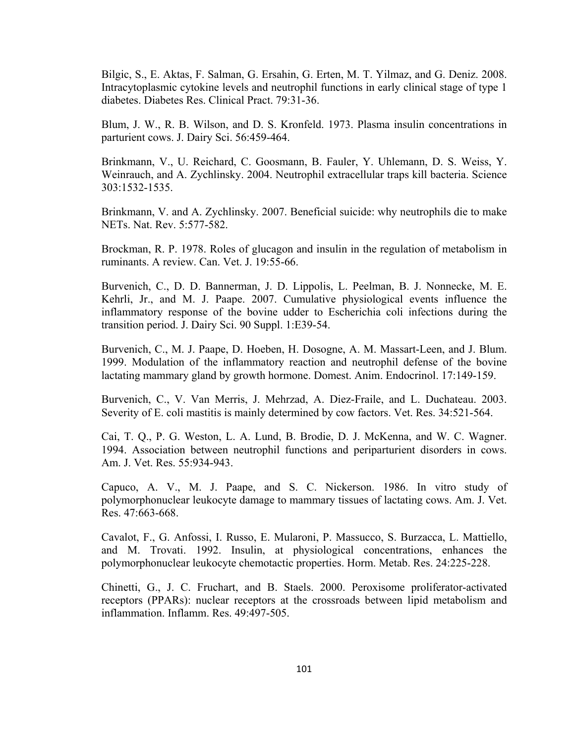Bilgic, S., E. Aktas, F. Salman, G. Ersahin, G. Erten, M. T. Yilmaz, and G. Deniz. 2008. Intracytoplasmic cytokine levels and neutrophil functions in early clinical stage of type 1 diabetes. Diabetes Res. Clinical Pract. 79:31-36.

Blum, J. W., R. B. Wilson, and D. S. Kronfeld. 1973. Plasma insulin concentrations in parturient cows. J. Dairy Sci. 56:459-464.

Brinkmann, V., U. Reichard, C. Goosmann, B. Fauler, Y. Uhlemann, D. S. Weiss, Y. Weinrauch, and A. Zychlinsky. 2004. Neutrophil extracellular traps kill bacteria. Science 303:1532-1535.

Brinkmann, V. and A. Zychlinsky. 2007. Beneficial suicide: why neutrophils die to make NETs. Nat. Rev. 5:577-582.

Brockman, R. P. 1978. Roles of glucagon and insulin in the regulation of metabolism in ruminants. A review. Can. Vet. J. 19:55-66.

Burvenich, C., D. D. Bannerman, J. D. Lippolis, L. Peelman, B. J. Nonnecke, M. E. Kehrli, Jr., and M. J. Paape. 2007. Cumulative physiological events influence the inflammatory response of the bovine udder to Escherichia coli infections during the transition period. J. Dairy Sci. 90 Suppl. 1:E39-54.

Burvenich, C., M. J. Paape, D. Hoeben, H. Dosogne, A. M. Massart-Leen, and J. Blum. 1999. Modulation of the inflammatory reaction and neutrophil defense of the bovine lactating mammary gland by growth hormone. Domest. Anim. Endocrinol. 17:149-159.

Burvenich, C., V. Van Merris, J. Mehrzad, A. Diez-Fraile, and L. Duchateau. 2003. Severity of E. coli mastitis is mainly determined by cow factors. Vet. Res. 34:521-564.

Cai, T. Q., P. G. Weston, L. A. Lund, B. Brodie, D. J. McKenna, and W. C. Wagner. 1994. Association between neutrophil functions and periparturient disorders in cows. Am. J. Vet. Res. 55:934-943.

Capuco, A. V., M. J. Paape, and S. C. Nickerson. 1986. In vitro study of polymorphonuclear leukocyte damage to mammary tissues of lactating cows. Am. J. Vet. Res. 47:663-668.

Cavalot, F., G. Anfossi, I. Russo, E. Mularoni, P. Massucco, S. Burzacca, L. Mattiello, and M. Trovati. 1992. Insulin, at physiological concentrations, enhances the polymorphonuclear leukocyte chemotactic properties. Horm. Metab. Res. 24:225-228.

Chinetti, G., J. C. Fruchart, and B. Staels. 2000. Peroxisome proliferator-activated receptors (PPARs): nuclear receptors at the crossroads between lipid metabolism and inflammation. Inflamm. Res. 49:497-505.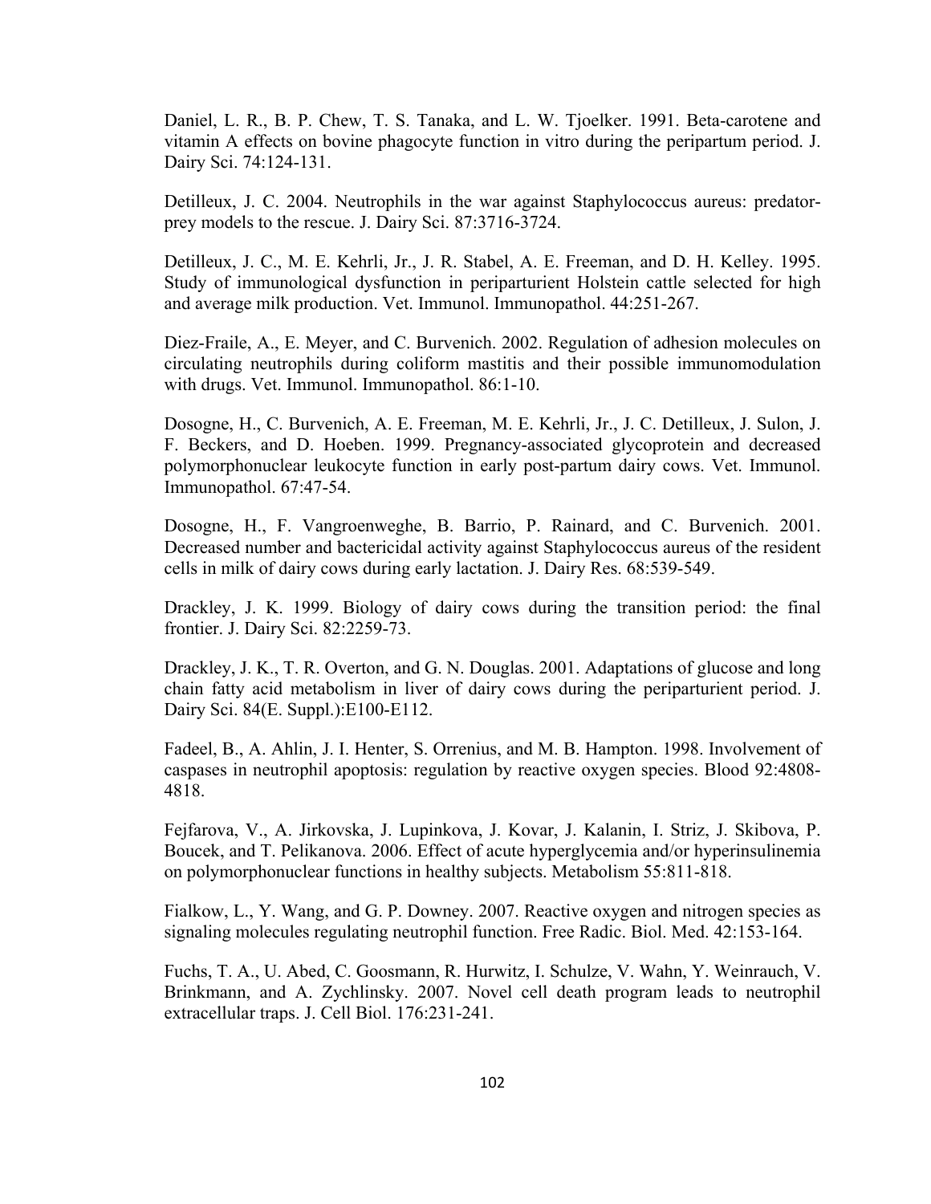Daniel, L. R., B. P. Chew, T. S. Tanaka, and L. W. Tjoelker. 1991. Beta-carotene and vitamin A effects on bovine phagocyte function in vitro during the peripartum period. J. Dairy Sci. 74:124-131.

Detilleux, J. C. 2004. Neutrophils in the war against Staphylococcus aureus: predator-prey models to the rescue. J. Dairy Sci. 87:3716-3724.

Detilleux, J. C., M. E. Kehrli, Jr., J. R. Stabel, A. E. Freeman, and D. H. Kelley. 1995. Study of immunological dysfunction in periparturient Holstein cattle selected for high and average milk production. Vet. Immunol. Immunopathol. 44:251-267.

Diez-Fraile, A., E. Meyer, and C. Burvenich. 2002. Regulation of adhesion molecules on circulating neutrophils during coliform mastitis and their possible immunomodulation with drugs. Vet. Immunol. Immunopathol. 86:1-10.

Dosogne, H., C. Burvenich, A. E. Freeman, M. E. Kehrli, Jr., J. C. Detilleux, J. Sulon, J. F. Beckers, and D. Hoeben. 1999. Pregnancy-associated glycoprotein and decreased polymorphonuclear leukocyte function in early post-partum dairy cows. Vet. Immunol. Immunopathol. 67:47-54.

Dosogne, H., F. Vangroenweghe, B. Barrio, P. Rainard, and C. Burvenich. 2001. Decreased number and bactericidal activity against Staphylococcus aureus of the resident cells in milk of dairy cows during early lactation. J. Dairy Res. 68:539-549.

Drackley, J. K. 1999. Biology of dairy cows during the transition period: the final frontier. J. Dairy Sci. 82:2259-73.

Drackley, J. K., T. R. Overton, and G. N. Douglas. 2001. Adaptations of glucose and long chain fatty acid metabolism in liver of dairy cows during the periparturient period. J. Dairy Sci. 84(E. Suppl.):E100-E112.

Fadeel, B., A. Ahlin, J. I. Henter, S. Orrenius, and M. B. Hampton. 1998. Involvement of caspases in neutrophil apoptosis: regulation by reactive oxygen species. Blood 92:4808-4818.

Fejfarova, V., A. Jirkovska, J. Lupinkova, J. Kovar, J. Kalanin, I. Striz, J. Skibova, P. Boucek, and T. Pelikanova. 2006. Effect of acute hyperglycemia and/or hyperinsulinemia on polymorphonuclear functions in healthy subjects. Metabolism 55:811-818.

Fialkow, L., Y. Wang, and G. P. Downey. 2007. Reactive oxygen and nitrogen species as signaling molecules regulating neutrophil function. Free Radic. Biol. Med. 42:153-164.

Fuchs, T. A., U. Abed, C. Goosmann, R. Hurwitz, I. Schulze, V. Wahn, Y. Weinrauch, V. Brinkmann, and A. Zychlinsky. 2007. Novel cell death program leads to neutrophil extracellular traps. J. Cell Biol. 176:231-241.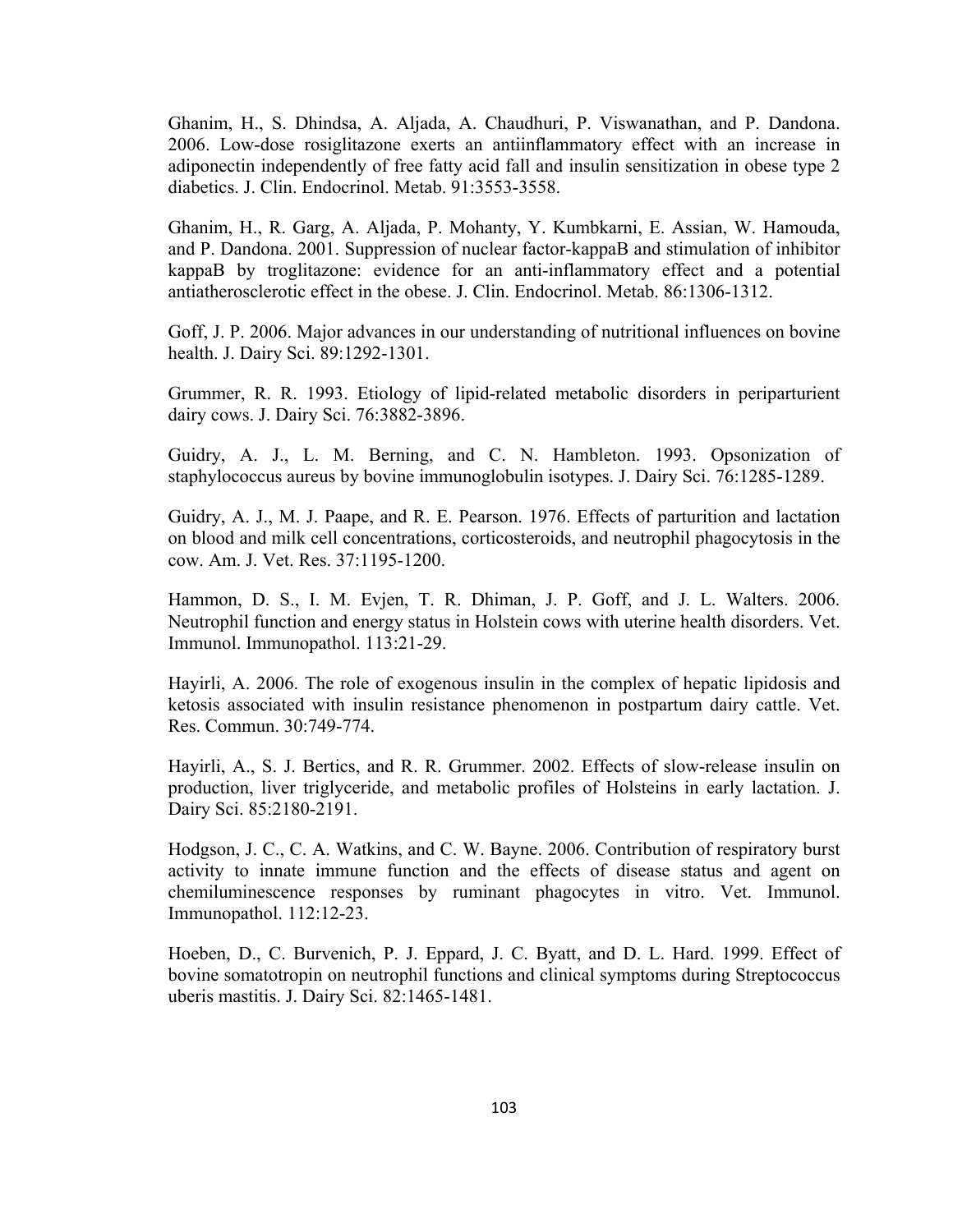Ghanim, H., S. Dhindsa, A. Aljada, A. Chaudhuri, P. Viswanathan, and P. Dandona. 2006. Low-dose rosiglitazone exerts an antiinflammatory effect with an increase in adiponectin independently of free fatty acid fall and insulin sensitization in obese type 2 diabetics. J. Clin. Endocrinol. Metab. 91:3553-3558.

Ghanim, H., R. Garg, A. Aljada, P. Mohanty, Y. Kumbkarni, E. Assian, W. Hamouda, and P. Dandona. 2001. Suppression of nuclear factor-kappaB and stimulation of inhibitor kappaB by troglitazone: evidence for an anti-inflammatory effect and a potential antiatherosclerotic effect in the obese. J. Clin. Endocrinol. Metab. 86:1306-1312.

Goff, J. P. 2006. Major advances in our understanding of nutritional influences on bovine health. J. Dairy Sci. 89:1292-1301.

Grummer, R. R. 1993. Etiology of lipid-related metabolic disorders in periparturient dairy cows. J. Dairy Sci. 76:3882-3896.

Guidry, A. J., L. M. Berning, and C. N. Hambleton. 1993. Opsonization of staphylococcus aureus by bovine immunoglobulin isotypes. J. Dairy Sci. 76:1285-1289.

Guidry, A. J., M. J. Paape, and R. E. Pearson. 1976. Effects of parturition and lactation on blood and milk cell concentrations, corticosteroids, and neutrophil phagocytosis in the cow. Am. J. Vet. Res. 37:1195-1200.

Hammon, D. S., I. M. Evjen, T. R. Dhiman, J. P. Goff, and J. L. Walters. 2006. Neutrophil function and energy status in Holstein cows with uterine health disorders. Vet. Immunol. Immunopathol. 113:21-29.

Hayirli, A. 2006. The role of exogenous insulin in the complex of hepatic lipidosis and ketosis associated with insulin resistance phenomenon in postpartum dairy cattle. Vet. Res. Commun. 30:749-774.

Hayirli, A., S. J. Bertics, and R. R. Grummer. 2002. Effects of slow-release insulin on production, liver triglyceride, and metabolic profiles of Holsteins in early lactation. J. Dairy Sci. 85:2180-2191.

Hodgson, J. C., C. A. Watkins, and C. W. Bayne. 2006. Contribution of respiratory burst activity to innate immune function and the effects of disease status and agent on chemiluminescence responses by ruminant phagocytes in vitro. Vet. Immunol. Immunopathol. 112:12-23.

Hoeben, D., C. Burvenich, P. J. Eppard, J. C. Byatt, and D. L. Hard. 1999. Effect of bovine somatotropin on neutrophil functions and clinical symptoms during Streptococcus uberis mastitis. J. Dairy Sci. 82:1465-1481.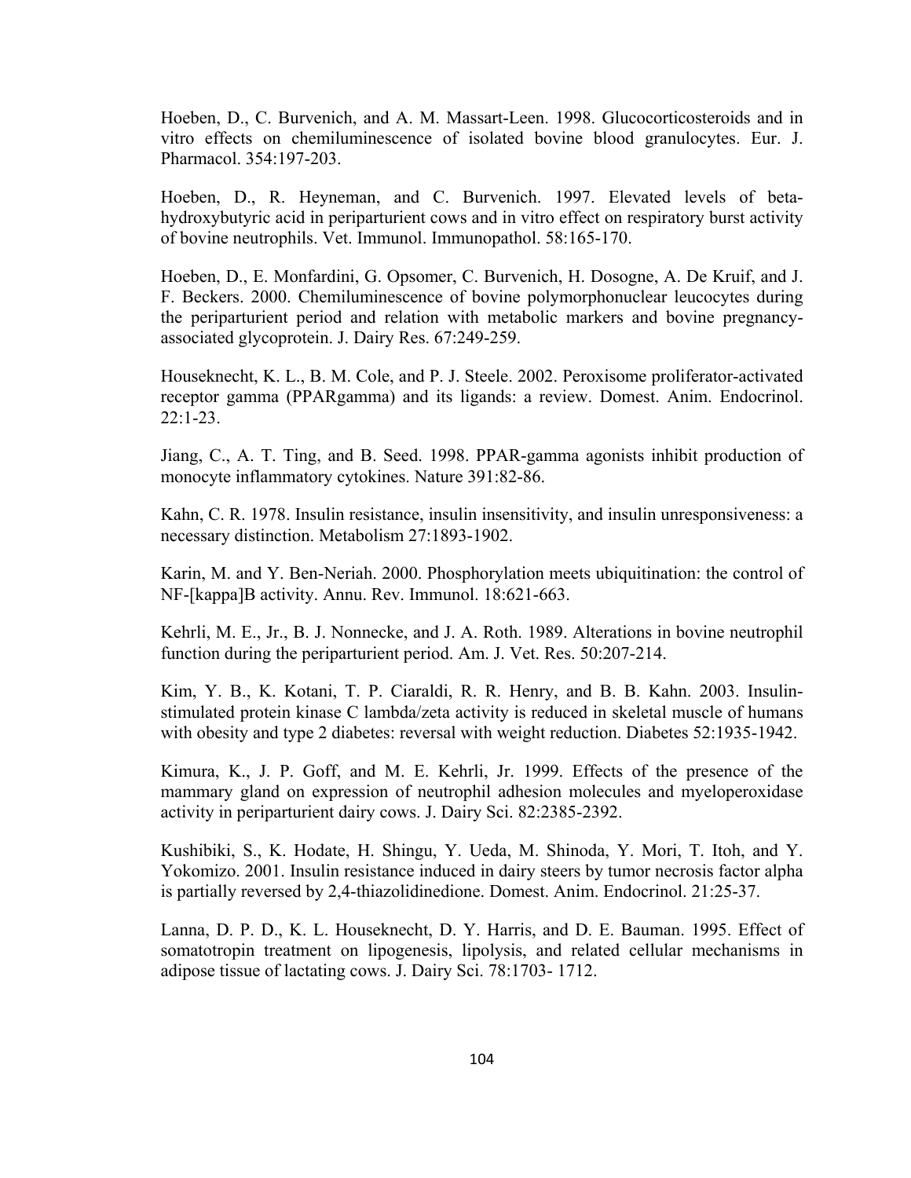Hoeben, D., C. Burvenich, and A. M. Massart-Leen. 1998. Glucocorticosteroids and in vitro effects on chemiluminescence of isolated bovine blood granulocytes. Eur. J. Pharmacol. 354:197-203.

Hoeben, D., R. Heyneman, and C. Burvenich. 1997. Elevated levels of beta-hydroxybutyric acid in periparturient cows and in vitro effect on respiratory burst activity of bovine neutrophils. Vet. Immunol. Immunopathol. 58:165-170.

Hoeben, D., E. Monfardini, G. Opsomer, C. Burvenich, H. Dosogne, A. De Kruif, and J. F. Beckers. 2000. Chemiluminescence of bovine polymorphonuclear leucocytes during the periparturient period and relation with metabolic markers and bovine pregnancy-associated glycoprotein. J. Dairy Res. 67:249-259.

Houseknecht, K. L., B. M. Cole, and P. J. Steele. 2002. Peroxisome proliferator-activated receptor gamma (PPARgamma) and its ligands: a review. Domest. Anim. Endocrinol. 22:1-23.

Jiang, C., A. T. Ting, and B. Seed. 1998. PPAR-gamma agonists inhibit production of monocyte inflammatory cytokines. Nature 391:82-86.

Kahn, C. R. 1978. Insulin resistance, insulin insensitivity, and insulin unresponsiveness: a necessary distinction. Metabolism 27:1893-1902.

Karin, M. and Y. Ben-Neriah. 2000. Phosphorylation meets ubiquitination: the control of NF-[kappa]B activity. Annu. Rev. Immunol. 18:621-663.

Kehrli, M. E., Jr., B. J. Nonnecke, and J. A. Roth. 1989. Alterations in bovine neutrophil function during the periparturient period. Am. J. Vet. Res. 50:207-214.

Kim, Y. B., K. Kotani, T. P. Ciaraldi, R. R. Henry, and B. B. Kahn. 2003. Insulin-stimulated protein kinase C lambda/zeta activity is reduced in skeletal muscle of humans with obesity and type 2 diabetes: reversal with weight reduction. Diabetes 52:1935-1942.

Kimura, K., J. P. Goff, and M. E. Kehrli, Jr. 1999. Effects of the presence of the mammary gland on expression of neutrophil adhesion molecules and myeloperoxidase activity in periparturient dairy cows. J. Dairy Sci. 82:2385-2392.

Kushibiki, S., K. Hodate, H. Shingu, Y. Ueda, M. Shinoda, Y. Mori, T. Itoh, and Y. Yokomizo. 2001. Insulin resistance induced in dairy steers by tumor necrosis factor alpha is partially reversed by 2,4-thiazolidinedione. Domest. Anim. Endocrinol. 21:25-37.

Lanna, D. P. D., K. L. Houseknecht, D. Y. Harris, and D. E. Bauman. 1995. Effect of somatotropin treatment on lipogenesis, lipolysis, and related cellular mechanisms in adipose tissue of lactating cows. J. Dairy Sci. 78:1703- 1712.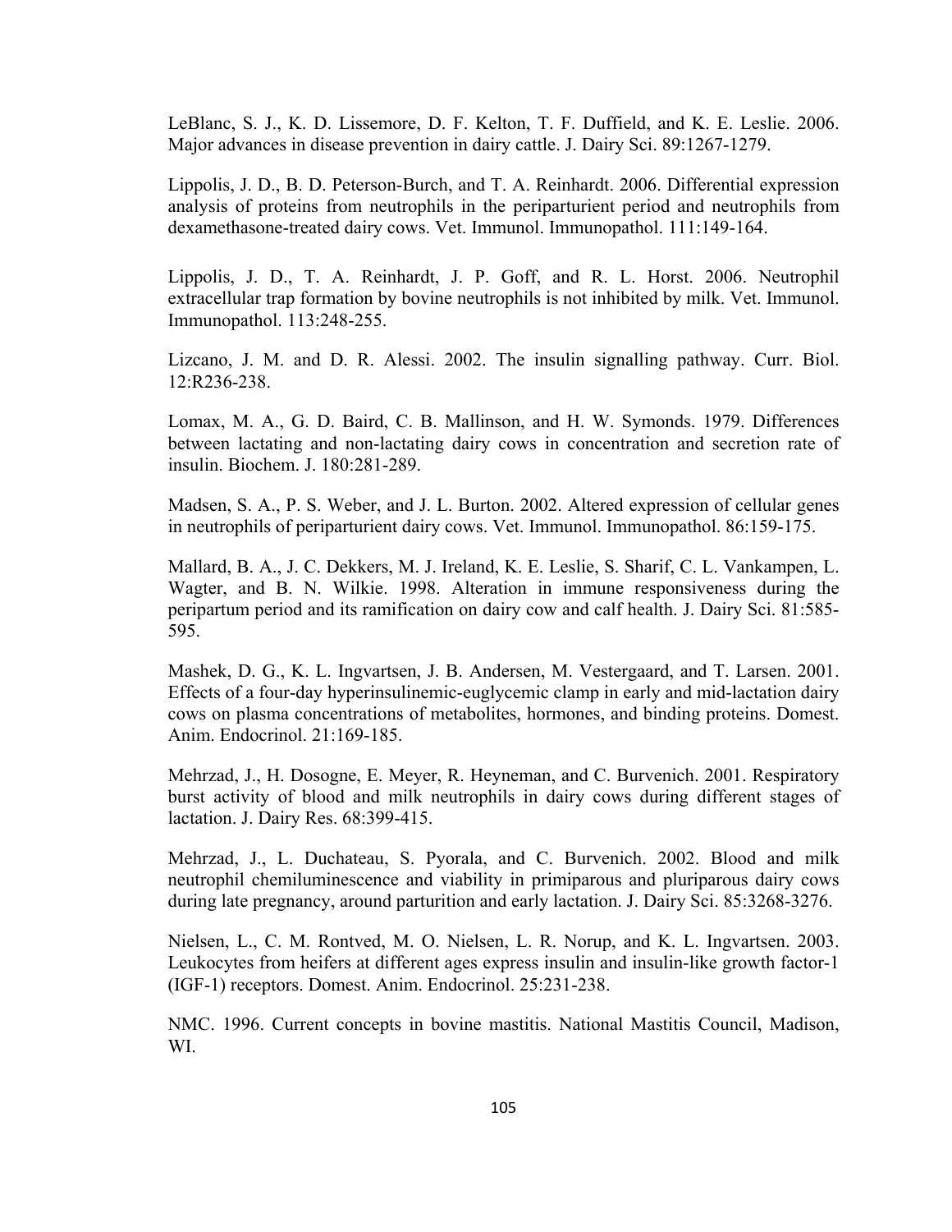LeBlanc, S. J., K. D. Lissemore, D. F. Kelton, T. F. Duffield, and K. E. Leslie. 2006. Major advances in disease prevention in dairy cattle. J. Dairy Sci. 89:1267-1279.

Lippolis, J. D., B. D. Peterson-Burch, and T. A. Reinhardt. 2006. Differential expression analysis of proteins from neutrophils in the periparturient period and neutrophils from dexamethasone-treated dairy cows. Vet. Immunol. Immunopathol. 111:149-164.

Lippolis, J. D., T. A. Reinhardt, J. P. Goff, and R. L. Horst. 2006. Neutrophil extracellular trap formation by bovine neutrophils is not inhibited by milk. Vet. Immunol. Immunopathol. 113:248-255.

Lizcano, J. M. and D. R. Alessi. 2002. The insulin signalling pathway. Curr. Biol. 12:R236-238.

Lomax, M. A., G. D. Baird, C. B. Mallinson, and H. W. Symonds. 1979. Differences between lactating and non-lactating dairy cows in concentration and secretion rate of insulin. Biochem. J. 180:281-289.

Madsen, S. A., P. S. Weber, and J. L. Burton. 2002. Altered expression of cellular genes in neutrophils of periparturient dairy cows. Vet. Immunol. Immunopathol. 86:159-175.

Mallard, B. A., J. C. Dekkers, M. J. Ireland, K. E. Leslie, S. Sharif, C. L. Vankampen, L. Wagter, and B. N. Wilkie. 1998. Alteration in immune responsiveness during the peripartum period and its ramification on dairy cow and calf health. J. Dairy Sci. 81:585-595.

Mashek, D. G., K. L. Ingvartsen, J. B. Andersen, M. Vestergaard, and T. Larsen. 2001. Effects of a four-day hyperinsulinemic-euglycemic clamp in early and mid-lactation dairy cows on plasma concentrations of metabolites, hormones, and binding proteins. Domest. Anim. Endocrinol. 21:169-185.

Mehrzad, J., H. Dosogne, E. Meyer, R. Heyneman, and C. Burvenich. 2001. Respiratory burst activity of blood and milk neutrophils in dairy cows during different stages of lactation. J. Dairy Res. 68:399-415.

Mehrzad, J., L. Duchateau, S. Pyorala, and C. Burvenich. 2002. Blood and milk neutrophil chemiluminescence and viability in primiparous and pluriparous dairy cows during late pregnancy, around parturition and early lactation. J. Dairy Sci. 85:3268-3276.

Nielsen, L., C. M. Rontved, M. O. Nielsen, L. R. Norup, and K. L. Ingvartsen. 2003. Leukocytes from heifers at different ages express insulin and insulin-like growth factor-1 (IGF-1) receptors. Domest. Anim. Endocrinol. 25:231-238.

NMC. 1996. Current concepts in bovine mastitis. National Mastitis Council, Madison, WI.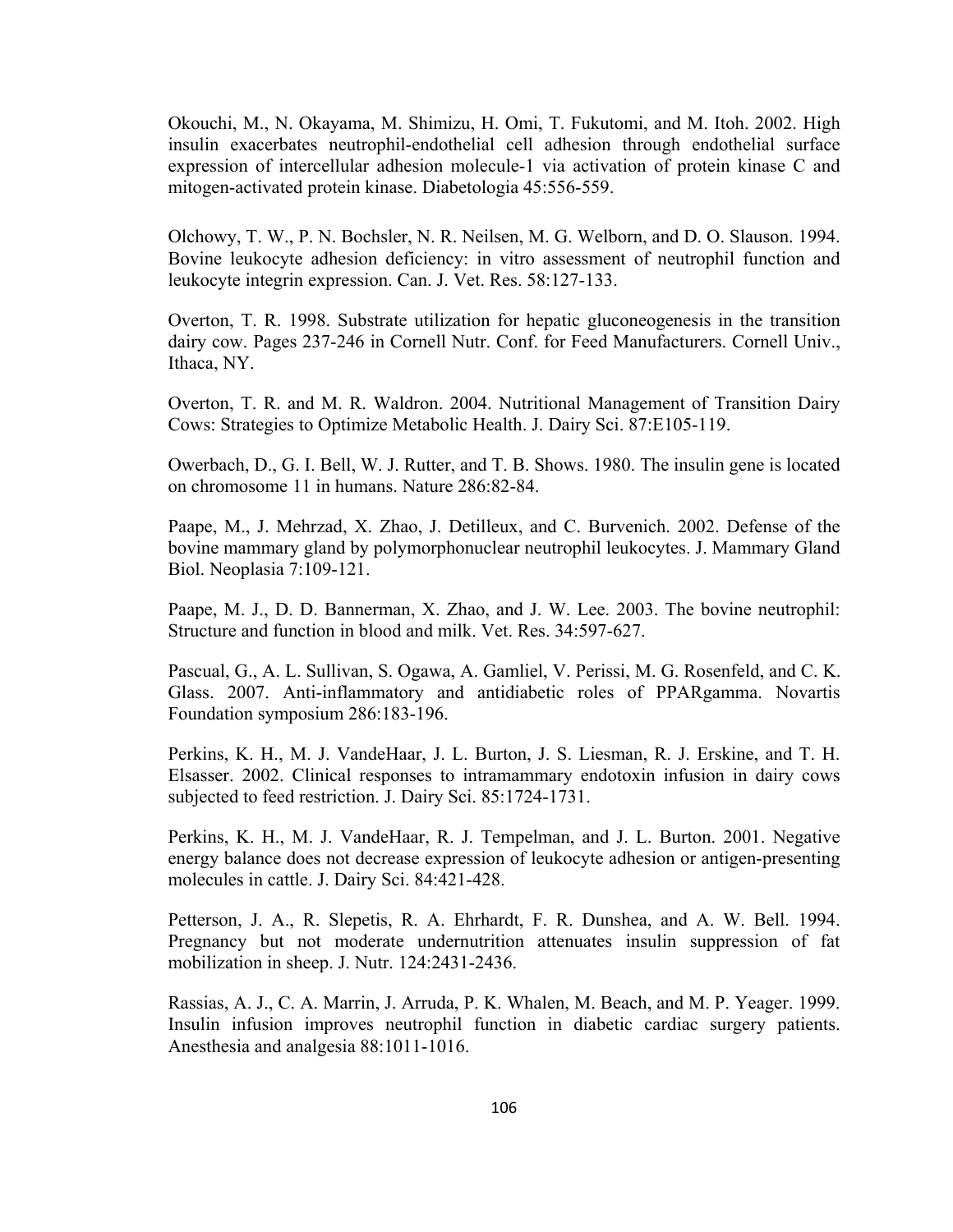Okouchi, M., N. Okayama, M. Shimizu, H. Omi, T. Fukutomi, and M. Itoh. 2002. High insulin exacerbates neutrophil-endothelial cell adhesion through endothelial surface expression of intercellular adhesion molecule-1 via activation of protein kinase C and mitogen-activated protein kinase. Diabetologia 45:556-559.

Olchowy, T. W., P. N. Bochsler, N. R. Neilsen, M. G. Welborn, and D. O. Slauson. 1994. Bovine leukocyte adhesion deficiency: in vitro assessment of neutrophil function and leukocyte integrin expression. Can. J. Vet. Res. 58:127-133.

Overton, T. R. 1998. Substrate utilization for hepatic gluconeogenesis in the transition dairy cow. Pages 237-246 in Cornell Nutr. Conf. for Feed Manufacturers. Cornell Univ., Ithaca, NY.

Overton, T. R. and M. R. Waldron. 2004. Nutritional Management of Transition Dairy Cows: Strategies to Optimize Metabolic Health. J. Dairy Sci. 87:E105-119.

Owerbach, D., G. I. Bell, W. J. Rutter, and T. B. Shows. 1980. The insulin gene is located on chromosome 11 in humans. Nature 286:82-84.

Paape, M., J. Mehrzad, X. Zhao, J. Detilleux, and C. Burvenich. 2002. Defense of the bovine mammary gland by polymorphonuclear neutrophil leukocytes. J. Mammary Gland Biol. Neoplasia 7:109-121.

Paape, M. J., D. D. Bannerman, X. Zhao, and J. W. Lee. 2003. The bovine neutrophil: Structure and function in blood and milk. Vet. Res. 34:597-627.

Pascual, G., A. L. Sullivan, S. Ogawa, A. Gamliel, V. Perissi, M. G. Rosenfeld, and C. K. Glass. 2007. Anti-inflammatory and antidiabetic roles of PPARgamma. Novartis Foundation symposium 286:183-196.

Perkins, K. H., M. J. VandeHaar, J. L. Burton, J. S. Liesman, R. J. Erskine, and T. H. Elsasser. 2002. Clinical responses to intramammary endotoxin infusion in dairy cows subjected to feed restriction. J. Dairy Sci. 85:1724-1731.

Perkins, K. H., M. J. VandeHaar, R. J. Tempelman, and J. L. Burton. 2001. Negative energy balance does not decrease expression of leukocyte adhesion or antigen-presenting molecules in cattle. J. Dairy Sci. 84:421-428.

Petterson, J. A., R. Slepetis, R. A. Ehrhardt, F. R. Dunshea, and A. W. Bell. 1994. Pregnancy but not moderate undernutrition attenuates insulin suppression of fat mobilization in sheep. J. Nutr. 124:2431-2436.

Rassias, A. J., C. A. Marrin, J. Arruda, P. K. Whalen, M. Beach, and M. P. Yeager. 1999. Insulin infusion improves neutrophil function in diabetic cardiac surgery patients. Anesthesia and analgesia 88:1011-1016.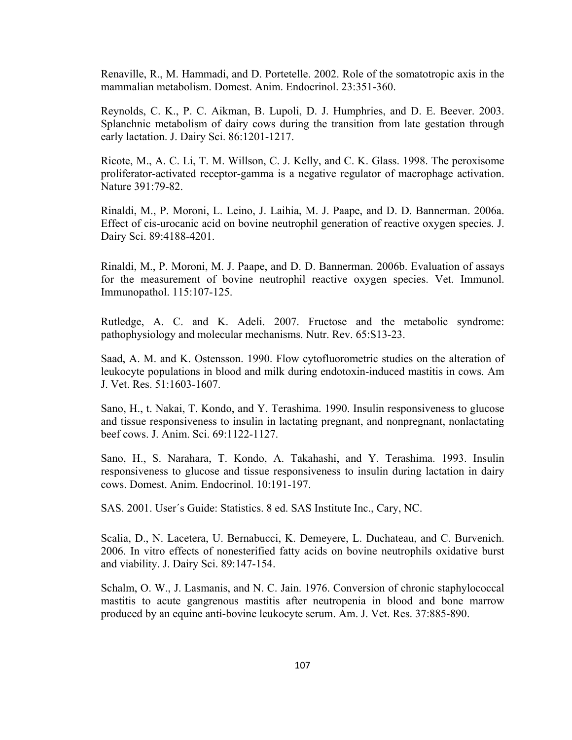Renaville, R., M. Hammadi, and D. Portetelle. 2002. Role of the somatotropic axis in the mammalian metabolism. Domest. Anim. Endocrinol. 23:351-360.

Reynolds, C. K., P. C. Aikman, B. Lupoli, D. J. Humphries, and D. E. Beever. 2003. Splanchnic metabolism of dairy cows during the transition from late gestation through early lactation. J. Dairy Sci. 86:1201-1217.

Ricote, M., A. C. Li, T. M. Willson, C. J. Kelly, and C. K. Glass. 1998. The peroxisome proliferator-activated receptor-gamma is a negative regulator of macrophage activation. Nature 391:79-82.

Rinaldi, M., P. Moroni, L. Leino, J. Laihia, M. J. Paape, and D. D. Bannerman. 2006a. Effect of cis-urocanic acid on bovine neutrophil generation of reactive oxygen species. J. Dairy Sci. 89:4188-4201.

Rinaldi, M., P. Moroni, M. J. Paape, and D. D. Bannerman. 2006b. Evaluation of assays for the measurement of bovine neutrophil reactive oxygen species. Vet. Immunol. Immunopathol. 115:107-125.

Rutledge, A. C. and K. Adeli. 2007. Fructose and the metabolic syndrome: pathophysiology and molecular mechanisms. Nutr. Rev. 65:S13-23.

Saad, A. M. and K. Ostensson. 1990. Flow cytofluorometric studies on the alteration of leukocyte populations in blood and milk during endotoxin-induced mastitis in cows. Am J. Vet. Res. 51:1603-1607.

Sano, H., t. Nakai, T. Kondo, and Y. Terashima. 1990. Insulin responsiveness to glucose and tissue responsiveness to insulin in lactating pregnant, and nonpregnant, nonlactating beef cows. J. Anim. Sci. 69:1122-1127.

Sano, H., S. Narahara, T. Kondo, A. Takahashi, and Y. Terashima. 1993. Insulin responsiveness to glucose and tissue responsiveness to insulin during lactation in dairy cows. Domest. Anim. Endocrinol. 10:191-197.

SAS. 2001. User´s Guide: Statistics. 8 ed. SAS Institute Inc., Cary, NC.

Scalia, D., N. Lacetera, U. Bernabucci, K. Demeyere, L. Duchateau, and C. Burvenich. 2006. In vitro effects of nonesterified fatty acids on bovine neutrophils oxidative burst and viability. J. Dairy Sci. 89:147-154.

Schalm, O. W., J. Lasmanis, and N. C. Jain. 1976. Conversion of chronic staphylococcal mastitis to acute gangrenous mastitis after neutropenia in blood and bone marrow produced by an equine anti-bovine leukocyte serum. Am. J. Vet. Res. 37:885-890.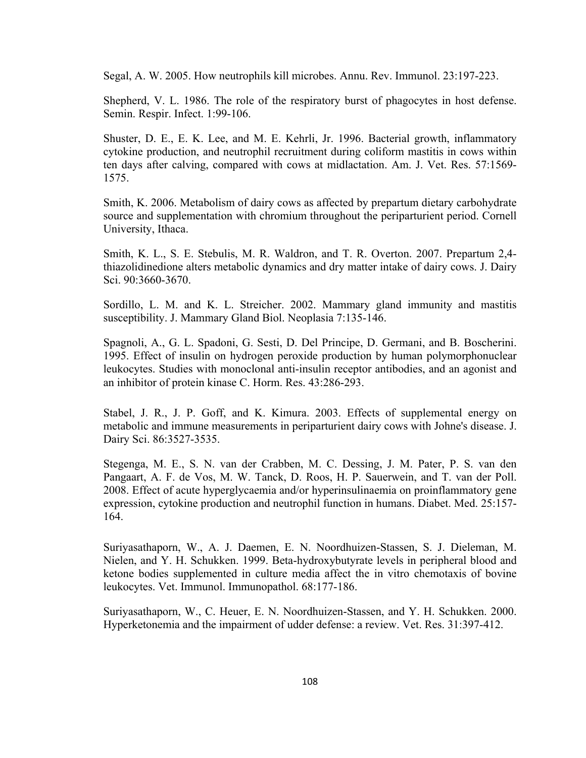Segal, A. W. 2005. How neutrophils kill microbes. Annu. Rev. Immunol. 23:197-223.

Shepherd, V. L. 1986. The role of the respiratory burst of phagocytes in host defense. Semin. Respir. Infect. 1:99-106.

Shuster, D. E., E. K. Lee, and M. E. Kehrli, Jr. 1996. Bacterial growth, inflammatory cytokine production, and neutrophil recruitment during coliform mastitis in cows within ten days after calving, compared with cows at midlactation. Am. J. Vet. Res. 57:1569-1575.

Smith, K. 2006. Metabolism of dairy cows as affected by prepartum dietary carbohydrate source and supplementation with chromium throughout the periparturient period. Cornell University, Ithaca.

Smith, K. L., S. E. Stebulis, M. R. Waldron, and T. R. Overton. 2007. Prepartum 2,4-thiazolidinedione alters metabolic dynamics and dry matter intake of dairy cows. J. Dairy Sci. 90:3660-3670.

Sordillo, L. M. and K. L. Streicher. 2002. Mammary gland immunity and mastitis susceptibility. J. Mammary Gland Biol. Neoplasia 7:135-146.

Spagnoli, A., G. L. Spadoni, G. Sesti, D. Del Principe, D. Germani, and B. Boscherini. 1995. Effect of insulin on hydrogen peroxide production by human polymorphonuclear leukocytes. Studies with monoclonal anti-insulin receptor antibodies, and an agonist and an inhibitor of protein kinase C. Horm. Res. 43:286-293.

Stabel, J. R., J. P. Goff, and K. Kimura. 2003. Effects of supplemental energy on metabolic and immune measurements in periparturient dairy cows with Johne's disease. J. Dairy Sci. 86:3527-3535.

Stegenga, M. E., S. N. van der Crabben, M. C. Dessing, J. M. Pater, P. S. van den Pangaart, A. F. de Vos, M. W. Tanck, D. Roos, H. P. Sauerwein, and T. van der Poll. 2008. Effect of acute hyperglycaemia and/or hyperinsulinaemia on proinflammatory gene expression, cytokine production and neutrophil function in humans. Diabet. Med. 25:157-164.

Suriyasathaporn, W., A. J. Daemen, E. N. Noordhuizen-Stassen, S. J. Dieleman, M. Nielen, and Y. H. Schukken. 1999. Beta-hydroxybutyrate levels in peripheral blood and ketone bodies supplemented in culture media affect the in vitro chemotaxis of bovine leukocytes. Vet. Immunol. Immunopathol. 68:177-186.

Suriyasathaporn, W., C. Heuer, E. N. Noordhuizen-Stassen, and Y. H. Schukken. 2000. Hyperketonemia and the impairment of udder defense: a review. Vet. Res. 31:397-412.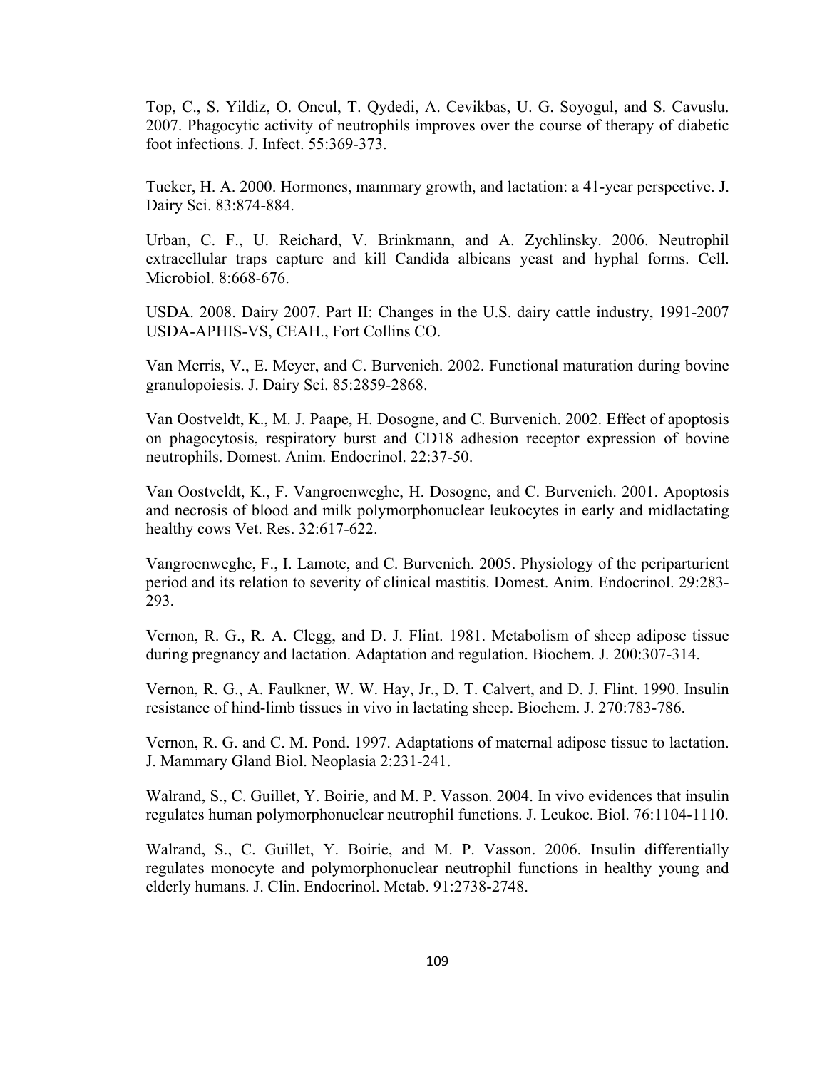Top, C., S. Yildiz, O. Oncul, T. Qydedi, A. Cevikbas, U. G. Soyogul, and S. Cavuslu. 2007. Phagocytic activity of neutrophils improves over the course of therapy of diabetic foot infections. J. Infect. 55:369-373.

Tucker, H. A. 2000. Hormones, mammary growth, and lactation: a 41-year perspective. J. Dairy Sci. 83:874-884.

Urban, C. F., U. Reichard, V. Brinkmann, and A. Zychlinsky. 2006. Neutrophil extracellular traps capture and kill Candida albicans yeast and hyphal forms. Cell. Microbiol. 8:668-676.

USDA. 2008. Dairy 2007. Part II: Changes in the U.S. dairy cattle industry, 1991-2007 USDA-APHIS-VS, CEAH., Fort Collins CO.

Van Merris, V., E. Meyer, and C. Burvenich. 2002. Functional maturation during bovine granulopoiesis. J. Dairy Sci. 85:2859-2868.

Van Oostveldt, K., M. J. Paape, H. Dosogne, and C. Burvenich. 2002. Effect of apoptosis on phagocytosis, respiratory burst and CD18 adhesion receptor expression of bovine neutrophils. Domest. Anim. Endocrinol. 22:37-50.

Van Oostveldt, K., F. Vangroenweghe, H. Dosogne, and C. Burvenich. 2001. Apoptosis and necrosis of blood and milk polymorphonuclear leukocytes in early and midlactating healthy cows Vet. Res. 32:617-622.

Vangroenweghe, F., I. Lamote, and C. Burvenich. 2005. Physiology of the periparturient period and its relation to severity of clinical mastitis. Domest. Anim. Endocrinol. 29:283-293.

Vernon, R. G., R. A. Clegg, and D. J. Flint. 1981. Metabolism of sheep adipose tissue during pregnancy and lactation. Adaptation and regulation. Biochem. J. 200:307-314.

Vernon, R. G., A. Faulkner, W. W. Hay, Jr., D. T. Calvert, and D. J. Flint. 1990. Insulin resistance of hind-limb tissues in vivo in lactating sheep. Biochem. J. 270:783-786.

Vernon, R. G. and C. M. Pond. 1997. Adaptations of maternal adipose tissue to lactation. J. Mammary Gland Biol. Neoplasia 2:231-241.

Walrand, S., C. Guillet, Y. Boirie, and M. P. Vasson. 2004. In vivo evidences that insulin regulates human polymorphonuclear neutrophil functions. J. Leukoc. Biol. 76:1104-1110.

Walrand, S., C. Guillet, Y. Boirie, and M. P. Vasson. 2006. Insulin differentially regulates monocyte and polymorphonuclear neutrophil functions in healthy young and elderly humans. J. Clin. Endocrinol. Metab. 91:2738-2748.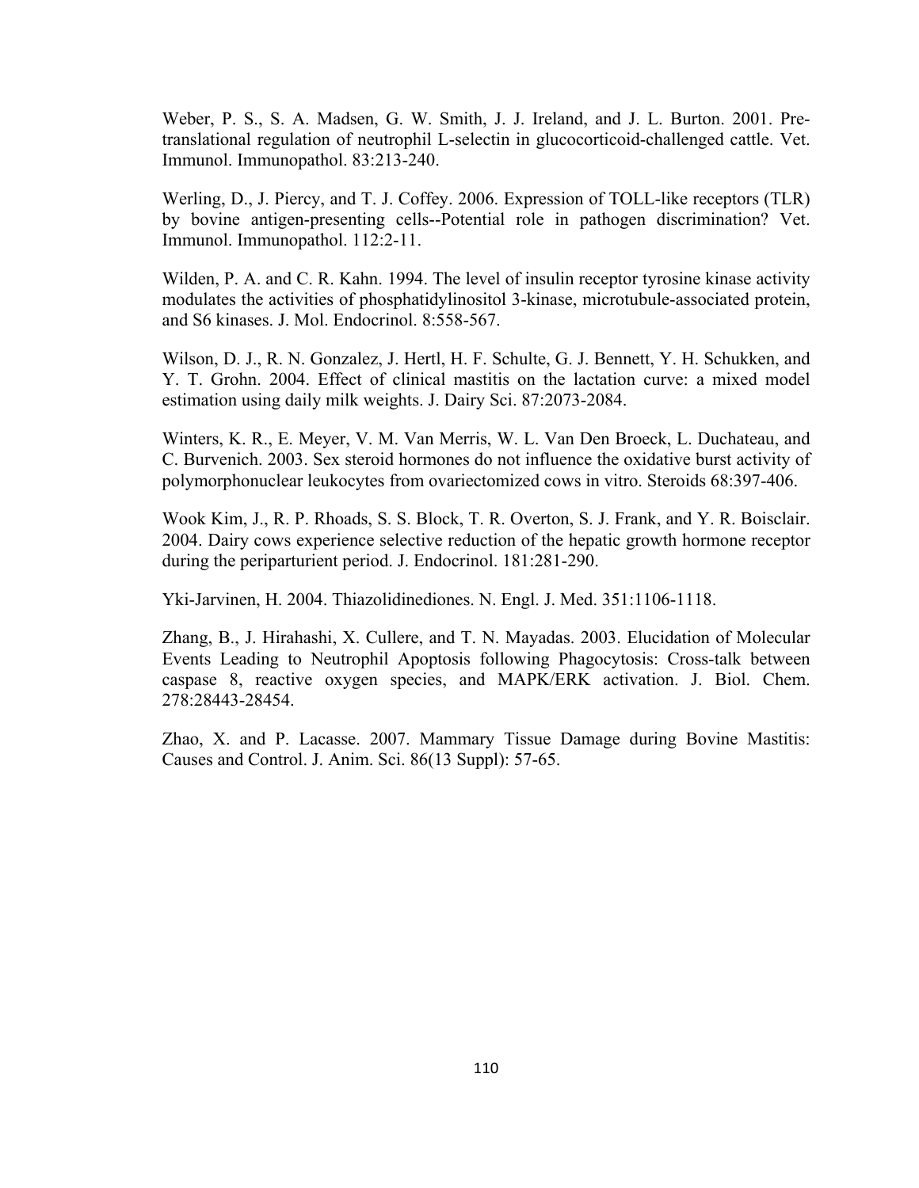Weber, P. S., S. A. Madsen, G. W. Smith, J. J. Ireland, and J. L. Burton. 2001. Pre-translational regulation of neutrophil L-selectin in glucocorticoid-challenged cattle. Vet. Immunol. Immunopathol. 83:213-240.

Werling, D., J. Piercy, and T. J. Coffey. 2006. Expression of TOLL-like receptors (TLR) by bovine antigen-presenting cells--Potential role in pathogen discrimination? Vet. Immunol. Immunopathol. 112:2-11.

Wilden, P. A. and C. R. Kahn. 1994. The level of insulin receptor tyrosine kinase activity modulates the activities of phosphatidylinositol 3-kinase, microtubule-associated protein, and S6 kinases. J. Mol. Endocrinol. 8:558-567.

Wilson, D. J., R. N. Gonzalez, J. Hertl, H. F. Schulte, G. J. Bennett, Y. H. Schukken, and Y. T. Grohn. 2004. Effect of clinical mastitis on the lactation curve: a mixed model estimation using daily milk weights. J. Dairy Sci. 87:2073-2084.

Winters, K. R., E. Meyer, V. M. Van Merris, W. L. Van Den Broeck, L. Duchateau, and C. Burvenich. 2003. Sex steroid hormones do not influence the oxidative burst activity of polymorphonuclear leukocytes from ovariectomized cows in vitro. Steroids 68:397-406.

Wook Kim, J., R. P. Rhoads, S. S. Block, T. R. Overton, S. J. Frank, and Y. R. Boisclair. 2004. Dairy cows experience selective reduction of the hepatic growth hormone receptor during the periparturient period. J. Endocrinol. 181:281-290.

Yki-Jarvinen, H. 2004. Thiazolidinediones. N. Engl. J. Med. 351:1106-1118.

Zhang, B., J. Hirahashi, X. Cullere, and T. N. Mayadas. 2003. Elucidation of Molecular Events Leading to Neutrophil Apoptosis following Phagocytosis: Cross-talk between caspase 8, reactive oxygen species, and MAPK/ERK activation. J. Biol. Chem. 278:28443-28454.

Zhao, X. and P. Lacasse. 2007. Mammary Tissue Damage during Bovine Mastitis: Causes and Control. J. Anim. Sci. 86(13 Suppl): 57-65.